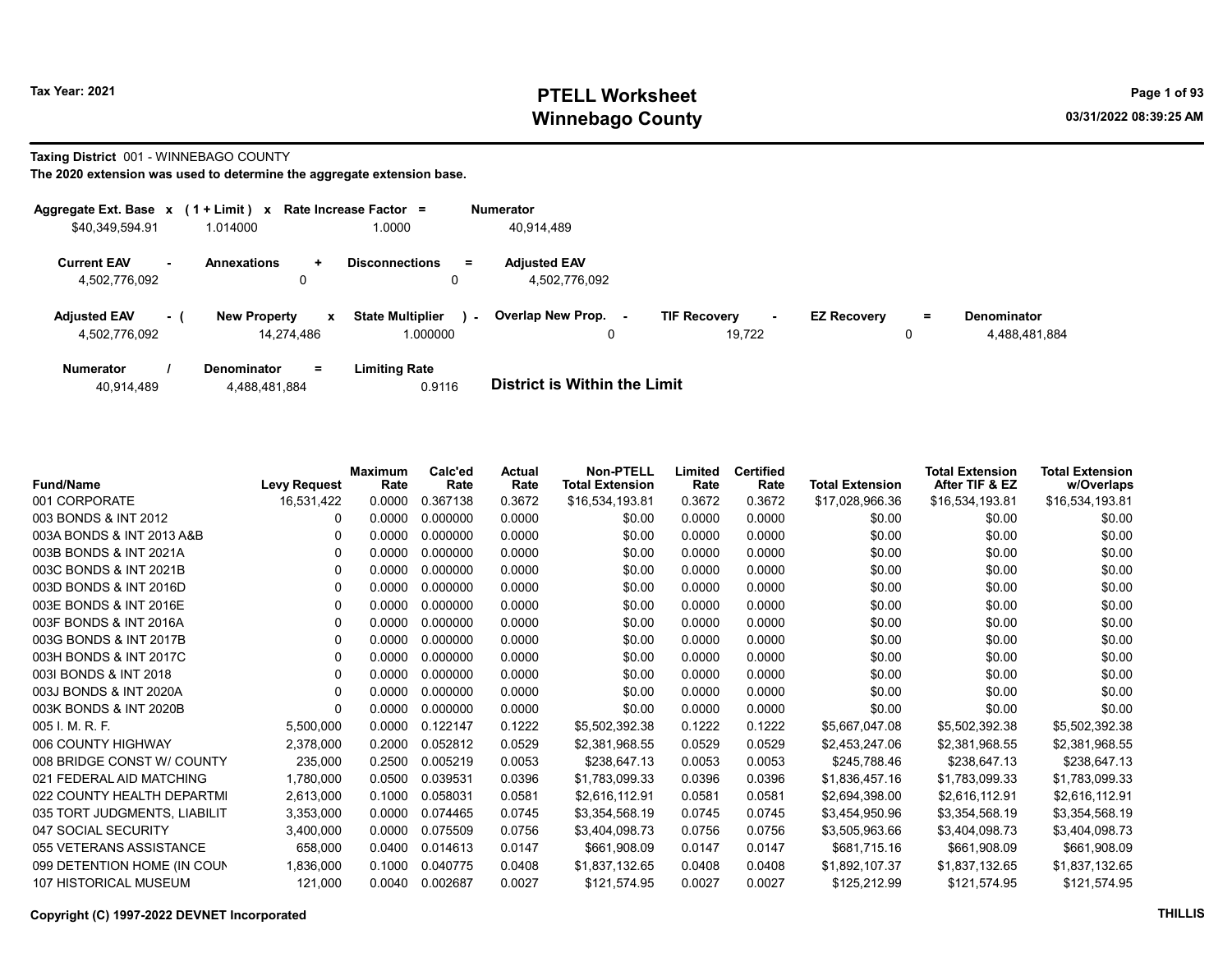# PTELL Worksheet
# Winnebago County

Tax Year: 2021

03/31/2022 08:39:25 AM

**Taxing District** 001 - WINNEBAGO COUNTY

**The 2020 extension was used to determine the aggregate extension base.**

| Aggregate Ext. Base | x | (1 + Limit) | x | Rate Increase Factor | = | Numerator |
|---|---|---|---|---|---|---|
| $40,349,594.91 | | 1.014000 | | 1.0000 | | 40,914,489 |

| Current EAV | - | Annexations | + | Disconnections | = | Adjusted EAV |
|---|---|---|---|---|---|---|
| 4,502,776,092 | | 0 | | 0 | | 4,502,776,092 |

| Adjusted EAV | - ( | New Property | x | State Multiplier | ) - | Overlap New Prop. | - | TIF Recovery | - | EZ Recovery | = | Denominator |
|---|---|---|---|---|---|---|---|---|---|---|---|---|
| 4,502,776,092 | | 14,274,486 | | 1.000000 | | 0 | | 19,722 | | 0 | | 4,488,481,884 |

| Numerator | / | Denominator | = | Limiting Rate |
|---|---|---|---|---|
| 40,914,489 | | 4,488,481,884 | | 0.9116 |

**District is Within the Limit**

| Fund/Name | Levy Request | Maximum Rate | Calc'ed Rate | Actual Rate | Non-PTELL Total Extension | Limited Rate | Certified Rate | Total Extension | Total Extension After TIF & EZ | Total Extension w/Overlaps |
|---|---|---|---|---|---|---|---|---|---|---|
| 001 CORPORATE | 16,531,422 | 0.0000 | 0.367138 | 0.3672 | $16,534,193.81 | 0.3672 | 0.3672 | $17,028,966.36 | $16,534,193.81 | $16,534,193.81 |
| 003 BONDS & INT 2012 | 0 | 0.0000 | 0.000000 | 0.0000 | $0.00 | 0.0000 | 0.0000 | $0.00 | $0.00 | $0.00 |
| 003A BONDS & INT 2013 A&B | 0 | 0.0000 | 0.000000 | 0.0000 | $0.00 | 0.0000 | 0.0000 | $0.00 | $0.00 | $0.00 |
| 003B BONDS & INT 2021A | 0 | 0.0000 | 0.000000 | 0.0000 | $0.00 | 0.0000 | 0.0000 | $0.00 | $0.00 | $0.00 |
| 003C BONDS & INT 2021B | 0 | 0.0000 | 0.000000 | 0.0000 | $0.00 | 0.0000 | 0.0000 | $0.00 | $0.00 | $0.00 |
| 003D BONDS & INT 2016D | 0 | 0.0000 | 0.000000 | 0.0000 | $0.00 | 0.0000 | 0.0000 | $0.00 | $0.00 | $0.00 |
| 003E BONDS & INT 2016E | 0 | 0.0000 | 0.000000 | 0.0000 | $0.00 | 0.0000 | 0.0000 | $0.00 | $0.00 | $0.00 |
| 003F BONDS & INT 2016A | 0 | 0.0000 | 0.000000 | 0.0000 | $0.00 | 0.0000 | 0.0000 | $0.00 | $0.00 | $0.00 |
| 003G BONDS & INT 2017B | 0 | 0.0000 | 0.000000 | 0.0000 | $0.00 | 0.0000 | 0.0000 | $0.00 | $0.00 | $0.00 |
| 003H BONDS & INT 2017C | 0 | 0.0000 | 0.000000 | 0.0000 | $0.00 | 0.0000 | 0.0000 | $0.00 | $0.00 | $0.00 |
| 003I BONDS & INT 2018 | 0 | 0.0000 | 0.000000 | 0.0000 | $0.00 | 0.0000 | 0.0000 | $0.00 | $0.00 | $0.00 |
| 003J BONDS & INT 2020A | 0 | 0.0000 | 0.000000 | 0.0000 | $0.00 | 0.0000 | 0.0000 | $0.00 | $0.00 | $0.00 |
| 003K BONDS & INT 2020B | 0 | 0.0000 | 0.000000 | 0.0000 | $0.00 | 0.0000 | 0.0000 | $0.00 | $0.00 | $0.00 |
| 005 I. M. R. F. | 5,500,000 | 0.0000 | 0.122147 | 0.1222 | $5,502,392.38 | 0.1222 | 0.1222 | $5,667,047.08 | $5,502,392.38 | $5,502,392.38 |
| 006 COUNTY HIGHWAY | 2,378,000 | 0.2000 | 0.052812 | 0.0529 | $2,381,968.55 | 0.0529 | 0.0529 | $2,453,247.06 | $2,381,968.55 | $2,381,968.55 |
| 008 BRIDGE CONST W/ COUNTY | 235,000 | 0.2500 | 0.005219 | 0.0053 | $238,647.13 | 0.0053 | 0.0053 | $245,788.46 | $238,647.13 | $238,647.13 |
| 021 FEDERAL AID MATCHING | 1,780,000 | 0.0500 | 0.039531 | 0.0396 | $1,783,099.33 | 0.0396 | 0.0396 | $1,836,457.16 | $1,783,099.33 | $1,783,099.33 |
| 022 COUNTY HEALTH DEPARTMI | 2,613,000 | 0.1000 | 0.058031 | 0.0581 | $2,616,112.91 | 0.0581 | 0.0581 | $2,694,398.00 | $2,616,112.91 | $2,616,112.91 |
| 035 TORT JUDGMENTS, LIABILIT | 3,353,000 | 0.0000 | 0.074465 | 0.0745 | $3,354,568.19 | 0.0745 | 0.0745 | $3,454,950.96 | $3,354,568.19 | $3,354,568.19 |
| 047 SOCIAL SECURITY | 3,400,000 | 0.0000 | 0.075509 | 0.0756 | $3,404,098.73 | 0.0756 | 0.0756 | $3,505,963.66 | $3,404,098.73 | $3,404,098.73 |
| 055 VETERANS ASSISTANCE | 658,000 | 0.0400 | 0.014613 | 0.0147 | $661,908.09 | 0.0147 | 0.0147 | $681,715.16 | $661,908.09 | $661,908.09 |
| 099 DETENTION HOME (IN COUN | 1,836,000 | 0.1000 | 0.040775 | 0.0408 | $1,837,132.65 | 0.0408 | 0.0408 | $1,892,107.37 | $1,837,132.65 | $1,837,132.65 |
| 107 HISTORICAL MUSEUM | 121,000 | 0.0040 | 0.002687 | 0.0027 | $121,574.95 | 0.0027 | 0.0027 | $125,212.99 | $121,574.95 | $121,574.95 |

Copyright (C) 1997-2022 DEVNET Incorporated

THILLIS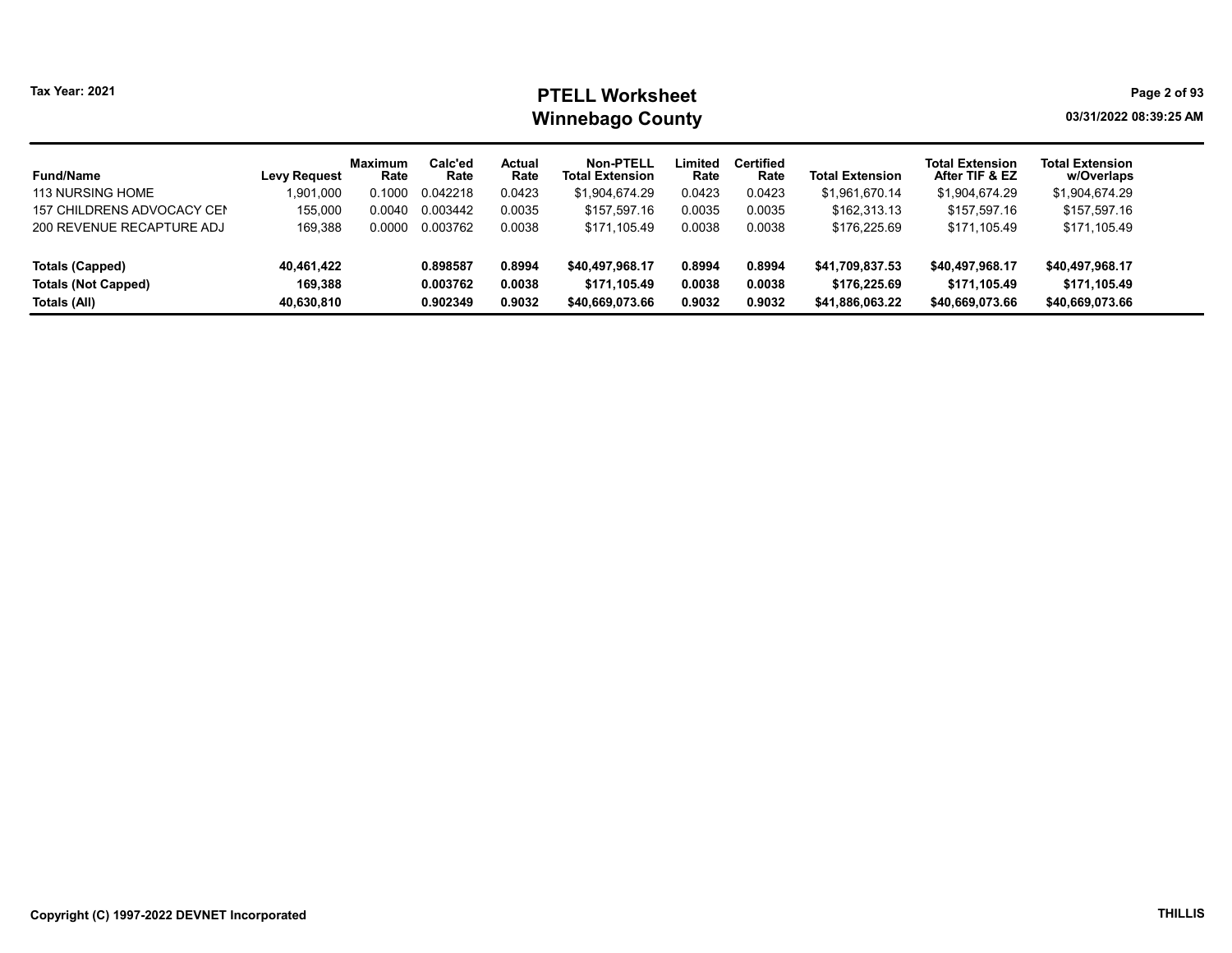Tax Year: 2021

# PTELL Worksheet
## Winnebago County

03/31/2022 08:39:25 AM

| Fund/Name | Levy Request | Maximum Rate | Calc'ed Rate | Actual Rate | Non-PTELL Total Extension | Limited Rate | Certified Rate | Total Extension | Total Extension After TIF & EZ | Total Extension w/Overlaps |
|---|---|---|---|---|---|---|---|---|---|---|
| 113 NURSING HOME | 1,901,000 | 0.1000 | 0.042218 | 0.0423 | $1,904,674.29 | 0.0423 | 0.0423 | $1,961,670.14 | $1,904,674.29 | $1,904,674.29 |
| 157 CHILDRENS ADVOCACY CEN | 155,000 | 0.0040 | 0.003442 | 0.0035 | $157,597.16 | 0.0035 | 0.0035 | $162,313.13 | $157,597.16 | $157,597.16 |
| 200 REVENUE RECAPTURE ADJ | 169,388 | 0.0000 | 0.003762 | 0.0038 | $171,105.49 | 0.0038 | 0.0038 | $176,225.69 | $171,105.49 | $171,105.49 |
| **Totals (Capped)** | **40,461,422** | | **0.898587** | **0.8994** | **$40,497,968.17** | **0.8994** | **0.8994** | **$41,709,837.53** | **$40,497,968.17** | **$40,497,968.17** |
| **Totals (Not Capped)** | **169,388** | | **0.003762** | **0.0038** | **$171,105.49** | **0.0038** | **0.0038** | **$176,225.69** | **$171,105.49** | **$171,105.49** |
| **Totals (All)** | **40,630,810** | | **0.902349** | **0.9032** | **$40,669,073.66** | **0.9032** | **0.9032** | **$41,886,063.22** | **$40,669,073.66** | **$40,669,073.66** |

Copyright (C) 1997-2022 DEVNET Incorporated

THILLIS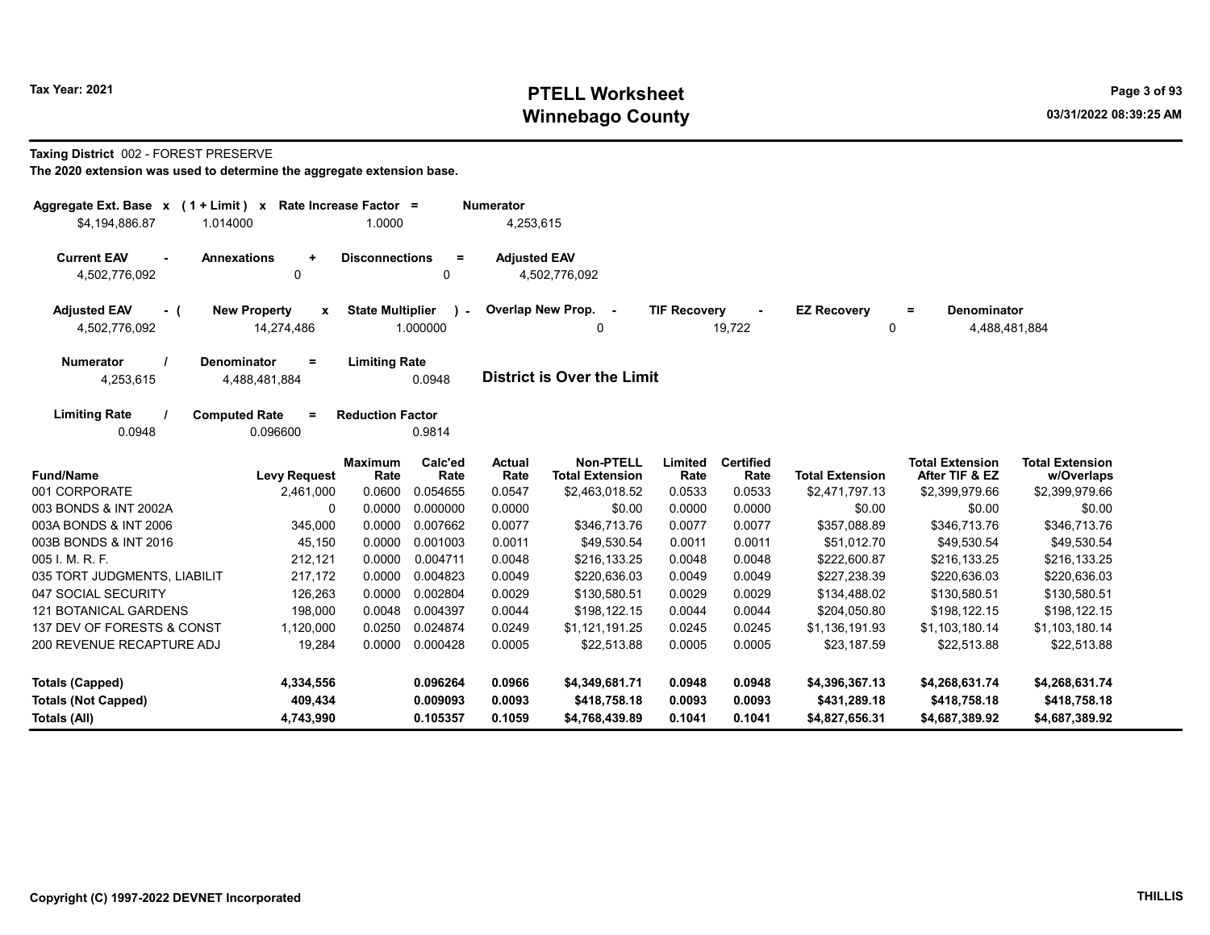# PTELL Worksheet
# Winnebago County

Tax Year: 2021

**Taxing District** 002 - FOREST PRESERVE

**The 2020 extension was used to determine the aggregate extension base.**

| Aggregate Ext. Base | x | (1 + Limit) | x | Rate Increase Factor | = | Numerator |
|---|---|---|---|---|---|---|
| $4,194,886.87 | | 1.014000 | | 1.0000 | | 4,253,615 |

| Current EAV | - | Annexations | + | Disconnections | = | Adjusted EAV |
|---|---|---|---|---|---|---|
| 4,502,776,092 | | 0 | | 0 | | 4,502,776,092 |

| Adjusted EAV | - ( | New Property | x | State Multiplier | ) - | Overlap New Prop. | - | TIF Recovery | - | EZ Recovery | = | Denominator |
|---|---|---|---|---|---|---|---|---|---|---|---|---|
| 4,502,776,092 | | 14,274,486 | | 1.000000 | | 0 | | 19,722 | | 0 | | 4,488,481,884 |

| Numerator | / | Denominator | = | Limiting Rate |
|---|---|---|---|---|
| 4,253,615 | | 4,488,481,884 | | 0.0948 |

**District is Over the Limit**

| Limiting Rate | / | Computed Rate | = | Reduction Factor |
|---|---|---|---|---|
| 0.0948 | | 0.096600 | | 0.9814 |

| Fund/Name | Levy Request | Maximum Rate | Calc'ed Rate | Actual Rate | Non-PTELL Total Extension | Limited Rate | Certified Rate | Total Extension | Total Extension After TIF & EZ | Total Extension w/Overlaps |
|---|---|---|---|---|---|---|---|---|---|---|
| 001 CORPORATE | 2,461,000 | 0.0600 | 0.054655 | 0.0547 | $2,463,018.52 | 0.0533 | 0.0533 | $2,471,797.13 | $2,399,979.66 | $2,399,979.66 |
| 003 BONDS & INT 2002A | 0 | 0.0000 | 0.000000 | 0.0000 | $0.00 | 0.0000 | 0.0000 | $0.00 | $0.00 | $0.00 |
| 003A BONDS & INT 2006 | 345,000 | 0.0000 | 0.007662 | 0.0077 | $346,713.76 | 0.0077 | 0.0077 | $357,088.89 | $346,713.76 | $346,713.76 |
| 003B BONDS & INT 2016 | 45,150 | 0.0000 | 0.001003 | 0.0011 | $49,530.54 | 0.0011 | 0.0011 | $51,012.70 | $49,530.54 | $49,530.54 |
| 005 I. M. R. F. | 212,121 | 0.0000 | 0.004711 | 0.0048 | $216,133.25 | 0.0048 | 0.0048 | $222,600.87 | $216,133.25 | $216,133.25 |
| 035 TORT JUDGMENTS, LIABILIT | 217,172 | 0.0000 | 0.004823 | 0.0049 | $220,636.03 | 0.0049 | 0.0049 | $227,238.39 | $220,636.03 | $220,636.03 |
| 047 SOCIAL SECURITY | 126,263 | 0.0000 | 0.002804 | 0.0029 | $130,580.51 | 0.0029 | 0.0029 | $134,488.02 | $130,580.51 | $130,580.51 |
| 121 BOTANICAL GARDENS | 198,000 | 0.0048 | 0.004397 | 0.0044 | $198,122.15 | 0.0044 | 0.0044 | $204,050.80 | $198,122.15 | $198,122.15 |
| 137 DEV OF FORESTS & CONST | 1,120,000 | 0.0250 | 0.024874 | 0.0249 | $1,121,191.25 | 0.0245 | 0.0245 | $1,136,191.93 | $1,103,180.14 | $1,103,180.14 |
| 200 REVENUE RECAPTURE ADJ | 19,284 | 0.0000 | 0.000428 | 0.0005 | $22,513.88 | 0.0005 | 0.0005 | $23,187.59 | $22,513.88 | $22,513.88 |
| **Totals (Capped)** | **4,334,556** | | **0.096264** | **0.0966** | **$4,349,681.71** | **0.0948** | **0.0948** | **$4,396,367.13** | **$4,268,631.74** | **$4,268,631.74** |
| **Totals (Not Capped)** | **409,434** | | **0.009093** | **0.0093** | **$418,758.18** | **0.0093** | **0.0093** | **$431,289.18** | **$418,758.18** | **$418,758.18** |
| **Totals (All)** | **4,743,990** | | **0.105357** | **0.1059** | **$4,768,439.89** | **0.1041** | **0.1041** | **$4,827,656.31** | **$4,687,389.92** | **$4,687,389.92** |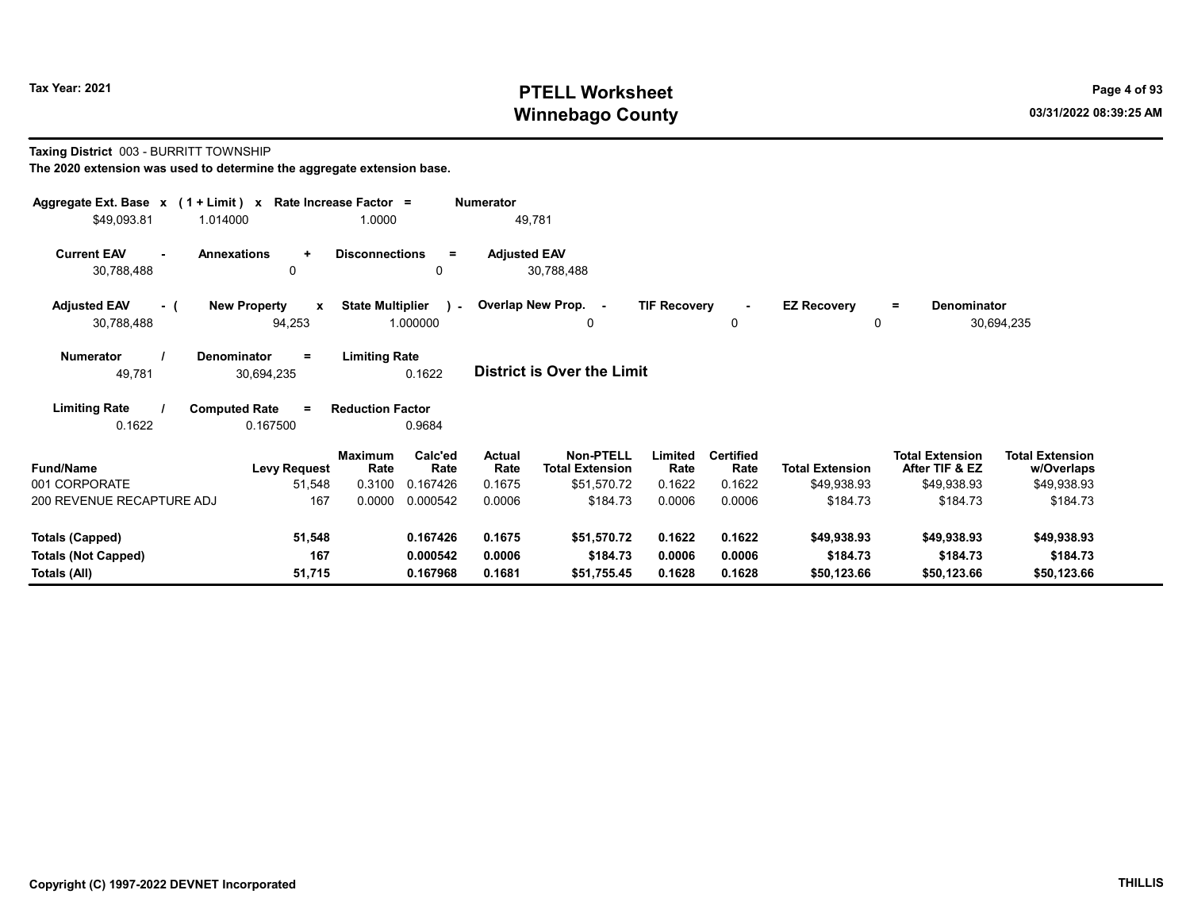**Tax Year: 2021**

# PTELL Worksheet
# Winnebago County

03/31/2022 08:39:25 AM

**Taxing District** 003 - BURRITT TOWNSHIP

**The 2020 extension was used to determine the aggregate extension base.**

| Aggregate Ext. Base x | (1 + Limit) x | Rate Increase Factor = | Numerator |
|---|---|---|---|
| $49,093.81 | 1.014000 | 1.0000 | 49,781 |

| Current EAV - | Annexations + | Disconnections = | Adjusted EAV |
|---|---|---|---|
| 30,788,488 | 0 | 0 | 30,788,488 |

| Adjusted EAV - ( | New Property x | State Multiplier ) - | Overlap New Prop. - | TIF Recovery - | EZ Recovery = | Denominator |
|---|---|---|---|---|---|---|
| 30,788,488 | 94,253 | 1.000000 | 0 | 0 | 0 | 30,694,235 |

| Numerator / | Denominator = | Limiting Rate |
|---|---|---|
| 49,781 | 30,694,235 | 0.1622 |

**District is Over the Limit**

| Limiting Rate / | Computed Rate = | Reduction Factor |
|---|---|---|
| 0.1622 | 0.167500 | 0.9684 |

| Fund/Name | Levy Request | Maximum Rate | Calc'ed Rate | Actual Rate | Non-PTELL Total Extension | Limited Rate | Certified Rate | Total Extension | Total Extension After TIF & EZ | Total Extension w/Overlaps |
|---|---|---|---|---|---|---|---|---|---|---|
| 001 CORPORATE | 51,548 | 0.3100 | 0.167426 | 0.1675 | $51,570.72 | 0.1622 | 0.1622 | $49,938.93 | $49,938.93 | $49,938.93 |
| 200 REVENUE RECAPTURE ADJ | 167 | 0.0000 | 0.000542 | 0.0006 | $184.73 | 0.0006 | 0.0006 | $184.73 | $184.73 | $184.73 |
| **Totals (Capped)** | **51,548** | | **0.167426** | **0.1675** | **$51,570.72** | **0.1622** | **0.1622** | **$49,938.93** | **$49,938.93** | **$49,938.93** |
| **Totals (Not Capped)** | **167** | | **0.000542** | **0.0006** | **$184.73** | **0.0006** | **0.0006** | **$184.73** | **$184.73** | **$184.73** |
| **Totals (All)** | **51,715** | | **0.167968** | **0.1681** | **$51,755.45** | **0.1628** | **0.1628** | **$50,123.66** | **$50,123.66** | **$50,123.66** |

Copyright (C) 1997-2022 DEVNET Incorporated

THILLIS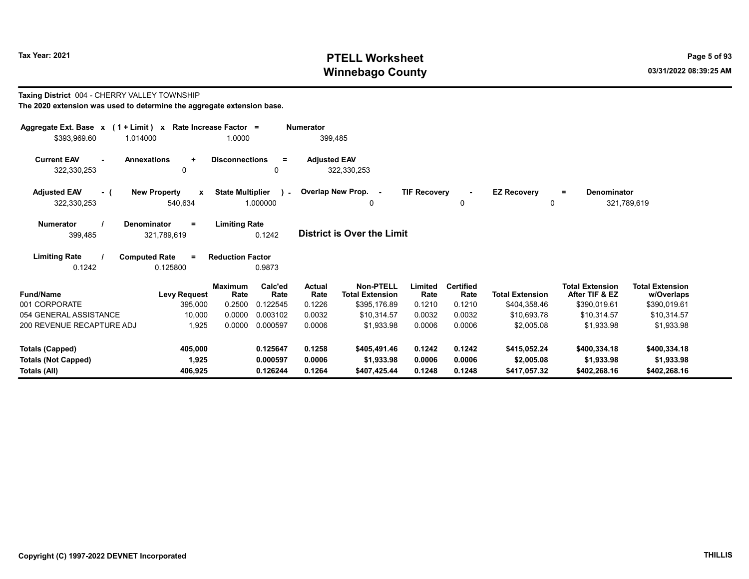**Tax Year: 2021**

# PTELL Worksheet
# Winnebago County

03/31/2022 08:39:25 AM

**Taxing District** 004 - CHERRY VALLEY TOWNSHIP

**The 2020 extension was used to determine the aggregate extension base.**

| Aggregate Ext. Base x | (1 + Limit) x | Rate Increase Factor = | Numerator |
|---|---|---|---|
| $393,969.60 | 1.014000 | 1.0000 | 399,485 |

| Current EAV - | Annexations + | Disconnections = | Adjusted EAV |
|---|---|---|---|
| 322,330,253 | 0 | 0 | 322,330,253 |

| Adjusted EAV - ( | New Property x | State Multiplier ) - | Overlap New Prop. - | TIF Recovery - | EZ Recovery = | Denominator |
|---|---|---|---|---|---|---|
| 322,330,253 | 540,634 | 1.000000 | 0 | 0 | 0 | 321,789,619 |

| Numerator / | Denominator = | Limiting Rate |
|---|---|---|
| 399,485 | 321,789,619 | 0.1242 |

**District is Over the Limit**

| Limiting Rate / | Computed Rate = | Reduction Factor |
|---|---|---|
| 0.1242 | 0.125800 | 0.9873 |

| Fund/Name | Levy Request | Maximum Rate | Calc'ed Rate | Actual Rate | Non-PTELL Total Extension | Limited Rate | Certified Rate | Total Extension | Total Extension After TIF & EZ | Total Extension w/Overlaps |
|---|---|---|---|---|---|---|---|---|---|---|
| 001 CORPORATE | 395,000 | 0.2500 | 0.122545 | 0.1226 | $395,176.89 | 0.1210 | 0.1210 | $404,358.46 | $390,019.61 | $390,019.61 |
| 054 GENERAL ASSISTANCE | 10,000 | 0.0000 | 0.003102 | 0.0032 | $10,314.57 | 0.0032 | 0.0032 | $10,693.78 | $10,314.57 | $10,314.57 |
| 200 REVENUE RECAPTURE ADJ | 1,925 | 0.0000 | 0.000597 | 0.0006 | $1,933.98 | 0.0006 | 0.0006 | $2,005.08 | $1,933.98 | $1,933.98 |
| **Totals (Capped)** | **405,000** | | **0.125647** | **0.1258** | **$405,491.46** | **0.1242** | **0.1242** | **$415,052.24** | **$400,334.18** | **$400,334.18** |
| **Totals (Not Capped)** | **1,925** | | **0.000597** | **0.0006** | **$1,933.98** | **0.0006** | **0.0006** | **$2,005.08** | **$1,933.98** | **$1,933.98** |
| **Totals (All)** | **406,925** | | **0.126244** | **0.1264** | **$407,425.44** | **0.1248** | **0.1248** | **$417,057.32** | **$402,268.16** | **$402,268.16** |

**Copyright (C) 1997-2022 DEVNET Incorporated** **THILLIS**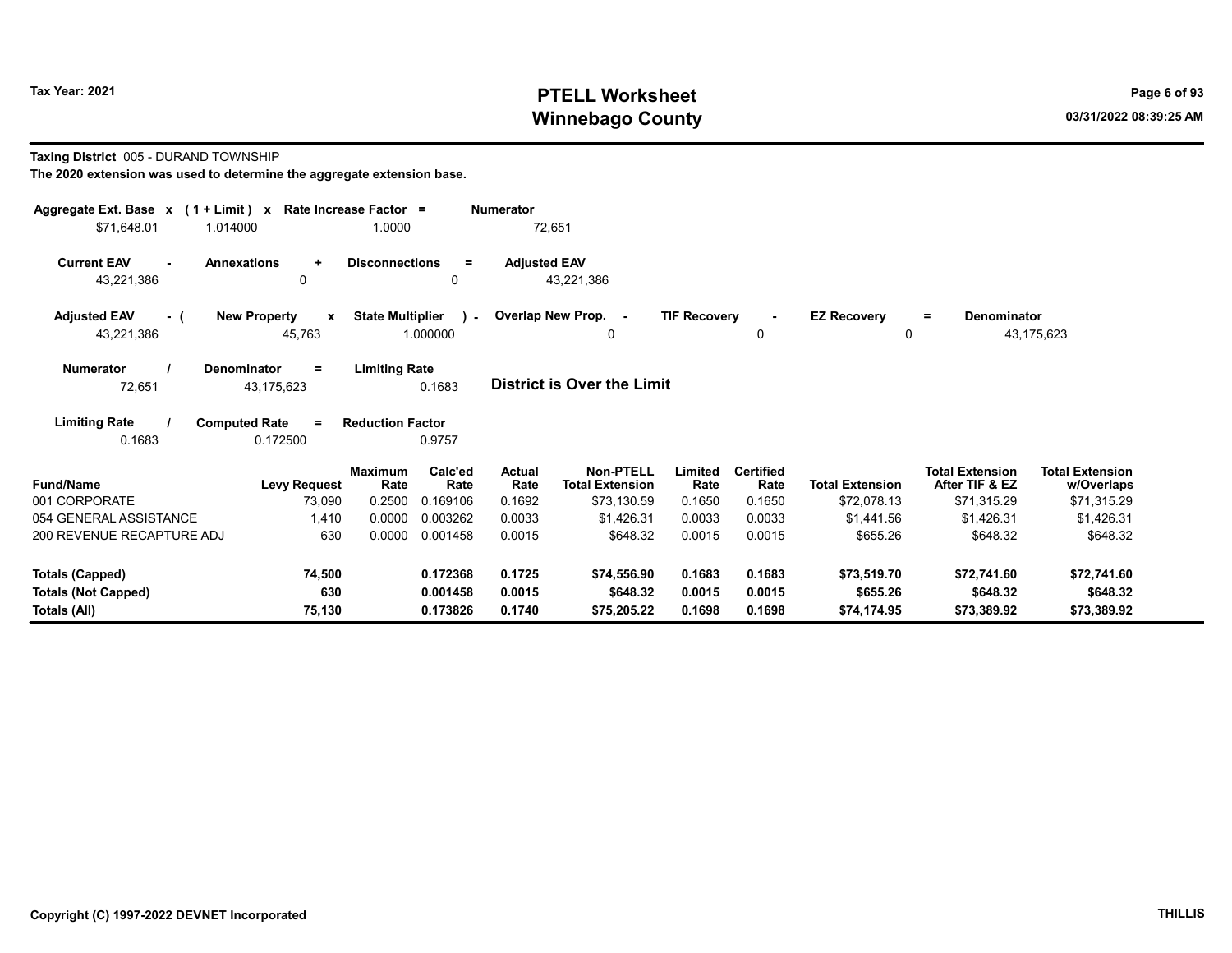# PTELL Worksheet
# Winnebago County

Tax Year: 2021

03/31/2022 08:39:25 AM

**Taxing District** 005 - DURAND TOWNSHIP

**The 2020 extension was used to determine the aggregate extension base.**

| Aggregate Ext. Base | x | (1 + Limit) | x | Rate Increase Factor | = | Numerator |
|---|---|---|---|---|---|---|
| $71,648.01 | | 1.014000 | | 1.0000 | | 72,651 |

| Current EAV | - | Annexations | + | Disconnections | = | Adjusted EAV |
|---|---|---|---|---|---|---|
| 43,221,386 | | 0 | | 0 | | 43,221,386 |

| Adjusted EAV | - ( | New Property | x | State Multiplier | ) - | Overlap New Prop. | - | TIF Recovery | - | EZ Recovery | = | Denominator |
|---|---|---|---|---|---|---|---|---|---|---|---|---|
| 43,221,386 | | 45,763 | | 1.000000 | | 0 | | 0 | | 0 | | 43,175,623 |

| Numerator | / | Denominator | = | Limiting Rate |
|---|---|---|---|---|
| 72,651 | | 43,175,623 | | 0.1683 |

**District is Over the Limit**

| Limiting Rate | / | Computed Rate | = | Reduction Factor |
|---|---|---|---|---|
| 0.1683 | | 0.172500 | | 0.9757 |

| Fund/Name | Levy Request | Maximum Rate | Calc'ed Rate | Actual Rate | Non-PTELL Total Extension | Limited Rate | Certified Rate | Total Extension | Total Extension After TIF & EZ | Total Extension w/Overlaps |
|---|---|---|---|---|---|---|---|---|---|---|
| 001 CORPORATE | 73,090 | 0.2500 | 0.169106 | 0.1692 | $73,130.59 | 0.1650 | 0.1650 | $72,078.13 | $71,315.29 | $71,315.29 |
| 054 GENERAL ASSISTANCE | 1,410 | 0.0000 | 0.003262 | 0.0033 | $1,426.31 | 0.0033 | 0.0033 | $1,441.56 | $1,426.31 | $1,426.31 |
| 200 REVENUE RECAPTURE ADJ | 630 | 0.0000 | 0.001458 | 0.0015 | $648.32 | 0.0015 | 0.0015 | $655.26 | $648.32 | $648.32 |
| **Totals (Capped)** | **74,500** | | **0.172368** | **0.1725** | **$74,556.90** | **0.1683** | **0.1683** | **$73,519.70** | **$72,741.60** | **$72,741.60** |
| **Totals (Not Capped)** | **630** | | **0.001458** | **0.0015** | **$648.32** | **0.0015** | **0.0015** | **$655.26** | **$648.32** | **$648.32** |
| **Totals (All)** | **75,130** | | **0.173826** | **0.1740** | **$75,205.22** | **0.1698** | **0.1698** | **$74,174.95** | **$73,389.92** | **$73,389.92** |

Copyright (C) 1997-2022 DEVNET Incorporated

THILLIS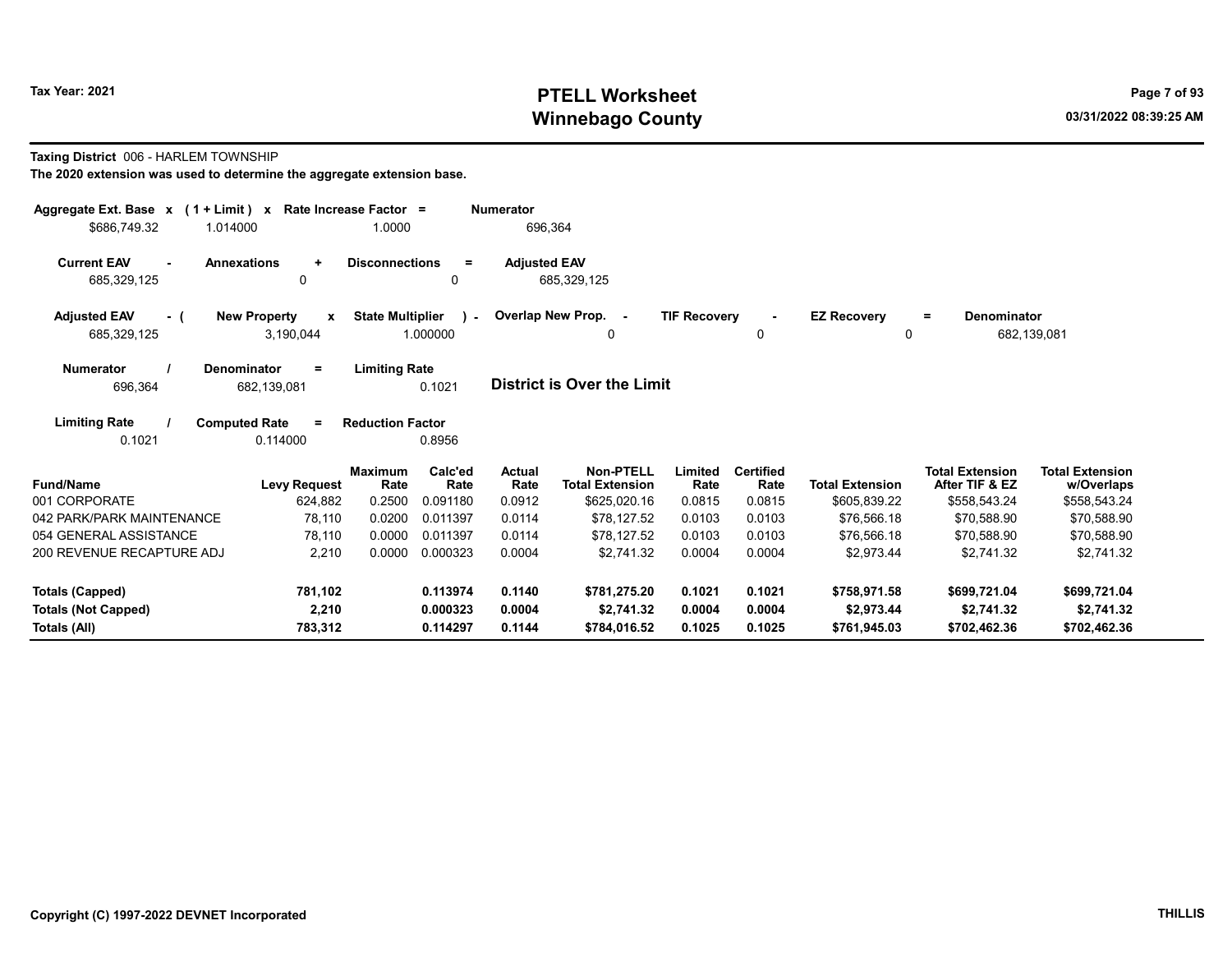# PTELL Worksheet
# Winnebago County

Tax Year: 2021

03/31/2022 08:39:25 AM

**Taxing District** 006 - HARLEM TOWNSHIP

**The 2020 extension was used to determine the aggregate extension base.**

| Aggregate Ext. Base x | (1 + Limit) x | Rate Increase Factor = | Numerator |
|---|---|---|---|
| $686,749.32 | 1.014000 | 1.0000 | 696,364 |

| Current EAV - | Annexations + | Disconnections = | Adjusted EAV |
|---|---|---|---|
| 685,329,125 | 0 | 0 | 685,329,125 |

| Adjusted EAV - ( | New Property x | State Multiplier ) - | Overlap New Prop. - | TIF Recovery - | EZ Recovery = | Denominator |
|---|---|---|---|---|---|---|
| 685,329,125 | 3,190,044 | 1.000000 | 0 | 0 | 0 | 682,139,081 |

| Numerator / | Denominator = | Limiting Rate |
|---|---|---|
| 696,364 | 682,139,081 | 0.1021 |

**District is Over the Limit**

| Limiting Rate / | Computed Rate = | Reduction Factor |
|---|---|---|
| 0.1021 | 0.114000 | 0.8956 |

| Fund/Name | Levy Request | Maximum Rate | Calc'ed Rate | Actual Rate | Non-PTELL Total Extension | Limited Rate | Certified Rate | Total Extension | Total Extension After TIF & EZ | Total Extension w/Overlaps |
|---|---|---|---|---|---|---|---|---|---|---|
| 001 CORPORATE | 624,882 | 0.2500 | 0.091180 | 0.0912 | $625,020.16 | 0.0815 | 0.0815 | $605,839.22 | $558,543.24 | $558,543.24 |
| 042 PARK/PARK MAINTENANCE | 78,110 | 0.0200 | 0.011397 | 0.0114 | $78,127.52 | 0.0103 | 0.0103 | $76,566.18 | $70,588.90 | $70,588.90 |
| 054 GENERAL ASSISTANCE | 78,110 | 0.0000 | 0.011397 | 0.0114 | $78,127.52 | 0.0103 | 0.0103 | $76,566.18 | $70,588.90 | $70,588.90 |
| 200 REVENUE RECAPTURE ADJ | 2,210 | 0.0000 | 0.000323 | 0.0004 | $2,741.32 | 0.0004 | 0.0004 | $2,973.44 | $2,741.32 | $2,741.32 |
| **Totals (Capped)** | **781,102** | | **0.113974** | **0.1140** | **$781,275.20** | **0.1021** | **0.1021** | **$758,971.58** | **$699,721.04** | **$699,721.04** |
| **Totals (Not Capped)** | **2,210** | | **0.000323** | **0.0004** | **$2,741.32** | **0.0004** | **0.0004** | **$2,973.44** | **$2,741.32** | **$2,741.32** |
| **Totals (All)** | **783,312** | | **0.114297** | **0.1144** | **$784,016.52** | **0.1025** | **0.1025** | **$761,945.03** | **$702,462.36** | **$702,462.36** |

Copyright (C) 1997-2022 DEVNET Incorporated

THILLIS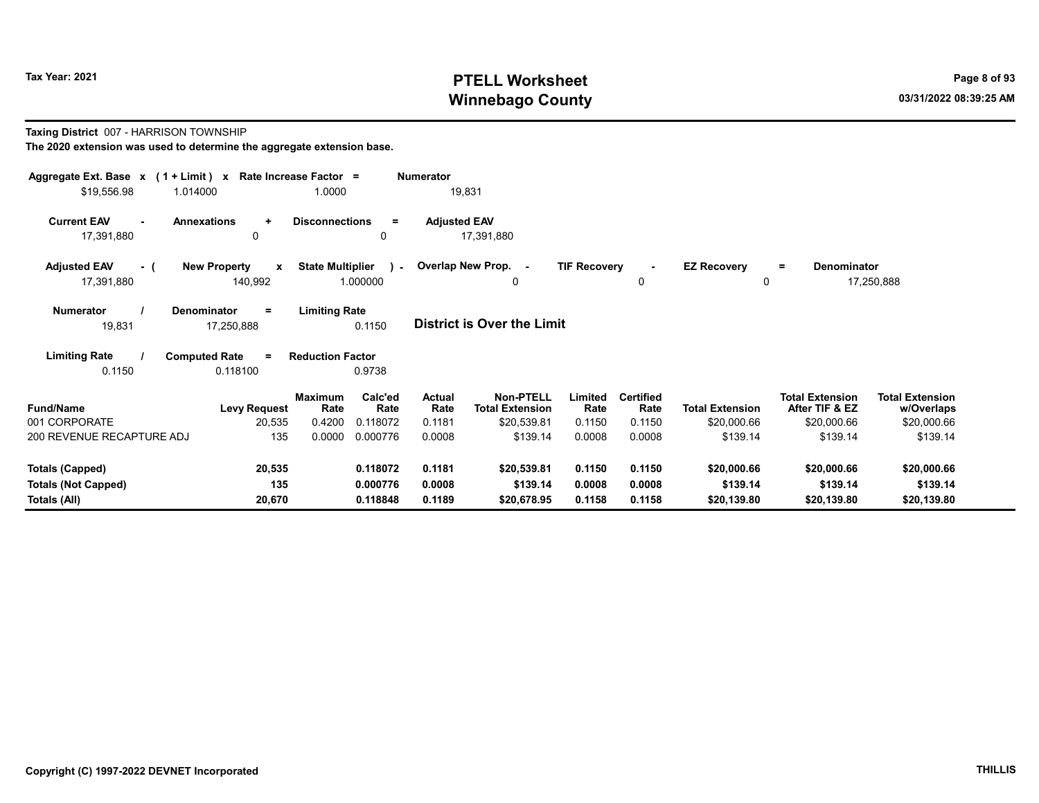**Taxing District** 007 - HARRISON TOWNSHIP

**The 2020 extension was used to determine the aggregate extension base.**

| Aggregate Ext. Base x | (1 + Limit) x | Rate Increase Factor = | Numerator |
|---|---|---|---|
| $19,556.98 | 1.014000 | 1.0000 | 19,831 |

| Current EAV - | Annexations + | Disconnections = | Adjusted EAV |
|---|---|---|---|
| 17,391,880 | 0 | 0 | 17,391,880 |

| Adjusted EAV - ( | New Property x | State Multiplier ) - | Overlap New Prop. - | TIF Recovery - | EZ Recovery = | Denominator |
|---|---|---|---|---|---|---|
| 17,391,880 | 140,992 | 1.000000 | 0 | 0 | 0 | 17,250,888 |

| Numerator / | Denominator = | Limiting Rate |
|---|---|---|
| 19,831 | 17,250,888 | 0.1150 |

**District is Over the Limit**

| Limiting Rate / | Computed Rate = | Reduction Factor |
|---|---|---|
| 0.1150 | 0.118100 | 0.9738 |

| Fund/Name | Levy Request | Maximum Rate | Calc'ed Rate | Actual Rate | Non-PTELL Total Extension | Limited Rate | Certified Rate | Total Extension | Total Extension After TIF & EZ | Total Extension w/Overlaps |
|---|---|---|---|---|---|---|---|---|---|---|
| 001 CORPORATE | 20,535 | 0.4200 | 0.118072 | 0.1181 | $20,539.81 | 0.1150 | 0.1150 | $20,000.66 | $20,000.66 | $20,000.66 |
| 200 REVENUE RECAPTURE ADJ | 135 | 0.0000 | 0.000776 | 0.0008 | $139.14 | 0.0008 | 0.0008 | $139.14 | $139.14 | $139.14 |
| **Totals (Capped)** | **20,535** | | **0.118072** | **0.1181** | **$20,539.81** | **0.1150** | **0.1150** | **$20,000.66** | **$20,000.66** | **$20,000.66** |
| **Totals (Not Capped)** | **135** | | **0.000776** | **0.0008** | **$139.14** | **0.0008** | **0.0008** | **$139.14** | **$139.14** | **$139.14** |
| **Totals (All)** | **20,670** | | **0.118848** | **0.1189** | **$20,678.95** | **0.1158** | **0.1158** | **$20,139.80** | **$20,139.80** | **$20,139.80** |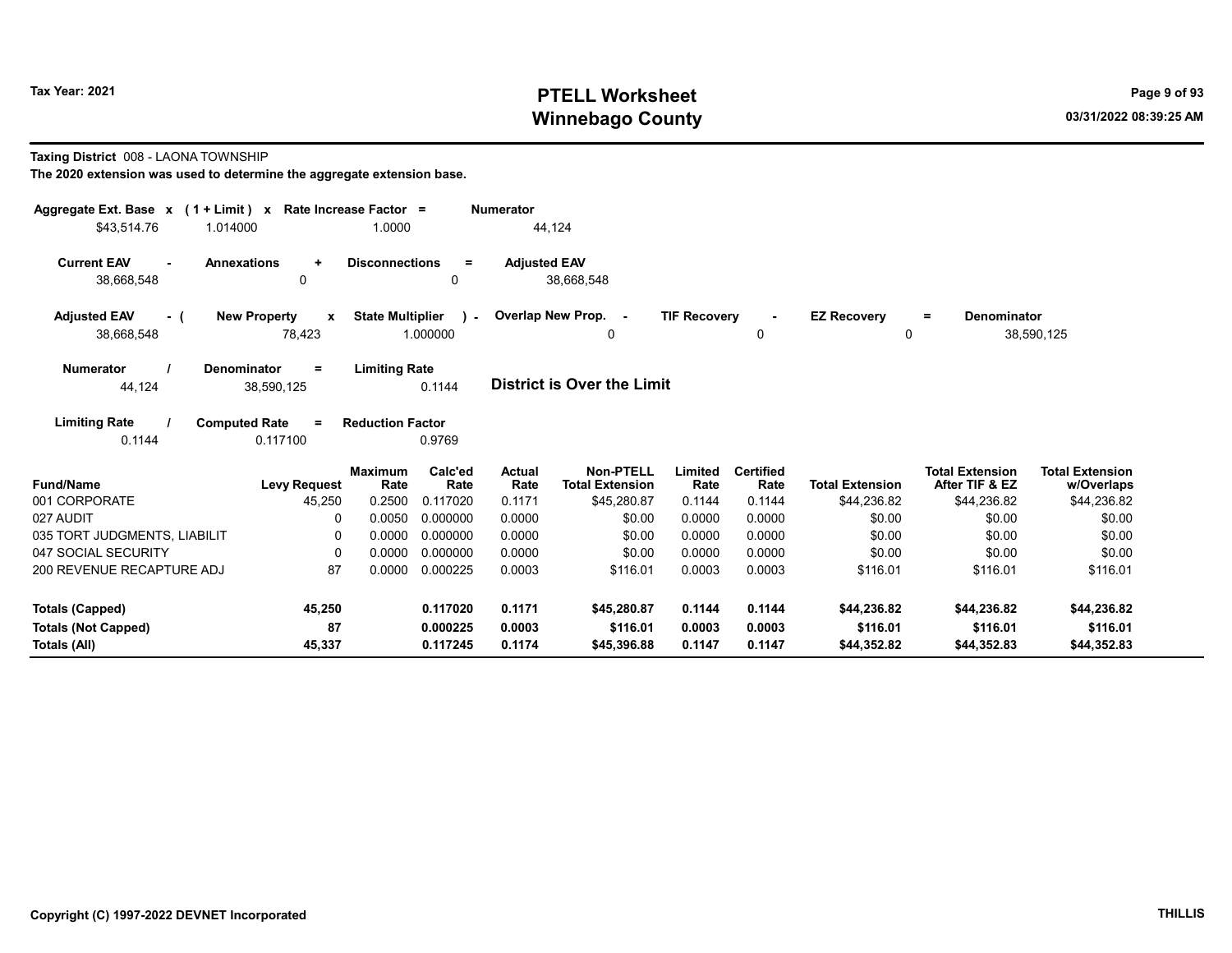# PTELL Worksheet
# Winnebago County

Tax Year: 2021

03/31/2022 08:39:25 AM

**Taxing District** 008 - LAONA TOWNSHIP

**The 2020 extension was used to determine the aggregate extension base.**

| Aggregate Ext. Base x | (1 + Limit) x | Rate Increase Factor = | Numerator |
|---|---|---|---|
| $43,514.76 | 1.014000 | 1.0000 | 44,124 |

| Current EAV - | Annexations + | Disconnections = | Adjusted EAV |
|---|---|---|---|
| 38,668,548 | 0 | 0 | 38,668,548 |

| Adjusted EAV - ( | New Property x | State Multiplier ) - | Overlap New Prop. - | TIF Recovery - | EZ Recovery = | Denominator |
|---|---|---|---|---|---|---|
| 38,668,548 | 78,423 | 1.000000 | 0 | 0 | 0 | 38,590,125 |

| Numerator / | Denominator = | Limiting Rate |
|---|---|---|
| 44,124 | 38,590,125 | 0.1144 |

**District is Over the Limit**

| Limiting Rate / | Computed Rate = | Reduction Factor |
|---|---|---|
| 0.1144 | 0.117100 | 0.9769 |

| Fund/Name | Levy Request | Maximum Rate | Calc'ed Rate | Actual Rate | Non-PTELL Total Extension | Limited Rate | Certified Rate | Total Extension | Total Extension After TIF & EZ | Total Extension w/Overlaps |
|---|---|---|---|---|---|---|---|---|---|---|
| 001 CORPORATE | 45,250 | 0.2500 | 0.117020 | 0.1171 | $45,280.87 | 0.1144 | 0.1144 | $44,236.82 | $44,236.82 | $44,236.82 |
| 027 AUDIT | 0 | 0.0050 | 0.000000 | 0.0000 | $0.00 | 0.0000 | 0.0000 | $0.00 | $0.00 | $0.00 |
| 035 TORT JUDGMENTS, LIABILIT | 0 | 0.0000 | 0.000000 | 0.0000 | $0.00 | 0.0000 | 0.0000 | $0.00 | $0.00 | $0.00 |
| 047 SOCIAL SECURITY | 0 | 0.0000 | 0.000000 | 0.0000 | $0.00 | 0.0000 | 0.0000 | $0.00 | $0.00 | $0.00 |
| 200 REVENUE RECAPTURE ADJ | 87 | 0.0000 | 0.000225 | 0.0003 | $116.01 | 0.0003 | 0.0003 | $116.01 | $116.01 | $116.01 |
| **Totals (Capped)** | **45,250** | | **0.117020** | **0.1171** | **$45,280.87** | **0.1144** | **0.1144** | **$44,236.82** | **$44,236.82** | **$44,236.82** |
| **Totals (Not Capped)** | **87** | | **0.000225** | **0.0003** | **$116.01** | **0.0003** | **0.0003** | **$116.01** | **$116.01** | **$116.01** |
| **Totals (All)** | **45,337** | | **0.117245** | **0.1174** | **$45,396.88** | **0.1147** | **0.1147** | **$44,352.82** | **$44,352.83** | **$44,352.83** |

Copyright (C) 1997-2022 DEVNET Incorporated

THILLIS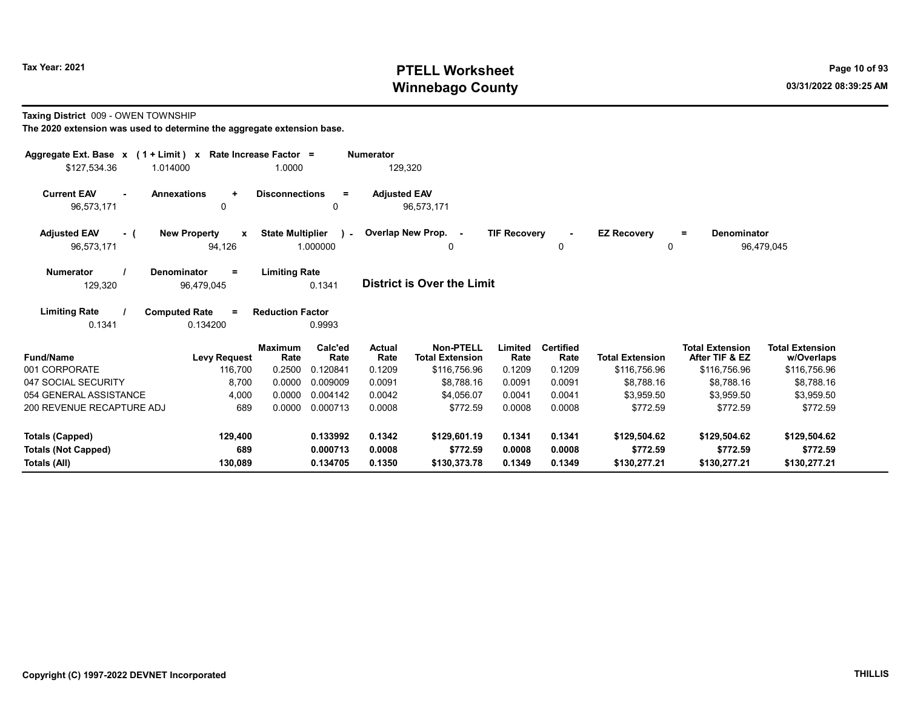**Taxing District** 009 - OWEN TOWNSHIP

**The 2020 extension was used to determine the aggregate extension base.**

| Aggregate Ext. Base x | (1 + Limit) x | Rate Increase Factor = | Numerator |
|---|---|---|---|
| $127,534.36 | 1.014000 | 1.0000 | 129,320 |

| Current EAV - | Annexations + | Disconnections = | Adjusted EAV |
|---|---|---|---|
| 96,573,171 | 0 | 0 | 96,573,171 |

| Adjusted EAV - ( | New Property x | State Multiplier ) - | Overlap New Prop. - | TIF Recovery - | EZ Recovery = | Denominator |
|---|---|---|---|---|---|---|
| 96,573,171 | 94,126 | 1.000000 | 0 | 0 | 0 | 96,479,045 |

| Numerator / | Denominator = | Limiting Rate |
|---|---|---|
| 129,320 | 96,479,045 | 0.1341 |

**District is Over the Limit**

| Limiting Rate / | Computed Rate = | Reduction Factor |
|---|---|---|
| 0.1341 | 0.134200 | 0.9993 |

| Fund/Name | Levy Request | Maximum Rate | Calc'ed Rate | Actual Rate | Non-PTELL Total Extension | Limited Rate | Certified Rate | Total Extension | Total Extension After TIF & EZ | Total Extension w/Overlaps |
|---|---|---|---|---|---|---|---|---|---|---|
| 001 CORPORATE | 116,700 | 0.2500 | 0.120841 | 0.1209 | $116,756.96 | 0.1209 | 0.1209 | $116,756.96 | $116,756.96 | $116,756.96 |
| 047 SOCIAL SECURITY | 8,700 | 0.0000 | 0.009009 | 0.0091 | $8,788.16 | 0.0091 | 0.0091 | $8,788.16 | $8,788.16 | $8,788.16 |
| 054 GENERAL ASSISTANCE | 4,000 | 0.0000 | 0.004142 | 0.0042 | $4,056.07 | 0.0041 | 0.0041 | $3,959.50 | $3,959.50 | $3,959.50 |
| 200 REVENUE RECAPTURE ADJ | 689 | 0.0000 | 0.000713 | 0.0008 | $772.59 | 0.0008 | 0.0008 | $772.59 | $772.59 | $772.59 |
| **Totals (Capped)** | **129,400** | | **0.133992** | **0.1342** | **$129,601.19** | **0.1341** | **0.1341** | **$129,504.62** | **$129,504.62** | **$129,504.62** |
| **Totals (Not Capped)** | **689** | | **0.000713** | **0.0008** | **$772.59** | **0.0008** | **0.0008** | **$772.59** | **$772.59** | **$772.59** |
| **Totals (All)** | **130,089** | | **0.134705** | **0.1350** | **$130,373.78** | **0.1349** | **0.1349** | **$130,277.21** | **$130,277.21** | **$130,277.21** |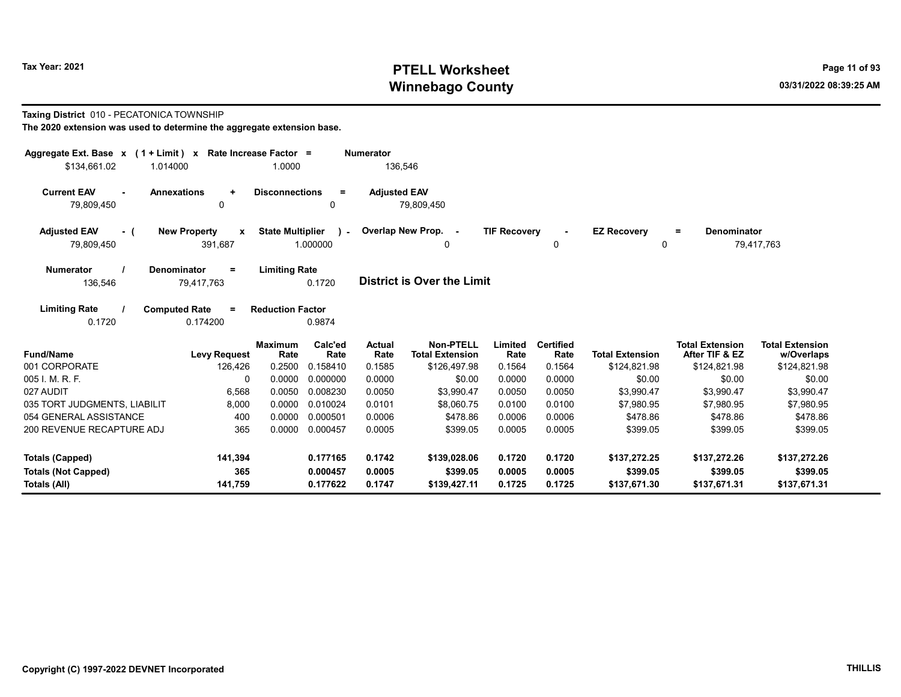**Tax Year: 2021**

# PTELL Worksheet
## Winnebago County

**Taxing District** 010 - PECATONICA TOWNSHIP

**The 2020 extension was used to determine the aggregate extension base.**

| Aggregate Ext. Base x | ( 1 + Limit ) x | Rate Increase Factor = | Numerator |
|---|---|---|---|
| $134,661.02 | 1.014000 | 1.0000 | 136,546 |

| Current EAV - | Annexations + | Disconnections = | Adjusted EAV |
|---|---|---|---|
| 79,809,450 | 0 | 0 | 79,809,450 |

| Adjusted EAV - ( | New Property x | State Multiplier ) - | Overlap New Prop. - | TIF Recovery - | EZ Recovery = | Denominator |
|---|---|---|---|---|---|---|
| 79,809,450 | 391,687 | 1.000000 | 0 | 0 | 0 | 79,417,763 |

| Numerator / | Denominator = | Limiting Rate |
|---|---|---|
| 136,546 | 79,417,763 | 0.1720 |

**District is Over the Limit**

| Limiting Rate / | Computed Rate = | Reduction Factor |
|---|---|---|
| 0.1720 | 0.174200 | 0.9874 |

| Fund/Name | Levy Request | Maximum Rate | Calc'ed Rate | Actual Rate | Non-PTELL Total Extension | Limited Rate | Certified Rate | Total Extension | Total Extension After TIF & EZ | Total Extension w/Overlaps |
|---|---|---|---|---|---|---|---|---|---|---|
| 001 CORPORATE | 126,426 | 0.2500 | 0.158410 | 0.1585 | $126,497.98 | 0.1564 | 0.1564 | $124,821.98 | $124,821.98 | $124,821.98 |
| 005 I. M. R. F. | 0 | 0.0000 | 0.000000 | 0.0000 | $0.00 | 0.0000 | 0.0000 | $0.00 | $0.00 | $0.00 |
| 027 AUDIT | 6,568 | 0.0050 | 0.008230 | 0.0050 | $3,990.47 | 0.0050 | 0.0050 | $3,990.47 | $3,990.47 | $3,990.47 |
| 035 TORT JUDGMENTS, LIABILIT | 8,000 | 0.0000 | 0.010024 | 0.0101 | $8,060.75 | 0.0100 | 0.0100 | $7,980.95 | $7,980.95 | $7,980.95 |
| 054 GENERAL ASSISTANCE | 400 | 0.0000 | 0.000501 | 0.0006 | $478.86 | 0.0006 | 0.0006 | $478.86 | $478.86 | $478.86 |
| 200 REVENUE RECAPTURE ADJ | 365 | 0.0000 | 0.000457 | 0.0005 | $399.05 | 0.0005 | 0.0005 | $399.05 | $399.05 | $399.05 |
| **Totals (Capped)** | **141,394** | | **0.177165** | **0.1742** | **$139,028.06** | **0.1720** | **0.1720** | **$137,272.25** | **$137,272.26** | **$137,272.26** |
| **Totals (Not Capped)** | **365** | | **0.000457** | **0.0005** | **$399.05** | **0.0005** | **0.0005** | **$399.05** | **$399.05** | **$399.05** |
| **Totals (All)** | **141,759** | | **0.177622** | **0.1747** | **$139,427.11** | **0.1725** | **0.1725** | **$137,671.30** | **$137,671.31** | **$137,671.31** |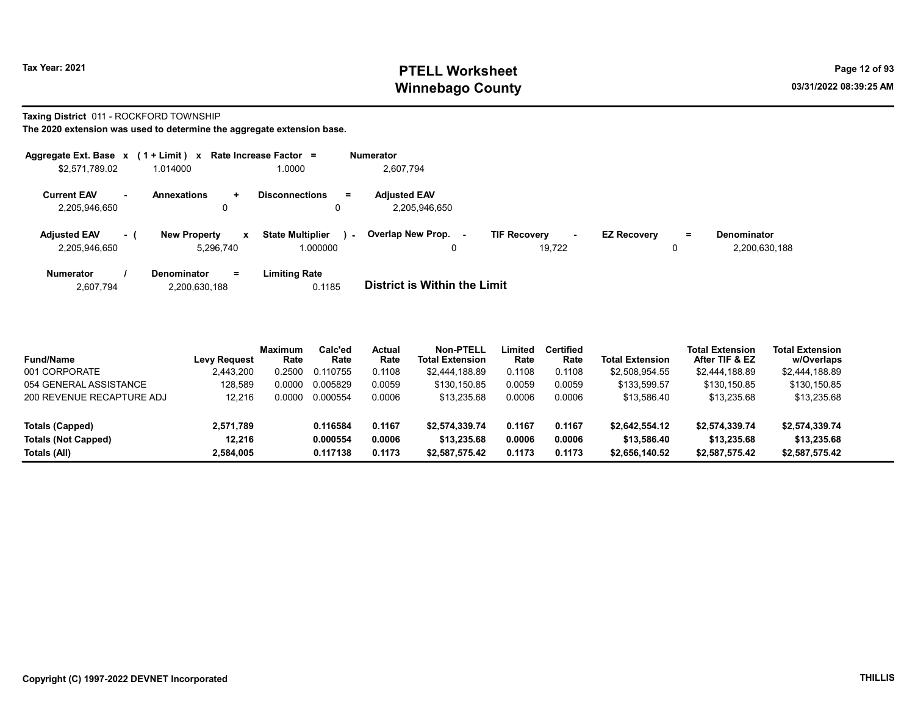# PTELL Worksheet
# Winnebago County

Tax Year: 2021

03/31/2022 08:39:25 AM

**Taxing District** 011 - ROCKFORD TOWNSHIP

**The 2020 extension was used to determine the aggregate extension base.**

| Aggregate Ext. Base | x | (1 + Limit) | x | Rate Increase Factor | = | Numerator |
|---|---|---|---|---|---|---|
| $2,571,789.02 | | 1.014000 | | 1.0000 | | 2,607,794 |

| Current EAV | - | Annexations | + | Disconnections | = | Adjusted EAV |
|---|---|---|---|---|---|---|
| 2,205,946,650 | | 0 | | 0 | | 2,205,946,650 |

| Adjusted EAV | - ( | New Property | x | State Multiplier | ) - | Overlap New Prop. | - | TIF Recovery | - | EZ Recovery | = | Denominator |
|---|---|---|---|---|---|---|---|---|---|---|---|---|
| 2,205,946,650 | | 5,296,740 | | 1.000000 | | 0 | | 19,722 | | 0 | | 2,200,630,188 |

| Numerator | / | Denominator | = | Limiting Rate |
|---|---|---|---|---|
| 2,607,794 | | 2,200,630,188 | | 0.1185 |

**District is Within the Limit**

| Fund/Name | Levy Request | Maximum Rate | Calc'ed Rate | Actual Rate | Non-PTELL Total Extension | Limited Rate | Certified Rate | Total Extension | Total Extension After TIF & EZ | Total Extension w/Overlaps |
|---|---|---|---|---|---|---|---|---|---|---|
| 001 CORPORATE | 2,443,200 | 0.2500 | 0.110755 | 0.1108 | $2,444,188.89 | 0.1108 | 0.1108 | $2,508,954.55 | $2,444,188.89 | $2,444,188.89 |
| 054 GENERAL ASSISTANCE | 128,589 | 0.0000 | 0.005829 | 0.0059 | $130,150.85 | 0.0059 | 0.0059 | $133,599.57 | $130,150.85 | $130,150.85 |
| 200 REVENUE RECAPTURE ADJ | 12,216 | 0.0000 | 0.000554 | 0.0006 | $13,235.68 | 0.0006 | 0.0006 | $13,586.40 | $13,235.68 | $13,235.68 |
| **Totals (Capped)** | **2,571,789** | | **0.116584** | **0.1167** | **$2,574,339.74** | **0.1167** | **0.1167** | **$2,642,554.12** | **$2,574,339.74** | **$2,574,339.74** |
| **Totals (Not Capped)** | **12,216** | | **0.000554** | **0.0006** | **$13,235.68** | **0.0006** | **0.0006** | **$13,586.40** | **$13,235.68** | **$13,235.68** |
| **Totals (All)** | **2,584,005** | | **0.117138** | **0.1173** | **$2,587,575.42** | **0.1173** | **0.1173** | **$2,656,140.52** | **$2,587,575.42** | **$2,587,575.42** |

Copyright (C) 1997-2022 DEVNET Incorporated

THILLIS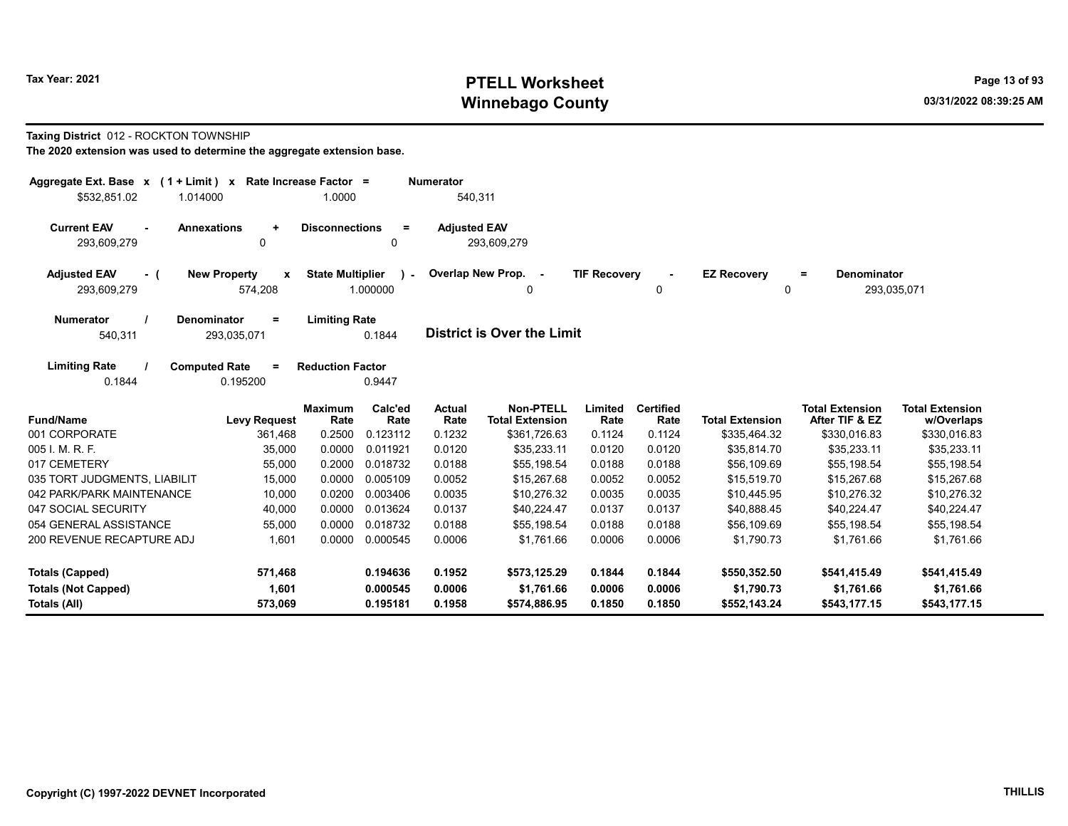**Tax Year: 2021**

# PTELL Worksheet
# Winnebago County

03/31/2022 08:39:25 AM

**Taxing District** 012 - ROCKTON TOWNSHIP

**The 2020 extension was used to determine the aggregate extension base.**

| Aggregate Ext. Base x | (1 + Limit) x | Rate Increase Factor = | Numerator |
|---|---|---|---|
| $532,851.02 | 1.014000 | 1.0000 | 540,311 |

| Current EAV - | Annexations + | Disconnections = | Adjusted EAV |
|---|---|---|---|
| 293,609,279 | 0 | 0 | 293,609,279 |

| Adjusted EAV - ( | New Property x | State Multiplier ) - | Overlap New Prop. - | TIF Recovery - | EZ Recovery = | Denominator |
|---|---|---|---|---|---|---|
| 293,609,279 | 574,208 | 1.000000 | 0 | 0 | 0 | 293,035,071 |

| Numerator / | Denominator = | Limiting Rate |
|---|---|---|
| 540,311 | 293,035,071 | 0.1844 |

**District is Over the Limit**

| Limiting Rate / | Computed Rate = | Reduction Factor |
|---|---|---|
| 0.1844 | 0.195200 | 0.9447 |

| Fund/Name | Levy Request | Maximum Rate | Calc'ed Rate | Actual Rate | Non-PTELL Total Extension | Limited Rate | Certified Rate | Total Extension | Total Extension After TIF & EZ | Total Extension w/Overlaps |
|---|---|---|---|---|---|---|---|---|---|---|
| 001 CORPORATE | 361,468 | 0.2500 | 0.123112 | 0.1232 | $361,726.63 | 0.1124 | 0.1124 | $335,464.32 | $330,016.83 | $330,016.83 |
| 005 I. M. R. F. | 35,000 | 0.0000 | 0.011921 | 0.0120 | $35,233.11 | 0.0120 | 0.0120 | $35,814.70 | $35,233.11 | $35,233.11 |
| 017 CEMETERY | 55,000 | 0.2000 | 0.018732 | 0.0188 | $55,198.54 | 0.0188 | 0.0188 | $56,109.69 | $55,198.54 | $55,198.54 |
| 035 TORT JUDGMENTS, LIABILIT | 15,000 | 0.0000 | 0.005109 | 0.0052 | $15,267.68 | 0.0052 | 0.0052 | $15,519.70 | $15,267.68 | $15,267.68 |
| 042 PARK/PARK MAINTENANCE | 10,000 | 0.0200 | 0.003406 | 0.0035 | $10,276.32 | 0.0035 | 0.0035 | $10,445.95 | $10,276.32 | $10,276.32 |
| 047 SOCIAL SECURITY | 40,000 | 0.0000 | 0.013624 | 0.0137 | $40,224.47 | 0.0137 | 0.0137 | $40,888.45 | $40,224.47 | $40,224.47 |
| 054 GENERAL ASSISTANCE | 55,000 | 0.0000 | 0.018732 | 0.0188 | $55,198.54 | 0.0188 | 0.0188 | $56,109.69 | $55,198.54 | $55,198.54 |
| 200 REVENUE RECAPTURE ADJ | 1,601 | 0.0000 | 0.000545 | 0.0006 | $1,761.66 | 0.0006 | 0.0006 | $1,790.73 | $1,761.66 | $1,761.66 |
| **Totals (Capped)** | **571,468** | | **0.194636** | **0.1952** | **$573,125.29** | **0.1844** | **0.1844** | **$550,352.50** | **$541,415.49** | **$541,415.49** |
| **Totals (Not Capped)** | **1,601** | | **0.000545** | **0.0006** | **$1,761.66** | **0.0006** | **0.0006** | **$1,790.73** | **$1,761.66** | **$1,761.66** |
| **Totals (All)** | **573,069** | | **0.195181** | **0.1958** | **$574,886.95** | **0.1850** | **0.1850** | **$552,143.24** | **$543,177.15** | **$543,177.15** |

Copyright (C) 1997-2022 DEVNET Incorporated

THILLIS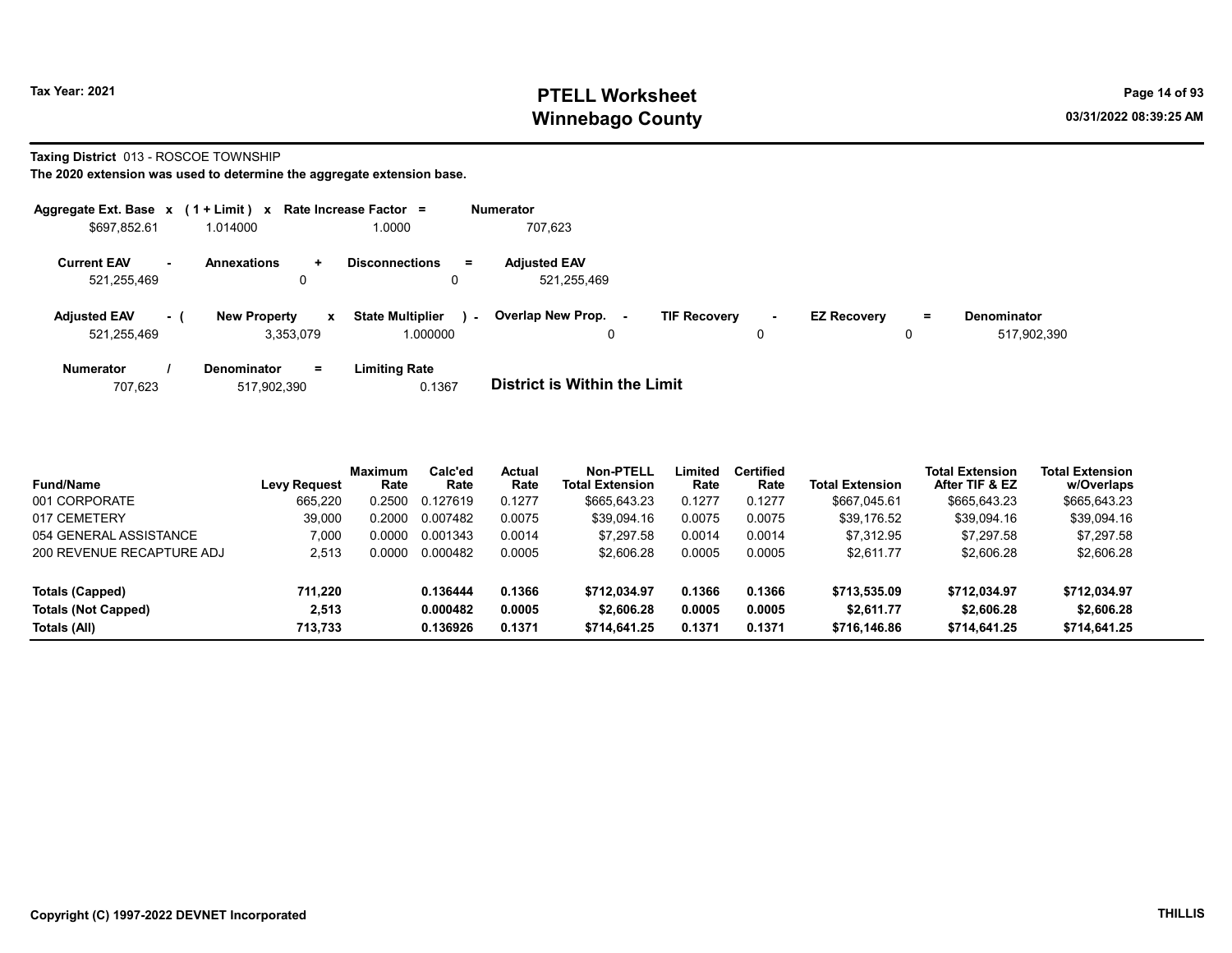Tax Year: 2021

# PTELL Worksheet
# Winnebago County

03/31/2022 08:39:25 AM

**Taxing District** 013 - ROSCOE TOWNSHIP

**The 2020 extension was used to determine the aggregate extension base.**

| Aggregate Ext. Base | x | (1 + Limit) | x | Rate Increase Factor | = | Numerator |
|---|---|---|---|---|---|---|
| $697,852.61 | | 1.014000 | | 1.0000 | | 707,623 |

| Current EAV | - | Annexations | + | Disconnections | = | Adjusted EAV |
|---|---|---|---|---|---|---|
| 521,255,469 | | 0 | | 0 | | 521,255,469 |

| Adjusted EAV | - ( | New Property | x | State Multiplier | ) - | Overlap New Prop. | - | TIF Recovery | - | EZ Recovery | = | Denominator |
|---|---|---|---|---|---|---|---|---|---|---|---|---|
| 521,255,469 | | 3,353,079 | | 1.000000 | | 0 | | 0 | | 0 | | 517,902,390 |

| Numerator | / | Denominator | = | Limiting Rate |
|---|---|---|---|---|
| 707,623 | | 517,902,390 | | 0.1367 |

**District is Within the Limit**

| Fund/Name | Levy Request | Maximum Rate | Calc'ed Rate | Actual Rate | Non-PTELL Total Extension | Limited Rate | Certified Rate | Total Extension | Total Extension After TIF & EZ | Total Extension w/Overlaps |
|---|---|---|---|---|---|---|---|---|---|---|
| 001 CORPORATE | 665,220 | 0.2500 | 0.127619 | 0.1277 | $665,643.23 | 0.1277 | 0.1277 | $667,045.61 | $665,643.23 | $665,643.23 |
| 017 CEMETERY | 39,000 | 0.2000 | 0.007482 | 0.0075 | $39,094.16 | 0.0075 | 0.0075 | $39,176.52 | $39,094.16 | $39,094.16 |
| 054 GENERAL ASSISTANCE | 7,000 | 0.0000 | 0.001343 | 0.0014 | $7,297.58 | 0.0014 | 0.0014 | $7,312.95 | $7,297.58 | $7,297.58 |
| 200 REVENUE RECAPTURE ADJ | 2,513 | 0.0000 | 0.000482 | 0.0005 | $2,606.28 | 0.0005 | 0.0005 | $2,611.77 | $2,606.28 | $2,606.28 |
| **Totals (Capped)** | **711,220** | | **0.136444** | **0.1366** | **$712,034.97** | **0.1366** | **0.1366** | **$713,535.09** | **$712,034.97** | **$712,034.97** |
| **Totals (Not Capped)** | **2,513** | | **0.000482** | **0.0005** | **$2,606.28** | **0.0005** | **0.0005** | **$2,611.77** | **$2,606.28** | **$2,606.28** |
| **Totals (All)** | **713,733** | | **0.136926** | **0.1371** | **$714,641.25** | **0.1371** | **0.1371** | **$716,146.86** | **$714,641.25** | **$714,641.25** |

**Copyright (C) 1997-2022 DEVNET Incorporated** **THILLIS**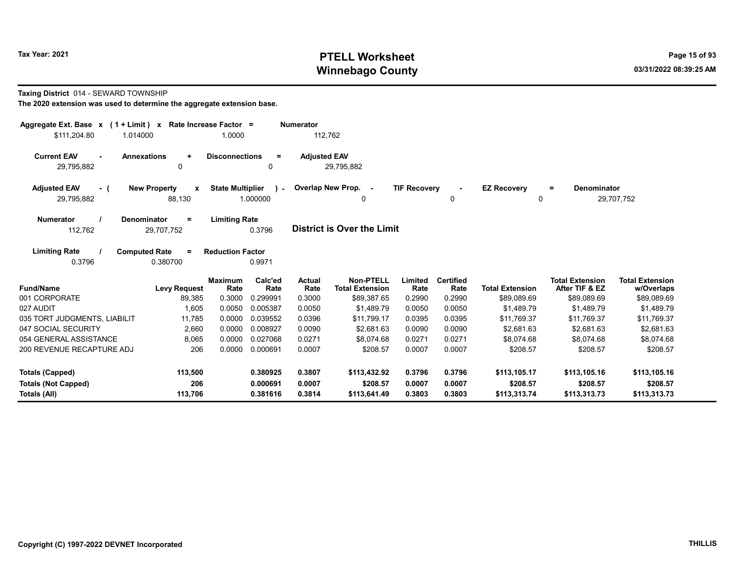Tax Year: 2021

# PTELL Worksheet
## Winnebago County

03/31/2022 08:39:25 AM

**Taxing District** 014 - SEWARD TOWNSHIP

**The 2020 extension was used to determine the aggregate extension base.**

| Aggregate Ext. Base x | (1 + Limit) x | Rate Increase Factor = | Numerator |
|---|---|---|---|
| $111,204.80 | 1.014000 | 1.0000 | 112,762 |

| Current EAV - | Annexations + | Disconnections = | Adjusted EAV |
|---|---|---|---|
| 29,795,882 | 0 | 0 | 29,795,882 |

| Adjusted EAV - ( | New Property x | State Multiplier ) - | Overlap New Prop. - | TIF Recovery - | EZ Recovery = | Denominator |
|---|---|---|---|---|---|---|
| 29,795,882 | 88,130 | 1.000000 | 0 | 0 | 0 | 29,707,752 |

| Numerator / | Denominator = | Limiting Rate |
|---|---|---|
| 112,762 | 29,707,752 | 0.3796 |

**District is Over the Limit**

| Limiting Rate / | Computed Rate = | Reduction Factor |
|---|---|---|
| 0.3796 | 0.380700 | 0.9971 |

| Fund/Name | Levy Request | Maximum Rate | Calc'ed Rate | Actual Rate | Non-PTELL Total Extension | Limited Rate | Certified Rate | Total Extension | Total Extension After TIF & EZ | Total Extension w/Overlaps |
|---|---|---|---|---|---|---|---|---|---|---|
| 001 CORPORATE | 89,385 | 0.3000 | 0.299991 | 0.3000 | $89,387.65 | 0.2990 | 0.2990 | $89,089.69 | $89,089.69 | $89,089.69 |
| 027 AUDIT | 1,605 | 0.0050 | 0.005387 | 0.0050 | $1,489.79 | 0.0050 | 0.0050 | $1,489.79 | $1,489.79 | $1,489.79 |
| 035 TORT JUDGMENTS, LIABILIT | 11,785 | 0.0000 | 0.039552 | 0.0396 | $11,799.17 | 0.0395 | 0.0395 | $11,769.37 | $11,769.37 | $11,769.37 |
| 047 SOCIAL SECURITY | 2,660 | 0.0000 | 0.008927 | 0.0090 | $2,681.63 | 0.0090 | 0.0090 | $2,681.63 | $2,681.63 | $2,681.63 |
| 054 GENERAL ASSISTANCE | 8,065 | 0.0000 | 0.027068 | 0.0271 | $8,074.68 | 0.0271 | 0.0271 | $8,074.68 | $8,074.68 | $8,074.68 |
| 200 REVENUE RECAPTURE ADJ | 206 | 0.0000 | 0.000691 | 0.0007 | $208.57 | 0.0007 | 0.0007 | $208.57 | $208.57 | $208.57 |
| **Totals (Capped)** | **113,500** | | **0.380925** | **0.3807** | **$113,432.92** | **0.3796** | **0.3796** | **$113,105.17** | **$113,105.16** | **$113,105.16** |
| **Totals (Not Capped)** | **206** | | **0.000691** | **0.0007** | **$208.57** | **0.0007** | **0.0007** | **$208.57** | **$208.57** | **$208.57** |
| **Totals (All)** | **113,706** | | **0.381616** | **0.3814** | **$113,641.49** | **0.3803** | **0.3803** | **$113,313.74** | **$113,313.73** | **$113,313.73** |

Copyright (C) 1997-2022 DEVNET Incorporated

THILLIS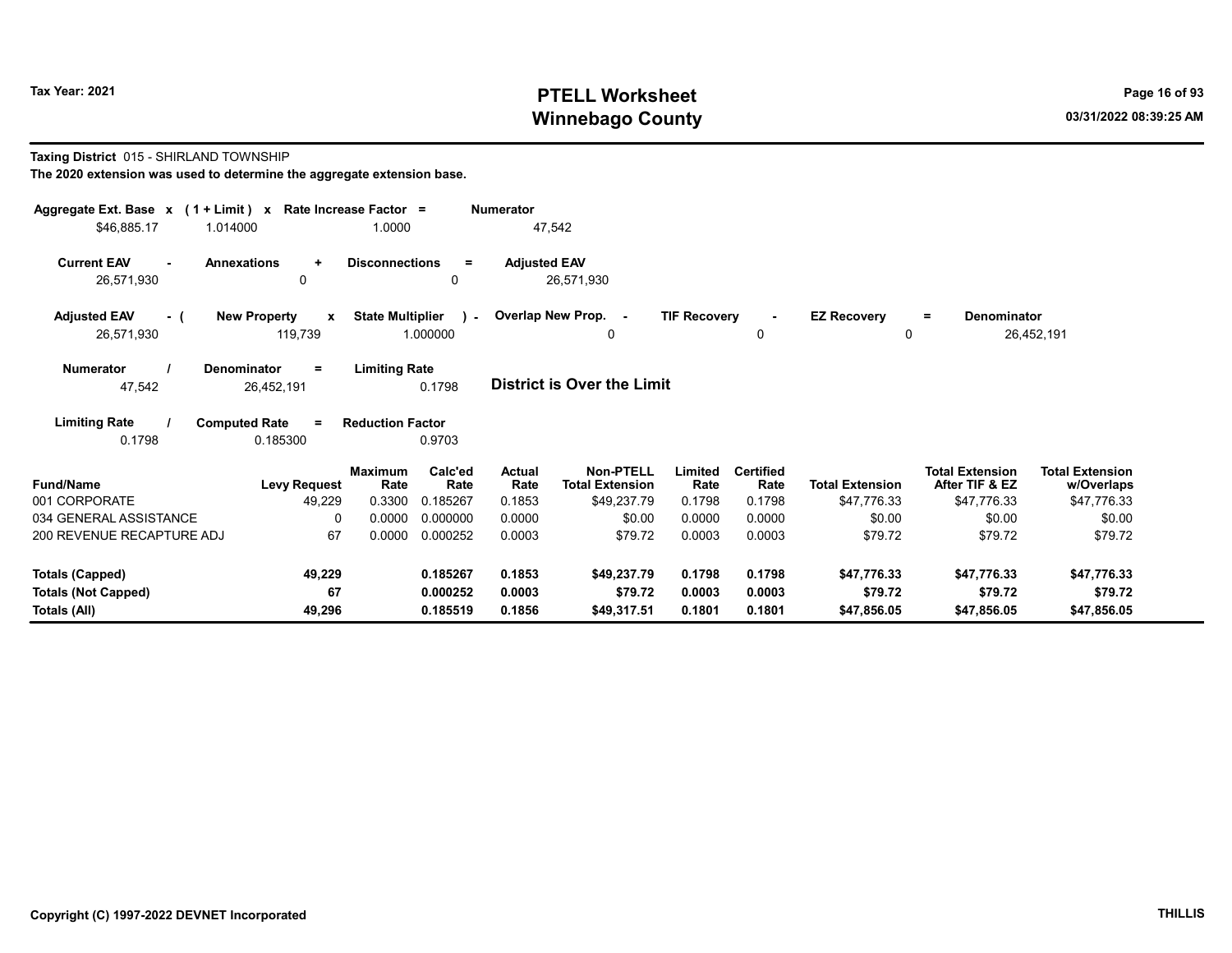# PTELL Worksheet
# Winnebago County

Tax Year: 2021

03/31/2022 08:39:25 AM

**Taxing District** 015 - SHIRLAND TOWNSHIP

**The 2020 extension was used to determine the aggregate extension base.**

| Aggregate Ext. Base x | (1 + Limit) x | Rate Increase Factor = | Numerator |
|---|---|---|---|
| $46,885.17 | 1.014000 | 1.0000 | 47,542 |

| Current EAV - | Annexations + | Disconnections = | Adjusted EAV |
|---|---|---|---|
| 26,571,930 | 0 | 0 | 26,571,930 |

| Adjusted EAV - ( | New Property x | State Multiplier ) - | Overlap New Prop. - | TIF Recovery - | EZ Recovery = | Denominator |
|---|---|---|---|---|---|---|
| 26,571,930 | 119,739 | 1.000000 | 0 | 0 | 0 | 26,452,191 |

| Numerator / | Denominator = | Limiting Rate |
|---|---|---|
| 47,542 | 26,452,191 | 0.1798 |

**District is Over the Limit**

| Limiting Rate / | Computed Rate = | Reduction Factor |
|---|---|---|
| 0.1798 | 0.185300 | 0.9703 |

| Fund/Name | Levy Request | Maximum Rate | Calc'ed Rate | Actual Rate | Non-PTELL Total Extension | Limited Rate | Certified Rate | Total Extension | Total Extension After TIF & EZ | Total Extension w/Overlaps |
|---|---|---|---|---|---|---|---|---|---|---|
| 001 CORPORATE | 49,229 | 0.3300 | 0.185267 | 0.1853 | $49,237.79 | 0.1798 | 0.1798 | $47,776.33 | $47,776.33 | $47,776.33 |
| 034 GENERAL ASSISTANCE | 0 | 0.0000 | 0.000000 | 0.0000 | $0.00 | 0.0000 | 0.0000 | $0.00 | $0.00 | $0.00 |
| 200 REVENUE RECAPTURE ADJ | 67 | 0.0000 | 0.000252 | 0.0003 | $79.72 | 0.0003 | 0.0003 | $79.72 | $79.72 | $79.72 |
| **Totals (Capped)** | **49,229** | | **0.185267** | **0.1853** | **$49,237.79** | **0.1798** | **0.1798** | **$47,776.33** | **$47,776.33** | **$47,776.33** |
| **Totals (Not Capped)** | **67** | | **0.000252** | **0.0003** | **$79.72** | **0.0003** | **0.0003** | **$79.72** | **$79.72** | **$79.72** |
| **Totals (All)** | **49,296** | | **0.185519** | **0.1856** | **$49,317.51** | **0.1801** | **0.1801** | **$47,856.05** | **$47,856.05** | **$47,856.05** |

Copyright (C) 1997-2022 DEVNET Incorporated

THILLIS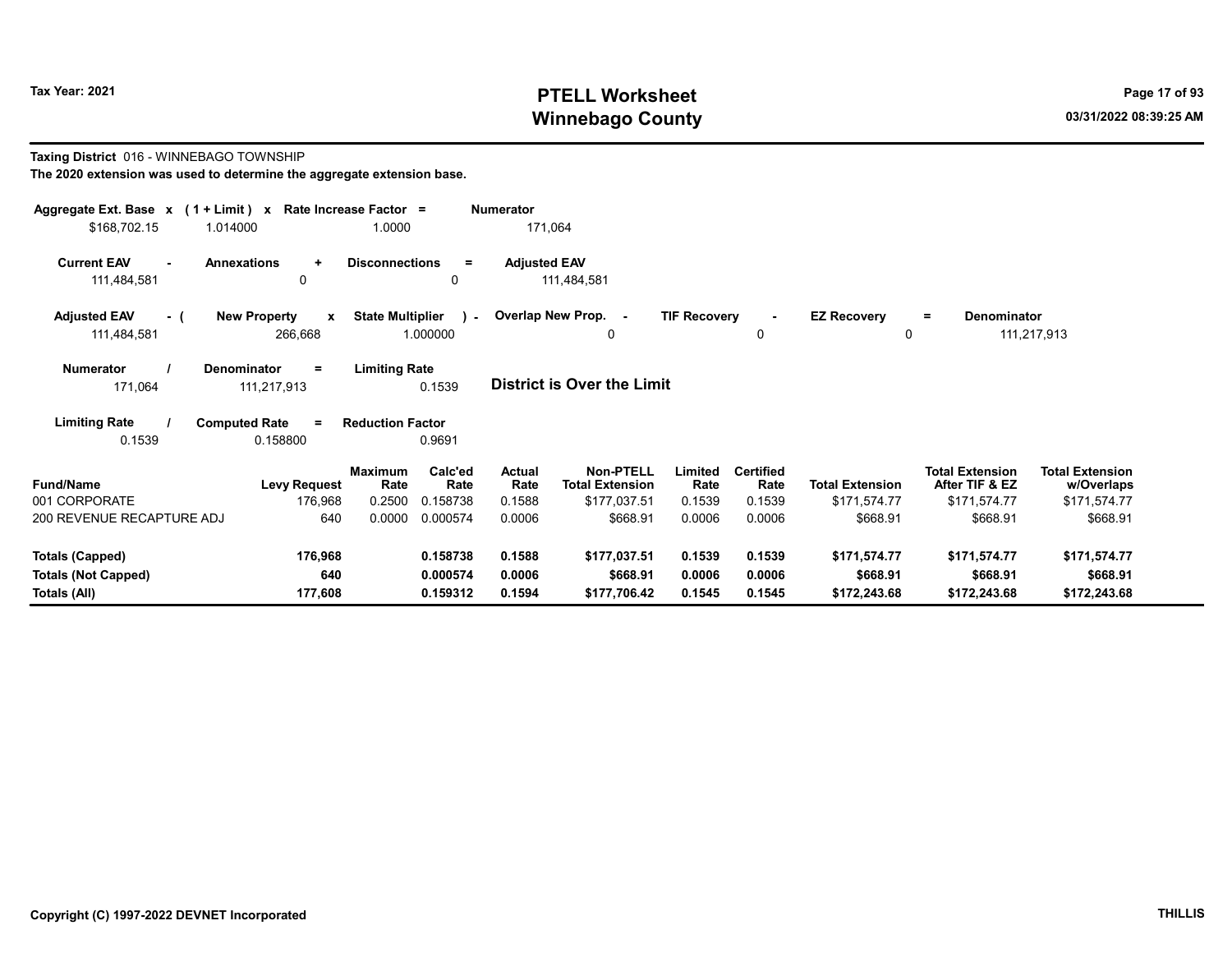# PTELL Worksheet
# Winnebago County

Tax Year: 2021

03/31/2022 08:39:25 AM

**Taxing District** 016 - WINNEBAGO TOWNSHIP

**The 2020 extension was used to determine the aggregate extension base.**

| Aggregate Ext. Base x | (1 + Limit) x | Rate Increase Factor = | Numerator |
|---|---|---|---|
| $168,702.15 | 1.014000 | 1.0000 | 171,064 |

| Current EAV - | Annexations + | Disconnections = | Adjusted EAV |
|---|---|---|---|
| 111,484,581 | 0 | 0 | 111,484,581 |

| Adjusted EAV - ( | New Property x | State Multiplier ) - | Overlap New Prop. - | TIF Recovery - | EZ Recovery = | Denominator |
|---|---|---|---|---|---|---|
| 111,484,581 | 266,668 | 1.000000 | 0 | 0 | 0 | 111,217,913 |

| Numerator / | Denominator = | Limiting Rate |
|---|---|---|
| 171,064 | 111,217,913 | 0.1539 |

**District is Over the Limit**

| Limiting Rate / | Computed Rate = | Reduction Factor |
|---|---|---|
| 0.1539 | 0.158800 | 0.9691 |

| Fund/Name | Levy Request | Maximum Rate | Calc'ed Rate | Actual Rate | Non-PTELL Total Extension | Limited Rate | Certified Rate | Total Extension | Total Extension After TIF & EZ | Total Extension w/Overlaps |
|---|---|---|---|---|---|---|---|---|---|---|
| 001 CORPORATE | 176,968 | 0.2500 | 0.158738 | 0.1588 | $177,037.51 | 0.1539 | 0.1539 | $171,574.77 | $171,574.77 | $171,574.77 |
| 200 REVENUE RECAPTURE ADJ | 640 | 0.0000 | 0.000574 | 0.0006 | $668.91 | 0.0006 | 0.0006 | $668.91 | $668.91 | $668.91 |
| **Totals (Capped)** | **176,968** | | **0.158738** | **0.1588** | **$177,037.51** | **0.1539** | **0.1539** | **$171,574.77** | **$171,574.77** | **$171,574.77** |
| **Totals (Not Capped)** | **640** | | **0.000574** | **0.0006** | **$668.91** | **0.0006** | **0.0006** | **$668.91** | **$668.91** | **$668.91** |
| **Totals (All)** | **177,608** | | **0.159312** | **0.1594** | **$177,706.42** | **0.1545** | **0.1545** | **$172,243.68** | **$172,243.68** | **$172,243.68** |

Copyright (C) 1997-2022 DEVNET Incorporated

THILLIS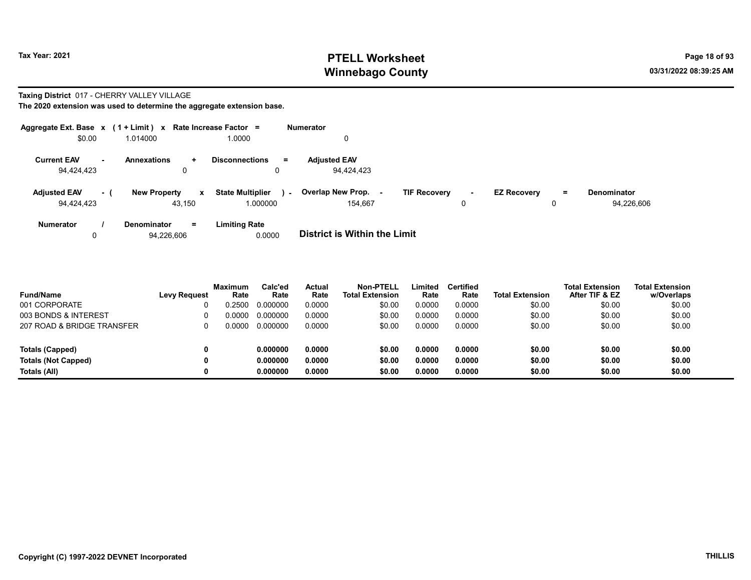Tax Year: 2021

# PTELL Worksheet
# Winnebago County

**Taxing District** 017 - CHERRY VALLEY VILLAGE

**The 2020 extension was used to determine the aggregate extension base.**

| Aggregate Ext. Base | x | ( 1 + Limit ) | x | Rate Increase Factor | = | Numerator |
|---|---|---|---|---|---|---|
| $0.00 | | 1.014000 | | 1.0000 | | 0 |

| Current EAV | - | Annexations | + | Disconnections | = | Adjusted EAV |
|---|---|---|---|---|---|---|
| 94,424,423 | | 0 | | 0 | | 94,424,423 |

| Adjusted EAV | - ( | New Property | x | State Multiplier | ) - | Overlap New Prop. | - | TIF Recovery | - | EZ Recovery | = | Denominator |
|---|---|---|---|---|---|---|---|---|---|---|---|---|
| 94,424,423 | | 43,150 | | 1.000000 | | 154,667 | | 0 | | 0 | | 94,226,606 |

| Numerator | / | Denominator | = | Limiting Rate |
|---|---|---|---|---|
| 0 | | 94,226,606 | | 0.0000 |

**District is Within the Limit**

| Fund/Name | Levy Request | Maximum Rate | Calc'ed Rate | Actual Rate | Non-PTELL Total Extension | Limited Rate | Certified Rate | Total Extension | Total Extension After TIF & EZ | Total Extension w/Overlaps |
|---|---|---|---|---|---|---|---|---|---|---|
| 001 CORPORATE | 0 | 0.2500 | 0.000000 | 0.0000 | $0.00 | 0.0000 | 0.0000 | $0.00 | $0.00 | $0.00 |
| 003 BONDS & INTEREST | 0 | 0.0000 | 0.000000 | 0.0000 | $0.00 | 0.0000 | 0.0000 | $0.00 | $0.00 | $0.00 |
| 207 ROAD & BRIDGE TRANSFER | 0 | 0.0000 | 0.000000 | 0.0000 | $0.00 | 0.0000 | 0.0000 | $0.00 | $0.00 | $0.00 |
| **Totals (Capped)** | **0** | | **0.000000** | **0.0000** | **$0.00** | **0.0000** | **0.0000** | **$0.00** | **$0.00** | **$0.00** |
| **Totals (Not Capped)** | **0** | | **0.000000** | **0.0000** | **$0.00** | **0.0000** | **0.0000** | **$0.00** | **$0.00** | **$0.00** |
| **Totals (All)** | **0** | | **0.000000** | **0.0000** | **$0.00** | **0.0000** | **0.0000** | **$0.00** | **$0.00** | **$0.00** |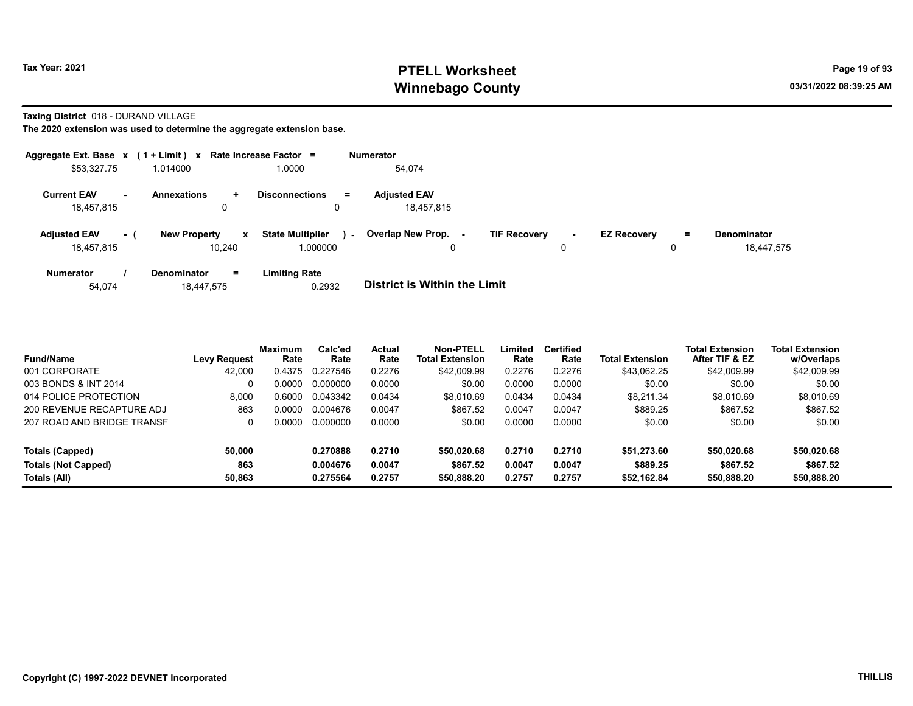**Tax Year: 2021**

# PTELL Worksheet
# Winnebago County

**Taxing District** 018 - DURAND VILLAGE

**The 2020 extension was used to determine the aggregate extension base.**

| Aggregate Ext. Base x | (1 + Limit) x | Rate Increase Factor = | Numerator |
|---|---|---|---|
| $53,327.75 | 1.014000 | 1.0000 | 54,074 |

| Current EAV - | Annexations + | Disconnections = | Adjusted EAV |
|---|---|---|---|
| 18,457,815 | 0 | 0 | 18,457,815 |

| Adjusted EAV - ( | New Property x | State Multiplier ) - | Overlap New Prop. - | TIF Recovery - | EZ Recovery = | Denominator |
|---|---|---|---|---|---|---|
| 18,457,815 | 10,240 | 1.000000 | 0 | 0 | 0 | 18,447,575 |

| Numerator / | Denominator = | Limiting Rate |
|---|---|---|
| 54,074 | 18,447,575 | 0.2932 |

**District is Within the Limit**

| Fund/Name | Levy Request | Maximum Rate | Calc'ed Rate | Actual Rate | Non-PTELL Total Extension | Limited Rate | Certified Rate | Total Extension | Total Extension After TIF & EZ | Total Extension w/Overlaps |
|---|---|---|---|---|---|---|---|---|---|---|
| 001 CORPORATE | 42,000 | 0.4375 | 0.227546 | 0.2276 | $42,009.99 | 0.2276 | 0.2276 | $43,062.25 | $42,009.99 | $42,009.99 |
| 003 BONDS & INT 2014 | 0 | 0.0000 | 0.000000 | 0.0000 | $0.00 | 0.0000 | 0.0000 | $0.00 | $0.00 | $0.00 |
| 014 POLICE PROTECTION | 8,000 | 0.6000 | 0.043342 | 0.0434 | $8,010.69 | 0.0434 | 0.0434 | $8,211.34 | $8,010.69 | $8,010.69 |
| 200 REVENUE RECAPTURE ADJ | 863 | 0.0000 | 0.004676 | 0.0047 | $867.52 | 0.0047 | 0.0047 | $889.25 | $867.52 | $867.52 |
| 207 ROAD AND BRIDGE TRANSF | 0 | 0.0000 | 0.000000 | 0.0000 | $0.00 | 0.0000 | 0.0000 | $0.00 | $0.00 | $0.00 |
| **Totals (Capped)** | **50,000** | | **0.270888** | **0.2710** | **$50,020.68** | **0.2710** | **0.2710** | **$51,273.60** | **$50,020.68** | **$50,020.68** |
| **Totals (Not Capped)** | **863** | | **0.004676** | **0.0047** | **$867.52** | **0.0047** | **0.0047** | **$889.25** | **$867.52** | **$867.52** |
| **Totals (All)** | **50,863** | | **0.275564** | **0.2757** | **$50,888.20** | **0.2757** | **0.2757** | **$52,162.84** | **$50,888.20** | **$50,888.20** |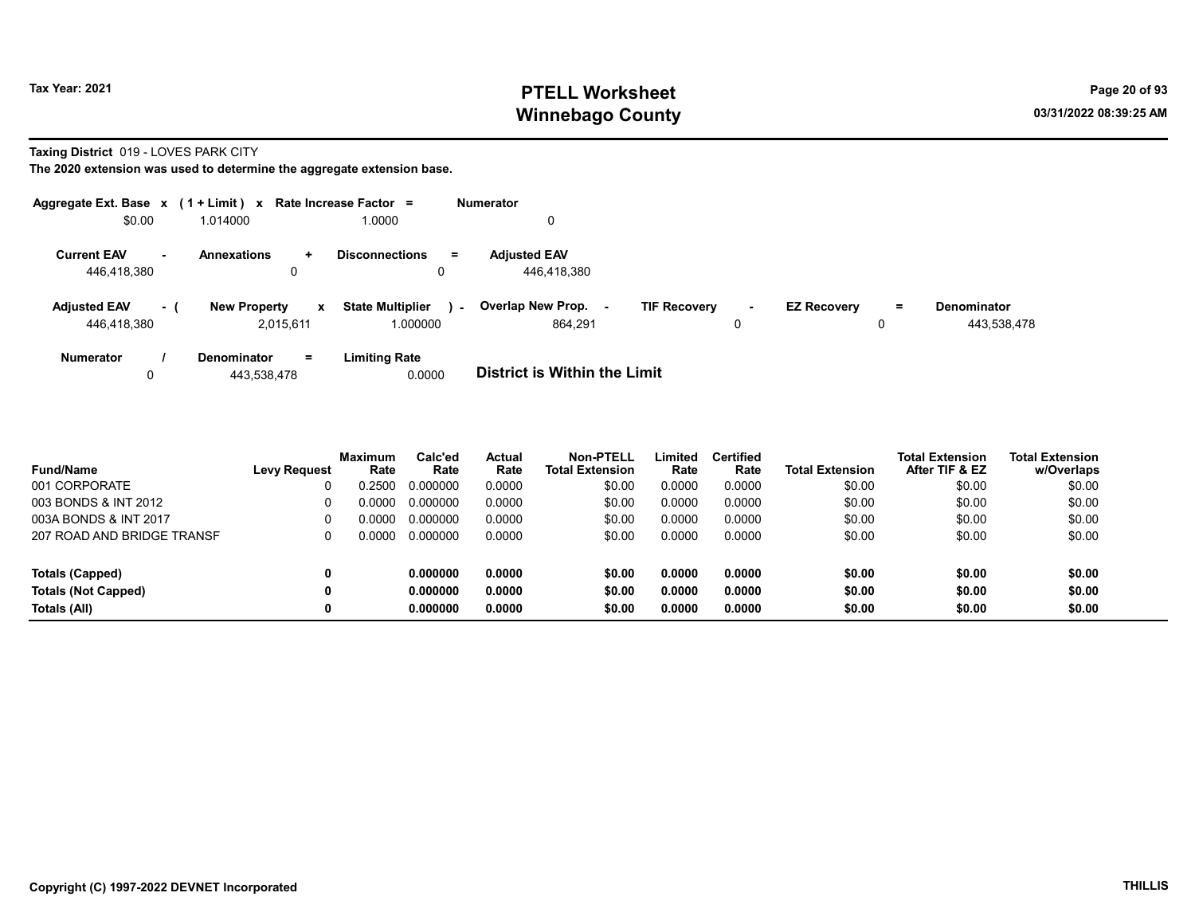**Tax Year: 2021**

# PTELL Worksheet
# Winnebago County

**Taxing District** 019 - LOVES PARK CITY
**The 2020 extension was used to determine the aggregate extension base.**

| Aggregate Ext. Base | x | (1 + Limit) | x | Rate Increase Factor | = | Numerator |
|---|---|---|---|---|---|---|
| $0.00 | | 1.014000 | | 1.0000 | | 0 |

| Current EAV | - | Annexations | + | Disconnections | = | Adjusted EAV |
|---|---|---|---|---|---|---|
| 446,418,380 | | 0 | | 0 | | 446,418,380 |

| Adjusted EAV | - ( | New Property | x | State Multiplier | ) - | Overlap New Prop. | - | TIF Recovery | - | EZ Recovery | = | Denominator |
|---|---|---|---|---|---|---|---|---|---|---|---|---|
| 446,418,380 | | 2,015,611 | | 1.000000 | | 864,291 | | 0 | | 0 | | 443,538,478 |

| Numerator | / | Denominator | = | Limiting Rate |
|---|---|---|---|---|
| 0 | | 443,538,478 | | 0.0000 |

**District is Within the Limit**

| Fund/Name | Levy Request | Maximum Rate | Calc'ed Rate | Actual Rate | Non-PTELL Total Extension | Limited Rate | Certified Rate | Total Extension | Total Extension After TIF & EZ | Total Extension w/Overlaps |
|---|---|---|---|---|---|---|---|---|---|---|
| 001 CORPORATE | 0 | 0.2500 | 0.000000 | 0.0000 | $0.00 | 0.0000 | 0.0000 | $0.00 | $0.00 | $0.00 |
| 003 BONDS & INT 2012 | 0 | 0.0000 | 0.000000 | 0.0000 | $0.00 | 0.0000 | 0.0000 | $0.00 | $0.00 | $0.00 |
| 003A BONDS & INT 2017 | 0 | 0.0000 | 0.000000 | 0.0000 | $0.00 | 0.0000 | 0.0000 | $0.00 | $0.00 | $0.00 |
| 207 ROAD AND BRIDGE TRANSF | 0 | 0.0000 | 0.000000 | 0.0000 | $0.00 | 0.0000 | 0.0000 | $0.00 | $0.00 | $0.00 |
| **Totals (Capped)** | **0** | | **0.000000** | **0.0000** | **$0.00** | **0.0000** | **0.0000** | **$0.00** | **$0.00** | **$0.00** |
| **Totals (Not Capped)** | **0** | | **0.000000** | **0.0000** | **$0.00** | **0.0000** | **0.0000** | **$0.00** | **$0.00** | **$0.00** |
| **Totals (All)** | **0** | | **0.000000** | **0.0000** | **$0.00** | **0.0000** | **0.0000** | **$0.00** | **$0.00** | **$0.00** |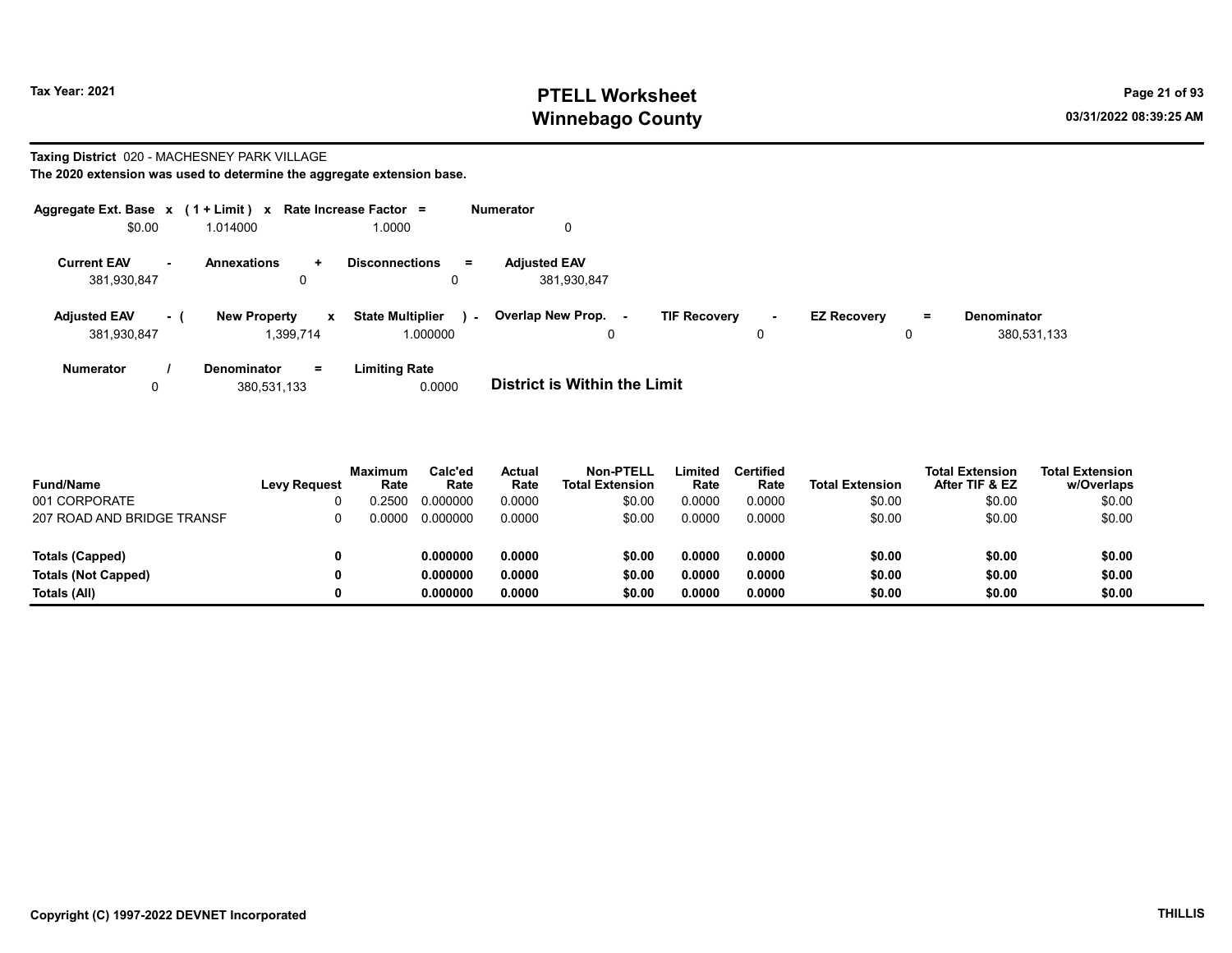# PTELL Worksheet
# Winnebago County

Tax Year: 2021

03/31/2022 08:39:25 AM

**Taxing District** 020 - MACHESNEY PARK VILLAGE

**The 2020 extension was used to determine the aggregate extension base.**

| Aggregate Ext. Base | x | (1 + Limit) | x | Rate Increase Factor | = | Numerator |
|---|---|---|---|---|---|---|
| $0.00 | | 1.014000 | | 1.0000 | | 0 |

| Current EAV | - | Annexations | + | Disconnections | = | Adjusted EAV |
|---|---|---|---|---|---|---|
| 381,930,847 | | 0 | | 0 | | 381,930,847 |

| Adjusted EAV | - ( | New Property | x | State Multiplier | ) - | Overlap New Prop. | - | TIF Recovery | - | EZ Recovery | = | Denominator |
|---|---|---|---|---|---|---|---|---|---|---|---|---|
| 381,930,847 | | 1,399,714 | | 1.000000 | | 0 | | 0 | | 0 | | 380,531,133 |

| Numerator | / | Denominator | = | Limiting Rate |
|---|---|---|---|---|
| 0 | | 380,531,133 | | 0.0000 |

**District is Within the Limit**

| Fund/Name | Levy Request | Maximum Rate | Calc'ed Rate | Actual Rate | Non-PTELL Total Extension | Limited Rate | Certified Rate | Total Extension | Total Extension After TIF & EZ | Total Extension w/Overlaps |
|---|---|---|---|---|---|---|---|---|---|---|
| 001 CORPORATE | 0 | 0.2500 | 0.000000 | 0.0000 | $0.00 | 0.0000 | 0.0000 | $0.00 | $0.00 | $0.00 |
| 207 ROAD AND BRIDGE TRANSF | 0 | 0.0000 | 0.000000 | 0.0000 | $0.00 | 0.0000 | 0.0000 | $0.00 | $0.00 | $0.00 |
| **Totals (Capped)** | **0** | | **0.000000** | **0.0000** | **$0.00** | **0.0000** | **0.0000** | **$0.00** | **$0.00** | **$0.00** |
| **Totals (Not Capped)** | **0** | | **0.000000** | **0.0000** | **$0.00** | **0.0000** | **0.0000** | **$0.00** | **$0.00** | **$0.00** |
| **Totals (All)** | **0** | | **0.000000** | **0.0000** | **$0.00** | **0.0000** | **0.0000** | **$0.00** | **$0.00** | **$0.00** |

**Copyright (C) 1997-2022 DEVNET Incorporated** **THILLIS**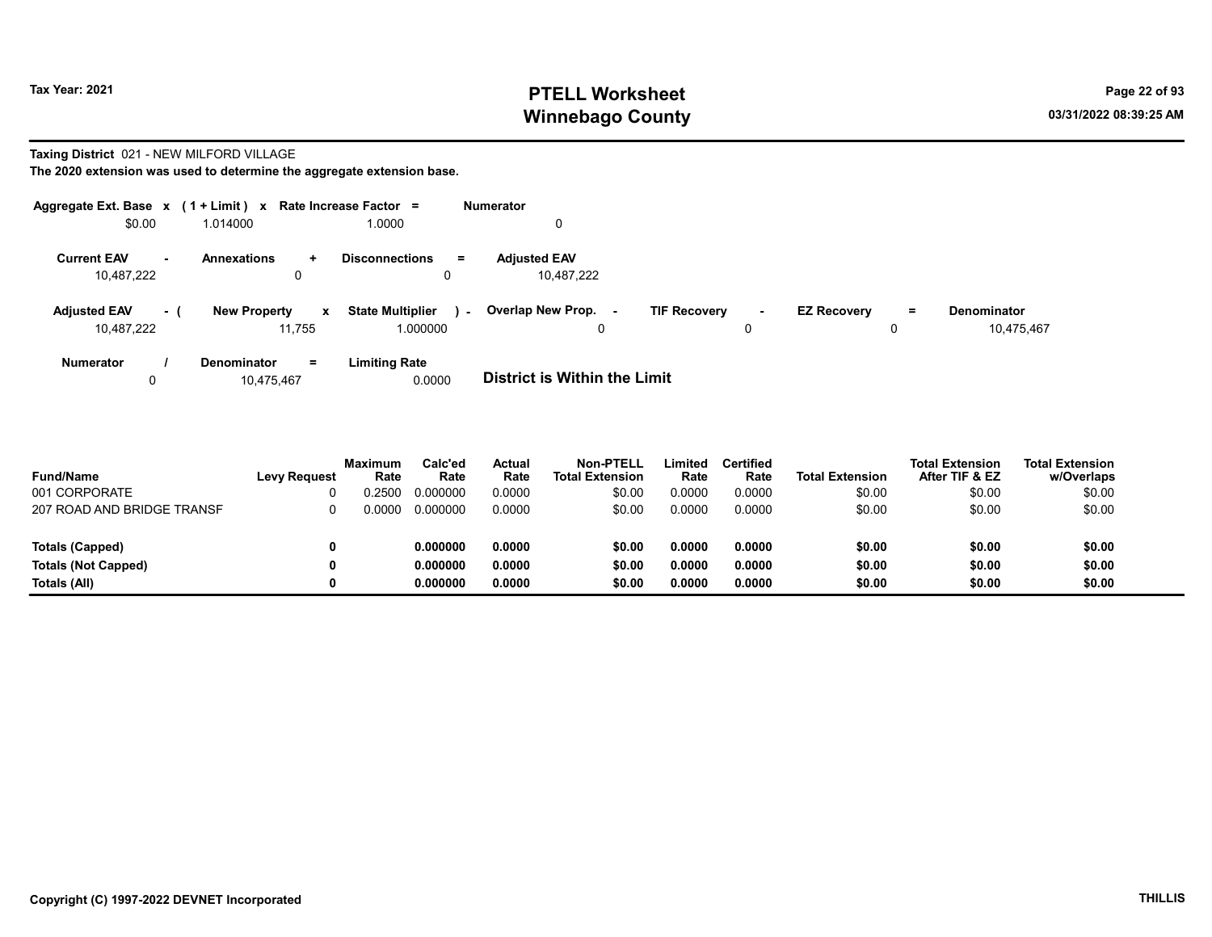# PTELL Worksheet
# Winnebago County

Tax Year: 2021

03/31/2022 08:39:25 AM

**Taxing District** 021 - NEW MILFORD VILLAGE

**The 2020 extension was used to determine the aggregate extension base.**

| Aggregate Ext. Base | x | (1 + Limit) | x | Rate Increase Factor | = | Numerator |
|---|---|---|---|---|---|---|
| $0.00 | | 1.014000 | | 1.0000 | | 0 |

| Current EAV | - | Annexations | + | Disconnections | = | Adjusted EAV |
|---|---|---|---|---|---|---|
| 10,487,222 | | 0 | | 0 | | 10,487,222 |

| Adjusted EAV | - ( | New Property | x | State Multiplier | ) - | Overlap New Prop. | - | TIF Recovery | - | EZ Recovery | = | Denominator |
|---|---|---|---|---|---|---|---|---|---|---|---|---|
| 10,487,222 | | 11,755 | | 1.000000 | | 0 | | 0 | | 0 | | 10,475,467 |

| Numerator | / | Denominator | = | Limiting Rate |
|---|---|---|---|---|
| 0 | | 10,475,467 | | 0.0000 |

**District is Within the Limit**

| Fund/Name | Levy Request | Maximum Rate | Calc'ed Rate | Actual Rate | Non-PTELL Total Extension | Limited Rate | Certified Rate | Total Extension | Total Extension After TIF & EZ | Total Extension w/Overlaps |
|---|---|---|---|---|---|---|---|---|---|---|
| 001 CORPORATE | 0 | 0.2500 | 0.000000 | 0.0000 | $0.00 | 0.0000 | 0.0000 | $0.00 | $0.00 | $0.00 |
| 207 ROAD AND BRIDGE TRANSF | 0 | 0.0000 | 0.000000 | 0.0000 | $0.00 | 0.0000 | 0.0000 | $0.00 | $0.00 | $0.00 |
| **Totals (Capped)** | **0** | | **0.000000** | **0.0000** | **$0.00** | **0.0000** | **0.0000** | **$0.00** | **$0.00** | **$0.00** |
| **Totals (Not Capped)** | **0** | | **0.000000** | **0.0000** | **$0.00** | **0.0000** | **0.0000** | **$0.00** | **$0.00** | **$0.00** |
| **Totals (All)** | **0** | | **0.000000** | **0.0000** | **$0.00** | **0.0000** | **0.0000** | **$0.00** | **$0.00** | **$0.00** |

**Copyright (C) 1997-2022 DEVNET Incorporated** **THILLIS**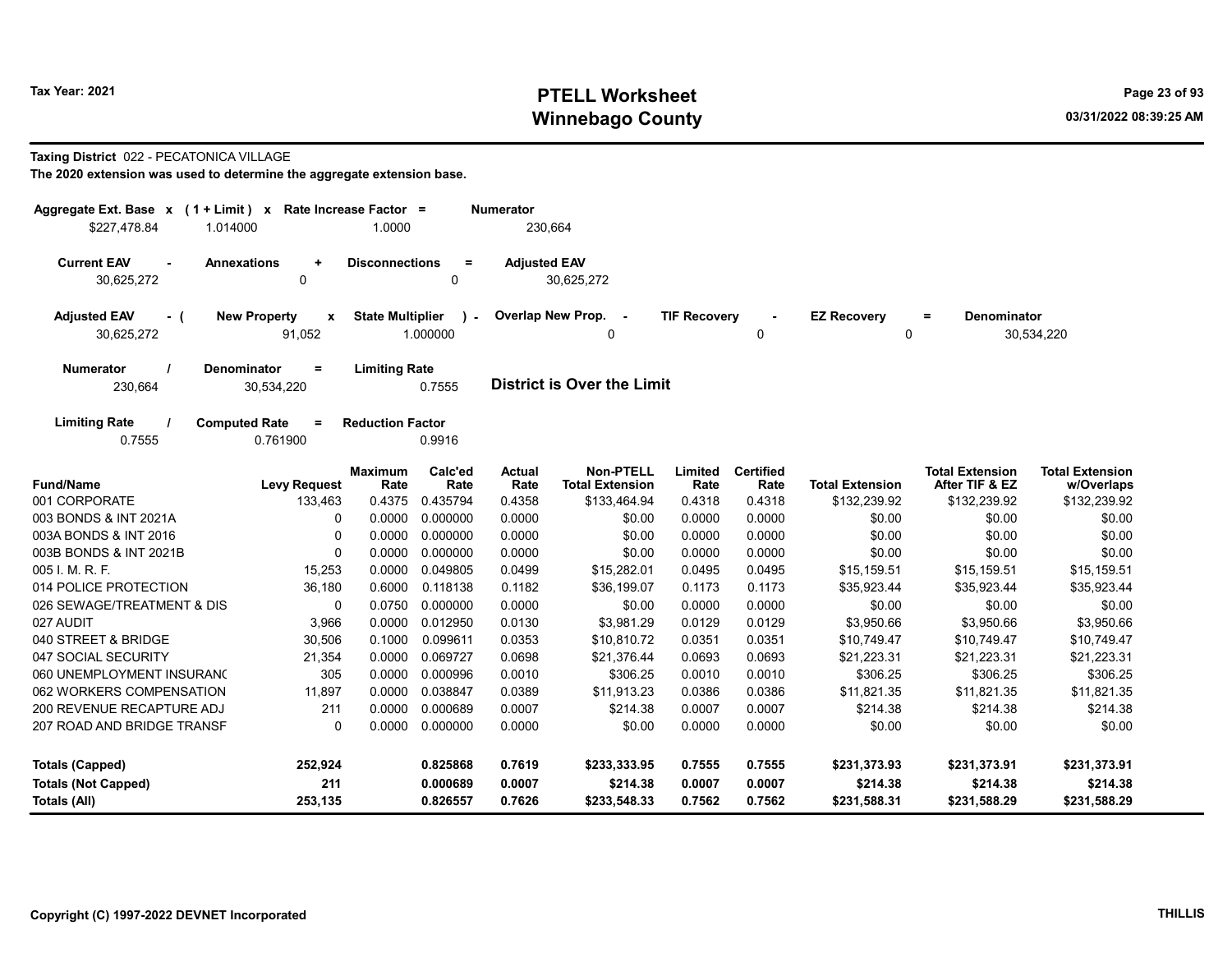**Tax Year: 2021**

# PTELL Worksheet
# Winnebago County

03/31/2022 08:39:25 AM

**Taxing District** 022 - PECATONICA VILLAGE

**The 2020 extension was used to determine the aggregate extension base.**

| Aggregate Ext. Base x | ( 1 + Limit ) x | Rate Increase Factor = | Numerator |
|---|---|---|---|
| $227,478.84 | 1.014000 | 1.0000 | 230,664 |

| Current EAV - | Annexations + | Disconnections = | Adjusted EAV |
|---|---|---|---|
| 30,625,272 | 0 | 0 | 30,625,272 |

| Adjusted EAV - ( | New Property x | State Multiplier ) - | Overlap New Prop. - | TIF Recovery - | EZ Recovery = | Denominator |
|---|---|---|---|---|---|---|
| 30,625,272 | 91,052 | 1.000000 | 0 | 0 | 0 | 30,534,220 |

| Numerator / | Denominator = | Limiting Rate |
|---|---|---|
| 230,664 | 30,534,220 | 0.7555 |

**District is Over the Limit**

| Limiting Rate / | Computed Rate = | Reduction Factor |
|---|---|---|
| 0.7555 | 0.761900 | 0.9916 |

| Fund/Name | Levy Request | Maximum Rate | Calc'ed Rate | Actual Rate | Non-PTELL Total Extension | Limited Rate | Certified Rate | Total Extension | Total Extension After TIF & EZ | Total Extension w/Overlaps |
|---|---|---|---|---|---|---|---|---|---|---|
| 001 CORPORATE | 133,463 | 0.4375 | 0.435794 | 0.4358 | $133,464.94 | 0.4318 | 0.4318 | $132,239.92 | $132,239.92 | $132,239.92 |
| 003 BONDS & INT 2021A | 0 | 0.0000 | 0.000000 | 0.0000 | $0.00 | 0.0000 | 0.0000 | $0.00 | $0.00 | $0.00 |
| 003A BONDS & INT 2016 | 0 | 0.0000 | 0.000000 | 0.0000 | $0.00 | 0.0000 | 0.0000 | $0.00 | $0.00 | $0.00 |
| 003B BONDS & INT 2021B | 0 | 0.0000 | 0.000000 | 0.0000 | $0.00 | 0.0000 | 0.0000 | $0.00 | $0.00 | $0.00 |
| 005 I. M. R. F. | 15,253 | 0.0000 | 0.049805 | 0.0499 | $15,282.01 | 0.0495 | 0.0495 | $15,159.51 | $15,159.51 | $15,159.51 |
| 014 POLICE PROTECTION | 36,180 | 0.6000 | 0.118138 | 0.1182 | $36,199.07 | 0.1173 | 0.1173 | $35,923.44 | $35,923.44 | $35,923.44 |
| 026 SEWAGE/TREATMENT & DIS | 0 | 0.0750 | 0.000000 | 0.0000 | $0.00 | 0.0000 | 0.0000 | $0.00 | $0.00 | $0.00 |
| 027 AUDIT | 3,966 | 0.0000 | 0.012950 | 0.0130 | $3,981.29 | 0.0129 | 0.0129 | $3,950.66 | $3,950.66 | $3,950.66 |
| 040 STREET & BRIDGE | 30,506 | 0.1000 | 0.099611 | 0.0353 | $10,810.72 | 0.0351 | 0.0351 | $10,749.47 | $10,749.47 | $10,749.47 |
| 047 SOCIAL SECURITY | 21,354 | 0.0000 | 0.069727 | 0.0698 | $21,376.44 | 0.0693 | 0.0693 | $21,223.31 | $21,223.31 | $21,223.31 |
| 060 UNEMPLOYMENT INSURANC | 305 | 0.0000 | 0.000996 | 0.0010 | $306.25 | 0.0010 | 0.0010 | $306.25 | $306.25 | $306.25 |
| 062 WORKERS COMPENSATION | 11,897 | 0.0000 | 0.038847 | 0.0389 | $11,913.23 | 0.0386 | 0.0386 | $11,821.35 | $11,821.35 | $11,821.35 |
| 200 REVENUE RECAPTURE ADJ | 211 | 0.0000 | 0.000689 | 0.0007 | $214.38 | 0.0007 | 0.0007 | $214.38 | $214.38 | $214.38 |
| 207 ROAD AND BRIDGE TRANSF | 0 | 0.0000 | 0.000000 | 0.0000 | $0.00 | 0.0000 | 0.0000 | $0.00 | $0.00 | $0.00 |
| **Totals (Capped)** | **252,924** | | **0.825868** | **0.7619** | **$233,333.95** | **0.7555** | **0.7555** | **$231,373.93** | **$231,373.91** | **$231,373.91** |
| **Totals (Not Capped)** | **211** | | **0.000689** | **0.0007** | **$214.38** | **0.0007** | **0.0007** | **$214.38** | **$214.38** | **$214.38** |
| **Totals (All)** | **253,135** | | **0.826557** | **0.7626** | **$233,548.33** | **0.7562** | **0.7562** | **$231,588.31** | **$231,588.29** | **$231,588.29** |

Copyright (C) 1997-2022 DEVNET Incorporated

THILLIS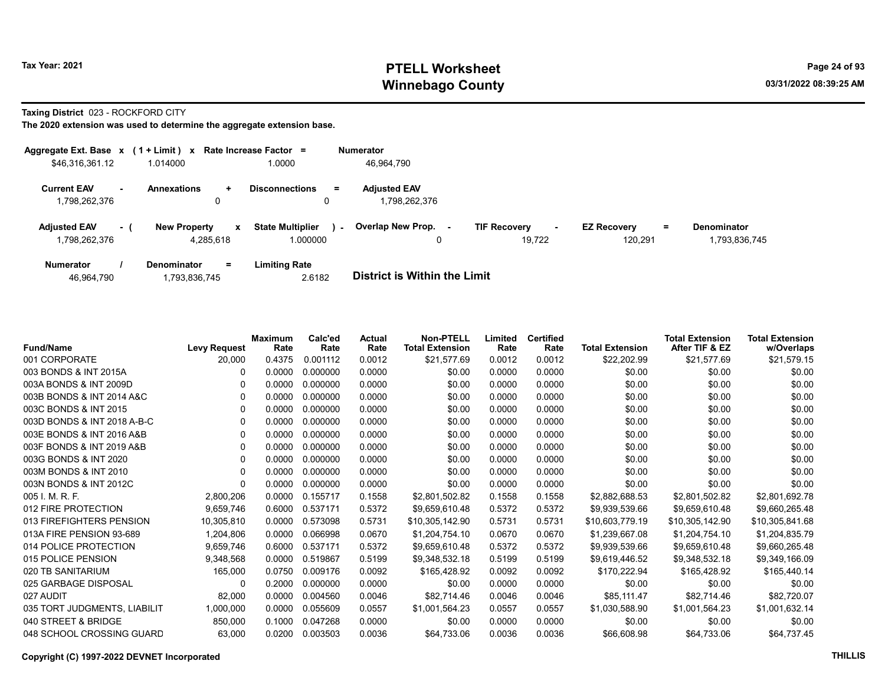# PTELL Worksheet
# Winnebago County

Tax Year: 2021

03/31/2022 08:39:25 AM

**Taxing District** 023 - ROCKFORD CITY

**The 2020 extension was used to determine the aggregate extension base.**

| Aggregate Ext. Base x | (1 + Limit) x | Rate Increase Factor = | Numerator |
|---|---|---|---|
| $46,316,361.12 | 1.014000 | 1.0000 | 46,964,790 |

| Current EAV - | Annexations + | Disconnections = | Adjusted EAV |
|---|---|---|---|
| 1,798,262,376 | 0 | 0 | 1,798,262,376 |

| Adjusted EAV - ( | New Property x | State Multiplier ) - | Overlap New Prop. - | TIF Recovery - | EZ Recovery = | Denominator |
|---|---|---|---|---|---|---|
| 1,798,262,376 | 4,285,618 | 1.000000 | 0 | 19,722 | 120,291 | 1,793,836,745 |

| Numerator / | Denominator = | Limiting Rate |
|---|---|---|
| 46,964,790 | 1,793,836,745 | 2.6182 |

**District is Within the Limit**

| Fund/Name | Levy Request | Maximum Rate | Calc'ed Rate | Actual Rate | Non-PTELL Total Extension | Limited Rate | Certified Rate | Total Extension | Total Extension After TIF & EZ | Total Extension w/Overlaps |
|---|---|---|---|---|---|---|---|---|---|---|
| 001 CORPORATE | 20,000 | 0.4375 | 0.001112 | 0.0012 | $21,577.69 | 0.0012 | 0.0012 | $22,202.99 | $21,577.69 | $21,579.15 |
| 003 BONDS & INT 2015A | 0 | 0.0000 | 0.000000 | 0.0000 | $0.00 | 0.0000 | 0.0000 | $0.00 | $0.00 | $0.00 |
| 003A BONDS & INT 2009D | 0 | 0.0000 | 0.000000 | 0.0000 | $0.00 | 0.0000 | 0.0000 | $0.00 | $0.00 | $0.00 |
| 003B BONDS & INT 2014 A&C | 0 | 0.0000 | 0.000000 | 0.0000 | $0.00 | 0.0000 | 0.0000 | $0.00 | $0.00 | $0.00 |
| 003C BONDS & INT 2015 | 0 | 0.0000 | 0.000000 | 0.0000 | $0.00 | 0.0000 | 0.0000 | $0.00 | $0.00 | $0.00 |
| 003D BONDS & INT 2018 A-B-C | 0 | 0.0000 | 0.000000 | 0.0000 | $0.00 | 0.0000 | 0.0000 | $0.00 | $0.00 | $0.00 |
| 003E BONDS & INT 2016 A&B | 0 | 0.0000 | 0.000000 | 0.0000 | $0.00 | 0.0000 | 0.0000 | $0.00 | $0.00 | $0.00 |
| 003F BONDS & INT 2019 A&B | 0 | 0.0000 | 0.000000 | 0.0000 | $0.00 | 0.0000 | 0.0000 | $0.00 | $0.00 | $0.00 |
| 003G BONDS & INT 2020 | 0 | 0.0000 | 0.000000 | 0.0000 | $0.00 | 0.0000 | 0.0000 | $0.00 | $0.00 | $0.00 |
| 003M BONDS & INT 2010 | 0 | 0.0000 | 0.000000 | 0.0000 | $0.00 | 0.0000 | 0.0000 | $0.00 | $0.00 | $0.00 |
| 003N BONDS & INT 2012C | 0 | 0.0000 | 0.000000 | 0.0000 | $0.00 | 0.0000 | 0.0000 | $0.00 | $0.00 | $0.00 |
| 005 I. M. R. F. | 2,800,206 | 0.0000 | 0.155717 | 0.1558 | $2,801,502.82 | 0.1558 | 0.1558 | $2,882,688.53 | $2,801,502.82 | $2,801,692.78 |
| 012 FIRE PROTECTION | 9,659,746 | 0.6000 | 0.537171 | 0.5372 | $9,659,610.48 | 0.5372 | 0.5372 | $9,939,539.66 | $9,659,610.48 | $9,660,265.48 |
| 013 FIREFIGHTERS PENSION | 10,305,810 | 0.0000 | 0.573098 | 0.5731 | $10,305,142.90 | 0.5731 | 0.5731 | $10,603,779.19 | $10,305,142.90 | $10,305,841.68 |
| 013A FIRE PENSION 93-689 | 1,204,806 | 0.0000 | 0.066998 | 0.0670 | $1,204,754.10 | 0.0670 | 0.0670 | $1,239,667.08 | $1,204,754.10 | $1,204,835.79 |
| 014 POLICE PROTECTION | 9,659,746 | 0.6000 | 0.537171 | 0.5372 | $9,659,610.48 | 0.5372 | 0.5372 | $9,939,539.66 | $9,659,610.48 | $9,660,265.48 |
| 015 POLICE PENSION | 9,348,568 | 0.0000 | 0.519867 | 0.5199 | $9,348,532.18 | 0.5199 | 0.5199 | $9,619,446.52 | $9,348,532.18 | $9,349,166.09 |
| 020 TB SANITARIUM | 165,000 | 0.0750 | 0.009176 | 0.0092 | $165,428.92 | 0.0092 | 0.0092 | $170,222.94 | $165,428.92 | $165,440.14 |
| 025 GARBAGE DISPOSAL | 0 | 0.2000 | 0.000000 | 0.0000 | $0.00 | 0.0000 | 0.0000 | $0.00 | $0.00 | $0.00 |
| 027 AUDIT | 82,000 | 0.0000 | 0.004560 | 0.0046 | $82,714.46 | 0.0046 | 0.0046 | $85,111.47 | $82,714.46 | $82,720.07 |
| 035 TORT JUDGMENTS, LIABILIT | 1,000,000 | 0.0000 | 0.055609 | 0.0557 | $1,001,564.23 | 0.0557 | 0.0557 | $1,030,588.90 | $1,001,564.23 | $1,001,632.14 |
| 040 STREET & BRIDGE | 850,000 | 0.1000 | 0.047268 | 0.0000 | $0.00 | 0.0000 | 0.0000 | $0.00 | $0.00 | $0.00 |
| 048 SCHOOL CROSSING GUARD | 63,000 | 0.0200 | 0.003503 | 0.0036 | $64,733.06 | 0.0036 | 0.0036 | $66,608.98 | $64,733.06 | $64,737.45 |

Copyright (C) 1997-2022 DEVNET Incorporated

THILLIS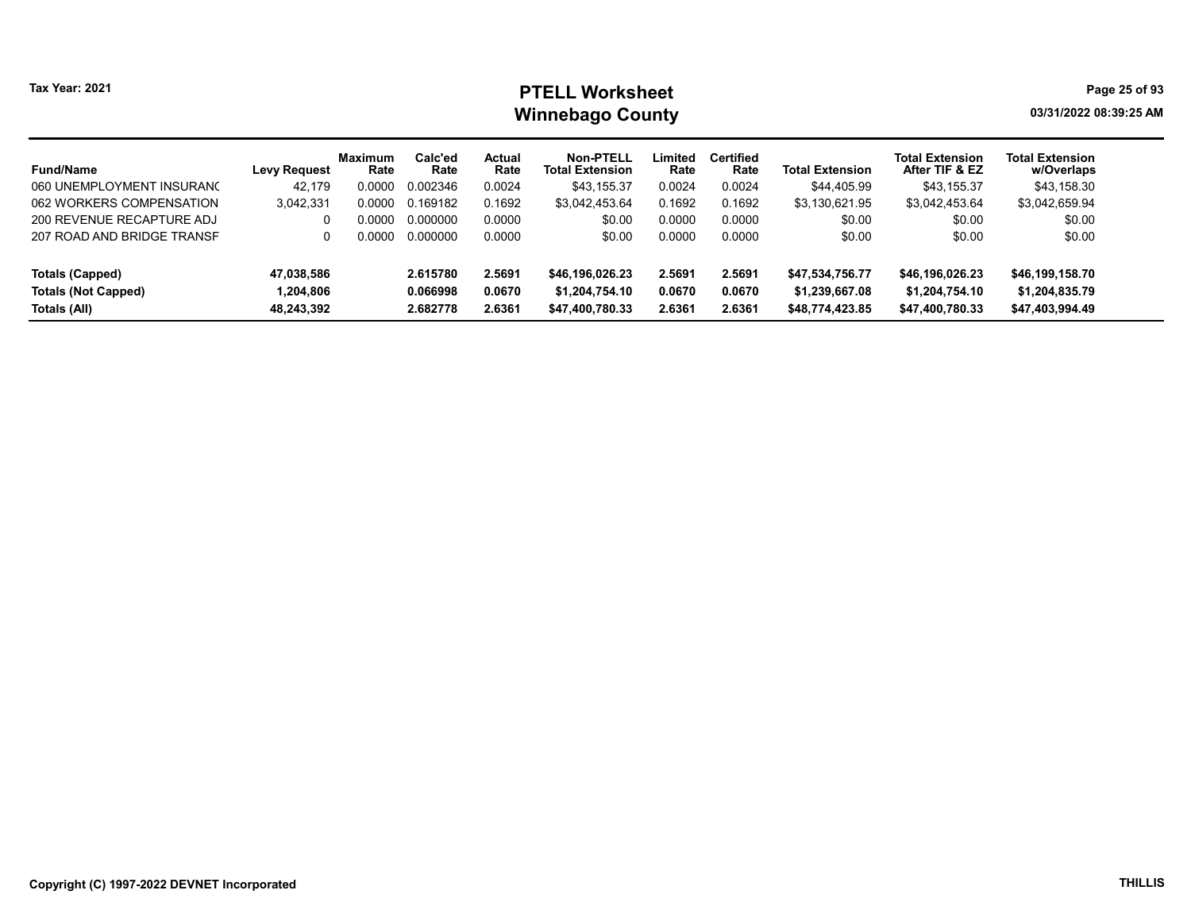Tax Year: 2021

# PTELL Worksheet
## Winnebago County

03/31/2022 08:39:25 AM

| Fund/Name | Levy Request | Maximum Rate | Calc'ed Rate | Actual Rate | Non-PTELL Total Extension | Limited Rate | Certified Rate | Total Extension | Total Extension After TIF & EZ | Total Extension w/Overlaps |
|---|---|---|---|---|---|---|---|---|---|---|
| 060 UNEMPLOYMENT INSURANC | 42,179 | 0.0000 | 0.002346 | 0.0024 | $43,155.37 | 0.0024 | 0.0024 | $44,405.99 | $43,155.37 | $43,158.30 |
| 062 WORKERS COMPENSATION | 3,042,331 | 0.0000 | 0.169182 | 0.1692 | $3,042,453.64 | 0.1692 | 0.1692 | $3,130,621.95 | $3,042,453.64 | $3,042,659.94 |
| 200 REVENUE RECAPTURE ADJ | 0 | 0.0000 | 0.000000 | 0.0000 | $0.00 | 0.0000 | 0.0000 | $0.00 | $0.00 | $0.00 |
| 207 ROAD AND BRIDGE TRANSF | 0 | 0.0000 | 0.000000 | 0.0000 | $0.00 | 0.0000 | 0.0000 | $0.00 | $0.00 | $0.00 |
| **Totals (Capped)** | **47,038,586** | | **2.615780** | **2.5691** | **$46,196,026.23** | **2.5691** | **2.5691** | **$47,534,756.77** | **$46,196,026.23** | **$46,199,158.70** |
| **Totals (Not Capped)** | **1,204,806** | | **0.066998** | **0.0670** | **$1,204,754.10** | **0.0670** | **0.0670** | **$1,239,667.08** | **$1,204,754.10** | **$1,204,835.79** |
| **Totals (All)** | **48,243,392** | | **2.682778** | **2.6361** | **$47,400,780.33** | **2.6361** | **2.6361** | **$48,774,423.85** | **$47,400,780.33** | **$47,403,994.49** |

**Copyright (C) 1997-2022 DEVNET Incorporated**

**THILLIS**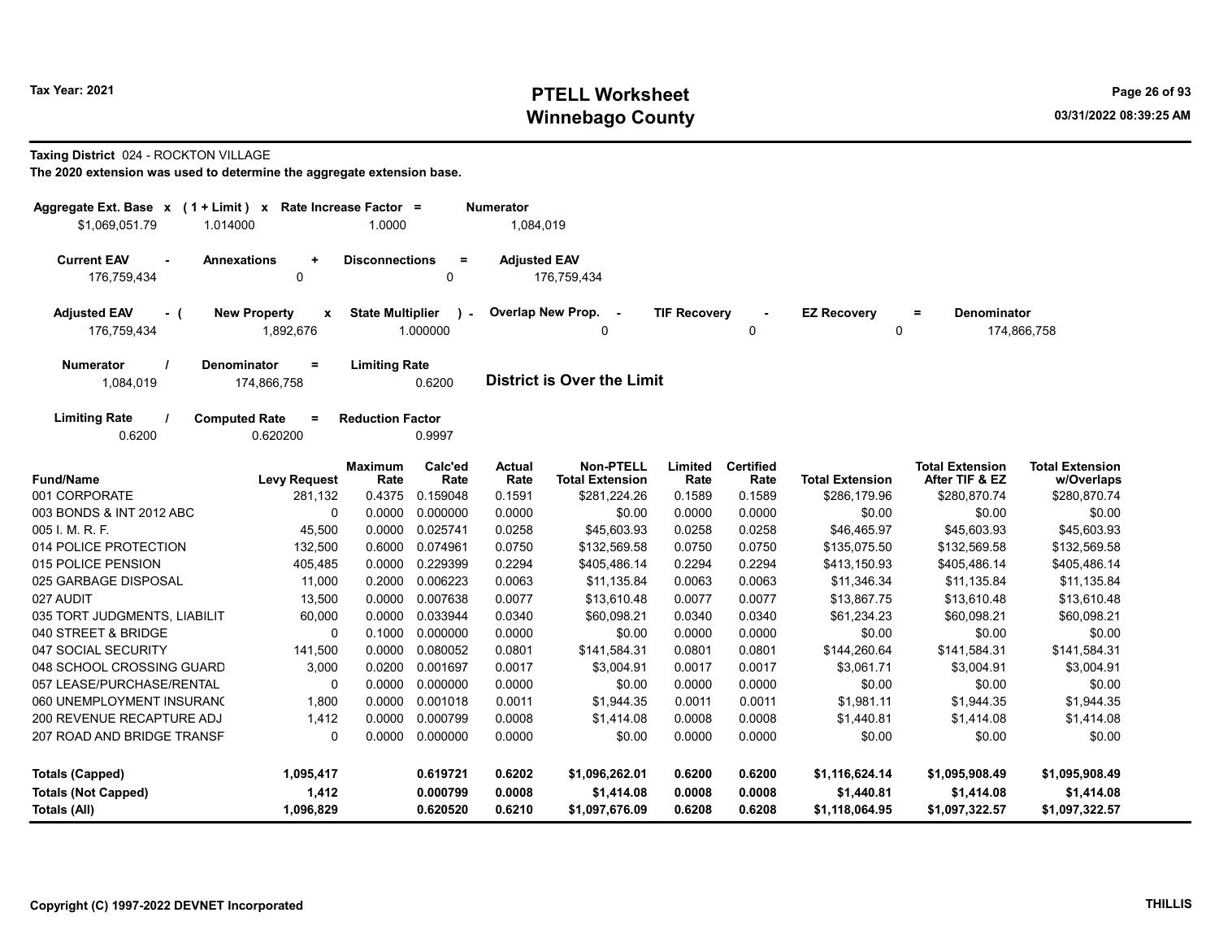# PTELL Worksheet
# Winnebago County

Tax Year: 2021

03/31/2022 08:39:25 AM

**Taxing District** 024 - ROCKTON VILLAGE

**The 2020 extension was used to determine the aggregate extension base.**

| Aggregate Ext. Base x | (1 + Limit) x | Rate Increase Factor = | Numerator |
|---|---|---|---|
| $1,069,051.79 | 1.014000 | 1.0000 | 1,084,019 |

| Current EAV - | Annexations + | Disconnections = | Adjusted EAV |
|---|---|---|---|
| 176,759,434 | 0 | 0 | 176,759,434 |

| Adjusted EAV - ( | New Property x | State Multiplier ) - | Overlap New Prop. - | TIF Recovery - | EZ Recovery = | Denominator |
|---|---|---|---|---|---|---|
| 176,759,434 | 1,892,676 | 1.000000 | 0 | 0 | 0 | 174,866,758 |

| Numerator / | Denominator = | Limiting Rate |
|---|---|---|
| 1,084,019 | 174,866,758 | 0.6200 |

**District is Over the Limit**

| Limiting Rate / | Computed Rate = | Reduction Factor |
|---|---|---|
| 0.6200 | 0.620200 | 0.9997 |

| Fund/Name | Levy Request | Maximum Rate | Calc'ed Rate | Actual Rate | Non-PTELL Total Extension | Limited Rate | Certified Rate | Total Extension | Total Extension After TIF & EZ | Total Extension w/Overlaps |
|---|---|---|---|---|---|---|---|---|---|---|
| 001 CORPORATE | 281,132 | 0.4375 | 0.159048 | 0.1591 | $281,224.26 | 0.1589 | 0.1589 | $286,179.96 | $280,870.74 | $280,870.74 |
| 003 BONDS & INT 2012 ABC | 0 | 0.0000 | 0.000000 | 0.0000 | $0.00 | 0.0000 | 0.0000 | $0.00 | $0.00 | $0.00 |
| 005 I. M. R. F. | 45,500 | 0.0000 | 0.025741 | 0.0258 | $45,603.93 | 0.0258 | 0.0258 | $46,465.97 | $45,603.93 | $45,603.93 |
| 014 POLICE PROTECTION | 132,500 | 0.6000 | 0.074961 | 0.0750 | $132,569.58 | 0.0750 | 0.0750 | $135,075.50 | $132,569.58 | $132,569.58 |
| 015 POLICE PENSION | 405,485 | 0.0000 | 0.229399 | 0.2294 | $405,486.14 | 0.2294 | 0.2294 | $413,150.93 | $405,486.14 | $405,486.14 |
| 025 GARBAGE DISPOSAL | 11,000 | 0.2000 | 0.006223 | 0.0063 | $11,135.84 | 0.0063 | 0.0063 | $11,346.34 | $11,135.84 | $11,135.84 |
| 027 AUDIT | 13,500 | 0.0000 | 0.007638 | 0.0077 | $13,610.48 | 0.0077 | 0.0077 | $13,867.75 | $13,610.48 | $13,610.48 |
| 035 TORT JUDGMENTS, LIABILIT | 60,000 | 0.0000 | 0.033944 | 0.0340 | $60,098.21 | 0.0340 | 0.0340 | $61,234.23 | $60,098.21 | $60,098.21 |
| 040 STREET & BRIDGE | 0 | 0.1000 | 0.000000 | 0.0000 | $0.00 | 0.0000 | 0.0000 | $0.00 | $0.00 | $0.00 |
| 047 SOCIAL SECURITY | 141,500 | 0.0000 | 0.080052 | 0.0801 | $141,584.31 | 0.0801 | 0.0801 | $144,260.64 | $141,584.31 | $141,584.31 |
| 048 SCHOOL CROSSING GUARD | 3,000 | 0.0200 | 0.001697 | 0.0017 | $3,004.91 | 0.0017 | 0.0017 | $3,061.71 | $3,004.91 | $3,004.91 |
| 057 LEASE/PURCHASE/RENTAL | 0 | 0.0000 | 0.000000 | 0.0000 | $0.00 | 0.0000 | 0.0000 | $0.00 | $0.00 | $0.00 |
| 060 UNEMPLOYMENT INSURANC | 1,800 | 0.0000 | 0.001018 | 0.0011 | $1,944.35 | 0.0011 | 0.0011 | $1,981.11 | $1,944.35 | $1,944.35 |
| 200 REVENUE RECAPTURE ADJ | 1,412 | 0.0000 | 0.000799 | 0.0008 | $1,414.08 | 0.0008 | 0.0008 | $1,440.81 | $1,414.08 | $1,414.08 |
| 207 ROAD AND BRIDGE TRANSF | 0 | 0.0000 | 0.000000 | 0.0000 | $0.00 | 0.0000 | 0.0000 | $0.00 | $0.00 | $0.00 |
| **Totals (Capped)** | **1,095,417** | | **0.619721** | **0.6202** | **$1,096,262.01** | **0.6200** | **0.6200** | **$1,116,624.14** | **$1,095,908.49** | **$1,095,908.49** |
| **Totals (Not Capped)** | **1,412** | | **0.000799** | **0.0008** | **$1,414.08** | **0.0008** | **0.0008** | **$1,440.81** | **$1,414.08** | **$1,414.08** |
| **Totals (All)** | **1,096,829** | | **0.620520** | **0.6210** | **$1,097,676.09** | **0.6208** | **0.6208** | **$1,118,064.95** | **$1,097,322.57** | **$1,097,322.57** |

Copyright (C) 1997-2022 DEVNET Incorporated

THILLIS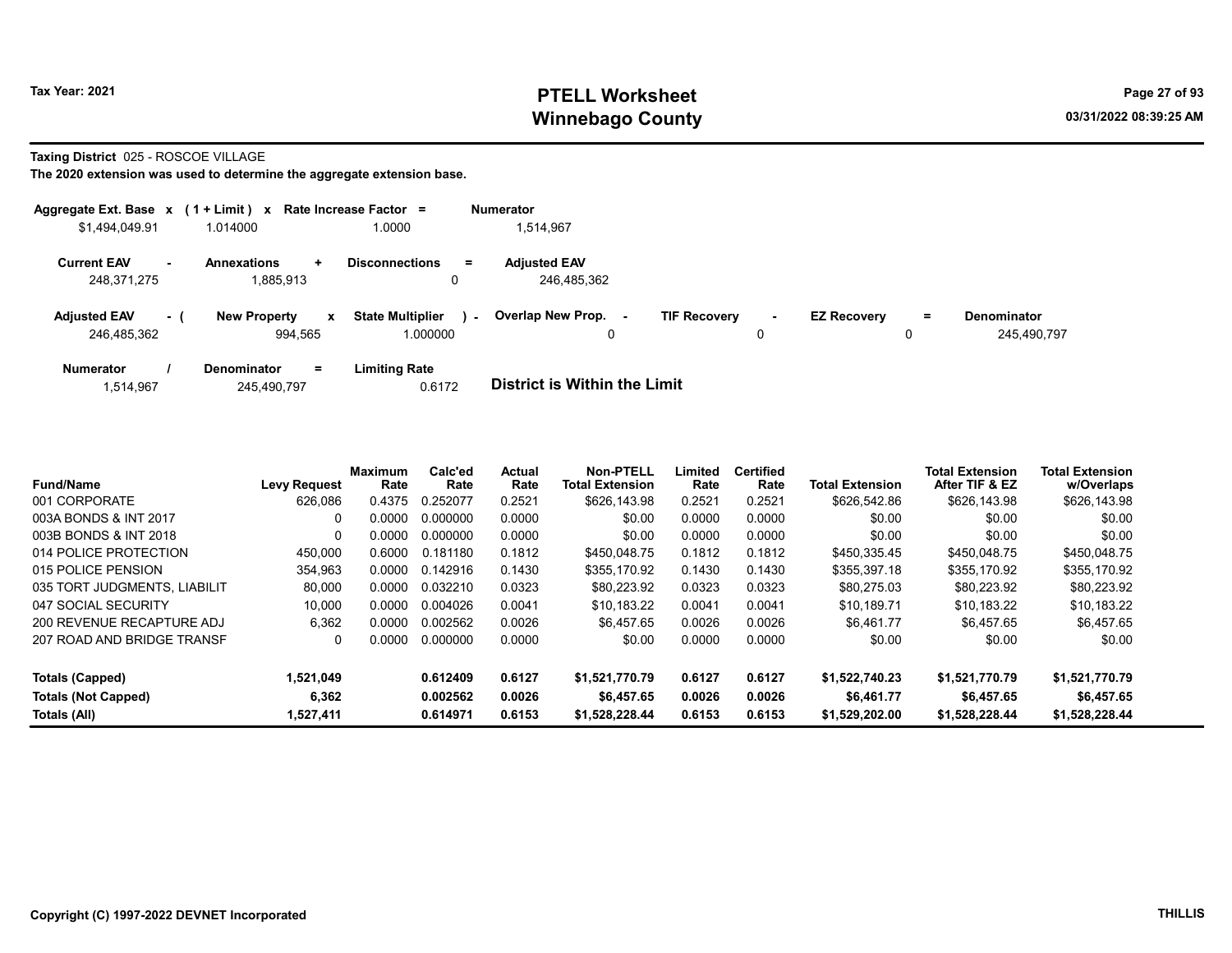# PTELL Worksheet
# Winnebago County

Tax Year: 2021

03/31/2022 08:39:25 AM

**Taxing District** 025 - ROSCOE VILLAGE

**The 2020 extension was used to determine the aggregate extension base.**

| Aggregate Ext. Base x | (1 + Limit) x | Rate Increase Factor = | Numerator |
|---|---|---|---|
| $1,494,049.91 | 1.014000 | 1.0000 | 1,514,967 |

| Current EAV - | Annexations + | Disconnections = | Adjusted EAV |
|---|---|---|---|
| 248,371,275 | 1,885,913 | 0 | 246,485,362 |

| Adjusted EAV - ( | New Property x | State Multiplier ) - | Overlap New Prop. - | TIF Recovery - | EZ Recovery = | Denominator |
|---|---|---|---|---|---|---|
| 246,485,362 | 994,565 | 1.000000 | 0 | 0 | 0 | 245,490,797 |

| Numerator / | Denominator = | Limiting Rate |
|---|---|---|
| 1,514,967 | 245,490,797 | 0.6172 |

**District is Within the Limit**

| Fund/Name | Levy Request | Maximum Rate | Calc'ed Rate | Actual Rate | Non-PTELL Total Extension | Limited Rate | Certified Rate | Total Extension | Total Extension After TIF & EZ | Total Extension w/Overlaps |
|---|---|---|---|---|---|---|---|---|---|---|
| 001 CORPORATE | 626,086 | 0.4375 | 0.252077 | 0.2521 | $626,143.98 | 0.2521 | 0.2521 | $626,542.86 | $626,143.98 | $626,143.98 |
| 003A BONDS & INT 2017 | 0 | 0.0000 | 0.000000 | 0.0000 | $0.00 | 0.0000 | 0.0000 | $0.00 | $0.00 | $0.00 |
| 003B BONDS & INT 2018 | 0 | 0.0000 | 0.000000 | 0.0000 | $0.00 | 0.0000 | 0.0000 | $0.00 | $0.00 | $0.00 |
| 014 POLICE PROTECTION | 450,000 | 0.6000 | 0.181180 | 0.1812 | $450,048.75 | 0.1812 | 0.1812 | $450,335.45 | $450,048.75 | $450,048.75 |
| 015 POLICE PENSION | 354,963 | 0.0000 | 0.142916 | 0.1430 | $355,170.92 | 0.1430 | 0.1430 | $355,397.18 | $355,170.92 | $355,170.92 |
| 035 TORT JUDGMENTS, LIABILIT | 80,000 | 0.0000 | 0.032210 | 0.0323 | $80,223.92 | 0.0323 | 0.0323 | $80,275.03 | $80,223.92 | $80,223.92 |
| 047 SOCIAL SECURITY | 10,000 | 0.0000 | 0.004026 | 0.0041 | $10,183.22 | 0.0041 | 0.0041 | $10,189.71 | $10,183.22 | $10,183.22 |
| 200 REVENUE RECAPTURE ADJ | 6,362 | 0.0000 | 0.002562 | 0.0026 | $6,457.65 | 0.0026 | 0.0026 | $6,461.77 | $6,457.65 | $6,457.65 |
| 207 ROAD AND BRIDGE TRANSF | 0 | 0.0000 | 0.000000 | 0.0000 | $0.00 | 0.0000 | 0.0000 | $0.00 | $0.00 | $0.00 |
| **Totals (Capped)** | **1,521,049** | | **0.612409** | **0.6127** | **$1,521,770.79** | **0.6127** | **0.6127** | **$1,522,740.23** | **$1,521,770.79** | **$1,521,770.79** |
| **Totals (Not Capped)** | **6,362** | | **0.002562** | **0.0026** | **$6,457.65** | **0.0026** | **0.0026** | **$6,461.77** | **$6,457.65** | **$6,457.65** |
| **Totals (All)** | **1,527,411** | | **0.614971** | **0.6153** | **$1,528,228.44** | **0.6153** | **0.6153** | **$1,529,202.00** | **$1,528,228.44** | **$1,528,228.44** |

Copyright (C) 1997-2022 DEVNET Incorporated THILLIS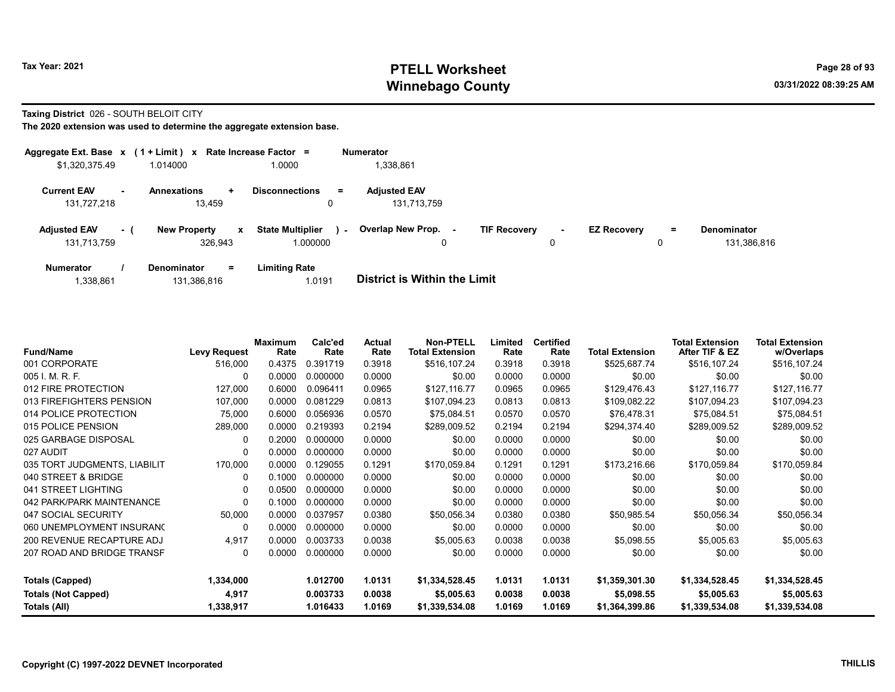# PTELL Worksheet
# Winnebago County

Tax Year: 2021

03/31/2022 08:39:25 AM

**Taxing District** 026 - SOUTH BELOIT CITY

**The 2020 extension was used to determine the aggregate extension base.**

| Aggregate Ext. Base | x | (1 + Limit) | x | Rate Increase Factor | = | Numerator |
|---|---|---|---|---|---|---|
| $1,320,375.49 | | 1.014000 | | 1.0000 | | 1,338,861 |

| Current EAV | - | Annexations | + | Disconnections | = | Adjusted EAV |
|---|---|---|---|---|---|---|
| 131,727,218 | | 13,459 | | 0 | | 131,713,759 |

| Adjusted EAV | - ( | New Property | x | State Multiplier | ) - | Overlap New Prop. | - | TIF Recovery | - | EZ Recovery | = | Denominator |
|---|---|---|---|---|---|---|---|---|---|---|---|---|
| 131,713,759 | | 326,943 | | 1.000000 | | 0 | | 0 | | 0 | | 131,386,816 |

| Numerator | / | Denominator | = | Limiting Rate |
|---|---|---|---|---|
| 1,338,861 | | 131,386,816 | | 1.0191 |

**District is Within the Limit**

| Fund/Name | Levy Request | Maximum Rate | Calc'ed Rate | Actual Rate | Non-PTELL Total Extension | Limited Rate | Certified Rate | Total Extension | Total Extension After TIF & EZ | Total Extension w/Overlaps |
|---|---|---|---|---|---|---|---|---|---|---|
| 001 CORPORATE | 516,000 | 0.4375 | 0.391719 | 0.3918 | $516,107.24 | 0.3918 | 0.3918 | $525,687.74 | $516,107.24 | $516,107.24 |
| 005 I. M. R. F. | 0 | 0.0000 | 0.000000 | 0.0000 | $0.00 | 0.0000 | 0.0000 | $0.00 | $0.00 | $0.00 |
| 012 FIRE PROTECTION | 127,000 | 0.6000 | 0.096411 | 0.0965 | $127,116.77 | 0.0965 | 0.0965 | $129,476.43 | $127,116.77 | $127,116.77 |
| 013 FIREFIGHTERS PENSION | 107,000 | 0.0000 | 0.081229 | 0.0813 | $107,094.23 | 0.0813 | 0.0813 | $109,082.22 | $107,094.23 | $107,094.23 |
| 014 POLICE PROTECTION | 75,000 | 0.6000 | 0.056936 | 0.0570 | $75,084.51 | 0.0570 | 0.0570 | $76,478.31 | $75,084.51 | $75,084.51 |
| 015 POLICE PENSION | 289,000 | 0.0000 | 0.219393 | 0.2194 | $289,009.52 | 0.2194 | 0.2194 | $294,374.40 | $289,009.52 | $289,009.52 |
| 025 GARBAGE DISPOSAL | 0 | 0.2000 | 0.000000 | 0.0000 | $0.00 | 0.0000 | 0.0000 | $0.00 | $0.00 | $0.00 |
| 027 AUDIT | 0 | 0.0000 | 0.000000 | 0.0000 | $0.00 | 0.0000 | 0.0000 | $0.00 | $0.00 | $0.00 |
| 035 TORT JUDGMENTS, LIABILIT | 170,000 | 0.0000 | 0.129055 | 0.1291 | $170,059.84 | 0.1291 | 0.1291 | $173,216.66 | $170,059.84 | $170,059.84 |
| 040 STREET & BRIDGE | 0 | 0.1000 | 0.000000 | 0.0000 | $0.00 | 0.0000 | 0.0000 | $0.00 | $0.00 | $0.00 |
| 041 STREET LIGHTING | 0 | 0.0500 | 0.000000 | 0.0000 | $0.00 | 0.0000 | 0.0000 | $0.00 | $0.00 | $0.00 |
| 042 PARK/PARK MAINTENANCE | 0 | 0.1000 | 0.000000 | 0.0000 | $0.00 | 0.0000 | 0.0000 | $0.00 | $0.00 | $0.00 |
| 047 SOCIAL SECURITY | 50,000 | 0.0000 | 0.037957 | 0.0380 | $50,056.34 | 0.0380 | 0.0380 | $50,985.54 | $50,056.34 | $50,056.34 |
| 060 UNEMPLOYMENT INSURANC | 0 | 0.0000 | 0.000000 | 0.0000 | $0.00 | 0.0000 | 0.0000 | $0.00 | $0.00 | $0.00 |
| 200 REVENUE RECAPTURE ADJ | 4,917 | 0.0000 | 0.003733 | 0.0038 | $5,005.63 | 0.0038 | 0.0038 | $5,098.55 | $5,005.63 | $5,005.63 |
| 207 ROAD AND BRIDGE TRANSF | 0 | 0.0000 | 0.000000 | 0.0000 | $0.00 | 0.0000 | 0.0000 | $0.00 | $0.00 | $0.00 |
| **Totals (Capped)** | **1,334,000** | | **1.012700** | **1.0131** | **$1,334,528.45** | **1.0131** | **1.0131** | **$1,359,301.30** | **$1,334,528.45** | **$1,334,528.45** |
| **Totals (Not Capped)** | **4,917** | | **0.003733** | **0.0038** | **$5,005.63** | **0.0038** | **0.0038** | **$5,098.55** | **$5,005.63** | **$5,005.63** |
| **Totals (All)** | **1,338,917** | | **1.016433** | **1.0169** | **$1,339,534.08** | **1.0169** | **1.0169** | **$1,364,399.86** | **$1,339,534.08** | **$1,339,534.08** |

Copyright (C) 1997-2022 DEVNET Incorporated

THILLIS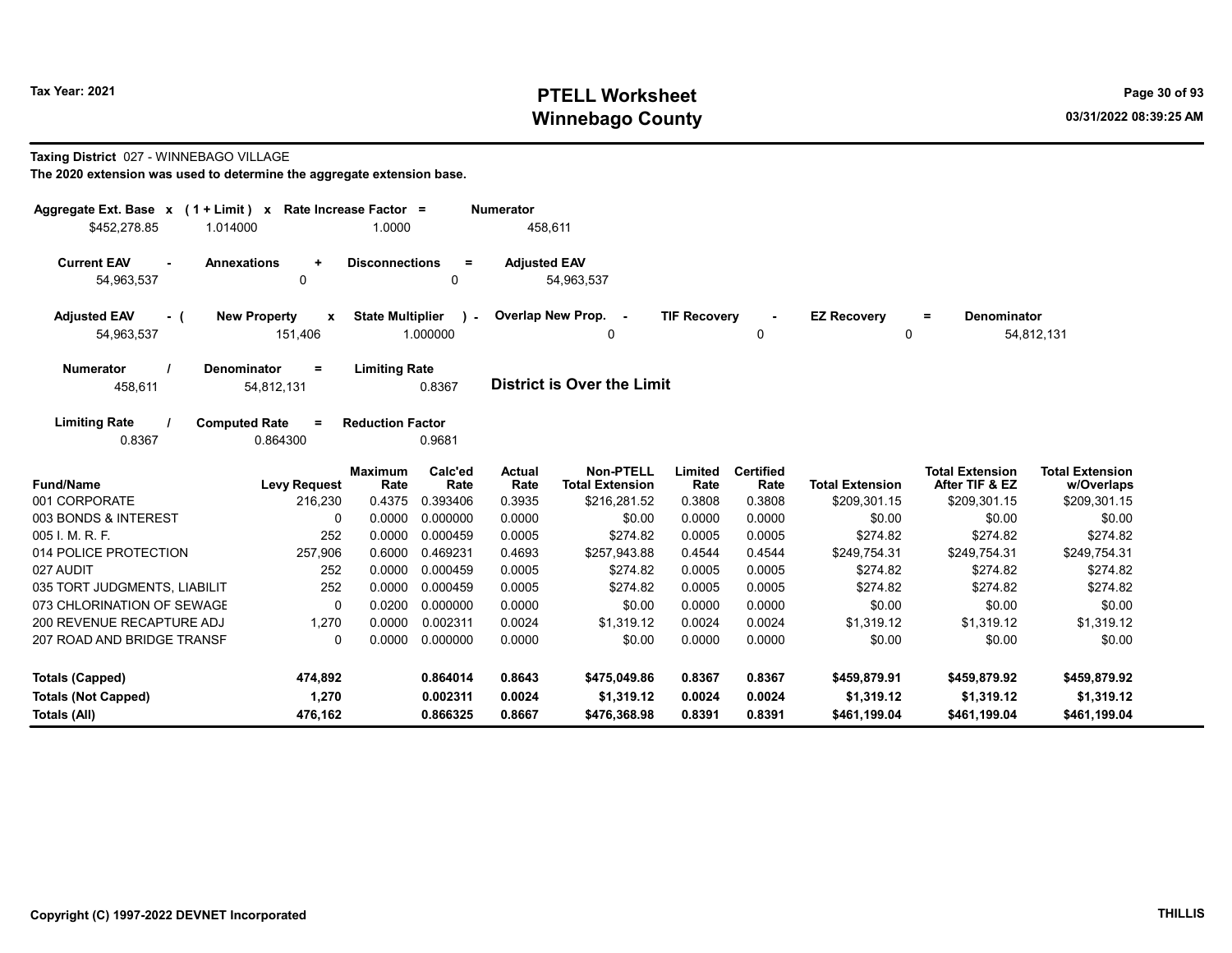**Tax Year: 2021**

# PTELL Worksheet
# Winnebago County

03/31/2022 08:39:25 AM

**Taxing District** 027 - WINNEBAGO VILLAGE

**The 2020 extension was used to determine the aggregate extension base.**

| Aggregate Ext. Base | x | (1 + Limit) | x | Rate Increase Factor | = | Numerator |
|---|---|---|---|---|---|---|
| $452,278.85 | | 1.014000 | | 1.0000 | | 458,611 |

| Current EAV | - | Annexations | + | Disconnections | = | Adjusted EAV |
|---|---|---|---|---|---|---|
| 54,963,537 | | 0 | | 0 | | 54,963,537 |

| Adjusted EAV | - ( | New Property | x | State Multiplier | ) - | Overlap New Prop. | - | TIF Recovery | - | EZ Recovery | = | Denominator |
|---|---|---|---|---|---|---|---|---|---|---|---|---|
| 54,963,537 | | 151,406 | | 1.000000 | | 0 | | 0 | | 0 | | 54,812,131 |

| Numerator | / | Denominator | = | Limiting Rate |
|---|---|---|---|---|
| 458,611 | | 54,812,131 | | 0.8367 |

**District is Over the Limit**

| Limiting Rate | / | Computed Rate | = | Reduction Factor |
|---|---|---|---|---|
| 0.8367 | | 0.864300 | | 0.9681 |

| Fund/Name | Levy Request | Maximum Rate | Calc'ed Rate | Actual Rate | Non-PTELL Total Extension | Limited Rate | Certified Rate | Total Extension | Total Extension After TIF & EZ | Total Extension w/Overlaps |
|---|---|---|---|---|---|---|---|---|---|---|
| 001 CORPORATE | 216,230 | 0.4375 | 0.393406 | 0.3935 | $216,281.52 | 0.3808 | 0.3808 | $209,301.15 | $209,301.15 | $209,301.15 |
| 003 BONDS & INTEREST | 0 | 0.0000 | 0.000000 | 0.0000 | $0.00 | 0.0000 | 0.0000 | $0.00 | $0.00 | $0.00 |
| 005 I. M. R. F. | 252 | 0.0000 | 0.000459 | 0.0005 | $274.82 | 0.0005 | 0.0005 | $274.82 | $274.82 | $274.82 |
| 014 POLICE PROTECTION | 257,906 | 0.6000 | 0.469231 | 0.4693 | $257,943.88 | 0.4544 | 0.4544 | $249,754.31 | $249,754.31 | $249,754.31 |
| 027 AUDIT | 252 | 0.0000 | 0.000459 | 0.0005 | $274.82 | 0.0005 | 0.0005 | $274.82 | $274.82 | $274.82 |
| 035 TORT JUDGMENTS, LIABILIT | 252 | 0.0000 | 0.000459 | 0.0005 | $274.82 | 0.0005 | 0.0005 | $274.82 | $274.82 | $274.82 |
| 073 CHLORINATION OF SEWAGE | 0 | 0.0200 | 0.000000 | 0.0000 | $0.00 | 0.0000 | 0.0000 | $0.00 | $0.00 | $0.00 |
| 200 REVENUE RECAPTURE ADJ | 1,270 | 0.0000 | 0.002311 | 0.0024 | $1,319.12 | 0.0024 | 0.0024 | $1,319.12 | $1,319.12 | $1,319.12 |
| 207 ROAD AND BRIDGE TRANSF | 0 | 0.0000 | 0.000000 | 0.0000 | $0.00 | 0.0000 | 0.0000 | $0.00 | $0.00 | $0.00 |
| **Totals (Capped)** | **474,892** | | **0.864014** | **0.8643** | **$475,049.86** | **0.8367** | **0.8367** | **$459,879.91** | **$459,879.92** | **$459,879.92** |
| **Totals (Not Capped)** | **1,270** | | **0.002311** | **0.0024** | **$1,319.12** | **0.0024** | **0.0024** | **$1,319.12** | **$1,319.12** | **$1,319.12** |
| **Totals (All)** | **476,162** | | **0.866325** | **0.8667** | **$476,368.98** | **0.8391** | **0.8391** | **$461,199.04** | **$461,199.04** | **$461,199.04** |

Copyright (C) 1997-2022 DEVNET Incorporated

THILLIS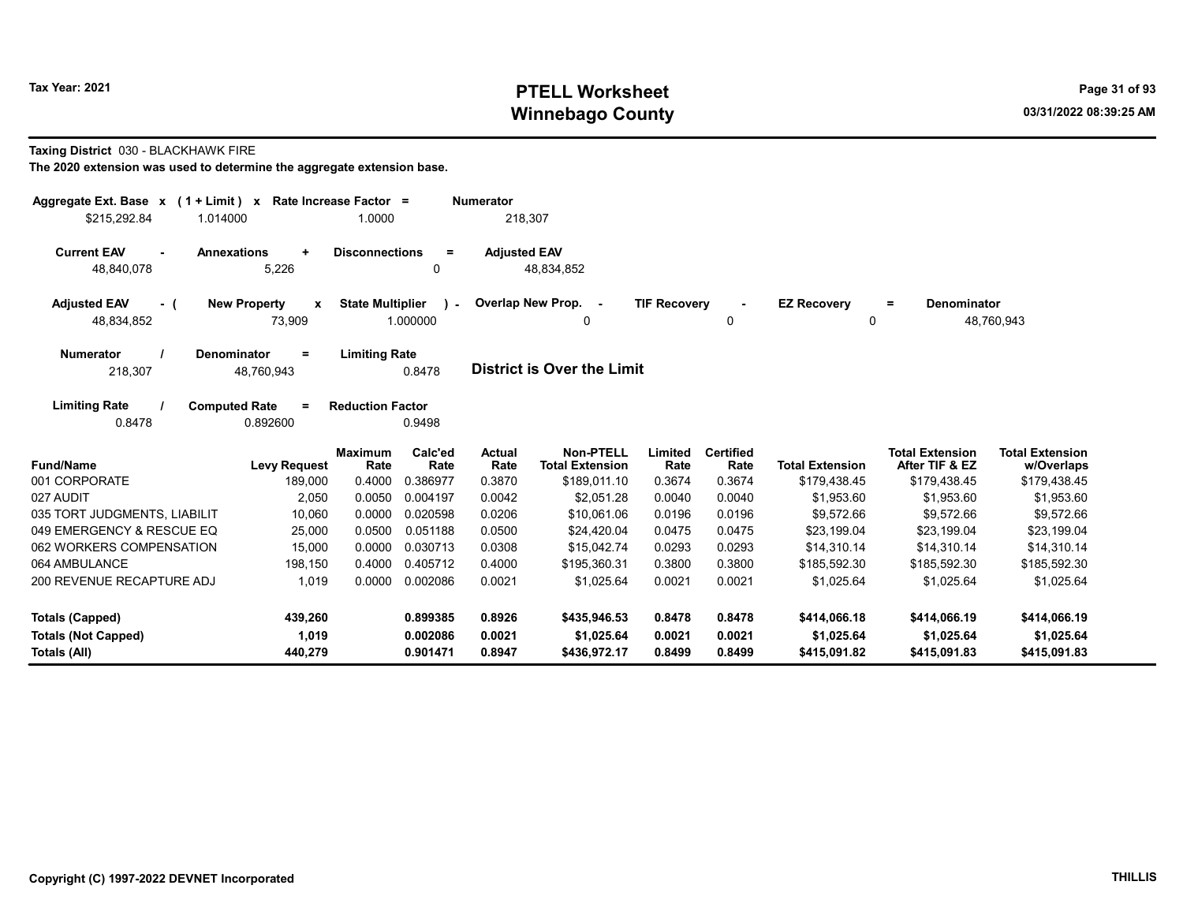# PTELL Worksheet
# Winnebago County

Tax Year: 2021

03/31/2022 08:39:25 AM

**Taxing District** 030 - BLACKHAWK FIRE

**The 2020 extension was used to determine the aggregate extension base.**

| Aggregate Ext. Base | x | (1 + Limit) | x | Rate Increase Factor | = | Numerator |
|---|---|---|---|---|---|---|
| $215,292.84 | | 1.014000 | | 1.0000 | | 218,307 |

| Current EAV | - | Annexations | + | Disconnections | = | Adjusted EAV |
|---|---|---|---|---|---|---|
| 48,840,078 | | 5,226 | | 0 | | 48,834,852 |

| Adjusted EAV | - ( | New Property | x | State Multiplier | ) - | Overlap New Prop. | - | TIF Recovery | - | EZ Recovery | = | Denominator |
|---|---|---|---|---|---|---|---|---|---|---|---|---|
| 48,834,852 | | 73,909 | | 1.000000 | | 0 | | 0 | | 0 | | 48,760,943 |

| Numerator | / | Denominator | = | Limiting Rate |
|---|---|---|---|---|
| 218,307 | | 48,760,943 | | 0.8478 |

**District is Over the Limit**

| Limiting Rate | / | Computed Rate | = | Reduction Factor |
|---|---|---|---|---|
| 0.8478 | | 0.892600 | | 0.9498 |

| Fund/Name | Levy Request | Maximum Rate | Calc'ed Rate | Actual Rate | Non-PTELL Total Extension | Limited Rate | Certified Rate | Total Extension | Total Extension After TIF & EZ | Total Extension w/Overlaps |
|---|---|---|---|---|---|---|---|---|---|---|
| 001 CORPORATE | 189,000 | 0.4000 | 0.386977 | 0.3870 | $189,011.10 | 0.3674 | 0.3674 | $179,438.45 | $179,438.45 | $179,438.45 |
| 027 AUDIT | 2,050 | 0.0050 | 0.004197 | 0.0042 | $2,051.28 | 0.0040 | 0.0040 | $1,953.60 | $1,953.60 | $1,953.60 |
| 035 TORT JUDGMENTS, LIABILIT | 10,060 | 0.0000 | 0.020598 | 0.0206 | $10,061.06 | 0.0196 | 0.0196 | $9,572.66 | $9,572.66 | $9,572.66 |
| 049 EMERGENCY & RESCUE EQ | 25,000 | 0.0500 | 0.051188 | 0.0500 | $24,420.04 | 0.0475 | 0.0475 | $23,199.04 | $23,199.04 | $23,199.04 |
| 062 WORKERS COMPENSATION | 15,000 | 0.0000 | 0.030713 | 0.0308 | $15,042.74 | 0.0293 | 0.0293 | $14,310.14 | $14,310.14 | $14,310.14 |
| 064 AMBULANCE | 198,150 | 0.4000 | 0.405712 | 0.4000 | $195,360.31 | 0.3800 | 0.3800 | $185,592.30 | $185,592.30 | $185,592.30 |
| 200 REVENUE RECAPTURE ADJ | 1,019 | 0.0000 | 0.002086 | 0.0021 | $1,025.64 | 0.0021 | 0.0021 | $1,025.64 | $1,025.64 | $1,025.64 |
| **Totals (Capped)** | **439,260** | | **0.899385** | **0.8926** | **$435,946.53** | **0.8478** | **0.8478** | **$414,066.18** | **$414,066.19** | **$414,066.19** |
| **Totals (Not Capped)** | **1,019** | | **0.002086** | **0.0021** | **$1,025.64** | **0.0021** | **0.0021** | **$1,025.64** | **$1,025.64** | **$1,025.64** |
| **Totals (All)** | **440,279** | | **0.901471** | **0.8947** | **$436,972.17** | **0.8499** | **0.8499** | **$415,091.82** | **$415,091.83** | **$415,091.83** |

Copyright (C) 1997-2022 DEVNET Incorporated

THILLIS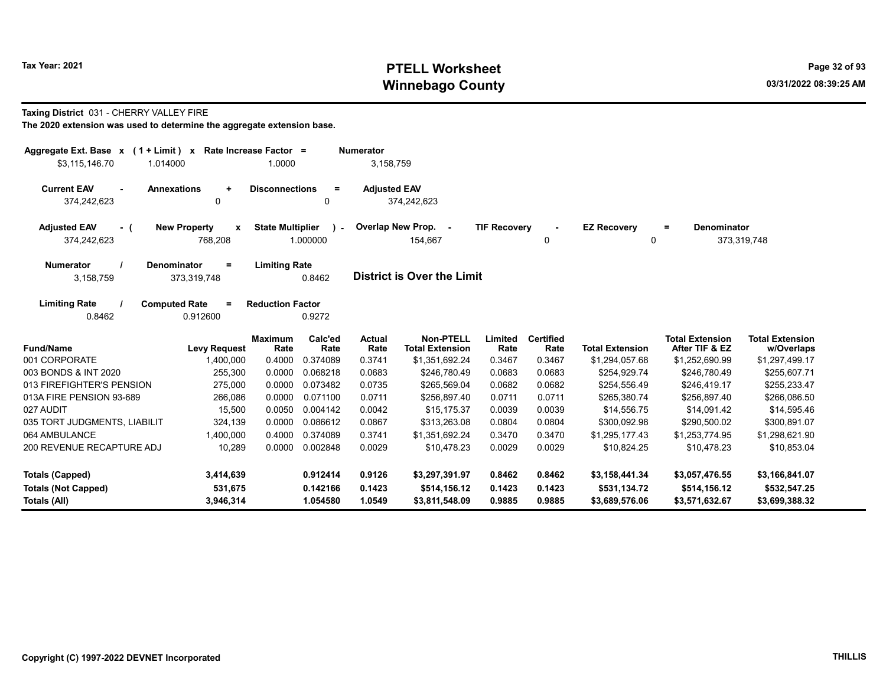# PTELL Worksheet
# Winnebago County

Tax Year: 2021

03/31/2022 08:39:25 AM

**Taxing District** 031 - CHERRY VALLEY FIRE

**The 2020 extension was used to determine the aggregate extension base.**

| Aggregate Ext. Base | x | (1 + Limit) | x | Rate Increase Factor | = | Numerator |
|---|---|---|---|---|---|---|
| $3,115,146.70 | | 1.014000 | | 1.0000 | | 3,158,759 |

| Current EAV | - | Annexations | + | Disconnections | = | Adjusted EAV |
|---|---|---|---|---|---|---|
| 374,242,623 | | 0 | | 0 | | 374,242,623 |

| Adjusted EAV | - ( | New Property | x | State Multiplier | ) - | Overlap New Prop. | - | TIF Recovery | - | EZ Recovery | = | Denominator |
|---|---|---|---|---|---|---|---|---|---|---|---|---|
| 374,242,623 | | 768,208 | | 1.000000 | | 154,667 | | 0 | | 0 | | 373,319,748 |

| Numerator | / | Denominator | = | Limiting Rate |
|---|---|---|---|---|
| 3,158,759 | | 373,319,748 | | 0.8462 |

**District is Over the Limit**

| Limiting Rate | / | Computed Rate | = | Reduction Factor |
|---|---|---|---|---|
| 0.8462 | | 0.912600 | | 0.9272 |

| Fund/Name | Levy Request | Maximum Rate | Calc'ed Rate | Actual Rate | Non-PTELL Total Extension | Limited Rate | Certified Rate | Total Extension | Total Extension After TIF & EZ | Total Extension w/Overlaps |
|---|---|---|---|---|---|---|---|---|---|---|
| 001 CORPORATE | 1,400,000 | 0.4000 | 0.374089 | 0.3741 | $1,351,692.24 | 0.3467 | 0.3467 | $1,294,057.68 | $1,252,690.99 | $1,297,499.17 |
| 003 BONDS & INT 2020 | 255,300 | 0.0000 | 0.068218 | 0.0683 | $246,780.49 | 0.0683 | 0.0683 | $254,929.74 | $246,780.49 | $255,607.71 |
| 013 FIREFIGHTER'S PENSION | 275,000 | 0.0000 | 0.073482 | 0.0735 | $265,569.04 | 0.0682 | 0.0682 | $254,556.49 | $246,419.17 | $255,233.47 |
| 013A FIRE PENSION 93-689 | 266,086 | 0.0000 | 0.071100 | 0.0711 | $256,897.40 | 0.0711 | 0.0711 | $265,380.74 | $256,897.40 | $266,086.50 |
| 027 AUDIT | 15,500 | 0.0050 | 0.004142 | 0.0042 | $15,175.37 | 0.0039 | 0.0039 | $14,556.75 | $14,091.42 | $14,595.46 |
| 035 TORT JUDGMENTS, LIABILIT | 324,139 | 0.0000 | 0.086612 | 0.0867 | $313,263.08 | 0.0804 | 0.0804 | $300,092.98 | $290,500.02 | $300,891.07 |
| 064 AMBULANCE | 1,400,000 | 0.4000 | 0.374089 | 0.3741 | $1,351,692.24 | 0.3470 | 0.3470 | $1,295,177.43 | $1,253,774.95 | $1,298,621.90 |
| 200 REVENUE RECAPTURE ADJ | 10,289 | 0.0000 | 0.002848 | 0.0029 | $10,478.23 | 0.0029 | 0.0029 | $10,824.25 | $10,478.23 | $10,853.04 |
| **Totals (Capped)** | **3,414,639** | | **0.912414** | **0.9126** | **$3,297,391.97** | **0.8462** | **0.8462** | **$3,158,441.34** | **$3,057,476.55** | **$3,166,841.07** |
| **Totals (Not Capped)** | **531,675** | | **0.142166** | **0.1423** | **$514,156.12** | **0.1423** | **0.1423** | **$531,134.72** | **$514,156.12** | **$532,547.25** |
| **Totals (All)** | **3,946,314** | | **1.054580** | **1.0549** | **$3,811,548.09** | **0.9885** | **0.9885** | **$3,689,576.06** | **$3,571,632.67** | **$3,699,388.32** |

Copyright (C) 1997-2022 DEVNET Incorporated

THILLIS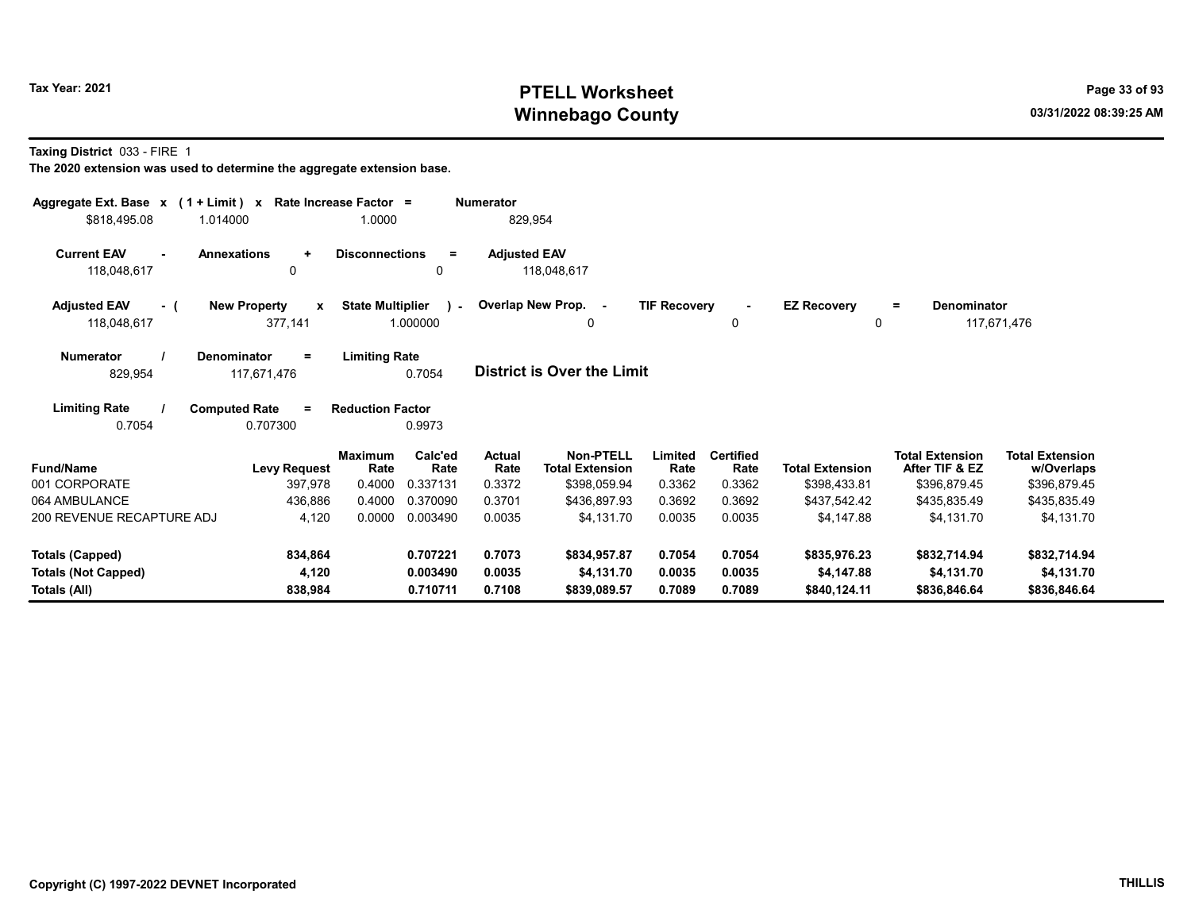# PTELL Worksheet
# Winnebago County

Tax Year: 2021

03/31/2022 08:39:25 AM

**Taxing District** 033 - FIRE 1

**The 2020 extension was used to determine the aggregate extension base.**

| Aggregate Ext. Base | x | (1 + Limit) | x | Rate Increase Factor | = | Numerator |
|---|---|---|---|---|---|---|
| $818,495.08 | | 1.014000 | | 1.0000 | | 829,954 |

| Current EAV | - | Annexations | + | Disconnections | = | Adjusted EAV |
|---|---|---|---|---|---|---|
| 118,048,617 | | 0 | | 0 | | 118,048,617 |

| Adjusted EAV | - ( | New Property | x | State Multiplier | ) - | Overlap New Prop. | - | TIF Recovery | - | EZ Recovery | = | Denominator |
|---|---|---|---|---|---|---|---|---|---|---|---|---|
| 118,048,617 | | 377,141 | | 1.000000 | | 0 | | 0 | | 0 | | 117,671,476 |

| Numerator | / | Denominator | = | Limiting Rate |
|---|---|---|---|---|
| 829,954 | | 117,671,476 | | 0.7054 |

**District is Over the Limit**

| Limiting Rate | / | Computed Rate | = | Reduction Factor |
|---|---|---|---|---|
| 0.7054 | | 0.707300 | | 0.9973 |

| Fund/Name | Levy Request | Maximum Rate | Calc'ed Rate | Actual Rate | Non-PTELL Total Extension | Limited Rate | Certified Rate | Total Extension | Total Extension After TIF & EZ | Total Extension w/Overlaps |
|---|---|---|---|---|---|---|---|---|---|---|
| 001 CORPORATE | 397,978 | 0.4000 | 0.337131 | 0.3372 | $398,059.94 | 0.3362 | 0.3362 | $398,433.81 | $396,879.45 | $396,879.45 |
| 064 AMBULANCE | 436,886 | 0.4000 | 0.370090 | 0.3701 | $436,897.93 | 0.3692 | 0.3692 | $437,542.42 | $435,835.49 | $435,835.49 |
| 200 REVENUE RECAPTURE ADJ | 4,120 | 0.0000 | 0.003490 | 0.0035 | $4,131.70 | 0.0035 | 0.0035 | $4,147.88 | $4,131.70 | $4,131.70 |
| **Totals (Capped)** | **834,864** | | **0.707221** | **0.7073** | **$834,957.87** | **0.7054** | **0.7054** | **$835,976.23** | **$832,714.94** | **$832,714.94** |
| **Totals (Not Capped)** | **4,120** | | **0.003490** | **0.0035** | **$4,131.70** | **0.0035** | **0.0035** | **$4,147.88** | **$4,131.70** | **$4,131.70** |
| **Totals (All)** | **838,984** | | **0.710711** | **0.7108** | **$839,089.57** | **0.7089** | **0.7089** | **$840,124.11** | **$836,846.64** | **$836,846.64** |

Copyright (C) 1997-2022 DEVNET Incorporated

THILLIS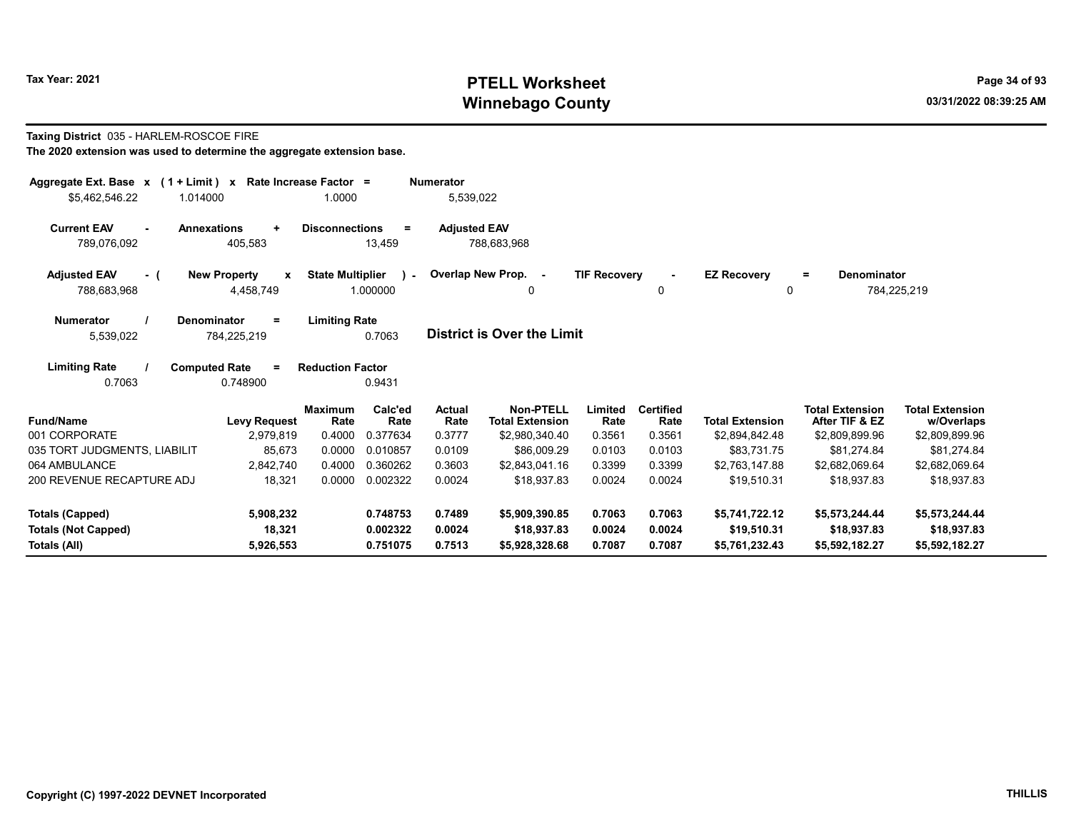**Tax Year: 2021**

# PTELL Worksheet
# Winnebago County

**Taxing District** 035 - HARLEM-ROSCOE FIRE

**The 2020 extension was used to determine the aggregate extension base.**

| Aggregate Ext. Base | x | (1 + Limit) | x | Rate Increase Factor | = | Numerator |
|---|---|---|---|---|---|---|
| $5,462,546.22 | | 1.014000 | | 1.0000 | | 5,539,022 |

| Current EAV | - | Annexations | + | Disconnections | = | Adjusted EAV |
|---|---|---|---|---|---|---|
| 789,076,092 | | 405,583 | | 13,459 | | 788,683,968 |

| Adjusted EAV | - ( | New Property | x | State Multiplier | ) - | Overlap New Prop. | - | TIF Recovery | - | EZ Recovery | = | Denominator |
|---|---|---|---|---|---|---|---|---|---|---|---|---|
| 788,683,968 | | 4,458,749 | | 1.000000 | | 0 | | 0 | | 0 | | 784,225,219 |

| Numerator | / | Denominator | = | Limiting Rate |
|---|---|---|---|---|
| 5,539,022 | | 784,225,219 | | 0.7063 |

**District is Over the Limit**

| Limiting Rate | / | Computed Rate | = | Reduction Factor |
|---|---|---|---|---|
| 0.7063 | | 0.748900 | | 0.9431 |

| Fund/Name | Levy Request | Maximum Rate | Calc'ed Rate | Actual Rate | Non-PTELL Total Extension | Limited Rate | Certified Rate | Total Extension | Total Extension After TIF & EZ | Total Extension w/Overlaps |
|---|---|---|---|---|---|---|---|---|---|---|
| 001 CORPORATE | 2,979,819 | 0.4000 | 0.377634 | 0.3777 | $2,980,340.40 | 0.3561 | 0.3561 | $2,894,842.48 | $2,809,899.96 | $2,809,899.96 |
| 035 TORT JUDGMENTS, LIABILIT | 85,673 | 0.0000 | 0.010857 | 0.0109 | $86,009.29 | 0.0103 | 0.0103 | $83,731.75 | $81,274.84 | $81,274.84 |
| 064 AMBULANCE | 2,842,740 | 0.4000 | 0.360262 | 0.3603 | $2,843,041.16 | 0.3399 | 0.3399 | $2,763,147.88 | $2,682,069.64 | $2,682,069.64 |
| 200 REVENUE RECAPTURE ADJ | 18,321 | 0.0000 | 0.002322 | 0.0024 | $18,937.83 | 0.0024 | 0.0024 | $19,510.31 | $18,937.83 | $18,937.83 |
| **Totals (Capped)** | **5,908,232** | | **0.748753** | **0.7489** | **$5,909,390.85** | **0.7063** | **0.7063** | **$5,741,722.12** | **$5,573,244.44** | **$5,573,244.44** |
| **Totals (Not Capped)** | **18,321** | | **0.002322** | **0.0024** | **$18,937.83** | **0.0024** | **0.0024** | **$19,510.31** | **$18,937.83** | **$18,937.83** |
| **Totals (All)** | **5,926,553** | | **0.751075** | **0.7513** | **$5,928,328.68** | **0.7087** | **0.7087** | **$5,761,232.43** | **$5,592,182.27** | **$5,592,182.27** |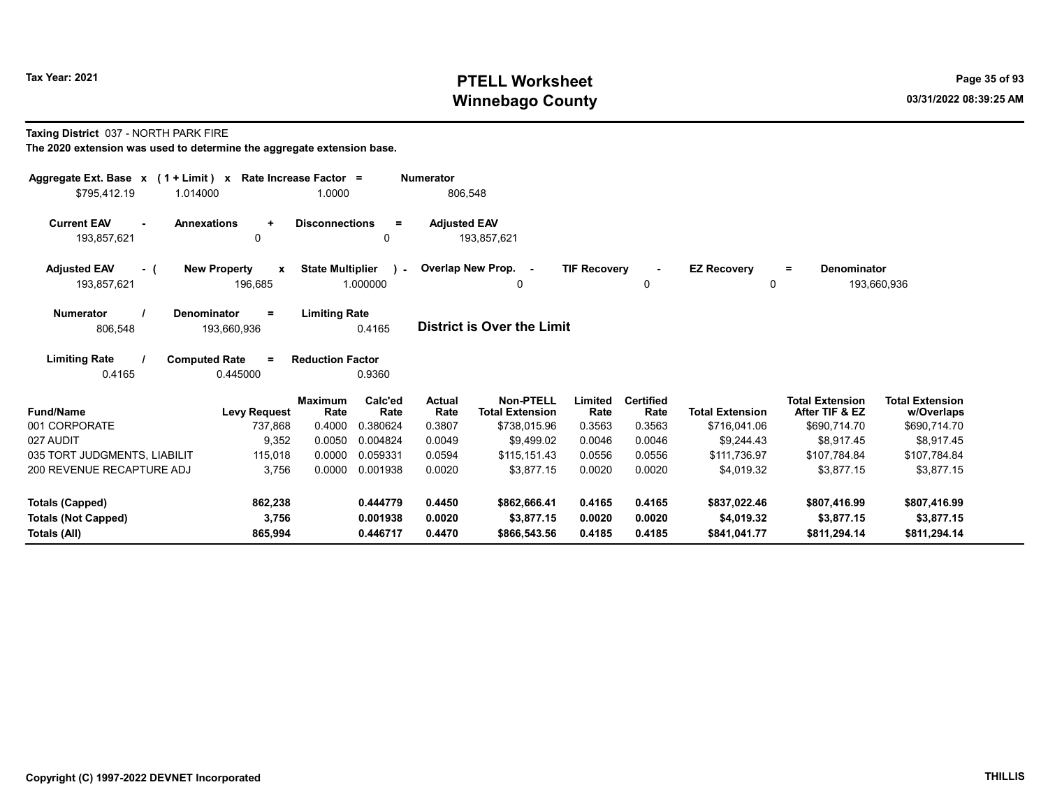# PTELL Worksheet
# Winnebago County

Tax Year: 2021

03/31/2022 08:39:25 AM

**Taxing District** 037 - NORTH PARK FIRE

**The 2020 extension was used to determine the aggregate extension base.**

| Aggregate Ext. Base x | (1 + Limit) x | Rate Increase Factor = | Numerator |
|---|---|---|---|
| $795,412.19 | 1.014000 | 1.0000 | 806,548 |

| Current EAV - | Annexations + | Disconnections = | Adjusted EAV |
|---|---|---|---|
| 193,857,621 | 0 | 0 | 193,857,621 |

| Adjusted EAV - ( | New Property x | State Multiplier ) - | Overlap New Prop. - | TIF Recovery - | EZ Recovery = | Denominator |
|---|---|---|---|---|---|---|
| 193,857,621 | 196,685 | 1.000000 | 0 | 0 | 0 | 193,660,936 |

| Numerator / | Denominator = | Limiting Rate |
|---|---|---|
| 806,548 | 193,660,936 | 0.4165 |

**District is Over the Limit**

| Limiting Rate / | Computed Rate = | Reduction Factor |
|---|---|---|
| 0.4165 | 0.445000 | 0.9360 |

| Fund/Name | Levy Request | Maximum Rate | Calc'ed Rate | Actual Rate | Non-PTELL Total Extension | Limited Rate | Certified Rate | Total Extension | Total Extension After TIF & EZ | Total Extension w/Overlaps |
|---|---|---|---|---|---|---|---|---|---|---|
| 001 CORPORATE | 737,868 | 0.4000 | 0.380624 | 0.3807 | $738,015.96 | 0.3563 | 0.3563 | $716,041.06 | $690,714.70 | $690,714.70 |
| 027 AUDIT | 9,352 | 0.0050 | 0.004824 | 0.0049 | $9,499.02 | 0.0046 | 0.0046 | $9,244.43 | $8,917.45 | $8,917.45 |
| 035 TORT JUDGMENTS, LIABILIT | 115,018 | 0.0000 | 0.059331 | 0.0594 | $115,151.43 | 0.0556 | 0.0556 | $111,736.97 | $107,784.84 | $107,784.84 |
| 200 REVENUE RECAPTURE ADJ | 3,756 | 0.0000 | 0.001938 | 0.0020 | $3,877.15 | 0.0020 | 0.0020 | $4,019.32 | $3,877.15 | $3,877.15 |
| **Totals (Capped)** | **862,238** | | **0.444779** | **0.4450** | **$862,666.41** | **0.4165** | **0.4165** | **$837,022.46** | **$807,416.99** | **$807,416.99** |
| **Totals (Not Capped)** | **3,756** | | **0.001938** | **0.0020** | **$3,877.15** | **0.0020** | **0.0020** | **$4,019.32** | **$3,877.15** | **$3,877.15** |
| **Totals (All)** | **865,994** | | **0.446717** | **0.4470** | **$866,543.56** | **0.4185** | **0.4185** | **$841,041.77** | **$811,294.14** | **$811,294.14** |

Copyright (C) 1997-2022 DEVNET Incorporated

THILLIS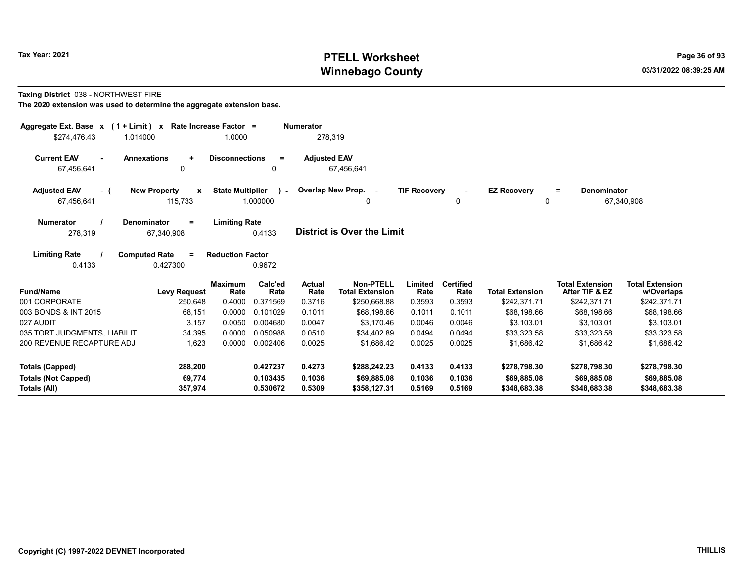**Tax Year: 2021**

# PTELL Worksheet
## Winnebago County

03/31/2022 08:39:25 AM

**Taxing District** 038 - NORTHWEST FIRE

**The 2020 extension was used to determine the aggregate extension base.**

| Aggregate Ext. Base x | (1 + Limit) x | Rate Increase Factor = | Numerator |
|---|---|---|---|
| $274,476.43 | 1.014000 | 1.0000 | 278,319 |

| Current EAV - | Annexations + | Disconnections = | Adjusted EAV |
|---|---|---|---|
| 67,456,641 | 0 | 0 | 67,456,641 |

| Adjusted EAV - ( | New Property x | State Multiplier ) - | Overlap New Prop. - | TIF Recovery - | EZ Recovery = | Denominator |
|---|---|---|---|---|---|---|
| 67,456,641 | 115,733 | 1.000000 | 0 | 0 | 0 | 67,340,908 |

| Numerator / | Denominator = | Limiting Rate |
|---|---|---|
| 278,319 | 67,340,908 | 0.4133 |

**District is Over the Limit**

| Limiting Rate / | Computed Rate = | Reduction Factor |
|---|---|---|
| 0.4133 | 0.427300 | 0.9672 |

| Fund/Name | Levy Request | Maximum Rate | Calc'ed Rate | Actual Rate | Non-PTELL Total Extension | Limited Rate | Certified Rate | Total Extension | Total Extension After TIF & EZ | Total Extension w/Overlaps |
|---|---|---|---|---|---|---|---|---|---|---|
| 001 CORPORATE | 250,648 | 0.4000 | 0.371569 | 0.3716 | $250,668.88 | 0.3593 | 0.3593 | $242,371.71 | $242,371.71 | $242,371.71 |
| 003 BONDS & INT 2015 | 68,151 | 0.0000 | 0.101029 | 0.1011 | $68,198.66 | 0.1011 | 0.1011 | $68,198.66 | $68,198.66 | $68,198.66 |
| 027 AUDIT | 3,157 | 0.0050 | 0.004680 | 0.0047 | $3,170.46 | 0.0046 | 0.0046 | $3,103.01 | $3,103.01 | $3,103.01 |
| 035 TORT JUDGMENTS, LIABILIT | 34,395 | 0.0000 | 0.050988 | 0.0510 | $34,402.89 | 0.0494 | 0.0494 | $33,323.58 | $33,323.58 | $33,323.58 |
| 200 REVENUE RECAPTURE ADJ | 1,623 | 0.0000 | 0.002406 | 0.0025 | $1,686.42 | 0.0025 | 0.0025 | $1,686.42 | $1,686.42 | $1,686.42 |
| **Totals (Capped)** | **288,200** | | **0.427237** | **0.4273** | **$288,242.23** | **0.4133** | **0.4133** | **$278,798.30** | **$278,798.30** | **$278,798.30** |
| **Totals (Not Capped)** | **69,774** | | **0.103435** | **0.1036** | **$69,885.08** | **0.1036** | **0.1036** | **$69,885.08** | **$69,885.08** | **$69,885.08** |
| **Totals (All)** | **357,974** | | **0.530672** | **0.5309** | **$358,127.31** | **0.5169** | **0.5169** | **$348,683.38** | **$348,683.38** | **$348,683.38** |

**Copyright (C) 1997-2022 DEVNET Incorporated** **THILLIS**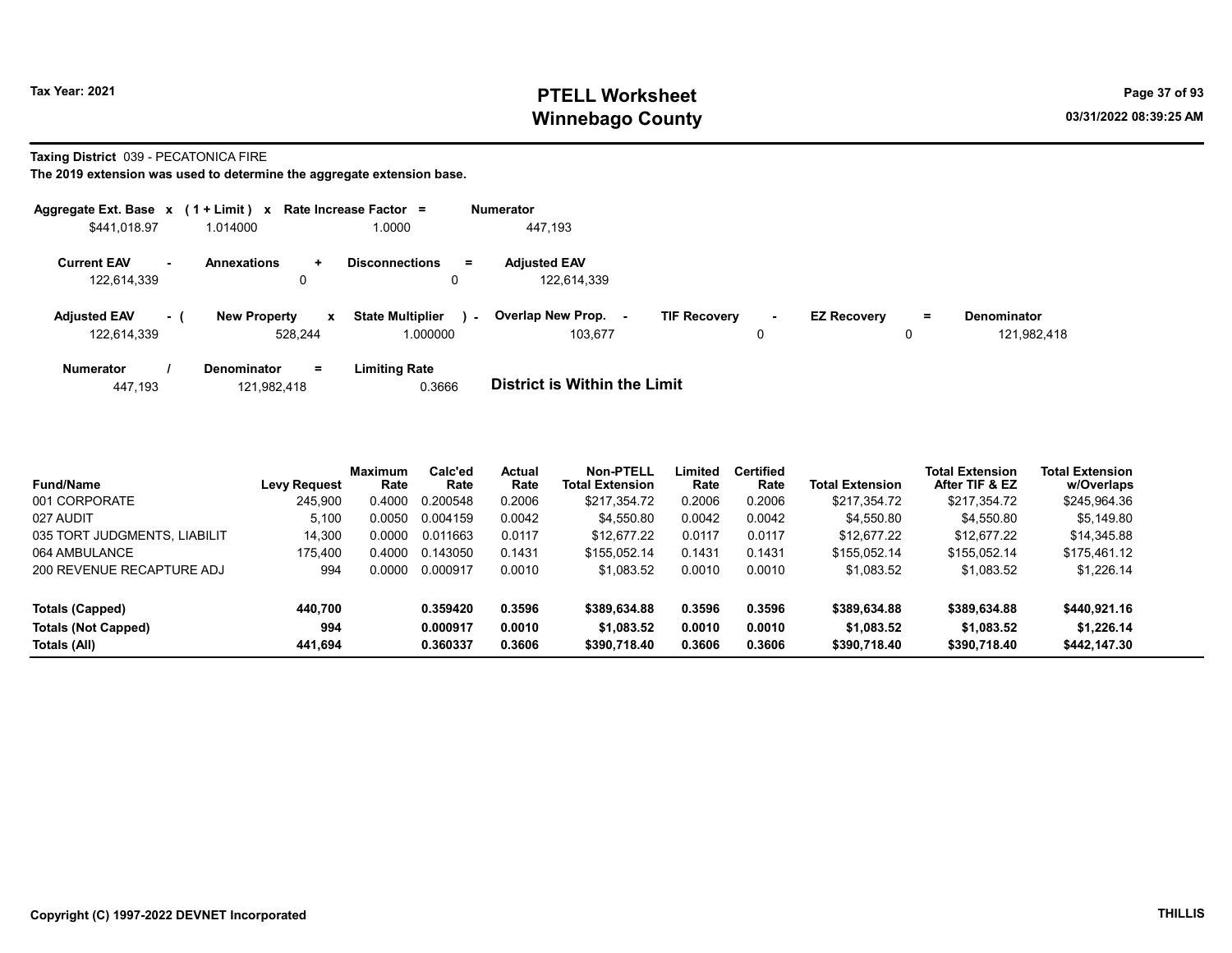# PTELL Worksheet
# Winnebago County

Tax Year: 2021

03/31/2022 08:39:25 AM

**Taxing District** 039 - PECATONICA FIRE

**The 2019 extension was used to determine the aggregate extension base.**

| Aggregate Ext. Base | x | (1 + Limit) | x | Rate Increase Factor | = | Numerator |
|---|---|---|---|---|---|---|
| $441,018.97 | | 1.014000 | | 1.0000 | | 447,193 |

| Current EAV | - | Annexations | + | Disconnections | = | Adjusted EAV |
|---|---|---|---|---|---|---|
| 122,614,339 | | 0 | | 0 | | 122,614,339 |

| Adjusted EAV | - ( | New Property | x | State Multiplier | ) - | Overlap New Prop. | - | TIF Recovery | - | EZ Recovery | = | Denominator |
|---|---|---|---|---|---|---|---|---|---|---|---|---|
| 122,614,339 | | 528,244 | | 1.000000 | | 103,677 | | 0 | | 0 | | 121,982,418 |

| Numerator | / | Denominator | = | Limiting Rate |
|---|---|---|---|---|
| 447,193 | | 121,982,418 | | 0.3666 |

**District is Within the Limit**

| Fund/Name | Levy Request | Maximum Rate | Calc'ed Rate | Actual Rate | Non-PTELL Total Extension | Limited Rate | Certified Rate | Total Extension | Total Extension After TIF & EZ | Total Extension w/Overlaps |
|---|---|---|---|---|---|---|---|---|---|---|
| 001 CORPORATE | 245,900 | 0.4000 | 0.200548 | 0.2006 | $217,354.72 | 0.2006 | 0.2006 | $217,354.72 | $217,354.72 | $245,964.36 |
| 027 AUDIT | 5,100 | 0.0050 | 0.004159 | 0.0042 | $4,550.80 | 0.0042 | 0.0042 | $4,550.80 | $4,550.80 | $5,149.80 |
| 035 TORT JUDGMENTS, LIABILIT | 14,300 | 0.0000 | 0.011663 | 0.0117 | $12,677.22 | 0.0117 | 0.0117 | $12,677.22 | $12,677.22 | $14,345.88 |
| 064 AMBULANCE | 175,400 | 0.4000 | 0.143050 | 0.1431 | $155,052.14 | 0.1431 | 0.1431 | $155,052.14 | $155,052.14 | $175,461.12 |
| 200 REVENUE RECAPTURE ADJ | 994 | 0.0000 | 0.000917 | 0.0010 | $1,083.52 | 0.0010 | 0.0010 | $1,083.52 | $1,083.52 | $1,226.14 |
| **Totals (Capped)** | **440,700** | | **0.359420** | **0.3596** | **$389,634.88** | **0.3596** | **0.3596** | **$389,634.88** | **$389,634.88** | **$440,921.16** |
| **Totals (Not Capped)** | **994** | | **0.000917** | **0.0010** | **$1,083.52** | **0.0010** | **0.0010** | **$1,083.52** | **$1,083.52** | **$1,226.14** |
| **Totals (All)** | **441,694** | | **0.360337** | **0.3606** | **$390,718.40** | **0.3606** | **0.3606** | **$390,718.40** | **$390,718.40** | **$442,147.30** |

Copyright (C) 1997-2022 DEVNET Incorporated

THILLIS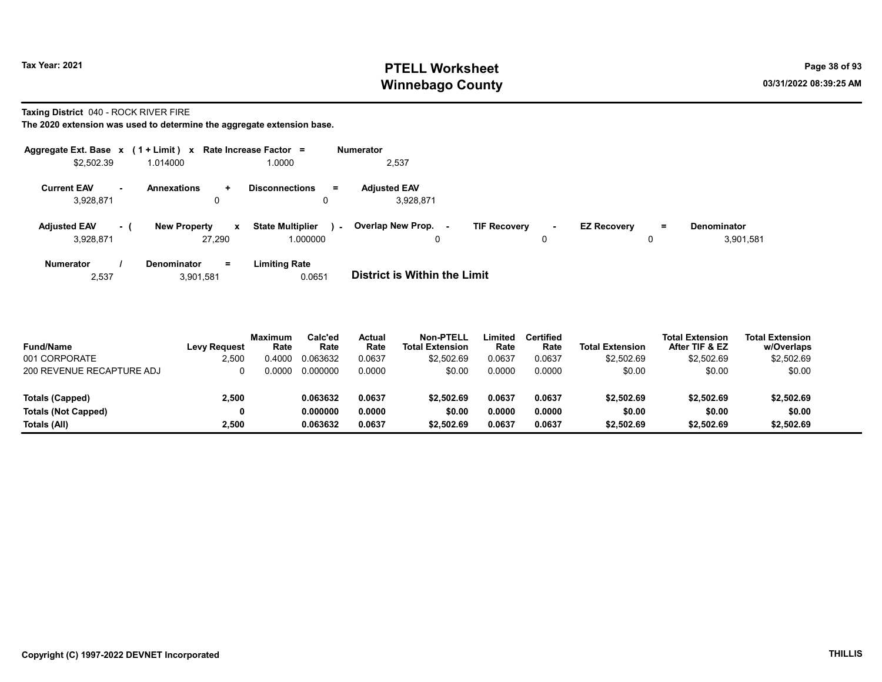# PTELL Worksheet
# Winnebago County

Tax Year: 2021

03/31/2022 08:39:25 AM

**Taxing District** 040 - ROCK RIVER FIRE

**The 2020 extension was used to determine the aggregate extension base.**

| Aggregate Ext. Base | x | (1 + Limit) | x | Rate Increase Factor | = | Numerator |
|---|---|---|---|---|---|---|
| $2,502.39 | | 1.014000 | | 1.0000 | | 2,537 |

| Current EAV | - | Annexations | + | Disconnections | = | Adjusted EAV |
|---|---|---|---|---|---|---|
| 3,928,871 | | 0 | | 0 | | 3,928,871 |

| Adjusted EAV | - ( | New Property | x | State Multiplier | ) - | Overlap New Prop. | - | TIF Recovery | - | EZ Recovery | = | Denominator |
|---|---|---|---|---|---|---|---|---|---|---|---|---|
| 3,928,871 | | 27,290 | | 1.000000 | | 0 | | 0 | | 0 | | 3,901,581 |

| Numerator | / | Denominator | = | Limiting Rate |
|---|---|---|---|---|
| 2,537 | | 3,901,581 | | 0.0651 |

**District is Within the Limit**

| Fund/Name | Levy Request | Maximum Rate | Calc'ed Rate | Actual Rate | Non-PTELL Total Extension | Limited Rate | Certified Rate | Total Extension | Total Extension After TIF & EZ | Total Extension w/Overlaps |
|---|---|---|---|---|---|---|---|---|---|---|
| 001 CORPORATE | 2,500 | 0.4000 | 0.063632 | 0.0637 | $2,502.69 | 0.0637 | 0.0637 | $2,502.69 | $2,502.69 | $2,502.69 |
| 200 REVENUE RECAPTURE ADJ | 0 | 0.0000 | 0.000000 | 0.0000 | $0.00 | 0.0000 | 0.0000 | $0.00 | $0.00 | $0.00 |
| **Totals (Capped)** | **2,500** | | **0.063632** | **0.0637** | **$2,502.69** | **0.0637** | **0.0637** | **$2,502.69** | **$2,502.69** | **$2,502.69** |
| **Totals (Not Capped)** | **0** | | **0.000000** | **0.0000** | **$0.00** | **0.0000** | **0.0000** | **$0.00** | **$0.00** | **$0.00** |
| **Totals (All)** | **2,500** | | **0.063632** | **0.0637** | **$2,502.69** | **0.0637** | **0.0637** | **$2,502.69** | **$2,502.69** | **$2,502.69** |

Copyright (C) 1997-2022 DEVNET Incorporated

THILLIS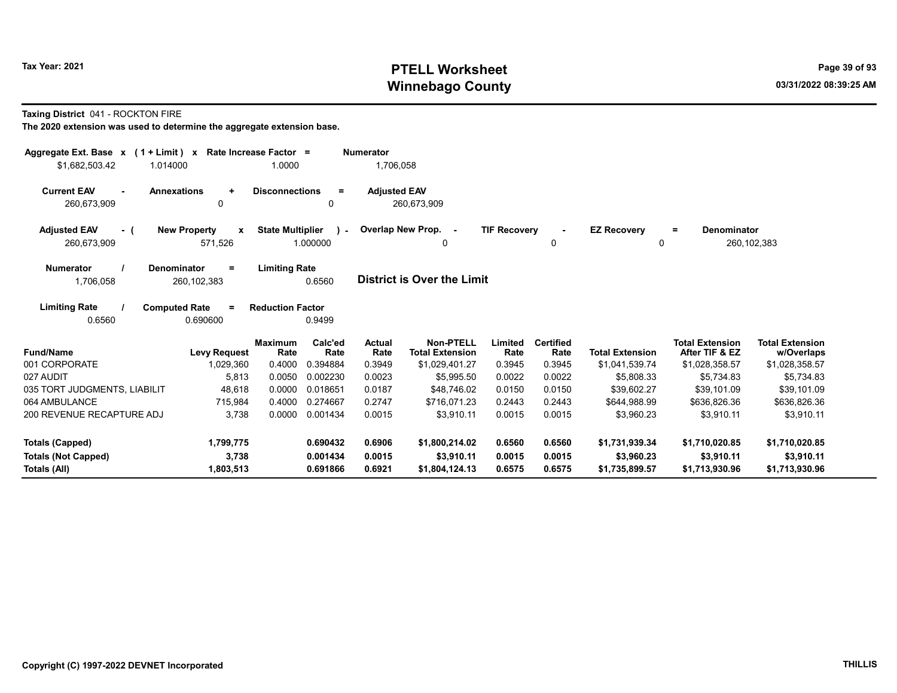# PTELL Worksheet
# Winnebago County

Tax Year: 2021

03/31/2022 08:39:25 AM

**Taxing District** 041 - ROCKTON FIRE

**The 2020 extension was used to determine the aggregate extension base.**

| Aggregate Ext. Base x | (1 + Limit) x | Rate Increase Factor = | Numerator |
|---|---|---|---|
| $1,682,503.42 | 1.014000 | 1.0000 | 1,706,058 |

| Current EAV - | Annexations + | Disconnections = | Adjusted EAV |
|---|---|---|---|
| 260,673,909 | 0 | 0 | 260,673,909 |

| Adjusted EAV - ( | New Property x | State Multiplier ) - | Overlap New Prop. - | TIF Recovery - | EZ Recovery = | Denominator |
|---|---|---|---|---|---|---|
| 260,673,909 | 571,526 | 1.000000 | 0 | 0 | 0 | 260,102,383 |

| Numerator / | Denominator = | Limiting Rate |
|---|---|---|
| 1,706,058 | 260,102,383 | 0.6560 |

**District is Over the Limit**

| Limiting Rate / | Computed Rate = | Reduction Factor |
|---|---|---|
| 0.6560 | 0.690600 | 0.9499 |

| Fund/Name | Levy Request | Maximum Rate | Calc'ed Rate | Actual Rate | Non-PTELL Total Extension | Limited Rate | Certified Rate | Total Extension | Total Extension After TIF & EZ | Total Extension w/Overlaps |
|---|---|---|---|---|---|---|---|---|---|---|
| 001 CORPORATE | 1,029,360 | 0.4000 | 0.394884 | 0.3949 | $1,029,401.27 | 0.3945 | 0.3945 | $1,041,539.74 | $1,028,358.57 | $1,028,358.57 |
| 027 AUDIT | 5,813 | 0.0050 | 0.002230 | 0.0023 | $5,995.50 | 0.0022 | 0.0022 | $5,808.33 | $5,734.83 | $5,734.83 |
| 035 TORT JUDGMENTS, LIABILIT | 48,618 | 0.0000 | 0.018651 | 0.0187 | $48,746.02 | 0.0150 | 0.0150 | $39,602.27 | $39,101.09 | $39,101.09 |
| 064 AMBULANCE | 715,984 | 0.4000 | 0.274667 | 0.2747 | $716,071.23 | 0.2443 | 0.2443 | $644,988.99 | $636,826.36 | $636,826.36 |
| 200 REVENUE RECAPTURE ADJ | 3,738 | 0.0000 | 0.001434 | 0.0015 | $3,910.11 | 0.0015 | 0.0015 | $3,960.23 | $3,910.11 | $3,910.11 |
| **Totals (Capped)** | **1,799,775** | | **0.690432** | **0.6906** | **$1,800,214.02** | **0.6560** | **0.6560** | **$1,731,939.34** | **$1,710,020.85** | **$1,710,020.85** |
| **Totals (Not Capped)** | **3,738** | | **0.001434** | **0.0015** | **$3,910.11** | **0.0015** | **0.0015** | **$3,960.23** | **$3,910.11** | **$3,910.11** |
| **Totals (All)** | **1,803,513** | | **0.691866** | **0.6921** | **$1,804,124.13** | **0.6575** | **0.6575** | **$1,735,899.57** | **$1,713,930.96** | **$1,713,930.96** |

Copyright (C) 1997-2022 DEVNET Incorporated

THILLIS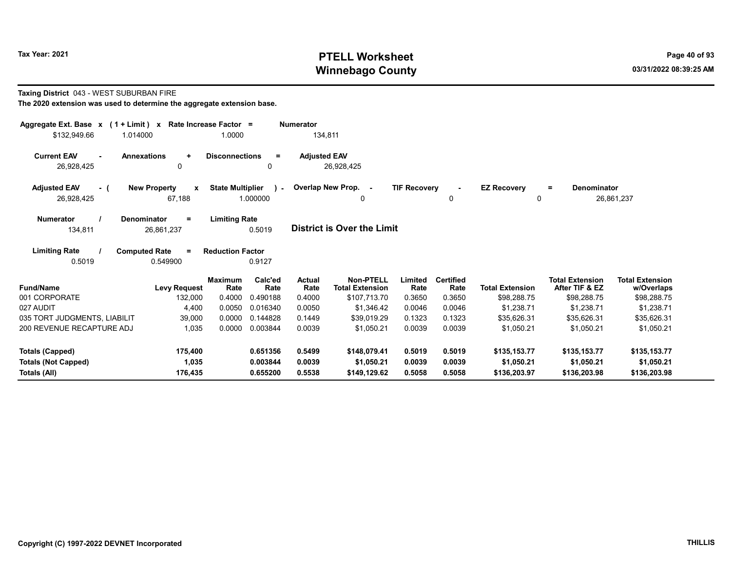# PTELL Worksheet
# Winnebago County

Tax Year: 2021

03/31/2022 08:39:25 AM

**Taxing District** 043 - WEST SUBURBAN FIRE

**The 2020 extension was used to determine the aggregate extension base.**

| Aggregate Ext. Base x | (1 + Limit) x | Rate Increase Factor = | Numerator |
|---|---|---|---|
| $132,949.66 | 1.014000 | 1.0000 | 134,811 |

| Current EAV - | Annexations + | Disconnections = | Adjusted EAV |
|---|---|---|---|
| 26,928,425 | 0 | 0 | 26,928,425 |

| Adjusted EAV - ( | New Property x | State Multiplier ) - | Overlap New Prop. - | TIF Recovery - | EZ Recovery = | Denominator |
|---|---|---|---|---|---|---|
| 26,928,425 | 67,188 | 1.000000 | 0 | 0 | 0 | 26,861,237 |

| Numerator / | Denominator = | Limiting Rate |
|---|---|---|
| 134,811 | 26,861,237 | 0.5019 |

**District is Over the Limit**

| Limiting Rate / | Computed Rate = | Reduction Factor |
|---|---|---|
| 0.5019 | 0.549900 | 0.9127 |

| Fund/Name | Levy Request | Maximum Rate | Calc'ed Rate | Actual Rate | Non-PTELL Total Extension | Limited Rate | Certified Rate | Total Extension | Total Extension After TIF & EZ | Total Extension w/Overlaps |
|---|---|---|---|---|---|---|---|---|---|---|
| 001 CORPORATE | 132,000 | 0.4000 | 0.490188 | 0.4000 | $107,713.70 | 0.3650 | 0.3650 | $98,288.75 | $98,288.75 | $98,288.75 |
| 027 AUDIT | 4,400 | 0.0050 | 0.016340 | 0.0050 | $1,346.42 | 0.0046 | 0.0046 | $1,238.71 | $1,238.71 | $1,238.71 |
| 035 TORT JUDGMENTS, LIABILIT | 39,000 | 0.0000 | 0.144828 | 0.1449 | $39,019.29 | 0.1323 | 0.1323 | $35,626.31 | $35,626.31 | $35,626.31 |
| 200 REVENUE RECAPTURE ADJ | 1,035 | 0.0000 | 0.003844 | 0.0039 | $1,050.21 | 0.0039 | 0.0039 | $1,050.21 | $1,050.21 | $1,050.21 |
| **Totals (Capped)** | **175,400** | | **0.651356** | **0.5499** | **$148,079.41** | **0.5019** | **0.5019** | **$135,153.77** | **$135,153.77** | **$135,153.77** |
| **Totals (Not Capped)** | **1,035** | | **0.003844** | **0.0039** | **$1,050.21** | **0.0039** | **0.0039** | **$1,050.21** | **$1,050.21** | **$1,050.21** |
| **Totals (All)** | **176,435** | | **0.655200** | **0.5538** | **$149,129.62** | **0.5058** | **0.5058** | **$136,203.97** | **$136,203.98** | **$136,203.98** |

Copyright (C) 1997-2022 DEVNET Incorporated

THILLIS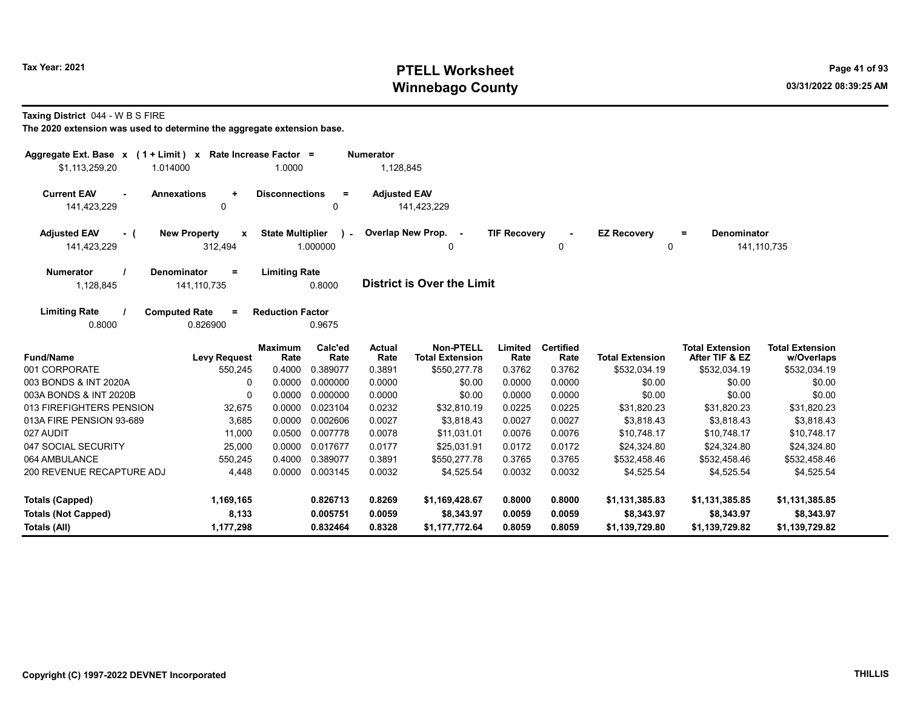Tax Year: 2021

# PTELL Worksheet
# Winnebago County

03/31/2022 08:39:25 AM

**Taxing District** 044 - W B S FIRE

**The 2020 extension was used to determine the aggregate extension base.**

| Aggregate Ext. Base | x | (1 + Limit) | x | Rate Increase Factor | = | Numerator |
|---|---|---|---|---|---|---|
| $1,113,259.20 | | 1.014000 | | 1.0000 | | 1,128,845 |

| Current EAV | - | Annexations | + | Disconnections | = | Adjusted EAV |
|---|---|---|---|---|---|---|
| 141,423,229 | | 0 | | 0 | | 141,423,229 |

| Adjusted EAV | - ( | New Property | x | State Multiplier | ) - | Overlap New Prop. | - | TIF Recovery | - | EZ Recovery | = | Denominator |
|---|---|---|---|---|---|---|---|---|---|---|---|---|
| 141,423,229 | | 312,494 | | 1.000000 | | 0 | | 0 | | 0 | | 141,110,735 |

| Numerator | / | Denominator | = | Limiting Rate |
|---|---|---|---|---|
| 1,128,845 | | 141,110,735 | | 0.8000 |

**District is Over the Limit**

| Limiting Rate | / | Computed Rate | = | Reduction Factor |
|---|---|---|---|---|
| 0.8000 | | 0.826900 | | 0.9675 |

| Fund/Name | Levy Request | Maximum Rate | Calc'ed Rate | Actual Rate | Non-PTELL Total Extension | Limited Rate | Certified Rate | Total Extension | Total Extension After TIF & EZ | Total Extension w/Overlaps |
|---|---|---|---|---|---|---|---|---|---|---|
| 001 CORPORATE | 550,245 | 0.4000 | 0.389077 | 0.3891 | $550,277.78 | 0.3762 | 0.3762 | $532,034.19 | $532,034.19 | $532,034.19 |
| 003 BONDS & INT 2020A | 0 | 0.0000 | 0.000000 | 0.0000 | $0.00 | 0.0000 | 0.0000 | $0.00 | $0.00 | $0.00 |
| 003A BONDS & INT 2020B | 0 | 0.0000 | 0.000000 | 0.0000 | $0.00 | 0.0000 | 0.0000 | $0.00 | $0.00 | $0.00 |
| 013 FIREFIGHTERS PENSION | 32,675 | 0.0000 | 0.023104 | 0.0232 | $32,810.19 | 0.0225 | 0.0225 | $31,820.23 | $31,820.23 | $31,820.23 |
| 013A FIRE PENSION 93-689 | 3,685 | 0.0000 | 0.002606 | 0.0027 | $3,818.43 | 0.0027 | 0.0027 | $3,818.43 | $3,818.43 | $3,818.43 |
| 027 AUDIT | 11,000 | 0.0500 | 0.007778 | 0.0078 | $11,031.01 | 0.0076 | 0.0076 | $10,748.17 | $10,748.17 | $10,748.17 |
| 047 SOCIAL SECURITY | 25,000 | 0.0000 | 0.017677 | 0.0177 | $25,031.91 | 0.0172 | 0.0172 | $24,324.80 | $24,324.80 | $24,324.80 |
| 064 AMBULANCE | 550,245 | 0.4000 | 0.389077 | 0.3891 | $550,277.78 | 0.3765 | 0.3765 | $532,458.46 | $532,458.46 | $532,458.46 |
| 200 REVENUE RECAPTURE ADJ | 4,448 | 0.0000 | 0.003145 | 0.0032 | $4,525.54 | 0.0032 | 0.0032 | $4,525.54 | $4,525.54 | $4,525.54 |
| **Totals (Capped)** | **1,169,165** | | **0.826713** | **0.8269** | **$1,169,428.67** | **0.8000** | **0.8000** | **$1,131,385.83** | **$1,131,385.85** | **$1,131,385.85** |
| **Totals (Not Capped)** | **8,133** | | **0.005751** | **0.0059** | **$8,343.97** | **0.0059** | **0.0059** | **$8,343.97** | **$8,343.97** | **$8,343.97** |
| **Totals (All)** | **1,177,298** | | **0.832464** | **0.8328** | **$1,177,772.64** | **0.8059** | **0.8059** | **$1,139,729.80** | **$1,139,729.82** | **$1,139,729.82** |

Copyright (C) 1997-2022 DEVNET Incorporated

THILLIS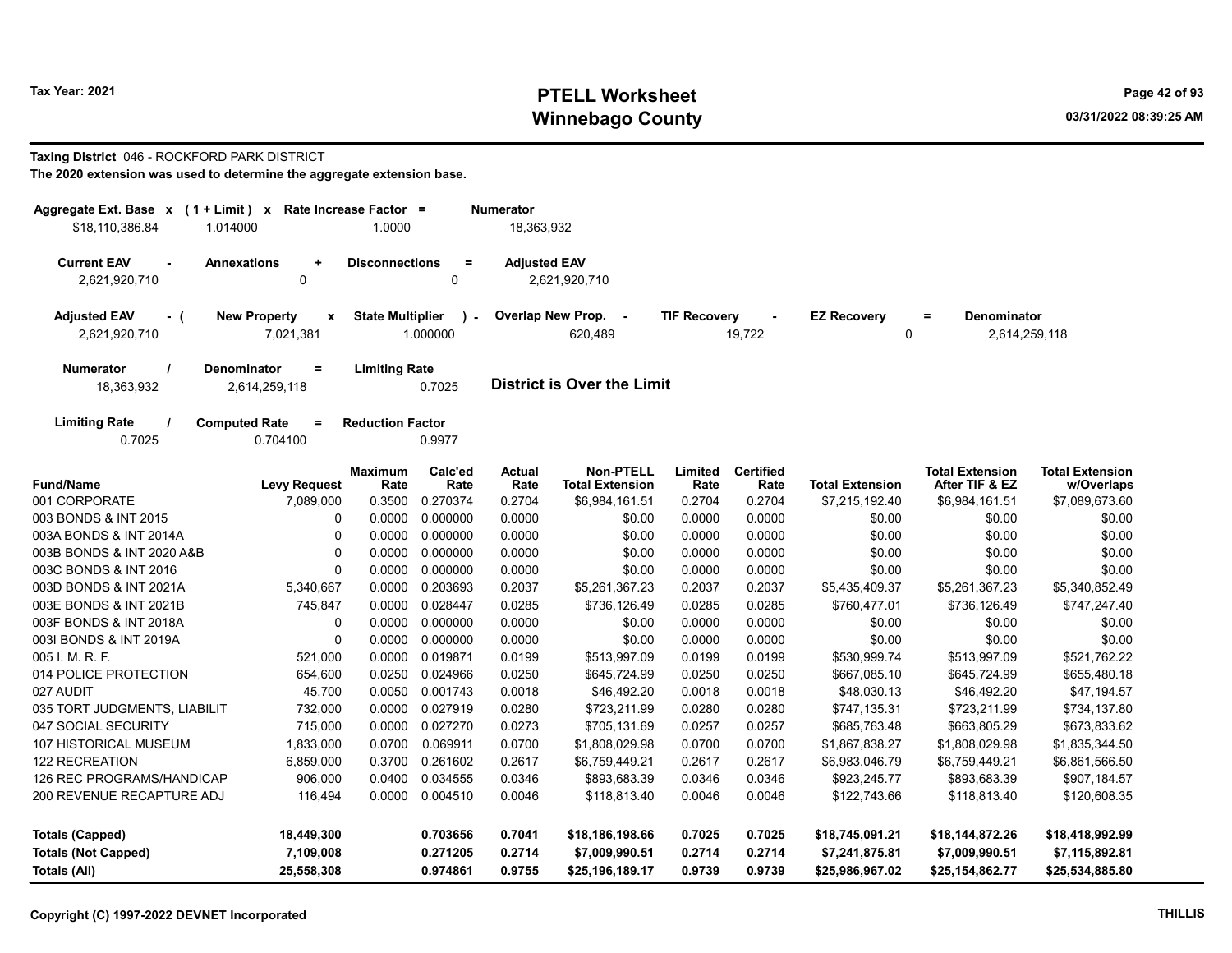# PTELL Worksheet
# Winnebago County

Tax Year: 2021

03/31/2022 08:39:25 AM

**Taxing District** 046 - ROCKFORD PARK DISTRICT

**The 2020 extension was used to determine the aggregate extension base.**

| Aggregate Ext. Base x | (1 + Limit) x | Rate Increase Factor = | Numerator |
|---|---|---|---|
| $18,110,386.84 | 1.014000 | 1.0000 | 18,363,932 |

| Current EAV - | Annexations + | Disconnections = | Adjusted EAV |
|---|---|---|---|
| 2,621,920,710 | 0 | 0 | 2,621,920,710 |

| Adjusted EAV - ( | New Property x | State Multiplier ) - | Overlap New Prop. - | TIF Recovery - | EZ Recovery = | Denominator |
|---|---|---|---|---|---|---|
| 2,621,920,710 | 7,021,381 | 1.000000 | 620,489 | 19,722 | 0 | 2,614,259,118 |

| Numerator / | Denominator = | Limiting Rate |
|---|---|---|
| 18,363,932 | 2,614,259,118 | 0.7025 |

**District is Over the Limit**

| Limiting Rate / | Computed Rate = | Reduction Factor |
|---|---|---|
| 0.7025 | 0.704100 | 0.9977 |

| Fund/Name | Levy Request | Maximum Rate | Calc'ed Rate | Actual Rate | Non-PTELL Total Extension | Limited Rate | Certified Rate | Total Extension | Total Extension After TIF & EZ | Total Extension w/Overlaps |
|---|---|---|---|---|---|---|---|---|---|---|
| 001 CORPORATE | 7,089,000 | 0.3500 | 0.270374 | 0.2704 | $6,984,161.51 | 0.2704 | 0.2704 | $7,215,192.40 | $6,984,161.51 | $7,089,673.60 |
| 003 BONDS & INT 2015 | 0 | 0.0000 | 0.000000 | 0.0000 | $0.00 | 0.0000 | 0.0000 | $0.00 | $0.00 | $0.00 |
| 003A BONDS & INT 2014A | 0 | 0.0000 | 0.000000 | 0.0000 | $0.00 | 0.0000 | 0.0000 | $0.00 | $0.00 | $0.00 |
| 003B BONDS & INT 2020 A&B | 0 | 0.0000 | 0.000000 | 0.0000 | $0.00 | 0.0000 | 0.0000 | $0.00 | $0.00 | $0.00 |
| 003C BONDS & INT 2016 | 0 | 0.0000 | 0.000000 | 0.0000 | $0.00 | 0.0000 | 0.0000 | $0.00 | $0.00 | $0.00 |
| 003D BONDS & INT 2021A | 5,340,667 | 0.0000 | 0.203693 | 0.2037 | $5,261,367.23 | 0.2037 | 0.2037 | $5,435,409.37 | $5,261,367.23 | $5,340,852.49 |
| 003E BONDS & INT 2021B | 745,847 | 0.0000 | 0.028447 | 0.0285 | $736,126.49 | 0.0285 | 0.0285 | $760,477.01 | $736,126.49 | $747,247.40 |
| 003F BONDS & INT 2018A | 0 | 0.0000 | 0.000000 | 0.0000 | $0.00 | 0.0000 | 0.0000 | $0.00 | $0.00 | $0.00 |
| 003I BONDS & INT 2019A | 0 | 0.0000 | 0.000000 | 0.0000 | $0.00 | 0.0000 | 0.0000 | $0.00 | $0.00 | $0.00 |
| 005 I. M. R. F. | 521,000 | 0.0000 | 0.019871 | 0.0199 | $513,997.09 | 0.0199 | 0.0199 | $530,999.74 | $513,997.09 | $521,762.22 |
| 014 POLICE PROTECTION | 654,600 | 0.0250 | 0.024966 | 0.0250 | $645,724.99 | 0.0250 | 0.0250 | $667,085.10 | $645,724.99 | $655,480.18 |
| 027 AUDIT | 45,700 | 0.0050 | 0.001743 | 0.0018 | $46,492.20 | 0.0018 | 0.0018 | $48,030.13 | $46,492.20 | $47,194.57 |
| 035 TORT JUDGMENTS, LIABILIT | 732,000 | 0.0000 | 0.027919 | 0.0280 | $723,211.99 | 0.0280 | 0.0280 | $747,135.31 | $723,211.99 | $734,137.80 |
| 047 SOCIAL SECURITY | 715,000 | 0.0000 | 0.027270 | 0.0273 | $705,131.69 | 0.0257 | 0.0257 | $685,763.48 | $663,805.29 | $673,833.62 |
| 107 HISTORICAL MUSEUM | 1,833,000 | 0.0700 | 0.069911 | 0.0700 | $1,808,029.98 | 0.0700 | 0.0700 | $1,867,838.27 | $1,808,029.98 | $1,835,344.50 |
| 122 RECREATION | 6,859,000 | 0.3700 | 0.261602 | 0.2617 | $6,759,449.21 | 0.2617 | 0.2617 | $6,983,046.79 | $6,759,449.21 | $6,861,566.50 |
| 126 REC PROGRAMS/HANDICAP | 906,000 | 0.0400 | 0.034555 | 0.0346 | $893,683.39 | 0.0346 | 0.0346 | $923,245.77 | $893,683.39 | $907,184.57 |
| 200 REVENUE RECAPTURE ADJ | 116,494 | 0.0000 | 0.004510 | 0.0046 | $118,813.40 | 0.0046 | 0.0046 | $122,743.66 | $118,813.40 | $120,608.35 |
| **Totals (Capped)** | **18,449,300** | | **0.703656** | **0.7041** | **$18,186,198.66** | **0.7025** | **0.7025** | **$18,745,091.21** | **$18,144,872.26** | **$18,418,992.99** |
| **Totals (Not Capped)** | **7,109,008** | | **0.271205** | **0.2714** | **$7,009,990.51** | **0.2714** | **0.2714** | **$7,241,875.81** | **$7,009,990.51** | **$7,115,892.81** |
| **Totals (All)** | **25,558,308** | | **0.974861** | **0.9755** | **$25,196,189.17** | **0.9739** | **0.9739** | **$25,986,967.02** | **$25,154,862.77** | **$25,534,885.80** |

Copyright (C) 1997-2022 DEVNET Incorporated

THILLIS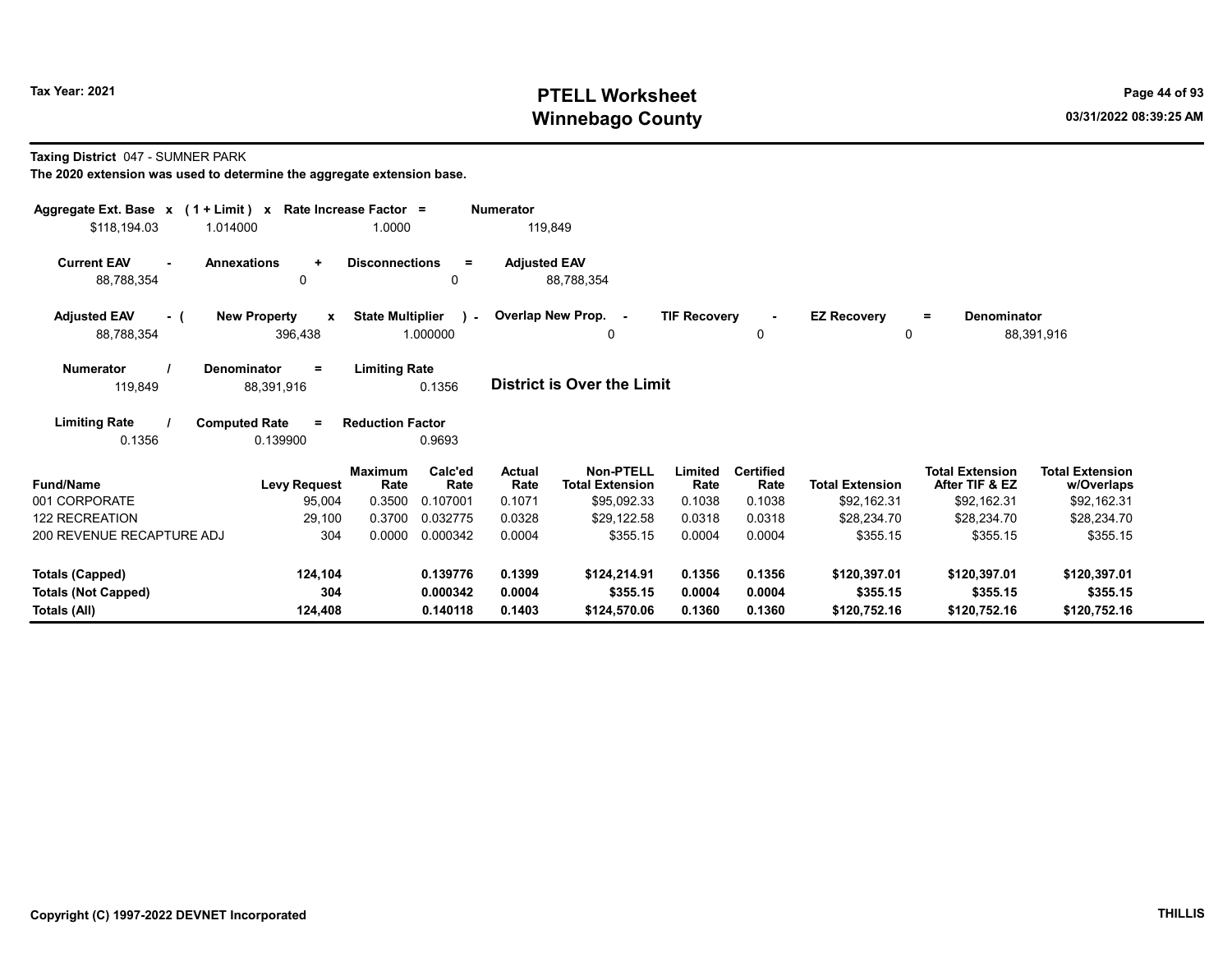**Tax Year: 2021**

# PTELL Worksheet
# Winnebago County

**Taxing District** 047 - SUMNER PARK

**The 2020 extension was used to determine the aggregate extension base.**

| Aggregate Ext. Base x | (1 + Limit) x | Rate Increase Factor = | Numerator |
|---|---|---|---|
| $118,194.03 | 1.014000 | 1.0000 | 119,849 |

| Current EAV - | Annexations + | Disconnections = | Adjusted EAV |
|---|---|---|---|
| 88,788,354 | 0 | 0 | 88,788,354 |

| Adjusted EAV - ( | New Property x | State Multiplier ) - | Overlap New Prop. - | TIF Recovery - | EZ Recovery = | Denominator |
|---|---|---|---|---|---|---|
| 88,788,354 | 396,438 | 1.000000 | 0 | 0 | 0 | 88,391,916 |

| Numerator / | Denominator = | Limiting Rate |
|---|---|---|
| 119,849 | 88,391,916 | 0.1356 |

**District is Over the Limit**

| Limiting Rate / | Computed Rate = | Reduction Factor |
|---|---|---|
| 0.1356 | 0.139900 | 0.9693 |

| Fund/Name | Levy Request | Maximum Rate | Calc'ed Rate | Actual Rate | Non-PTELL Total Extension | Limited Rate | Certified Rate | Total Extension | Total Extension After TIF & EZ | Total Extension w/Overlaps |
|---|---|---|---|---|---|---|---|---|---|---|
| 001 CORPORATE | 95,004 | 0.3500 | 0.107001 | 0.1071 | $95,092.33 | 0.1038 | 0.1038 | $92,162.31 | $92,162.31 | $92,162.31 |
| 122 RECREATION | 29,100 | 0.3700 | 0.032775 | 0.0328 | $29,122.58 | 0.0318 | 0.0318 | $28,234.70 | $28,234.70 | $28,234.70 |
| 200 REVENUE RECAPTURE ADJ | 304 | 0.0000 | 0.000342 | 0.0004 | $355.15 | 0.0004 | 0.0004 | $355.15 | $355.15 | $355.15 |
| **Totals (Capped)** | **124,104** | | **0.139776** | **0.1399** | **$124,214.91** | **0.1356** | **0.1356** | **$120,397.01** | **$120,397.01** | **$120,397.01** |
| **Totals (Not Capped)** | **304** | | **0.000342** | **0.0004** | **$355.15** | **0.0004** | **0.0004** | **$355.15** | **$355.15** | **$355.15** |
| **Totals (All)** | **124,408** | | **0.140118** | **0.1403** | **$124,570.06** | **0.1360** | **0.1360** | **$120,752.16** | **$120,752.16** | **$120,752.16** |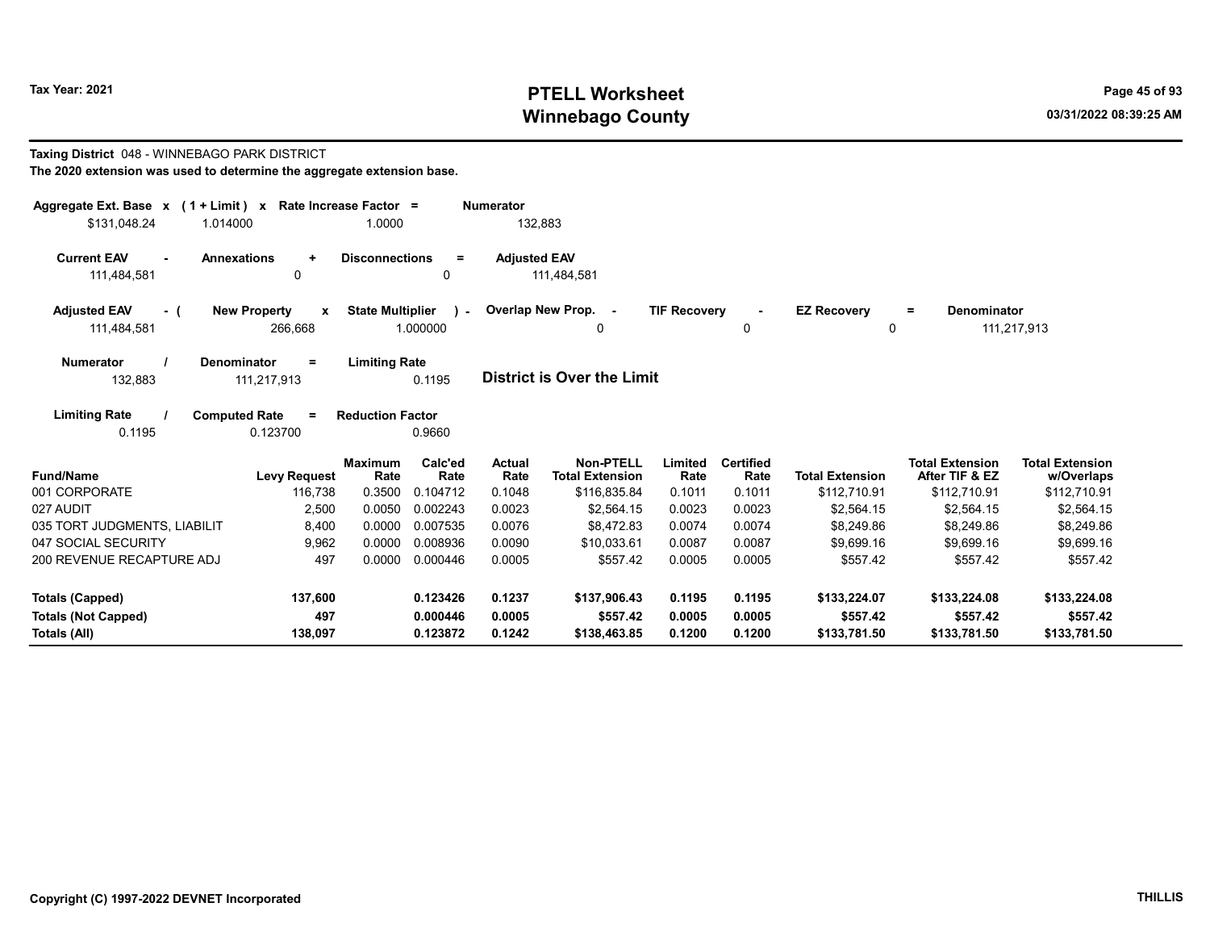# PTELL Worksheet
# Winnebago County

Tax Year: 2021

03/31/2022 08:39:25 AM

**Taxing District** 048 - WINNEBAGO PARK DISTRICT

**The 2020 extension was used to determine the aggregate extension base.**

| Aggregate Ext. Base x | (1 + Limit) x | Rate Increase Factor = | Numerator |
|---|---|---|---|
| $131,048.24 | 1.014000 | 1.0000 | 132,883 |

| Current EAV - | Annexations + | Disconnections = | Adjusted EAV |
|---|---|---|---|
| 111,484,581 | 0 | 0 | 111,484,581 |

| Adjusted EAV - ( | New Property x | State Multiplier ) - | Overlap New Prop. - | TIF Recovery - | EZ Recovery = | Denominator |
|---|---|---|---|---|---|---|
| 111,484,581 | 266,668 | 1.000000 | 0 | 0 | 0 | 111,217,913 |

| Numerator / | Denominator = | Limiting Rate |
|---|---|---|
| 132,883 | 111,217,913 | 0.1195 |

**District is Over the Limit**

| Limiting Rate / | Computed Rate = | Reduction Factor |
|---|---|---|
| 0.1195 | 0.123700 | 0.9660 |

| Fund/Name | Levy Request | Maximum Rate | Calc'ed Rate | Actual Rate | Non-PTELL Total Extension | Limited Rate | Certified Rate | Total Extension | Total Extension After TIF & EZ | Total Extension w/Overlaps |
|---|---|---|---|---|---|---|---|---|---|---|
| 001 CORPORATE | 116,738 | 0.3500 | 0.104712 | 0.1048 | $116,835.84 | 0.1011 | 0.1011 | $112,710.91 | $112,710.91 | $112,710.91 |
| 027 AUDIT | 2,500 | 0.0050 | 0.002243 | 0.0023 | $2,564.15 | 0.0023 | 0.0023 | $2,564.15 | $2,564.15 | $2,564.15 |
| 035 TORT JUDGMENTS, LIABILIT | 8,400 | 0.0000 | 0.007535 | 0.0076 | $8,472.83 | 0.0074 | 0.0074 | $8,249.86 | $8,249.86 | $8,249.86 |
| 047 SOCIAL SECURITY | 9,962 | 0.0000 | 0.008936 | 0.0090 | $10,033.61 | 0.0087 | 0.0087 | $9,699.16 | $9,699.16 | $9,699.16 |
| 200 REVENUE RECAPTURE ADJ | 497 | 0.0000 | 0.000446 | 0.0005 | $557.42 | 0.0005 | 0.0005 | $557.42 | $557.42 | $557.42 |
| **Totals (Capped)** | **137,600** | | **0.123426** | **0.1237** | **$137,906.43** | **0.1195** | **0.1195** | **$133,224.07** | **$133,224.08** | **$133,224.08** |
| **Totals (Not Capped)** | **497** | | **0.000446** | **0.0005** | **$557.42** | **0.0005** | **0.0005** | **$557.42** | **$557.42** | **$557.42** |
| **Totals (All)** | **138,097** | | **0.123872** | **0.1242** | **$138,463.85** | **0.1200** | **0.1200** | **$133,781.50** | **$133,781.50** | **$133,781.50** |

Copyright (C) 1997-2022 DEVNET Incorporated

THILLIS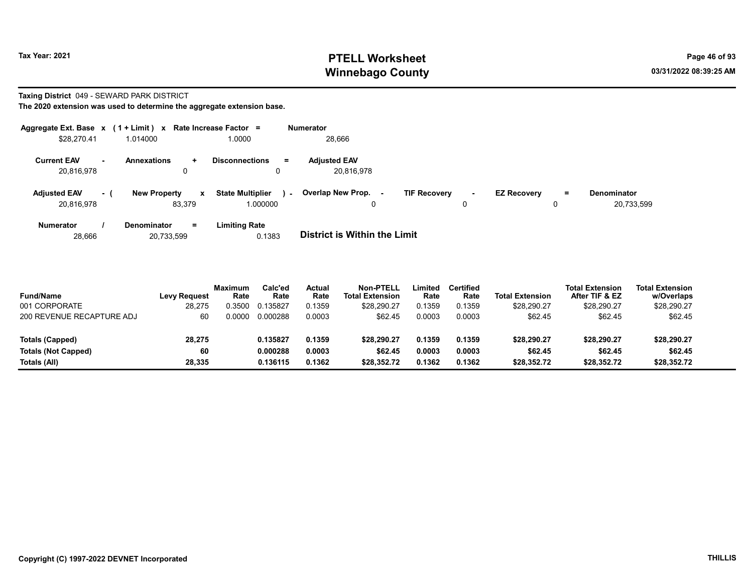**Tax Year: 2021**

# PTELL Worksheet
# Winnebago County

03/31/2022 08:39:25 AM

**Taxing District** 049 - SEWARD PARK DISTRICT

**The 2020 extension was used to determine the aggregate extension base.**

| Aggregate Ext. Base | x | (1 + Limit) | x | Rate Increase Factor | = | Numerator |
|---|---|---|---|---|---|---|
| $28,270.41 | | 1.014000 | | 1.0000 | | 28,666 |

| Current EAV | - | Annexations | + | Disconnections | = | Adjusted EAV |
|---|---|---|---|---|---|---|
| 20,816,978 | | 0 | | 0 | | 20,816,978 |

| Adjusted EAV | - ( | New Property | x | State Multiplier | ) - | Overlap New Prop. | - | TIF Recovery | - | EZ Recovery | = | Denominator |
|---|---|---|---|---|---|---|---|---|---|---|---|---|
| 20,816,978 | | 83,379 | | 1.000000 | | 0 | | 0 | | 0 | | 20,733,599 |

| Numerator | / | Denominator | = | Limiting Rate |
|---|---|---|---|---|
| 28,666 | | 20,733,599 | | 0.1383 |

**District is Within the Limit**

| Fund/Name | Levy Request | Maximum Rate | Calc'ed Rate | Actual Rate | Non-PTELL Total Extension | Limited Rate | Certified Rate | Total Extension | Total Extension After TIF & EZ | Total Extension w/Overlaps |
|---|---|---|---|---|---|---|---|---|---|---|
| 001 CORPORATE | 28,275 | 0.3500 | 0.135827 | 0.1359 | $28,290.27 | 0.1359 | 0.1359 | $28,290.27 | $28,290.27 | $28,290.27 |
| 200 REVENUE RECAPTURE ADJ | 60 | 0.0000 | 0.000288 | 0.0003 | $62.45 | 0.0003 | 0.0003 | $62.45 | $62.45 | $62.45 |
| **Totals (Capped)** | **28,275** | | **0.135827** | **0.1359** | **$28,290.27** | **0.1359** | **0.1359** | **$28,290.27** | **$28,290.27** | **$28,290.27** |
| **Totals (Not Capped)** | **60** | | **0.000288** | **0.0003** | **$62.45** | **0.0003** | **0.0003** | **$62.45** | **$62.45** | **$62.45** |
| **Totals (All)** | **28,335** | | **0.136115** | **0.1362** | **$28,352.72** | **0.1362** | **0.1362** | **$28,352.72** | **$28,352.72** | **$28,352.72** |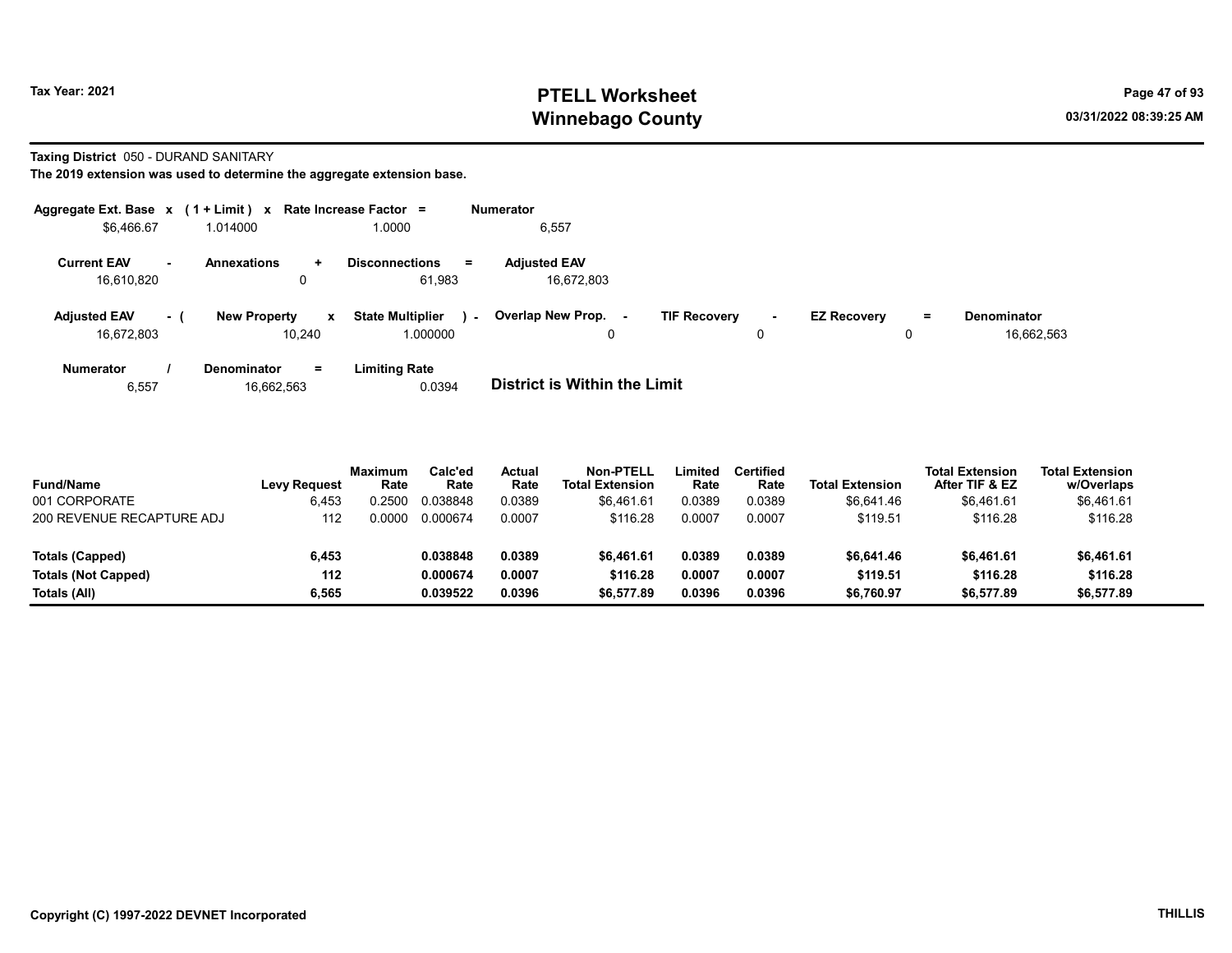# PTELL Worksheet
# Winnebago County

Tax Year: 2021

03/31/2022 08:39:25 AM

**Taxing District** 050 - DURAND SANITARY

**The 2019 extension was used to determine the aggregate extension base.**

| Aggregate Ext. Base | x | (1 + Limit) | x | Rate Increase Factor | = | Numerator |
|---|---|---|---|---|---|---|
| $6,466.67 | | 1.014000 | | 1.0000 | | 6,557 |

| Current EAV | - | Annexations | + | Disconnections | = | Adjusted EAV |
|---|---|---|---|---|---|---|
| 16,610,820 | | 0 | | 61,983 | | 16,672,803 |

| Adjusted EAV | - ( | New Property | x | State Multiplier | ) - | Overlap New Prop. | - | TIF Recovery | - | EZ Recovery | = | Denominator |
|---|---|---|---|---|---|---|---|---|---|---|---|---|
| 16,672,803 | | 10,240 | | 1.000000 | | 0 | | 0 | | 0 | | 16,662,563 |

| Numerator | / | Denominator | = | Limiting Rate |
|---|---|---|---|---|
| 6,557 | | 16,662,563 | | 0.0394 |

**District is Within the Limit**

| Fund/Name | Levy Request | Maximum Rate | Calc'ed Rate | Actual Rate | Non-PTELL Total Extension | Limited Rate | Certified Rate | Total Extension | Total Extension After TIF & EZ | Total Extension w/Overlaps |
|---|---|---|---|---|---|---|---|---|---|---|
| 001 CORPORATE | 6,453 | 0.2500 | 0.038848 | 0.0389 | $6,461.61 | 0.0389 | 0.0389 | $6,641.46 | $6,461.61 | $6,461.61 |
| 200 REVENUE RECAPTURE ADJ | 112 | 0.0000 | 0.000674 | 0.0007 | $116.28 | 0.0007 | 0.0007 | $119.51 | $116.28 | $116.28 |
| **Totals (Capped)** | **6,453** | | **0.038848** | **0.0389** | **$6,461.61** | **0.0389** | **0.0389** | **$6,641.46** | **$6,461.61** | **$6,461.61** |
| **Totals (Not Capped)** | **112** | | **0.000674** | **0.0007** | **$116.28** | **0.0007** | **0.0007** | **$119.51** | **$116.28** | **$116.28** |
| **Totals (All)** | **6,565** | | **0.039522** | **0.0396** | **$6,577.89** | **0.0396** | **0.0396** | **$6,760.97** | **$6,577.89** | **$6,577.89** |

Copyright (C) 1997-2022 DEVNET Incorporated

THILLIS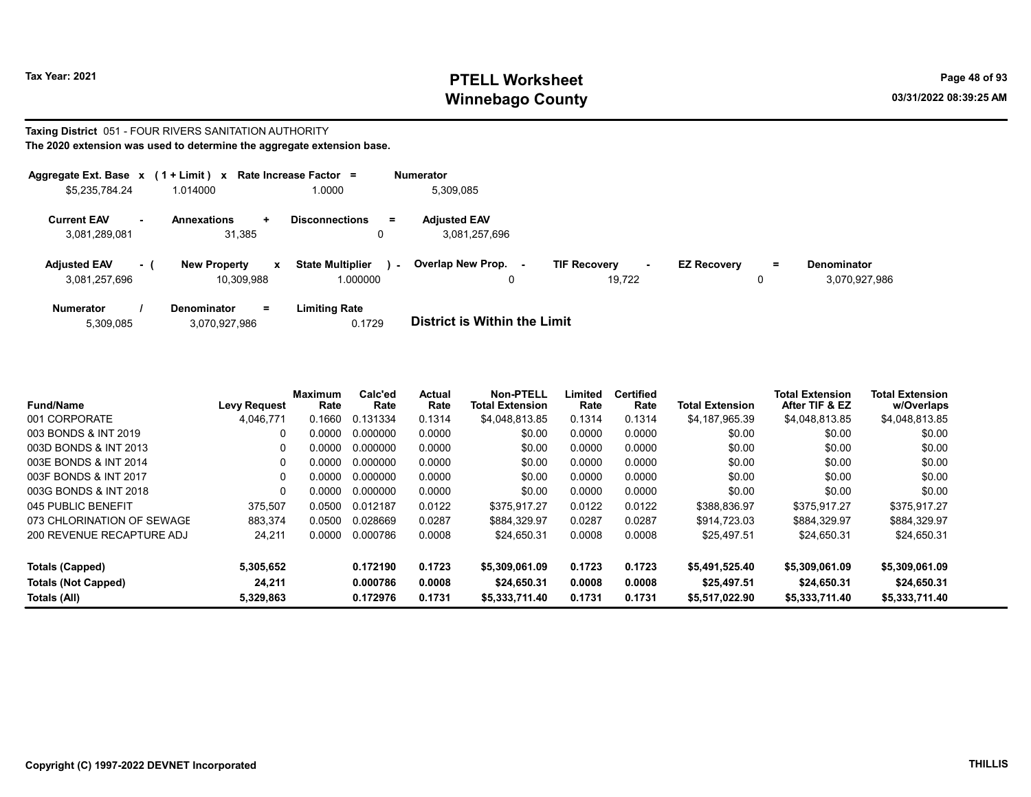**Tax Year: 2021**

# PTELL Worksheet
# Winnebago County

**03/31/2022 08:39:25 AM**

**Taxing District** 051 - FOUR RIVERS SANITATION AUTHORITY

**The 2020 extension was used to determine the aggregate extension base.**

| Aggregate Ext. Base | x | (1 + Limit) | x | Rate Increase Factor | = | Numerator |
|---|---|---|---|---|---|---|
| $5,235,784.24 | | 1.014000 | | 1.0000 | | 5,309,085 |

| Current EAV | - | Annexations | + | Disconnections | = | Adjusted EAV |
|---|---|---|---|---|---|---|
| 3,081,289,081 | | 31,385 | | 0 | | 3,081,257,696 |

| Adjusted EAV | - ( | New Property | x | State Multiplier | ) - | Overlap New Prop. | - | TIF Recovery | - | EZ Recovery | = | Denominator |
|---|---|---|---|---|---|---|---|---|---|---|---|---|
| 3,081,257,696 | | 10,309,988 | | 1.000000 | | 0 | | 19,722 | | 0 | | 3,070,927,986 |

| Numerator | / | Denominator | = | Limiting Rate |
|---|---|---|---|---|
| 5,309,085 | | 3,070,927,986 | | 0.1729 |

**District is Within the Limit**

| Fund/Name | Levy Request | Maximum Rate | Calc'ed Rate | Actual Rate | Non-PTELL Total Extension | Limited Rate | Certified Rate | Total Extension | Total Extension After TIF & EZ | Total Extension w/Overlaps |
|---|---|---|---|---|---|---|---|---|---|---|
| 001 CORPORATE | 4,046,771 | 0.1660 | 0.131334 | 0.1314 | $4,048,813.85 | 0.1314 | 0.1314 | $4,187,965.39 | $4,048,813.85 | $4,048,813.85 |
| 003 BONDS & INT 2019 | 0 | 0.0000 | 0.000000 | 0.0000 | $0.00 | 0.0000 | 0.0000 | $0.00 | $0.00 | $0.00 |
| 003D BONDS & INT 2013 | 0 | 0.0000 | 0.000000 | 0.0000 | $0.00 | 0.0000 | 0.0000 | $0.00 | $0.00 | $0.00 |
| 003E BONDS & INT 2014 | 0 | 0.0000 | 0.000000 | 0.0000 | $0.00 | 0.0000 | 0.0000 | $0.00 | $0.00 | $0.00 |
| 003F BONDS & INT 2017 | 0 | 0.0000 | 0.000000 | 0.0000 | $0.00 | 0.0000 | 0.0000 | $0.00 | $0.00 | $0.00 |
| 003G BONDS & INT 2018 | 0 | 0.0000 | 0.000000 | 0.0000 | $0.00 | 0.0000 | 0.0000 | $0.00 | $0.00 | $0.00 |
| 045 PUBLIC BENEFIT | 375,507 | 0.0500 | 0.012187 | 0.0122 | $375,917.27 | 0.0122 | 0.0122 | $388,836.97 | $375,917.27 | $375,917.27 |
| 073 CHLORINATION OF SEWAGE | 883,374 | 0.0500 | 0.028669 | 0.0287 | $884,329.97 | 0.0287 | 0.0287 | $914,723.03 | $884,329.97 | $884,329.97 |
| 200 REVENUE RECAPTURE ADJ | 24,211 | 0.0000 | 0.000786 | 0.0008 | $24,650.31 | 0.0008 | 0.0008 | $25,497.51 | $24,650.31 | $24,650.31 |
| **Totals (Capped)** | **5,305,652** | | **0.172190** | **0.1723** | **$5,309,061.09** | **0.1723** | **0.1723** | **$5,491,525.40** | **$5,309,061.09** | **$5,309,061.09** |
| **Totals (Not Capped)** | **24,211** | | **0.000786** | **0.0008** | **$24,650.31** | **0.0008** | **0.0008** | **$25,497.51** | **$24,650.31** | **$24,650.31** |
| **Totals (All)** | **5,329,863** | | **0.172976** | **0.1731** | **$5,333,711.40** | **0.1731** | **0.1731** | **$5,517,022.90** | **$5,333,711.40** | **$5,333,711.40** |

**Copyright (C) 1997-2022 DEVNET Incorporated** **THILLIS**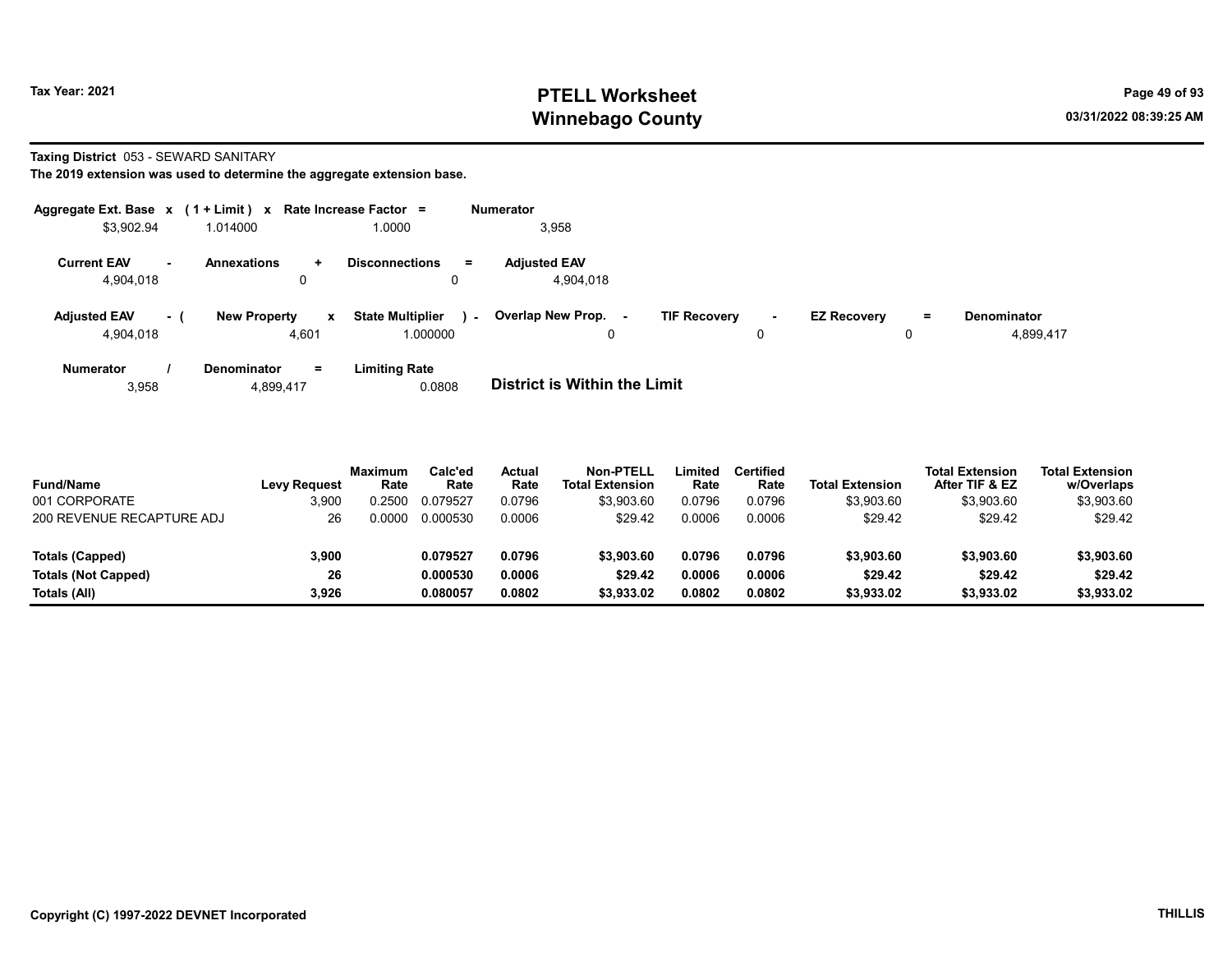# PTELL Worksheet
# Winnebago County

Tax Year: 2021

03/31/2022 08:39:25 AM

**Taxing District** 053 - SEWARD SANITARY

**The 2019 extension was used to determine the aggregate extension base.**

| Aggregate Ext. Base | x | (1 + Limit) | x | Rate Increase Factor | = | Numerator |
|---|---|---|---|---|---|---|
| $3,902.94 | | 1.014000 | | 1.0000 | | 3,958 |

| Current EAV | - | Annexations | + | Disconnections | = | Adjusted EAV |
|---|---|---|---|---|---|---|
| 4,904,018 | | 0 | | 0 | | 4,904,018 |

| Adjusted EAV | - ( | New Property | x | State Multiplier | ) - | Overlap New Prop. | - | TIF Recovery | - | EZ Recovery | = | Denominator |
|---|---|---|---|---|---|---|---|---|---|---|---|---|
| 4,904,018 | | 4,601 | | 1.000000 | | 0 | | 0 | | 0 | | 4,899,417 |

| Numerator | / | Denominator | = | Limiting Rate |
|---|---|---|---|---|
| 3,958 | | 4,899,417 | | 0.0808 |

**District is Within the Limit**

| Fund/Name | Levy Request | Maximum Rate | Calc'ed Rate | Actual Rate | Non-PTELL Total Extension | Limited Rate | Certified Rate | Total Extension | Total Extension After TIF & EZ | Total Extension w/Overlaps |
|---|---|---|---|---|---|---|---|---|---|---|
| 001 CORPORATE | 3,900 | 0.2500 | 0.079527 | 0.0796 | $3,903.60 | 0.0796 | 0.0796 | $3,903.60 | $3,903.60 | $3,903.60 |
| 200 REVENUE RECAPTURE ADJ | 26 | 0.0000 | 0.000530 | 0.0006 | $29.42 | 0.0006 | 0.0006 | $29.42 | $29.42 | $29.42 |
| **Totals (Capped)** | **3,900** | | **0.079527** | **0.0796** | **$3,903.60** | **0.0796** | **0.0796** | **$3,903.60** | **$3,903.60** | **$3,903.60** |
| **Totals (Not Capped)** | **26** | | **0.000530** | **0.0006** | **$29.42** | **0.0006** | **0.0006** | **$29.42** | **$29.42** | **$29.42** |
| **Totals (All)** | **3,926** | | **0.080057** | **0.0802** | **$3,933.02** | **0.0802** | **0.0802** | **$3,933.02** | **$3,933.02** | **$3,933.02** |

Copyright (C) 1997-2022 DEVNET Incorporated

THILLIS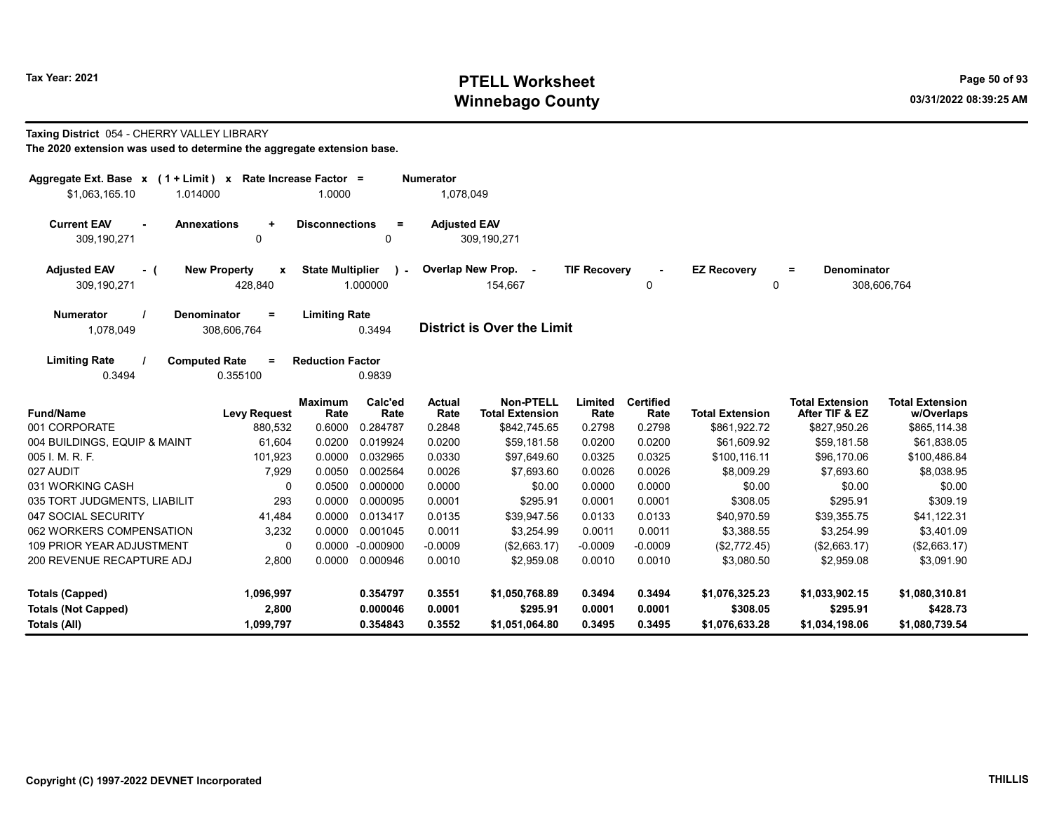Tax Year: 2021

# PTELL Worksheet
# Winnebago County

03/31/2022 08:39:25 AM

**Taxing District** 054 - CHERRY VALLEY LIBRARY

**The 2020 extension was used to determine the aggregate extension base.**

| Aggregate Ext. Base | x | (1 + Limit) | x | Rate Increase Factor | = | Numerator |
|---|---|---|---|---|---|---|
| $1,063,165.10 | | 1.014000 | | 1.0000 | | 1,078,049 |

| Current EAV | - | Annexations | + | Disconnections | = | Adjusted EAV |
|---|---|---|---|---|---|---|
| 309,190,271 | | 0 | | 0 | | 309,190,271 |

| Adjusted EAV | - ( | New Property | x | State Multiplier | ) - | Overlap New Prop. | - | TIF Recovery | - | EZ Recovery | = | Denominator |
|---|---|---|---|---|---|---|---|---|---|---|---|---|
| 309,190,271 | | 428,840 | | 1.000000 | | 154,667 | | 0 | | 0 | | 308,606,764 |

| Numerator | / | Denominator | = | Limiting Rate |
|---|---|---|---|---|
| 1,078,049 | | 308,606,764 | | 0.3494 |

**District is Over the Limit**

| Limiting Rate | / | Computed Rate | = | Reduction Factor |
|---|---|---|---|---|
| 0.3494 | | 0.355100 | | 0.9839 |

| Fund/Name | Levy Request | Maximum Rate | Calc'ed Rate | Actual Rate | Non-PTELL Total Extension | Limited Rate | Certified Rate | Total Extension | Total Extension After TIF & EZ | Total Extension w/Overlaps |
|---|---|---|---|---|---|---|---|---|---|---|
| 001 CORPORATE | 880,532 | 0.6000 | 0.284787 | 0.2848 | $842,745.65 | 0.2798 | 0.2798 | $861,922.72 | $827,950.26 | $865,114.38 |
| 004 BUILDINGS, EQUIP & MAINT | 61,604 | 0.0200 | 0.019924 | 0.0200 | $59,181.58 | 0.0200 | 0.0200 | $61,609.92 | $59,181.58 | $61,838.05 |
| 005 I. M. R. F. | 101,923 | 0.0000 | 0.032965 | 0.0330 | $97,649.60 | 0.0325 | 0.0325 | $100,116.11 | $96,170.06 | $100,486.84 |
| 027 AUDIT | 7,929 | 0.0050 | 0.002564 | 0.0026 | $7,693.60 | 0.0026 | 0.0026 | $8,009.29 | $7,693.60 | $8,038.95 |
| 031 WORKING CASH | 0 | 0.0500 | 0.000000 | 0.0000 | $0.00 | 0.0000 | 0.0000 | $0.00 | $0.00 | $0.00 |
| 035 TORT JUDGMENTS, LIABILIT | 293 | 0.0000 | 0.000095 | 0.0001 | $295.91 | 0.0001 | 0.0001 | $308.05 | $295.91 | $309.19 |
| 047 SOCIAL SECURITY | 41,484 | 0.0000 | 0.013417 | 0.0135 | $39,947.56 | 0.0133 | 0.0133 | $40,970.59 | $39,355.75 | $41,122.31 |
| 062 WORKERS COMPENSATION | 3,232 | 0.0000 | 0.001045 | 0.0011 | $3,254.99 | 0.0011 | 0.0011 | $3,388.55 | $3,254.99 | $3,401.09 |
| 109 PRIOR YEAR ADJUSTMENT | 0 | 0.0000 | -0.000900 | -0.0009 | ($2,663.17) | -0.0009 | -0.0009 | ($2,772.45) | ($2,663.17) | ($2,663.17) |
| 200 REVENUE RECAPTURE ADJ | 2,800 | 0.0000 | 0.000946 | 0.0010 | $2,959.08 | 0.0010 | 0.0010 | $3,080.50 | $2,959.08 | $3,091.90 |
| **Totals (Capped)** | **1,096,997** | | **0.354797** | **0.3551** | **$1,050,768.89** | **0.3494** | **0.3494** | **$1,076,325.23** | **$1,033,902.15** | **$1,080,310.81** |
| **Totals (Not Capped)** | **2,800** | | **0.000046** | **0.0001** | **$295.91** | **0.0001** | **0.0001** | **$308.05** | **$295.91** | **$428.73** |
| **Totals (All)** | **1,099,797** | | **0.354843** | **0.3552** | **$1,051,064.80** | **0.3495** | **0.3495** | **$1,076,633.28** | **$1,034,198.06** | **$1,080,739.54** |

Copyright (C) 1997-2022 DEVNET Incorporated

THILLIS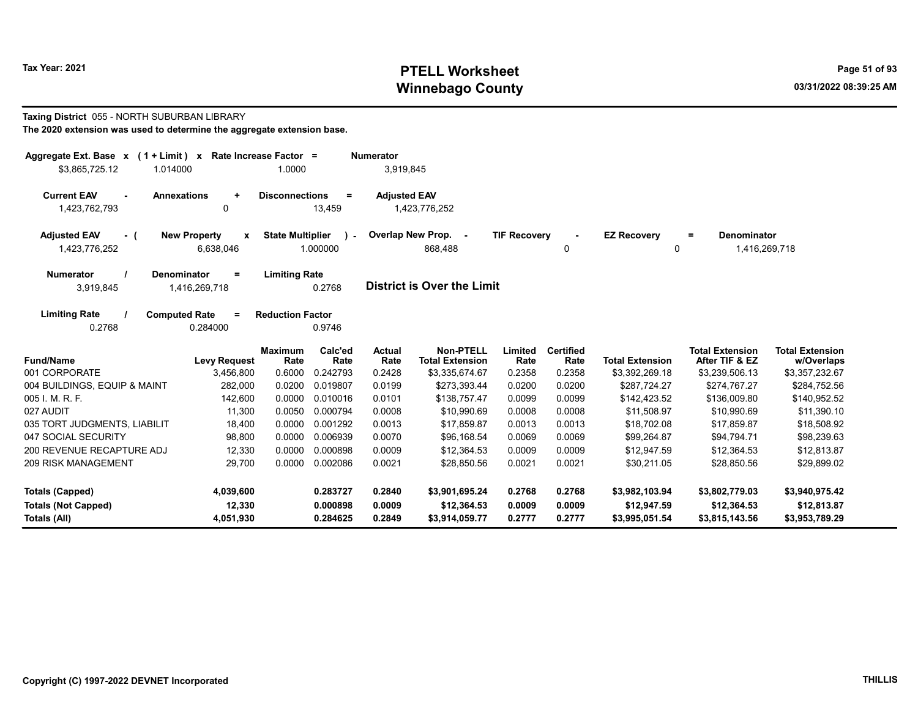# PTELL Worksheet
# Winnebago County

Tax Year: 2021

03/31/2022 08:39:25 AM

**Taxing District** 055 - NORTH SUBURBAN LIBRARY

**The 2020 extension was used to determine the aggregate extension base.**

| Aggregate Ext. Base | x | (1 + Limit) | x | Rate Increase Factor | = | Numerator |
|---|---|---|---|---|---|---|
| $3,865,725.12 | | 1.014000 | | 1.0000 | | 3,919,845 |

| Current EAV | - | Annexations | + | Disconnections | = | Adjusted EAV |
|---|---|---|---|---|---|---|
| 1,423,762,793 | | 0 | | 13,459 | | 1,423,776,252 |

| Adjusted EAV | - ( | New Property | x | State Multiplier | ) - | Overlap New Prop. | - | TIF Recovery | - | EZ Recovery | = | Denominator |
|---|---|---|---|---|---|---|---|---|---|---|---|---|
| 1,423,776,252 | | 6,638,046 | | 1.000000 | | 868,488 | | 0 | | 0 | | 1,416,269,718 |

| Numerator | / | Denominator | = | Limiting Rate |
|---|---|---|---|---|
| 3,919,845 | | 1,416,269,718 | | 0.2768 |

**District is Over the Limit**

| Limiting Rate | / | Computed Rate | = | Reduction Factor |
|---|---|---|---|---|
| 0.2768 | | 0.284000 | | 0.9746 |

| Fund/Name | Levy Request | Maximum Rate | Calc'ed Rate | Actual Rate | Non-PTELL Total Extension | Limited Rate | Certified Rate | Total Extension | Total Extension After TIF & EZ | Total Extension w/Overlaps |
|---|---|---|---|---|---|---|---|---|---|---|
| 001 CORPORATE | 3,456,800 | 0.6000 | 0.242793 | 0.2428 | $3,335,674.67 | 0.2358 | 0.2358 | $3,392,269.18 | $3,239,506.13 | $3,357,232.67 |
| 004 BUILDINGS, EQUIP & MAINT | 282,000 | 0.0200 | 0.019807 | 0.0199 | $273,393.44 | 0.0200 | 0.0200 | $287,724.27 | $274,767.27 | $284,752.56 |
| 005 I. M. R. F. | 142,600 | 0.0000 | 0.010016 | 0.0101 | $138,757.47 | 0.0099 | 0.0099 | $142,423.52 | $136,009.80 | $140,952.52 |
| 027 AUDIT | 11,300 | 0.0050 | 0.000794 | 0.0008 | $10,990.69 | 0.0008 | 0.0008 | $11,508.97 | $10,990.69 | $11,390.10 |
| 035 TORT JUDGMENTS, LIABILIT | 18,400 | 0.0000 | 0.001292 | 0.0013 | $17,859.87 | 0.0013 | 0.0013 | $18,702.08 | $17,859.87 | $18,508.92 |
| 047 SOCIAL SECURITY | 98,800 | 0.0000 | 0.006939 | 0.0070 | $96,168.54 | 0.0069 | 0.0069 | $99,264.87 | $94,794.71 | $98,239.63 |
| 200 REVENUE RECAPTURE ADJ | 12,330 | 0.0000 | 0.000898 | 0.0009 | $12,364.53 | 0.0009 | 0.0009 | $12,947.59 | $12,364.53 | $12,813.87 |
| 209 RISK MANAGEMENT | 29,700 | 0.0000 | 0.002086 | 0.0021 | $28,850.56 | 0.0021 | 0.0021 | $30,211.05 | $28,850.56 | $29,899.02 |
| **Totals (Capped)** | **4,039,600** | | **0.283727** | **0.2840** | **$3,901,695.24** | **0.2768** | **0.2768** | **$3,982,103.94** | **$3,802,779.03** | **$3,940,975.42** |
| **Totals (Not Capped)** | **12,330** | | **0.000898** | **0.0009** | **$12,364.53** | **0.0009** | **0.0009** | **$12,947.59** | **$12,364.53** | **$12,813.87** |
| **Totals (All)** | **4,051,930** | | **0.284625** | **0.2849** | **$3,914,059.77** | **0.2777** | **0.2777** | **$3,995,051.54** | **$3,815,143.56** | **$3,953,789.29** |

Copyright (C) 1997-2022 DEVNET Incorporated

THILLIS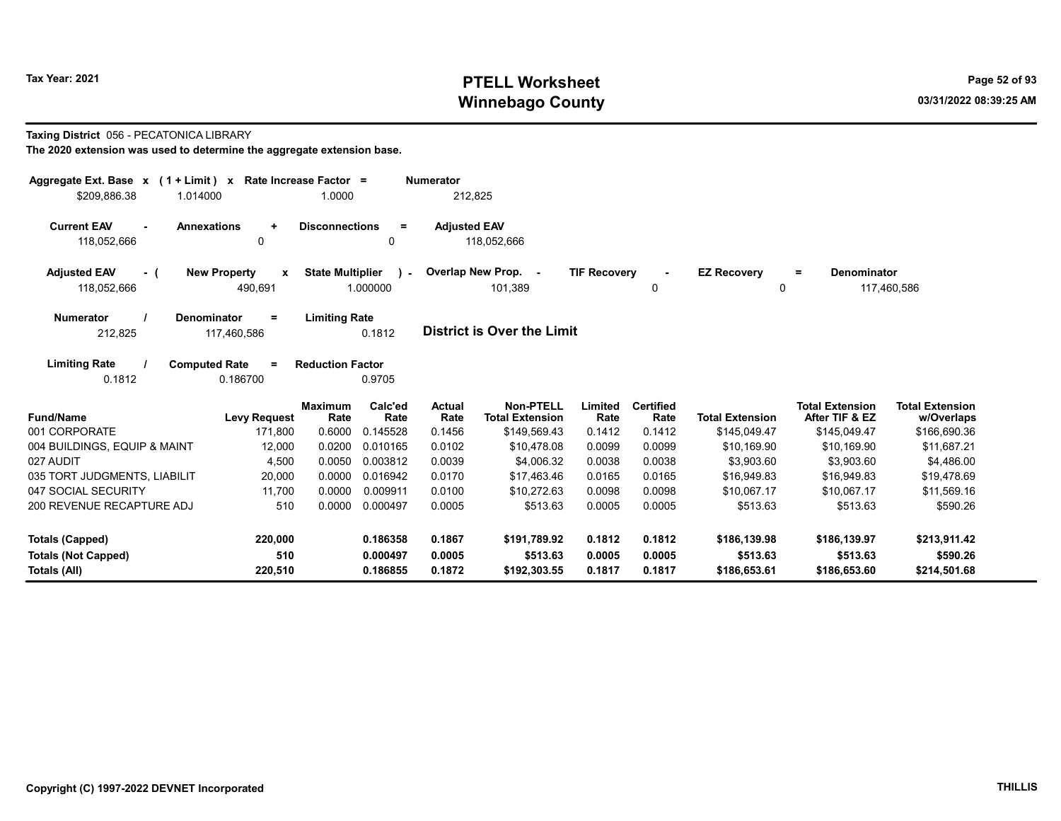**Tax Year: 2021**

# PTELL Worksheet
# Winnebago County

**Taxing District** 056 - PECATONICA LIBRARY

**The 2020 extension was used to determine the aggregate extension base.**

| Aggregate Ext. Base x | (1 + Limit) x | Rate Increase Factor = | Numerator |
|---|---|---|---|
| $209,886.38 | 1.014000 | 1.0000 | 212,825 |

| Current EAV - | Annexations + | Disconnections = | Adjusted EAV |
|---|---|---|---|
| 118,052,666 | 0 | 0 | 118,052,666 |

| Adjusted EAV - ( | New Property x | State Multiplier ) - | Overlap New Prop. - | TIF Recovery - | EZ Recovery = | Denominator |
|---|---|---|---|---|---|---|
| 118,052,666 | 490,691 | 1.000000 | 101,389 | 0 | 0 | 117,460,586 |

| Numerator / | Denominator = | Limiting Rate |
|---|---|---|
| 212,825 | 117,460,586 | 0.1812 |

**District is Over the Limit**

| Limiting Rate / | Computed Rate = | Reduction Factor |
|---|---|---|
| 0.1812 | 0.186700 | 0.9705 |

| Fund/Name | Levy Request | Maximum Rate | Calc'ed Rate | Actual Rate | Non-PTELL Total Extension | Limited Rate | Certified Rate | Total Extension | Total Extension After TIF & EZ | Total Extension w/Overlaps |
|---|---|---|---|---|---|---|---|---|---|---|
| 001 CORPORATE | 171,800 | 0.6000 | 0.145528 | 0.1456 | $149,569.43 | 0.1412 | 0.1412 | $145,049.47 | $145,049.47 | $166,690.36 |
| 004 BUILDINGS, EQUIP & MAINT | 12,000 | 0.0200 | 0.010165 | 0.0102 | $10,478.08 | 0.0099 | 0.0099 | $10,169.90 | $10,169.90 | $11,687.21 |
| 027 AUDIT | 4,500 | 0.0050 | 0.003812 | 0.0039 | $4,006.32 | 0.0038 | 0.0038 | $3,903.60 | $3,903.60 | $4,486.00 |
| 035 TORT JUDGMENTS, LIABILIT | 20,000 | 0.0000 | 0.016942 | 0.0170 | $17,463.46 | 0.0165 | 0.0165 | $16,949.83 | $16,949.83 | $19,478.69 |
| 047 SOCIAL SECURITY | 11,700 | 0.0000 | 0.009911 | 0.0100 | $10,272.63 | 0.0098 | 0.0098 | $10,067.17 | $10,067.17 | $11,569.16 |
| 200 REVENUE RECAPTURE ADJ | 510 | 0.0000 | 0.000497 | 0.0005 | $513.63 | 0.0005 | 0.0005 | $513.63 | $513.63 | $590.26 |
| **Totals (Capped)** | **220,000** | | **0.186358** | **0.1867** | **$191,789.92** | **0.1812** | **0.1812** | **$186,139.98** | **$186,139.97** | **$213,911.42** |
| **Totals (Not Capped)** | **510** | | **0.000497** | **0.0005** | **$513.63** | **0.0005** | **0.0005** | **$513.63** | **$513.63** | **$590.26** |
| **Totals (All)** | **220,510** | | **0.186855** | **0.1872** | **$192,303.55** | **0.1817** | **0.1817** | **$186,653.61** | **$186,653.60** | **$214,501.68** |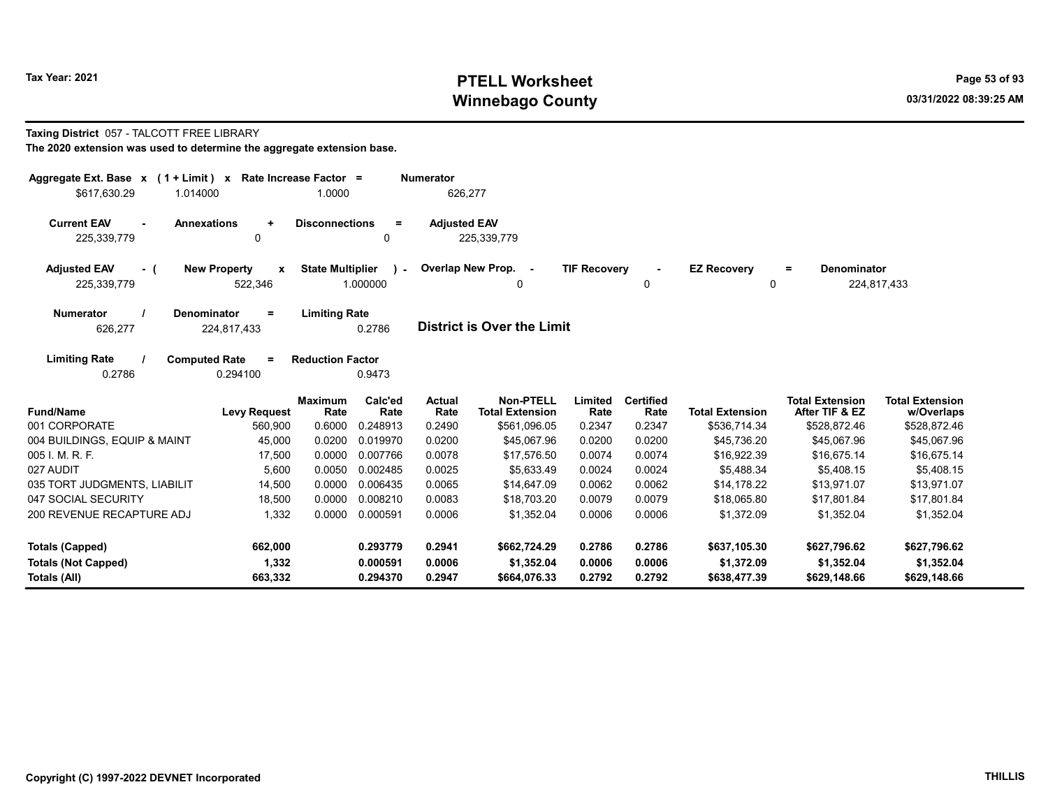**Tax Year: 2021**

# PTELL Worksheet
# Winnebago County

**Taxing District** 057 - TALCOTT FREE LIBRARY

**The 2020 extension was used to determine the aggregate extension base.**

| Aggregate Ext. Base | x | ( 1 + Limit ) | x | Rate Increase Factor | = | Numerator |
|---|---|---|---|---|---|---|
| $617,630.29 | | 1.014000 | | 1.0000 | | 626,277 |

| Current EAV | - | Annexations | + | Disconnections | = | Adjusted EAV |
|---|---|---|---|---|---|---|
| 225,339,779 | | 0 | | 0 | | 225,339,779 |

| Adjusted EAV | - ( | New Property | x | State Multiplier | ) - | Overlap New Prop. | - | TIF Recovery | - | EZ Recovery | = | Denominator |
|---|---|---|---|---|---|---|---|---|---|---|---|---|
| 225,339,779 | | 522,346 | | 1.000000 | | 0 | | 0 | | 0 | | 224,817,433 |

| Numerator | / | Denominator | = | Limiting Rate |
|---|---|---|---|---|
| 626,277 | | 224,817,433 | | 0.2786 |

**District is Over the Limit**

| Limiting Rate | / | Computed Rate | = | Reduction Factor |
|---|---|---|---|---|
| 0.2786 | | 0.294100 | | 0.9473 |

| Fund/Name | Levy Request | Maximum Rate | Calc'ed Rate | Actual Rate | Non-PTELL Total Extension | Limited Rate | Certified Rate | Total Extension | Total Extension After TIF & EZ | Total Extension w/Overlaps |
|---|---|---|---|---|---|---|---|---|---|---|
| 001 CORPORATE | 560,900 | 0.6000 | 0.248913 | 0.2490 | $561,096.05 | 0.2347 | 0.2347 | $536,714.34 | $528,872.46 | $528,872.46 |
| 004 BUILDINGS, EQUIP & MAINT | 45,000 | 0.0200 | 0.019970 | 0.0200 | $45,067.96 | 0.0200 | 0.0200 | $45,736.20 | $45,067.96 | $45,067.96 |
| 005 I. M. R. F. | 17,500 | 0.0000 | 0.007766 | 0.0078 | $17,576.50 | 0.0074 | 0.0074 | $16,922.39 | $16,675.14 | $16,675.14 |
| 027 AUDIT | 5,600 | 0.0050 | 0.002485 | 0.0025 | $5,633.49 | 0.0024 | 0.0024 | $5,488.34 | $5,408.15 | $5,408.15 |
| 035 TORT JUDGMENTS, LIABILIT | 14,500 | 0.0000 | 0.006435 | 0.0065 | $14,647.09 | 0.0062 | 0.0062 | $14,178.22 | $13,971.07 | $13,971.07 |
| 047 SOCIAL SECURITY | 18,500 | 0.0000 | 0.008210 | 0.0083 | $18,703.20 | 0.0079 | 0.0079 | $18,065.80 | $17,801.84 | $17,801.84 |
| 200 REVENUE RECAPTURE ADJ | 1,332 | 0.0000 | 0.000591 | 0.0006 | $1,352.04 | 0.0006 | 0.0006 | $1,372.09 | $1,352.04 | $1,352.04 |
| **Totals (Capped)** | **662,000** | | **0.293779** | **0.2941** | **$662,724.29** | **0.2786** | **0.2786** | **$637,105.30** | **$627,796.62** | **$627,796.62** |
| **Totals (Not Capped)** | **1,332** | | **0.000591** | **0.0006** | **$1,352.04** | **0.0006** | **0.0006** | **$1,372.09** | **$1,352.04** | **$1,352.04** |
| **Totals (All)** | **663,332** | | **0.294370** | **0.2947** | **$664,076.33** | **0.2792** | **0.2792** | **$638,477.39** | **$629,148.66** | **$629,148.66** |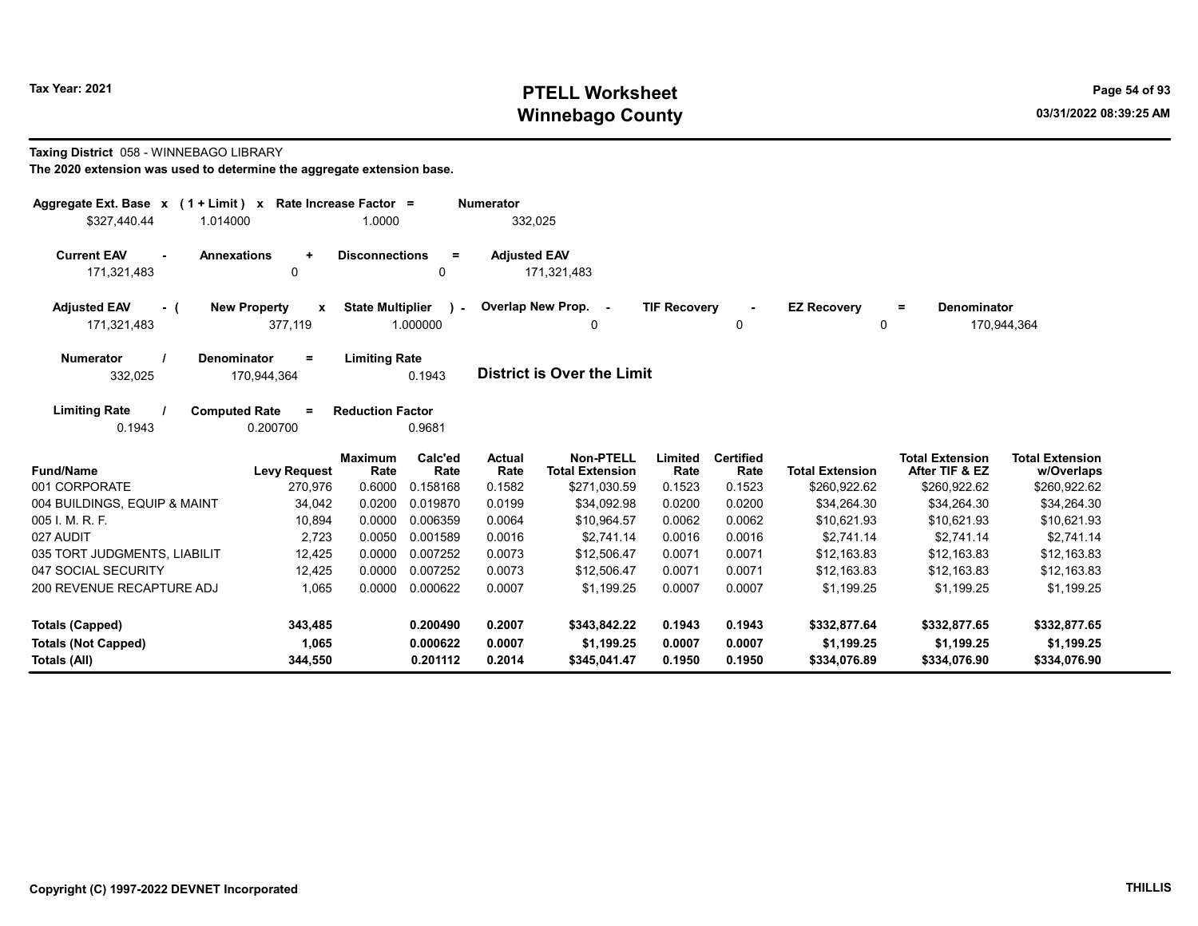**Taxing District** 058 - WINNEBAGO LIBRARY

**The 2020 extension was used to determine the aggregate extension base.**

| Aggregate Ext. Base | x | ( 1 + Limit ) | x | Rate Increase Factor | = | Numerator |
|---|---|---|---|---|---|---|
| $327,440.44 | | 1.014000 | | 1.0000 | | 332,025 |

| Current EAV | - | Annexations | + | Disconnections | = | Adjusted EAV |
|---|---|---|---|---|---|---|
| 171,321,483 | | 0 | | 0 | | 171,321,483 |

| Adjusted EAV | - ( | New Property | x | State Multiplier | ) - | Overlap New Prop. | - | TIF Recovery | - | EZ Recovery | = | Denominator |
|---|---|---|---|---|---|---|---|---|---|---|---|---|
| 171,321,483 | | 377,119 | | 1.000000 | | 0 | | 0 | | 0 | | 170,944,364 |

| Numerator | / | Denominator | = | Limiting Rate |
|---|---|---|---|---|
| 332,025 | | 170,944,364 | | 0.1943 |

**District is Over the Limit**

| Limiting Rate | / | Computed Rate | = | Reduction Factor |
|---|---|---|---|---|
| 0.1943 | | 0.200700 | | 0.9681 |

| Fund/Name | Levy Request | Maximum Rate | Calc'ed Rate | Actual Rate | Non-PTELL Total Extension | Limited Rate | Certified Rate | Total Extension | Total Extension After TIF & EZ | Total Extension w/Overlaps |
|---|---|---|---|---|---|---|---|---|---|---|
| 001 CORPORATE | 270,976 | 0.6000 | 0.158168 | 0.1582 | $271,030.59 | 0.1523 | 0.1523 | $260,922.62 | $260,922.62 | $260,922.62 |
| 004 BUILDINGS, EQUIP & MAINT | 34,042 | 0.0200 | 0.019870 | 0.0199 | $34,092.98 | 0.0200 | 0.0200 | $34,264.30 | $34,264.30 | $34,264.30 |
| 005 I. M. R. F. | 10,894 | 0.0000 | 0.006359 | 0.0064 | $10,964.57 | 0.0062 | 0.0062 | $10,621.93 | $10,621.93 | $10,621.93 |
| 027 AUDIT | 2,723 | 0.0050 | 0.001589 | 0.0016 | $2,741.14 | 0.0016 | 0.0016 | $2,741.14 | $2,741.14 | $2,741.14 |
| 035 TORT JUDGMENTS, LIABILIT | 12,425 | 0.0000 | 0.007252 | 0.0073 | $12,506.47 | 0.0071 | 0.0071 | $12,163.83 | $12,163.83 | $12,163.83 |
| 047 SOCIAL SECURITY | 12,425 | 0.0000 | 0.007252 | 0.0073 | $12,506.47 | 0.0071 | 0.0071 | $12,163.83 | $12,163.83 | $12,163.83 |
| 200 REVENUE RECAPTURE ADJ | 1,065 | 0.0000 | 0.000622 | 0.0007 | $1,199.25 | 0.0007 | 0.0007 | $1,199.25 | $1,199.25 | $1,199.25 |
| **Totals (Capped)** | **343,485** | | **0.200490** | **0.2007** | **$343,842.22** | **0.1943** | **0.1943** | **$332,877.64** | **$332,877.65** | **$332,877.65** |
| **Totals (Not Capped)** | **1,065** | | **0.000622** | **0.0007** | **$1,199.25** | **0.0007** | **0.0007** | **$1,199.25** | **$1,199.25** | **$1,199.25** |
| **Totals (All)** | **344,550** | | **0.201112** | **0.2014** | **$345,041.47** | **0.1950** | **0.1950** | **$334,076.89** | **$334,076.90** | **$334,076.90** |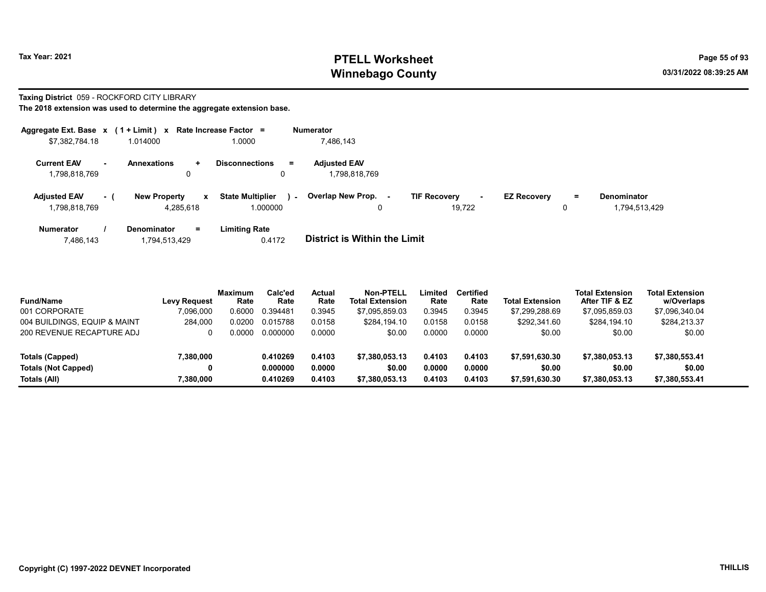**Tax Year: 2021**

# PTELL Worksheet
# Winnebago County

**Taxing District** 059 - ROCKFORD CITY LIBRARY
**The 2018 extension was used to determine the aggregate extension base.**

| Aggregate Ext. Base | x | (1 + Limit) | x | Rate Increase Factor | = | Numerator |
|---|---|---|---|---|---|---|
| $7,382,784.18 | | 1.014000 | | 1.0000 | | 7,486,143 |

| Current EAV | - | Annexations | + | Disconnections | = | Adjusted EAV |
|---|---|---|---|---|---|---|
| 1,798,818,769 | | 0 | | 0 | | 1,798,818,769 |

| Adjusted EAV | - ( | New Property | x | State Multiplier | ) - | Overlap New Prop. | - | TIF Recovery | - | EZ Recovery | = | Denominator |
|---|---|---|---|---|---|---|---|---|---|---|---|---|
| 1,798,818,769 | | 4,285,618 | | 1.000000 | | 0 | | 19,722 | | 0 | | 1,794,513,429 |

| Numerator | / | Denominator | = | Limiting Rate |
|---|---|---|---|---|
| 7,486,143 | | 1,794,513,429 | | 0.4172 |

**District is Within the Limit**

| Fund/Name | Levy Request | Maximum Rate | Calc'ed Rate | Actual Rate | Non-PTELL Total Extension | Limited Rate | Certified Rate | Total Extension | Total Extension After TIF & EZ | Total Extension w/Overlaps |
|---|---|---|---|---|---|---|---|---|---|---|
| 001 CORPORATE | 7,096,000 | 0.6000 | 0.394481 | 0.3945 | $7,095,859.03 | 0.3945 | 0.3945 | $7,299,288.69 | $7,095,859.03 | $7,096,340.04 |
| 004 BUILDINGS, EQUIP & MAINT | 284,000 | 0.0200 | 0.015788 | 0.0158 | $284,194.10 | 0.0158 | 0.0158 | $292,341.60 | $284,194.10 | $284,213.37 |
| 200 REVENUE RECAPTURE ADJ | 0 | 0.0000 | 0.000000 | 0.0000 | $0.00 | 0.0000 | 0.0000 | $0.00 | $0.00 | $0.00 |
| **Totals (Capped)** | **7,380,000** | | **0.410269** | **0.4103** | **$7,380,053.13** | **0.4103** | **0.4103** | **$7,591,630.30** | **$7,380,053.13** | **$7,380,553.41** |
| **Totals (Not Capped)** | **0** | | **0.000000** | **0.0000** | **$0.00** | **0.0000** | **0.0000** | **$0.00** | **$0.00** | **$0.00** |
| **Totals (All)** | **7,380,000** | | **0.410269** | **0.4103** | **$7,380,053.13** | **0.4103** | **0.4103** | **$7,591,630.30** | **$7,380,053.13** | **$7,380,553.41** |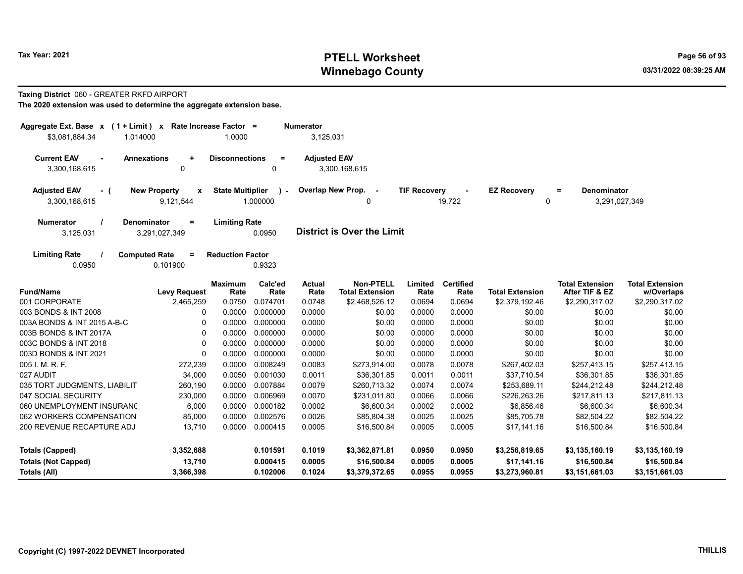**Taxing District** 060 - GREATER RKFD AIRPORT

**The 2020 extension was used to determine the aggregate extension base.**

| Aggregate Ext. Base | x | (1 + Limit) | x | Rate Increase Factor | = | Numerator |
|---|---|---|---|---|---|---|
| $3,081,884.34 | | 1.014000 | | 1.0000 | | 3,125,031 |

| Current EAV | - | Annexations | + | Disconnections | = | Adjusted EAV |
|---|---|---|---|---|---|---|
| 3,300,168,615 | | 0 | | 0 | | 3,300,168,615 |

| Adjusted EAV | - ( | New Property | x | State Multiplier | ) - | Overlap New Prop. | - | TIF Recovery | - | EZ Recovery | = | Denominator |
|---|---|---|---|---|---|---|---|---|---|---|---|---|
| 3,300,168,615 | | 9,121,544 | | 1.000000 | | 0 | | 19,722 | | 0 | | 3,291,027,349 |

| Numerator | / | Denominator | = | Limiting Rate |
|---|---|---|---|---|
| 3,125,031 | | 3,291,027,349 | | 0.0950 |

**District is Over the Limit**

| Limiting Rate | / | Computed Rate | = | Reduction Factor |
|---|---|---|---|---|
| 0.0950 | | 0.101900 | | 0.9323 |

| Fund/Name | Levy Request | Maximum Rate | Calc'ed Rate | Actual Rate | Non-PTELL Total Extension | Limited Rate | Certified Rate | Total Extension | Total Extension After TIF & EZ | Total Extension w/Overlaps |
|---|---|---|---|---|---|---|---|---|---|---|
| 001 CORPORATE | 2,465,259 | 0.0750 | 0.074701 | 0.0748 | $2,468,526.12 | 0.0694 | 0.0694 | $2,379,192.46 | $2,290,317.02 | $2,290,317.02 |
| 003 BONDS & INT 2008 | 0 | 0.0000 | 0.000000 | 0.0000 | $0.00 | 0.0000 | 0.0000 | $0.00 | $0.00 | $0.00 |
| 003A BONDS & INT 2015 A-B-C | 0 | 0.0000 | 0.000000 | 0.0000 | $0.00 | 0.0000 | 0.0000 | $0.00 | $0.00 | $0.00 |
| 003B BONDS & INT 2017A | 0 | 0.0000 | 0.000000 | 0.0000 | $0.00 | 0.0000 | 0.0000 | $0.00 | $0.00 | $0.00 |
| 003C BONDS & INT 2018 | 0 | 0.0000 | 0.000000 | 0.0000 | $0.00 | 0.0000 | 0.0000 | $0.00 | $0.00 | $0.00 |
| 003D BONDS & INT 2021 | 0 | 0.0000 | 0.000000 | 0.0000 | $0.00 | 0.0000 | 0.0000 | $0.00 | $0.00 | $0.00 |
| 005 I. M. R. F. | 272,239 | 0.0000 | 0.008249 | 0.0083 | $273,914.00 | 0.0078 | 0.0078 | $267,402.03 | $257,413.15 | $257,413.15 |
| 027 AUDIT | 34,000 | 0.0050 | 0.001030 | 0.0011 | $36,301.85 | 0.0011 | 0.0011 | $37,710.54 | $36,301.85 | $36,301.85 |
| 035 TORT JUDGMENTS, LIABILIT | 260,190 | 0.0000 | 0.007884 | 0.0079 | $260,713.32 | 0.0074 | 0.0074 | $253,689.11 | $244,212.48 | $244,212.48 |
| 047 SOCIAL SECURITY | 230,000 | 0.0000 | 0.006969 | 0.0070 | $231,011.80 | 0.0066 | 0.0066 | $226,263.26 | $217,811.13 | $217,811.13 |
| 060 UNEMPLOYMENT INSURANC | 6,000 | 0.0000 | 0.000182 | 0.0002 | $6,600.34 | 0.0002 | 0.0002 | $6,856.46 | $6,600.34 | $6,600.34 |
| 062 WORKERS COMPENSATION | 85,000 | 0.0000 | 0.002576 | 0.0026 | $85,804.38 | 0.0025 | 0.0025 | $85,705.78 | $82,504.22 | $82,504.22 |
| 200 REVENUE RECAPTURE ADJ | 13,710 | 0.0000 | 0.000415 | 0.0005 | $16,500.84 | 0.0005 | 0.0005 | $17,141.16 | $16,500.84 | $16,500.84 |
| **Totals (Capped)** | **3,352,688** | | **0.101591** | **0.1019** | **$3,362,871.81** | **0.0950** | **0.0950** | **$3,256,819.65** | **$3,135,160.19** | **$3,135,160.19** |
| **Totals (Not Capped)** | **13,710** | | **0.000415** | **0.0005** | **$16,500.84** | **0.0005** | **0.0005** | **$17,141.16** | **$16,500.84** | **$16,500.84** |
| **Totals (All)** | **3,366,398** | | **0.102006** | **0.1024** | **$3,379,372.65** | **0.0955** | **0.0955** | **$3,273,960.81** | **$3,151,661.03** | **$3,151,661.03** |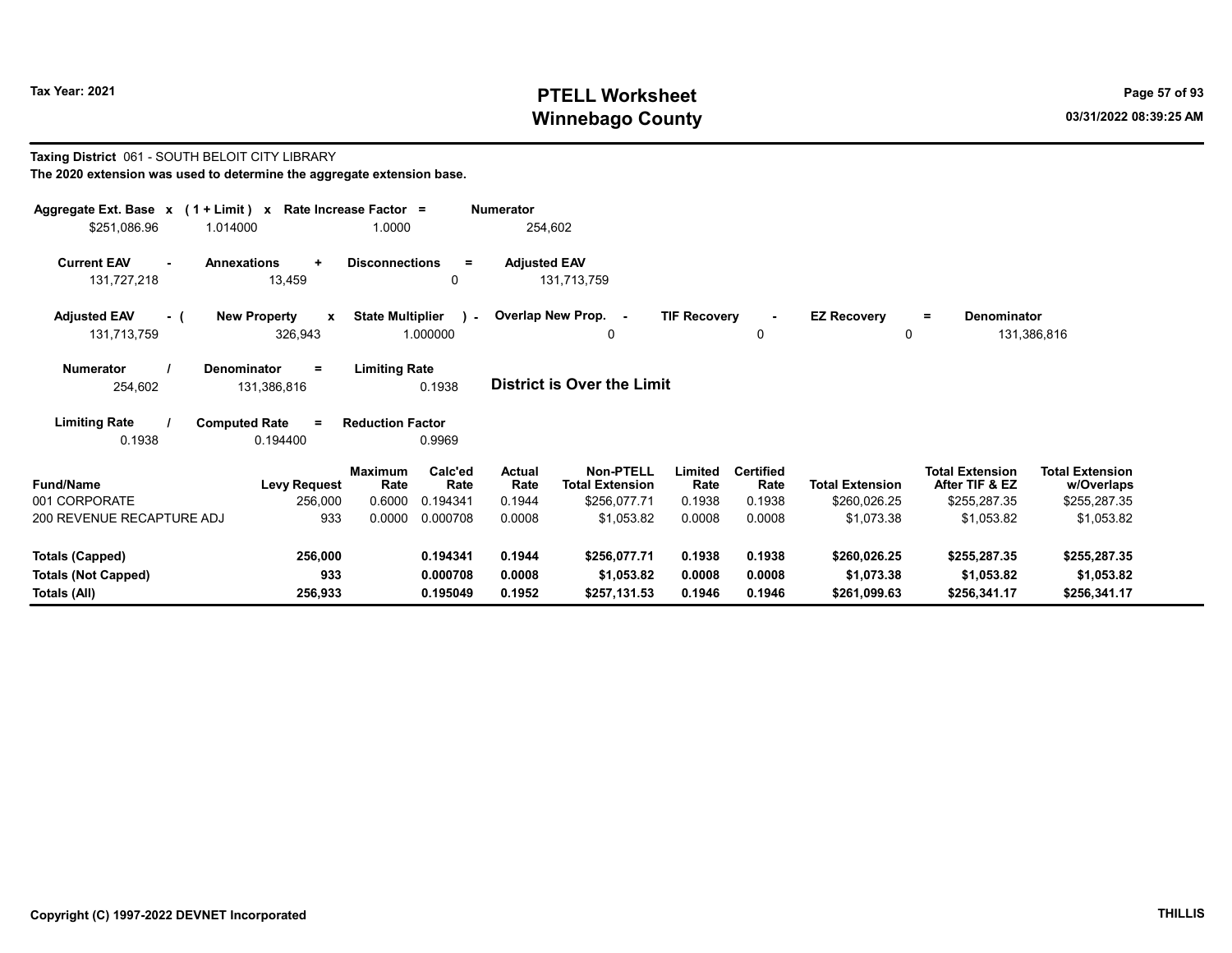Tax Year: 2021

# PTELL Worksheet
# Winnebago County

03/31/2022 08:39:25 AM

**Taxing District** 061 - SOUTH BELOIT CITY LIBRARY

**The 2020 extension was used to determine the aggregate extension base.**

| Aggregate Ext. Base | x | (1 + Limit) | x | Rate Increase Factor | = | Numerator |
|---|---|---|---|---|---|---|
| $251,086.96 | | 1.014000 | | 1.0000 | | 254,602 |

| Current EAV | - | Annexations | + | Disconnections | = | Adjusted EAV |
|---|---|---|---|---|---|---|
| 131,727,218 | | 13,459 | | 0 | | 131,713,759 |

| Adjusted EAV | - ( | New Property | x | State Multiplier | ) - | Overlap New Prop. | - | TIF Recovery | - | EZ Recovery | = | Denominator |
|---|---|---|---|---|---|---|---|---|---|---|---|---|
| 131,713,759 | | 326,943 | | 1.000000 | | 0 | | 0 | | 0 | | 131,386,816 |

| Numerator | / | Denominator | = | Limiting Rate |
|---|---|---|---|---|
| 254,602 | | 131,386,816 | | 0.1938 |

**District is Over the Limit**

| Limiting Rate | / | Computed Rate | = | Reduction Factor |
|---|---|---|---|---|
| 0.1938 | | 0.194400 | | 0.9969 |

| Fund/Name | Levy Request | Maximum Rate | Calc'ed Rate | Actual Rate | Non-PTELL Total Extension | Limited Rate | Certified Rate | Total Extension | Total Extension After TIF & EZ | Total Extension w/Overlaps |
|---|---|---|---|---|---|---|---|---|---|---|
| 001 CORPORATE | 256,000 | 0.6000 | 0.194341 | 0.1944 | $256,077.71 | 0.1938 | 0.1938 | $260,026.25 | $255,287.35 | $255,287.35 |
| 200 REVENUE RECAPTURE ADJ | 933 | 0.0000 | 0.000708 | 0.0008 | $1,053.82 | 0.0008 | 0.0008 | $1,073.38 | $1,053.82 | $1,053.82 |
| **Totals (Capped)** | **256,000** | | **0.194341** | **0.1944** | **$256,077.71** | **0.1938** | **0.1938** | **$260,026.25** | **$255,287.35** | **$255,287.35** |
| **Totals (Not Capped)** | **933** | | **0.000708** | **0.0008** | **$1,053.82** | **0.0008** | **0.0008** | **$1,073.38** | **$1,053.82** | **$1,053.82** |
| **Totals (All)** | **256,933** | | **0.195049** | **0.1952** | **$257,131.53** | **0.1946** | **0.1946** | **$261,099.63** | **$256,341.17** | **$256,341.17** |

Copyright (C) 1997-2022 DEVNET Incorporated

THILLIS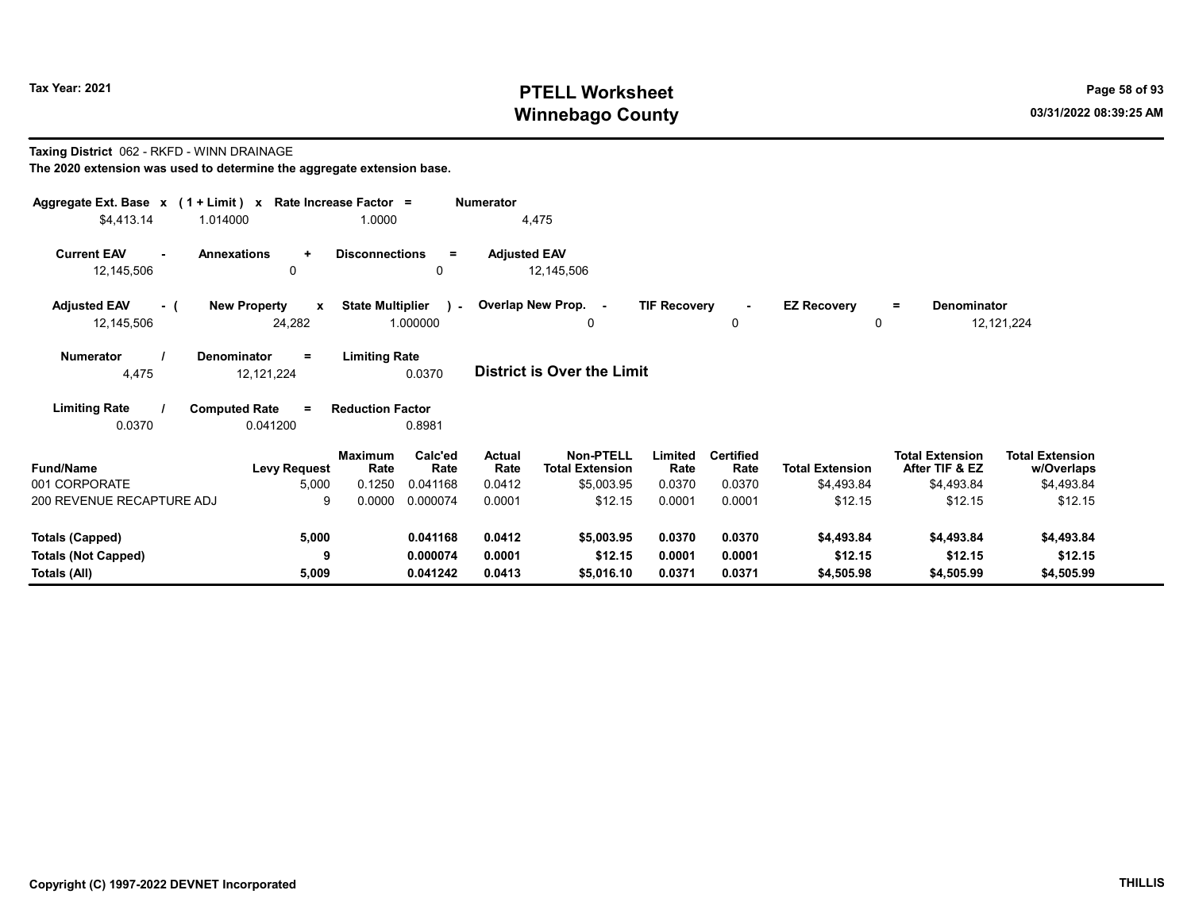# PTELL Worksheet
# Winnebago County

Tax Year: 2021

03/31/2022 08:39:25 AM

**Taxing District** 062 - RKFD - WINN DRAINAGE

**The 2020 extension was used to determine the aggregate extension base.**

| Aggregate Ext. Base x | (1 + Limit) x | Rate Increase Factor = | Numerator |
|---|---|---|---|
| $4,413.14 | 1.014000 | 1.0000 | 4,475 |

| Current EAV - | Annexations + | Disconnections = | Adjusted EAV |
|---|---|---|---|
| 12,145,506 | 0 | 0 | 12,145,506 |

| Adjusted EAV - ( | New Property x | State Multiplier ) - | Overlap New Prop. - | TIF Recovery - | EZ Recovery = | Denominator |
|---|---|---|---|---|---|---|
| 12,145,506 | 24,282 | 1.000000 | 0 | 0 | 0 | 12,121,224 |

| Numerator / | Denominator = | Limiting Rate |
|---|---|---|
| 4,475 | 12,121,224 | 0.0370 |

**District is Over the Limit**

| Limiting Rate / | Computed Rate = | Reduction Factor |
|---|---|---|
| 0.0370 | 0.041200 | 0.8981 |

| Fund/Name | Levy Request | Maximum Rate | Calc'ed Rate | Actual Rate | Non-PTELL Total Extension | Limited Rate | Certified Rate | Total Extension | Total Extension After TIF & EZ | Total Extension w/Overlaps |
|---|---|---|---|---|---|---|---|---|---|---|
| 001 CORPORATE | 5,000 | 0.1250 | 0.041168 | 0.0412 | $5,003.95 | 0.0370 | 0.0370 | $4,493.84 | $4,493.84 | $4,493.84 |
| 200 REVENUE RECAPTURE ADJ | 9 | 0.0000 | 0.000074 | 0.0001 | $12.15 | 0.0001 | 0.0001 | $12.15 | $12.15 | $12.15 |
| **Totals (Capped)** | **5,000** | | **0.041168** | **0.0412** | **$5,003.95** | **0.0370** | **0.0370** | **$4,493.84** | **$4,493.84** | **$4,493.84** |
| **Totals (Not Capped)** | **9** | | **0.000074** | **0.0001** | **$12.15** | **0.0001** | **0.0001** | **$12.15** | **$12.15** | **$12.15** |
| **Totals (All)** | **5,009** | | **0.041242** | **0.0413** | **$5,016.10** | **0.0371** | **0.0371** | **$4,505.98** | **$4,505.99** | **$4,505.99** |

Copyright (C) 1997-2022 DEVNET Incorporated

THILLIS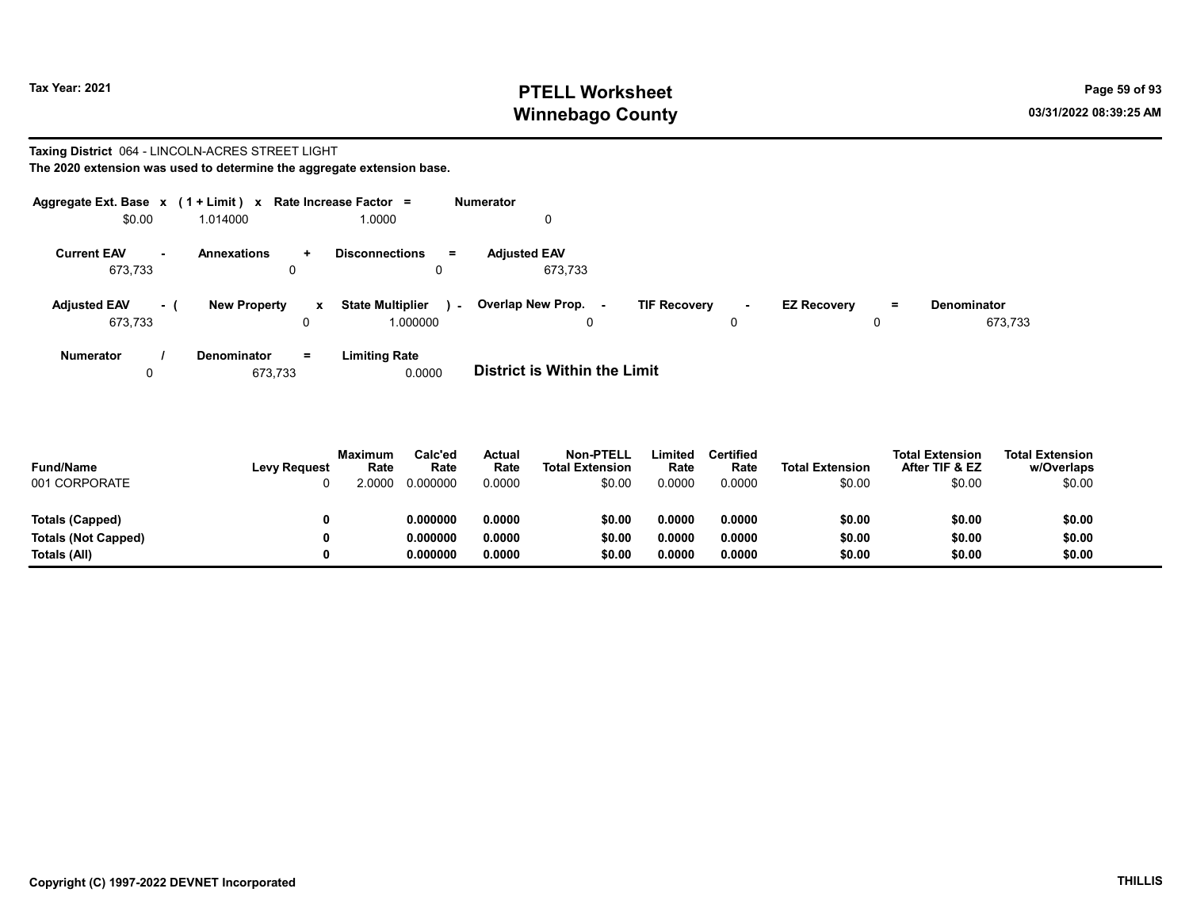**Tax Year: 2021**

# PTELL Worksheet
# Winnebago County

03/31/2022 08:39:25 AM

**Taxing District** 064 - LINCOLN-ACRES STREET LIGHT

**The 2020 extension was used to determine the aggregate extension base.**

| Aggregate Ext. Base | x | (1 + Limit) | x | Rate Increase Factor | = | Numerator |
|---|---|---|---|---|---|---|
| $0.00 | | 1.014000 | | 1.0000 | | 0 |

| Current EAV | - | Annexations | + | Disconnections | = | Adjusted EAV |
|---|---|---|---|---|---|---|
| 673,733 | | 0 | | 0 | | 673,733 |

| Adjusted EAV | - ( | New Property | x | State Multiplier | ) - | Overlap New Prop. | - | TIF Recovery | - | EZ Recovery | = | Denominator |
|---|---|---|---|---|---|---|---|---|---|---|---|---|
| 673,733 | | 0 | | 1.000000 | | 0 | | 0 | | 0 | | 673,733 |

| Numerator | / | Denominator | = | Limiting Rate |
|---|---|---|---|---|
| 0 | | 673,733 | | 0.0000 |

**District is Within the Limit**

| Fund/Name | Levy Request | Maximum Rate | Calc'ed Rate | Actual Rate | Non-PTELL Total Extension | Limited Rate | Certified Rate | Total Extension | Total Extension After TIF & EZ | Total Extension w/Overlaps |
|---|---|---|---|---|---|---|---|---|---|---|
| 001 CORPORATE | 0 | 2.0000 | 0.000000 | 0.0000 | $0.00 | 0.0000 | 0.0000 | $0.00 | $0.00 | $0.00 |
| **Totals (Capped)** | **0** | | **0.000000** | **0.0000** | **$0.00** | **0.0000** | **0.0000** | **$0.00** | **$0.00** | **$0.00** |
| **Totals (Not Capped)** | **0** | | **0.000000** | **0.0000** | **$0.00** | **0.0000** | **0.0000** | **$0.00** | **$0.00** | **$0.00** |
| **Totals (All)** | **0** | | **0.000000** | **0.0000** | **$0.00** | **0.0000** | **0.0000** | **$0.00** | **$0.00** | **$0.00** |

**Copyright (C) 1997-2022 DEVNET Incorporated** THILLIS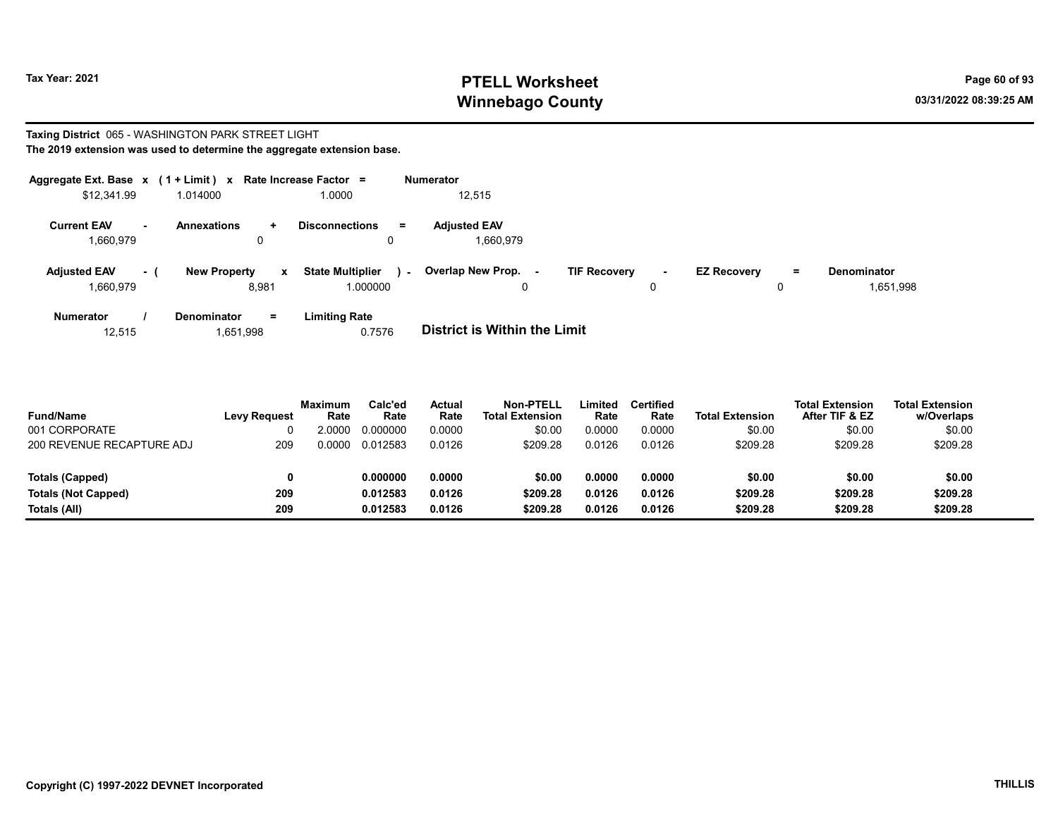# PTELL Worksheet
# Winnebago County

Tax Year: 2021

03/31/2022 08:39:25 AM

**Taxing District** 065 - WASHINGTON PARK STREET LIGHT

**The 2019 extension was used to determine the aggregate extension base.**

| Aggregate Ext. Base | x | (1 + Limit) | x | Rate Increase Factor | = | Numerator |
|---|---|---|---|---|---|---|
| $12,341.99 | | 1.014000 | | 1.0000 | | 12,515 |

| Current EAV | - | Annexations | + | Disconnections | = | Adjusted EAV |
|---|---|---|---|---|---|---|
| 1,660,979 | | 0 | | 0 | | 1,660,979 |

| Adjusted EAV | - ( | New Property | x | State Multiplier | ) - | Overlap New Prop. | - | TIF Recovery | - | EZ Recovery | = | Denominator |
|---|---|---|---|---|---|---|---|---|---|---|---|---|
| 1,660,979 | | 8,981 | | 1.000000 | | 0 | | 0 | | 0 | | 1,651,998 |

| Numerator | / | Denominator | = | Limiting Rate |
|---|---|---|---|---|
| 12,515 | | 1,651,998 | | 0.7576 |

**District is Within the Limit**

| Fund/Name | Levy Request | Maximum Rate | Calc'ed Rate | Actual Rate | Non-PTELL Total Extension | Limited Rate | Certified Rate | Total Extension | Total Extension After TIF & EZ | Total Extension w/Overlaps |
|---|---|---|---|---|---|---|---|---|---|---|
| 001 CORPORATE | 0 | 2.0000 | 0.000000 | 0.0000 | $0.00 | 0.0000 | 0.0000 | $0.00 | $0.00 | $0.00 |
| 200 REVENUE RECAPTURE ADJ | 209 | 0.0000 | 0.012583 | 0.0126 | $209.28 | 0.0126 | 0.0126 | $209.28 | $209.28 | $209.28 |
| **Totals (Capped)** | **0** | | **0.000000** | **0.0000** | **$0.00** | **0.0000** | **0.0000** | **$0.00** | **$0.00** | **$0.00** |
| **Totals (Not Capped)** | **209** | | **0.012583** | **0.0126** | **$209.28** | **0.0126** | **0.0126** | **$209.28** | **$209.28** | **$209.28** |
| **Totals (All)** | **209** | | **0.012583** | **0.0126** | **$209.28** | **0.0126** | **0.0126** | **$209.28** | **$209.28** | **$209.28** |

Copyright (C) 1997-2022 DEVNET Incorporated

THILLIS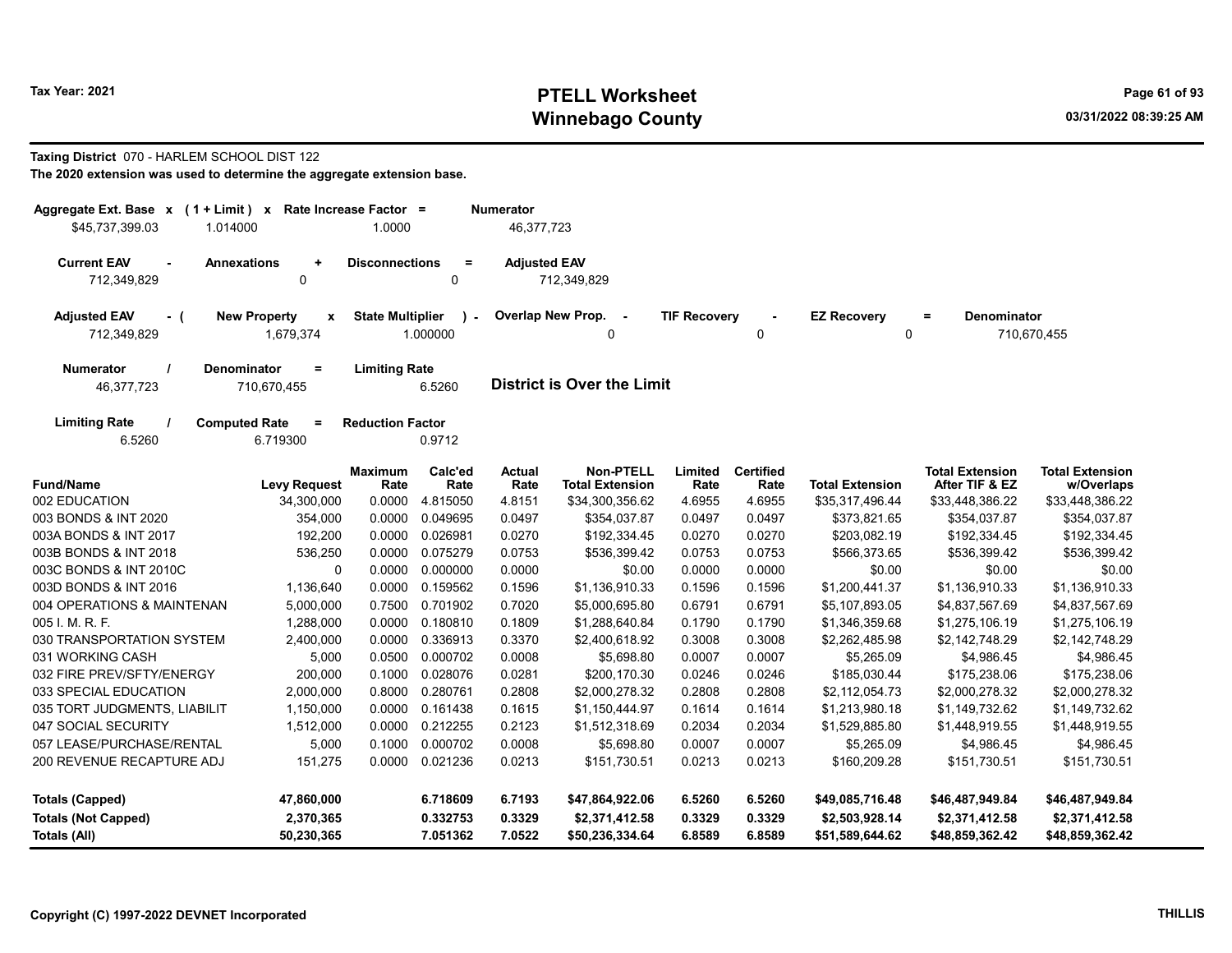# PTELL Worksheet
# Winnebago County

Tax Year: 2021

03/31/2022 08:39:25 AM

**Taxing District** 070 - HARLEM SCHOOL DIST 122

**The 2020 extension was used to determine the aggregate extension base.**

| Aggregate Ext. Base x | (1 + Limit) x | Rate Increase Factor = | Numerator |
|---|---|---|---|
| $45,737,399.03 | 1.014000 | 1.0000 | 46,377,723 |

| Current EAV - | Annexations + | Disconnections = | Adjusted EAV |
|---|---|---|---|
| 712,349,829 | 0 | 0 | 712,349,829 |

| Adjusted EAV - ( | New Property x | State Multiplier ) - | Overlap New Prop. - | TIF Recovery - | EZ Recovery = | Denominator |
|---|---|---|---|---|---|---|
| 712,349,829 | 1,679,374 | 1.000000 | 0 | 0 | 0 | 710,670,455 |

| Numerator / | Denominator = | Limiting Rate |
|---|---|---|
| 46,377,723 | 710,670,455 | 6.5260 |

**District is Over the Limit**

| Limiting Rate / | Computed Rate = | Reduction Factor |
|---|---|---|
| 6.5260 | 6.719300 | 0.9712 |

| Fund/Name | Levy Request | Maximum Rate | Calc'ed Rate | Actual Rate | Non-PTELL Total Extension | Limited Rate | Certified Rate | Total Extension | Total Extension After TIF & EZ | Total Extension w/Overlaps |
|---|---|---|---|---|---|---|---|---|---|---|
| 002 EDUCATION | 34,300,000 | 0.0000 | 4.815050 | 4.8151 | $34,300,356.62 | 4.6955 | 4.6955 | $35,317,496.44 | $33,448,386.22 | $33,448,386.22 |
| 003 BONDS & INT 2020 | 354,000 | 0.0000 | 0.049695 | 0.0497 | $354,037.87 | 0.0497 | 0.0497 | $373,821.65 | $354,037.87 | $354,037.87 |
| 003A BONDS & INT 2017 | 192,200 | 0.0000 | 0.026981 | 0.0270 | $192,334.45 | 0.0270 | 0.0270 | $203,082.19 | $192,334.45 | $192,334.45 |
| 003B BONDS & INT 2018 | 536,250 | 0.0000 | 0.075279 | 0.0753 | $536,399.42 | 0.0753 | 0.0753 | $566,373.65 | $536,399.42 | $536,399.42 |
| 003C BONDS & INT 2010C | 0 | 0.0000 | 0.000000 | 0.0000 | $0.00 | 0.0000 | 0.0000 | $0.00 | $0.00 | $0.00 |
| 003D BONDS & INT 2016 | 1,136,640 | 0.0000 | 0.159562 | 0.1596 | $1,136,910.33 | 0.1596 | 0.1596 | $1,200,441.37 | $1,136,910.33 | $1,136,910.33 |
| 004 OPERATIONS & MAINTENAN | 5,000,000 | 0.7500 | 0.701902 | 0.7020 | $5,000,695.80 | 0.6791 | 0.6791 | $5,107,893.05 | $4,837,567.69 | $4,837,567.69 |
| 005 I. M. R. F. | 1,288,000 | 0.0000 | 0.180810 | 0.1809 | $1,288,640.84 | 0.1790 | 0.1790 | $1,346,359.68 | $1,275,106.19 | $1,275,106.19 |
| 030 TRANSPORTATION SYSTEM | 2,400,000 | 0.0000 | 0.336913 | 0.3370 | $2,400,618.92 | 0.3008 | 0.3008 | $2,262,485.98 | $2,142,748.29 | $2,142,748.29 |
| 031 WORKING CASH | 5,000 | 0.0500 | 0.000702 | 0.0008 | $5,698.80 | 0.0007 | 0.0007 | $5,265.09 | $4,986.45 | $4,986.45 |
| 032 FIRE PREV/SFTY/ENERGY | 200,000 | 0.1000 | 0.028076 | 0.0281 | $200,170.30 | 0.0246 | 0.0246 | $185,030.44 | $175,238.06 | $175,238.06 |
| 033 SPECIAL EDUCATION | 2,000,000 | 0.8000 | 0.280761 | 0.2808 | $2,000,278.32 | 0.2808 | 0.2808 | $2,112,054.73 | $2,000,278.32 | $2,000,278.32 |
| 035 TORT JUDGMENTS, LIABILIT | 1,150,000 | 0.0000 | 0.161438 | 0.1615 | $1,150,444.97 | 0.1614 | 0.1614 | $1,213,980.18 | $1,149,732.62 | $1,149,732.62 |
| 047 SOCIAL SECURITY | 1,512,000 | 0.0000 | 0.212255 | 0.2123 | $1,512,318.69 | 0.2034 | 0.2034 | $1,529,885.80 | $1,448,919.55 | $1,448,919.55 |
| 057 LEASE/PURCHASE/RENTAL | 5,000 | 0.1000 | 0.000702 | 0.0008 | $5,698.80 | 0.0007 | 0.0007 | $5,265.09 | $4,986.45 | $4,986.45 |
| 200 REVENUE RECAPTURE ADJ | 151,275 | 0.0000 | 0.021236 | 0.0213 | $151,730.51 | 0.0213 | 0.0213 | $160,209.28 | $151,730.51 | $151,730.51 |
| **Totals (Capped)** | **47,860,000** | | **6.718609** | **6.7193** | **$47,864,922.06** | **6.5260** | **6.5260** | **$49,085,716.48** | **$46,487,949.84** | **$46,487,949.84** |
| **Totals (Not Capped)** | **2,370,365** | | **0.332753** | **0.3329** | **$2,371,412.58** | **0.3329** | **0.3329** | **$2,503,928.14** | **$2,371,412.58** | **$2,371,412.58** |
| **Totals (All)** | **50,230,365** | | **7.051362** | **7.0522** | **$50,236,334.64** | **6.8589** | **6.8589** | **$51,589,644.62** | **$48,859,362.42** | **$48,859,362.42** |

Copyright (C) 1997-2022 DEVNET Incorporated

THILLIS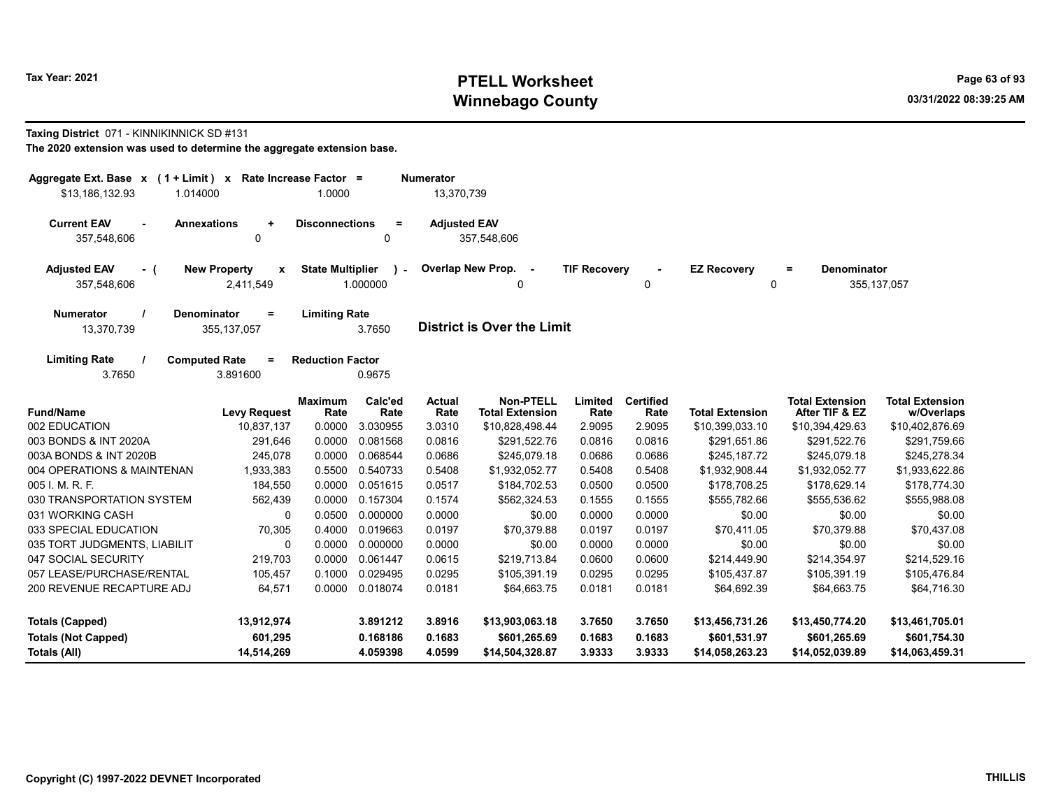# PTELL Worksheet
## Winnebago County

Tax Year: 2021

03/31/2022 08:39:25 AM

**Taxing District** 071 - KINNIKINNICK SD #131

**The 2020 extension was used to determine the aggregate extension base.**

| Aggregate Ext. Base x | (1 + Limit) x | Rate Increase Factor = | Numerator |
|---|---|---|---|
| $13,186,132.93 | 1.014000 | 1.0000 | 13,370,739 |

| Current EAV - | Annexations + | Disconnections = | Adjusted EAV |
|---|---|---|---|
| 357,548,606 | 0 | 0 | 357,548,606 |

| Adjusted EAV - ( | New Property x | State Multiplier ) - | Overlap New Prop. - | TIF Recovery - | EZ Recovery = | Denominator |
|---|---|---|---|---|---|---|
| 357,548,606 | 2,411,549 | 1.000000 | 0 | 0 | 0 | 355,137,057 |

| Numerator / | Denominator = | Limiting Rate |
|---|---|---|
| 13,370,739 | 355,137,057 | 3.7650 |

**District is Over the Limit**

| Limiting Rate / | Computed Rate = | Reduction Factor |
|---|---|---|
| 3.7650 | 3.891600 | 0.9675 |

| Fund/Name | Levy Request | Maximum Rate | Calc'ed Rate | Actual Rate | Non-PTELL Total Extension | Limited Rate | Certified Rate | Total Extension | Total Extension After TIF & EZ | Total Extension w/Overlaps |
|---|---|---|---|---|---|---|---|---|---|---|
| 002 EDUCATION | 10,837,137 | 0.0000 | 3.030955 | 3.0310 | $10,828,498.44 | 2.9095 | 2.9095 | $10,399,033.10 | $10,394,429.63 | $10,402,876.69 |
| 003 BONDS & INT 2020A | 291,646 | 0.0000 | 0.081568 | 0.0816 | $291,522.76 | 0.0816 | 0.0816 | $291,651.86 | $291,522.76 | $291,759.66 |
| 003A BONDS & INT 2020B | 245,078 | 0.0000 | 0.068544 | 0.0686 | $245,079.18 | 0.0686 | 0.0686 | $245,187.72 | $245,079.18 | $245,278.34 |
| 004 OPERATIONS & MAINTENAN | 1,933,383 | 0.5500 | 0.540733 | 0.5408 | $1,932,052.77 | 0.5408 | 0.5408 | $1,932,908.44 | $1,932,052.77 | $1,933,622.86 |
| 005 I. M. R. F. | 184,550 | 0.0000 | 0.051615 | 0.0517 | $184,702.53 | 0.0500 | 0.0500 | $178,708.25 | $178,629.14 | $178,774.30 |
| 030 TRANSPORTATION SYSTEM | 562,439 | 0.0000 | 0.157304 | 0.1574 | $562,324.53 | 0.1555 | 0.1555 | $555,782.66 | $555,536.62 | $555,988.08 |
| 031 WORKING CASH | 0 | 0.0500 | 0.000000 | 0.0000 | $0.00 | 0.0000 | 0.0000 | $0.00 | $0.00 | $0.00 |
| 033 SPECIAL EDUCATION | 70,305 | 0.4000 | 0.019663 | 0.0197 | $70,379.88 | 0.0197 | 0.0197 | $70,411.05 | $70,379.88 | $70,437.08 |
| 035 TORT JUDGMENTS, LIABILIT | 0 | 0.0000 | 0.000000 | 0.0000 | $0.00 | 0.0000 | 0.0000 | $0.00 | $0.00 | $0.00 |
| 047 SOCIAL SECURITY | 219,703 | 0.0000 | 0.061447 | 0.0615 | $219,713.84 | 0.0600 | 0.0600 | $214,449.90 | $214,354.97 | $214,529.16 |
| 057 LEASE/PURCHASE/RENTAL | 105,457 | 0.1000 | 0.029495 | 0.0295 | $105,391.19 | 0.0295 | 0.0295 | $105,437.87 | $105,391.19 | $105,476.84 |
| 200 REVENUE RECAPTURE ADJ | 64,571 | 0.0000 | 0.018074 | 0.0181 | $64,663.75 | 0.0181 | 0.0181 | $64,692.39 | $64,663.75 | $64,716.30 |
| **Totals (Capped)** | **13,912,974** | | **3.891212** | **3.8916** | **$13,903,063.18** | **3.7650** | **3.7650** | **$13,456,731.26** | **$13,450,774.20** | **$13,461,705.01** |
| **Totals (Not Capped)** | **601,295** | | **0.168186** | **0.1683** | **$601,265.69** | **0.1683** | **0.1683** | **$601,531.97** | **$601,265.69** | **$601,754.30** |
| **Totals (All)** | **14,514,269** | | **4.059398** | **4.0599** | **$14,504,328.87** | **3.9333** | **3.9333** | **$14,058,263.23** | **$14,052,039.89** | **$14,063,459.31** |

Copyright (C) 1997-2022 DEVNET Incorporated

THILLIS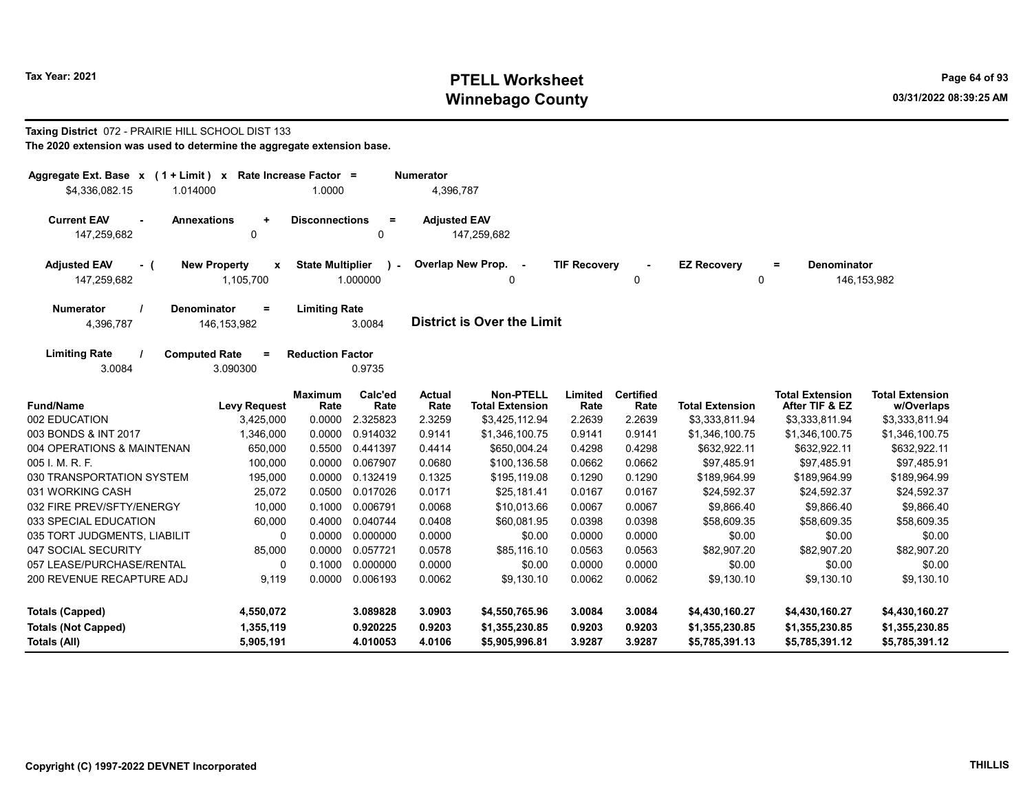**Taxing District** 072 - PRAIRIE HILL SCHOOL DIST 133

**The 2020 extension was used to determine the aggregate extension base.**

| Aggregate Ext. Base | x | (1 + Limit) | x | Rate Increase Factor | = | Numerator |
|---|---|---|---|---|---|---|
| $4,336,082.15 | | 1.014000 | | 1.0000 | | 4,396,787 |

| Current EAV | - | Annexations | + | Disconnections | = | Adjusted EAV |
|---|---|---|---|---|---|---|
| 147,259,682 | | 0 | | 0 | | 147,259,682 |

| Adjusted EAV | - ( | New Property | x | State Multiplier | ) - | Overlap New Prop. | - | TIF Recovery | - | EZ Recovery | = | Denominator |
|---|---|---|---|---|---|---|---|---|---|---|---|---|
| 147,259,682 | | 1,105,700 | | 1.000000 | | 0 | | 0 | | 0 | | 146,153,982 |

| Numerator | / | Denominator | = | Limiting Rate |
|---|---|---|---|---|
| 4,396,787 | | 146,153,982 | | 3.0084 |

**District is Over the Limit**

| Limiting Rate | / | Computed Rate | = | Reduction Factor |
|---|---|---|---|---|
| 3.0084 | | 3.090300 | | 0.9735 |

| Fund/Name | Levy Request | Maximum Rate | Calc'ed Rate | Actual Rate | Non-PTELL Total Extension | Limited Rate | Certified Rate | Total Extension | Total Extension After TIF & EZ | Total Extension w/Overlaps |
|---|---|---|---|---|---|---|---|---|---|---|
| 002 EDUCATION | 3,425,000 | 0.0000 | 2.325823 | 2.3259 | $3,425,112.94 | 2.2639 | 2.2639 | $3,333,811.94 | $3,333,811.94 | $3,333,811.94 |
| 003 BONDS & INT 2017 | 1,346,000 | 0.0000 | 0.914032 | 0.9141 | $1,346,100.75 | 0.9141 | 0.9141 | $1,346,100.75 | $1,346,100.75 | $1,346,100.75 |
| 004 OPERATIONS & MAINTENAN | 650,000 | 0.5500 | 0.441397 | 0.4414 | $650,004.24 | 0.4298 | 0.4298 | $632,922.11 | $632,922.11 | $632,922.11 |
| 005 I. M. R. F. | 100,000 | 0.0000 | 0.067907 | 0.0680 | $100,136.58 | 0.0662 | 0.0662 | $97,485.91 | $97,485.91 | $97,485.91 |
| 030 TRANSPORTATION SYSTEM | 195,000 | 0.0000 | 0.132419 | 0.1325 | $195,119.08 | 0.1290 | 0.1290 | $189,964.99 | $189,964.99 | $189,964.99 |
| 031 WORKING CASH | 25,072 | 0.0500 | 0.017026 | 0.0171 | $25,181.41 | 0.0167 | 0.0167 | $24,592.37 | $24,592.37 | $24,592.37 |
| 032 FIRE PREV/SFTY/ENERGY | 10,000 | 0.1000 | 0.006791 | 0.0068 | $10,013.66 | 0.0067 | 0.0067 | $9,866.40 | $9,866.40 | $9,866.40 |
| 033 SPECIAL EDUCATION | 60,000 | 0.4000 | 0.040744 | 0.0408 | $60,081.95 | 0.0398 | 0.0398 | $58,609.35 | $58,609.35 | $58,609.35 |
| 035 TORT JUDGMENTS, LIABILIT | 0 | 0.0000 | 0.000000 | 0.0000 | $0.00 | 0.0000 | 0.0000 | $0.00 | $0.00 | $0.00 |
| 047 SOCIAL SECURITY | 85,000 | 0.0000 | 0.057721 | 0.0578 | $85,116.10 | 0.0563 | 0.0563 | $82,907.20 | $82,907.20 | $82,907.20 |
| 057 LEASE/PURCHASE/RENTAL | 0 | 0.1000 | 0.000000 | 0.0000 | $0.00 | 0.0000 | 0.0000 | $0.00 | $0.00 | $0.00 |
| 200 REVENUE RECAPTURE ADJ | 9,119 | 0.0000 | 0.006193 | 0.0062 | $9,130.10 | 0.0062 | 0.0062 | $9,130.10 | $9,130.10 | $9,130.10 |
| **Totals (Capped)** | **4,550,072** | | **3.089828** | **3.0903** | **$4,550,765.96** | **3.0084** | **3.0084** | **$4,430,160.27** | **$4,430,160.27** | **$4,430,160.27** |
| **Totals (Not Capped)** | **1,355,119** | | **0.920225** | **0.9203** | **$1,355,230.85** | **0.9203** | **0.9203** | **$1,355,230.85** | **$1,355,230.85** | **$1,355,230.85** |
| **Totals (All)** | **5,905,191** | | **4.010053** | **4.0106** | **$5,905,996.81** | **3.9287** | **3.9287** | **$5,785,391.13** | **$5,785,391.12** | **$5,785,391.12** |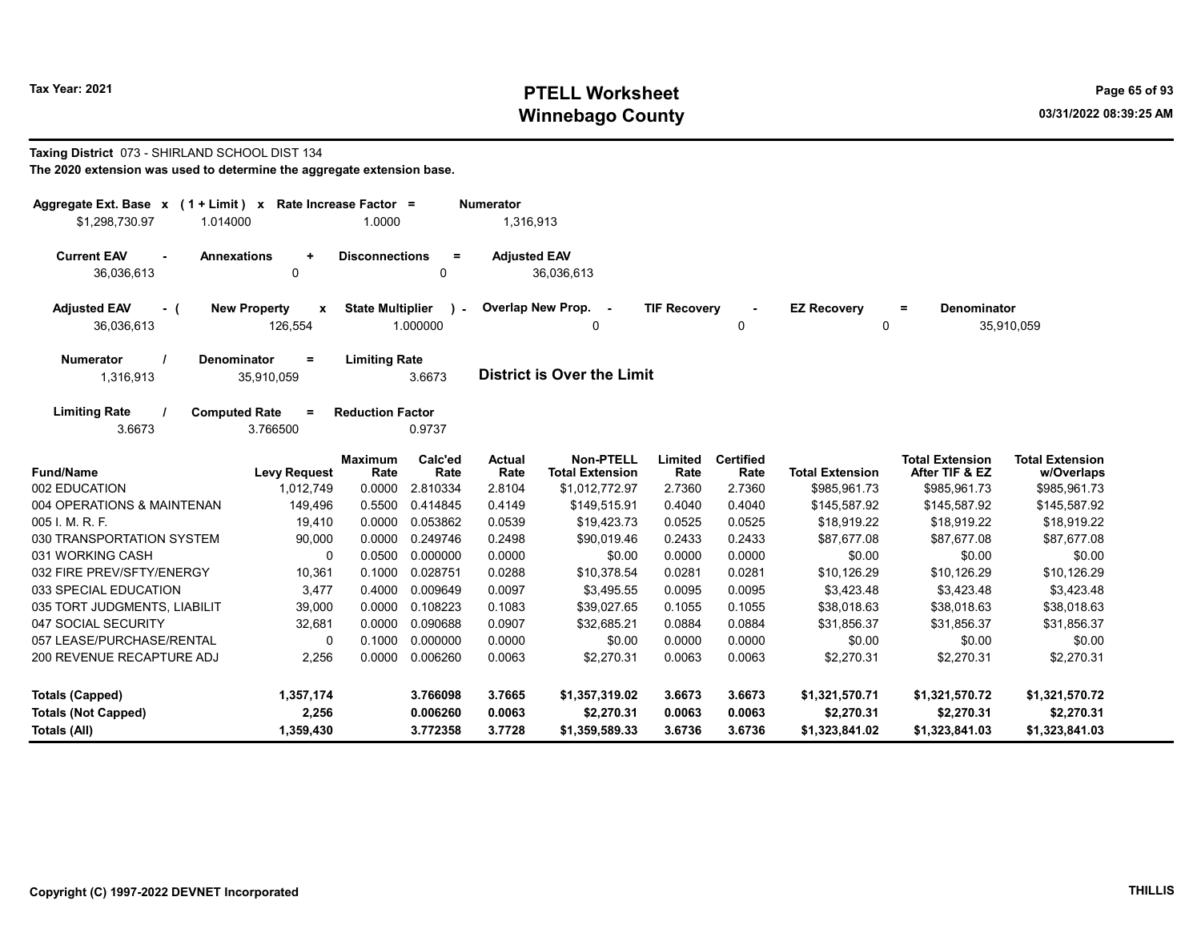Tax Year: 2021

# PTELL Worksheet
# Winnebago County

03/31/2022 08:39:25 AM

**Taxing District** 073 - SHIRLAND SCHOOL DIST 134

**The 2020 extension was used to determine the aggregate extension base.**

| Aggregate Ext. Base | x | (1 + Limit) | x | Rate Increase Factor | = | Numerator |
|---|---|---|---|---|---|---|
| $1,298,730.97 | | 1.014000 | | 1.0000 | | 1,316,913 |

| Current EAV | - | Annexations | + | Disconnections | = | Adjusted EAV |
|---|---|---|---|---|---|---|
| 36,036,613 | | 0 | | 0 | | 36,036,613 |

| Adjusted EAV | - ( | New Property | x | State Multiplier | ) - | Overlap New Prop. | - | TIF Recovery | - | EZ Recovery | = | Denominator |
|---|---|---|---|---|---|---|---|---|---|---|---|---|
| 36,036,613 | | 126,554 | | 1.000000 | | 0 | | 0 | | 0 | | 35,910,059 |

| Numerator | / | Denominator | = | Limiting Rate |
|---|---|---|---|---|
| 1,316,913 | | 35,910,059 | | 3.6673 |

**District is Over the Limit**

| Limiting Rate | / | Computed Rate | = | Reduction Factor |
|---|---|---|---|---|
| 3.6673 | | 3.766500 | | 0.9737 |

| Fund/Name | Levy Request | Maximum Rate | Calc'ed Rate | Actual Rate | Non-PTELL Total Extension | Limited Rate | Certified Rate | Total Extension | Total Extension After TIF & EZ | Total Extension w/Overlaps |
|---|---|---|---|---|---|---|---|---|---|---|
| 002 EDUCATION | 1,012,749 | 0.0000 | 2.810334 | 2.8104 | $1,012,772.97 | 2.7360 | 2.7360 | $985,961.73 | $985,961.73 | $985,961.73 |
| 004 OPERATIONS & MAINTENAN | 149,496 | 0.5500 | 0.414845 | 0.4149 | $149,515.91 | 0.4040 | 0.4040 | $145,587.92 | $145,587.92 | $145,587.92 |
| 005 I. M. R. F. | 19,410 | 0.0000 | 0.053862 | 0.0539 | $19,423.73 | 0.0525 | 0.0525 | $18,919.22 | $18,919.22 | $18,919.22 |
| 030 TRANSPORTATION SYSTEM | 90,000 | 0.0000 | 0.249746 | 0.2498 | $90,019.46 | 0.2433 | 0.2433 | $87,677.08 | $87,677.08 | $87,677.08 |
| 031 WORKING CASH | 0 | 0.0500 | 0.000000 | 0.0000 | $0.00 | 0.0000 | 0.0000 | $0.00 | $0.00 | $0.00 |
| 032 FIRE PREV/SFTY/ENERGY | 10,361 | 0.1000 | 0.028751 | 0.0288 | $10,378.54 | 0.0281 | 0.0281 | $10,126.29 | $10,126.29 | $10,126.29 |
| 033 SPECIAL EDUCATION | 3,477 | 0.4000 | 0.009649 | 0.0097 | $3,495.55 | 0.0095 | 0.0095 | $3,423.48 | $3,423.48 | $3,423.48 |
| 035 TORT JUDGMENTS, LIABILIT | 39,000 | 0.0000 | 0.108223 | 0.1083 | $39,027.65 | 0.1055 | 0.1055 | $38,018.63 | $38,018.63 | $38,018.63 |
| 047 SOCIAL SECURITY | 32,681 | 0.0000 | 0.090688 | 0.0907 | $32,685.21 | 0.0884 | 0.0884 | $31,856.37 | $31,856.37 | $31,856.37 |
| 057 LEASE/PURCHASE/RENTAL | 0 | 0.1000 | 0.000000 | 0.0000 | $0.00 | 0.0000 | 0.0000 | $0.00 | $0.00 | $0.00 |
| 200 REVENUE RECAPTURE ADJ | 2,256 | 0.0000 | 0.006260 | 0.0063 | $2,270.31 | 0.0063 | 0.0063 | $2,270.31 | $2,270.31 | $2,270.31 |
| **Totals (Capped)** | **1,357,174** | | **3.766098** | **3.7665** | **$1,357,319.02** | **3.6673** | **3.6673** | **$1,321,570.71** | **$1,321,570.72** | **$1,321,570.72** |
| **Totals (Not Capped)** | **2,256** | | **0.006260** | **0.0063** | **$2,270.31** | **0.0063** | **0.0063** | **$2,270.31** | **$2,270.31** | **$2,270.31** |
| **Totals (All)** | **1,359,430** | | **3.772358** | **3.7728** | **$1,359,589.33** | **3.6736** | **3.6736** | **$1,323,841.02** | **$1,323,841.03** | **$1,323,841.03** |

Copyright (C) 1997-2022 DEVNET Incorporated

THILLIS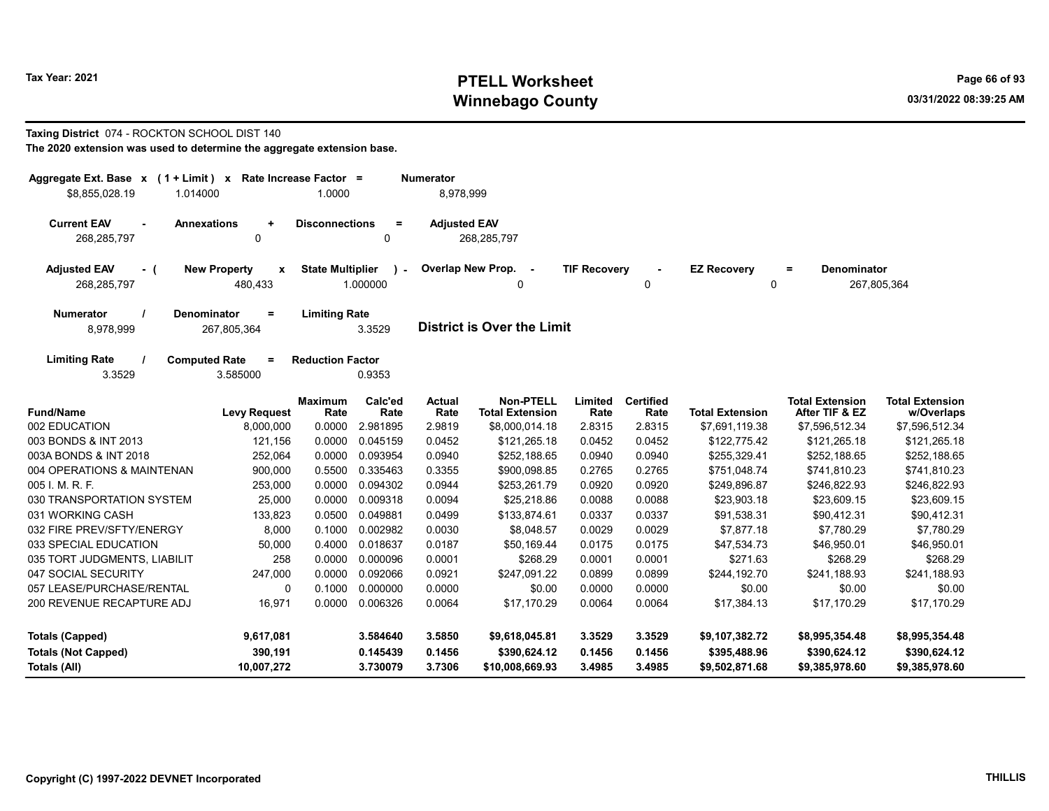Tax Year: 2021

# PTELL Worksheet
## Winnebago County

**Taxing District** 074 - ROCKTON SCHOOL DIST 140

**The 2020 extension was used to determine the aggregate extension base.**

| Aggregate Ext. Base | x | (1 + Limit) | x | Rate Increase Factor | = | Numerator |
|---|---|---|---|---|---|---|
| $8,855,028.19 | | 1.014000 | | 1.0000 | | 8,978,999 |

| Current EAV | - | Annexations | + | Disconnections | = | Adjusted EAV |
|---|---|---|---|---|---|---|
| 268,285,797 | | 0 | | 0 | | 268,285,797 |

| Adjusted EAV | - ( | New Property | x | State Multiplier | ) - | Overlap New Prop. | - | TIF Recovery | - | EZ Recovery | = | Denominator |
|---|---|---|---|---|---|---|---|---|---|---|---|---|
| 268,285,797 | | 480,433 | | 1.000000 | | 0 | | 0 | | 0 | | 267,805,364 |

| Numerator | / | Denominator | = | Limiting Rate |
|---|---|---|---|---|
| 8,978,999 | | 267,805,364 | | 3.3529 |

**District is Over the Limit**

| Limiting Rate | / | Computed Rate | = | Reduction Factor |
|---|---|---|---|---|
| 3.3529 | | 3.585000 | | 0.9353 |

| Fund/Name | Levy Request | Maximum Rate | Calc'ed Rate | Actual Rate | Non-PTELL Total Extension | Limited Rate | Certified Rate | Total Extension | Total Extension After TIF & EZ | Total Extension w/Overlaps |
|---|---|---|---|---|---|---|---|---|---|---|
| 002 EDUCATION | 8,000,000 | 0.0000 | 2.981895 | 2.9819 | $8,000,014.18 | 2.8315 | 2.8315 | $7,691,119.38 | $7,596,512.34 | $7,596,512.34 |
| 003 BONDS & INT 2013 | 121,156 | 0.0000 | 0.045159 | 0.0452 | $121,265.18 | 0.0452 | 0.0452 | $122,775.42 | $121,265.18 | $121,265.18 |
| 003A BONDS & INT 2018 | 252,064 | 0.0000 | 0.093954 | 0.0940 | $252,188.65 | 0.0940 | 0.0940 | $255,329.41 | $252,188.65 | $252,188.65 |
| 004 OPERATIONS & MAINTENAN | 900,000 | 0.5500 | 0.335463 | 0.3355 | $900,098.85 | 0.2765 | 0.2765 | $751,048.74 | $741,810.23 | $741,810.23 |
| 005 I. M. R. F. | 253,000 | 0.0000 | 0.094302 | 0.0944 | $253,261.79 | 0.0920 | 0.0920 | $249,896.87 | $246,822.93 | $246,822.93 |
| 030 TRANSPORTATION SYSTEM | 25,000 | 0.0000 | 0.009318 | 0.0094 | $25,218.86 | 0.0088 | 0.0088 | $23,903.18 | $23,609.15 | $23,609.15 |
| 031 WORKING CASH | 133,823 | 0.0500 | 0.049881 | 0.0499 | $133,874.61 | 0.0337 | 0.0337 | $91,538.31 | $90,412.31 | $90,412.31 |
| 032 FIRE PREV/SFTY/ENERGY | 8,000 | 0.1000 | 0.002982 | 0.0030 | $8,048.57 | 0.0029 | 0.0029 | $7,877.18 | $7,780.29 | $7,780.29 |
| 033 SPECIAL EDUCATION | 50,000 | 0.4000 | 0.018637 | 0.0187 | $50,169.44 | 0.0175 | 0.0175 | $47,534.73 | $46,950.01 | $46,950.01 |
| 035 TORT JUDGMENTS, LIABILIT | 258 | 0.0000 | 0.000096 | 0.0001 | $268.29 | 0.0001 | 0.0001 | $271.63 | $268.29 | $268.29 |
| 047 SOCIAL SECURITY | 247,000 | 0.0000 | 0.092066 | 0.0921 | $247,091.22 | 0.0899 | 0.0899 | $244,192.70 | $241,188.93 | $241,188.93 |
| 057 LEASE/PURCHASE/RENTAL | 0 | 0.1000 | 0.000000 | 0.0000 | $0.00 | 0.0000 | 0.0000 | $0.00 | $0.00 | $0.00 |
| 200 REVENUE RECAPTURE ADJ | 16,971 | 0.0000 | 0.006326 | 0.0064 | $17,170.29 | 0.0064 | 0.0064 | $17,384.13 | $17,170.29 | $17,170.29 |
| **Totals (Capped)** | **9,617,081** | | **3.584640** | **3.5850** | **$9,618,045.81** | **3.3529** | **3.3529** | **$9,107,382.72** | **$8,995,354.48** | **$8,995,354.48** |
| **Totals (Not Capped)** | **390,191** | | **0.145439** | **0.1456** | **$390,624.12** | **0.1456** | **0.1456** | **$395,488.96** | **$390,624.12** | **$390,624.12** |
| **Totals (All)** | **10,007,272** | | **3.730079** | **3.7306** | **$10,008,669.93** | **3.4985** | **3.4985** | **$9,502,871.68** | **$9,385,978.60** | **$9,385,978.60** |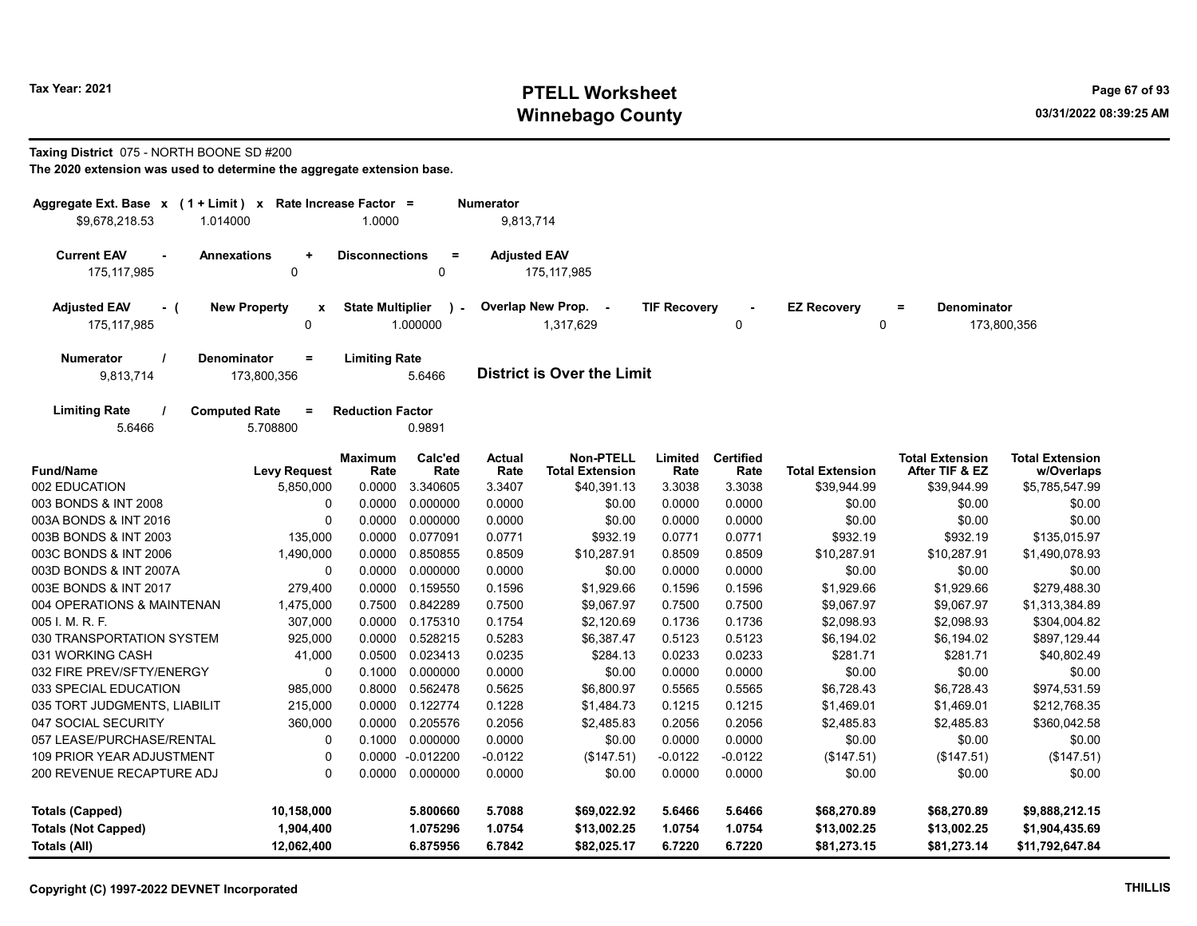**Taxing District** 075 - NORTH BOONE SD #200

**The 2020 extension was used to determine the aggregate extension base.**

| Aggregate Ext. Base | x | (1 + Limit) | x | Rate Increase Factor | = | Numerator |
|---|---|---|---|---|---|---|
| $9,678,218.53 | | 1.014000 | | 1.0000 | | 9,813,714 |

| Current EAV | - | Annexations | + | Disconnections | = | Adjusted EAV |
|---|---|---|---|---|---|---|
| 175,117,985 | | 0 | | 0 | | 175,117,985 |

| Adjusted EAV | - ( | New Property | x | State Multiplier | ) - | Overlap New Prop. | - | TIF Recovery | - | EZ Recovery | = | Denominator |
|---|---|---|---|---|---|---|---|---|---|---|---|---|
| 175,117,985 | | 0 | | 1.000000 | | 1,317,629 | | 0 | | 0 | | 173,800,356 |

| Numerator | / | Denominator | = | Limiting Rate |
|---|---|---|---|---|
| 9,813,714 | | 173,800,356 | | 5.6466 |

**District is Over the Limit**

| Limiting Rate | / | Computed Rate | = | Reduction Factor |
|---|---|---|---|---|
| 5.6466 | | 5.708800 | | 0.9891 |

| Fund/Name | Levy Request | Maximum Rate | Calc'ed Rate | Actual Rate | Non-PTELL Total Extension | Limited Rate | Certified Rate | Total Extension | Total Extension After TIF & EZ | Total Extension w/Overlaps |
|---|---|---|---|---|---|---|---|---|---|---|
| 002 EDUCATION | 5,850,000 | 0.0000 | 3.340605 | 3.3407 | $40,391.13 | 3.3038 | 3.3038 | $39,944.99 | $39,944.99 | $5,785,547.99 |
| 003 BONDS & INT 2008 | 0 | 0.0000 | 0.000000 | 0.0000 | $0.00 | 0.0000 | 0.0000 | $0.00 | $0.00 | $0.00 |
| 003A BONDS & INT 2016 | 0 | 0.0000 | 0.000000 | 0.0000 | $0.00 | 0.0000 | 0.0000 | $0.00 | $0.00 | $0.00 |
| 003B BONDS & INT 2003 | 135,000 | 0.0000 | 0.077091 | 0.0771 | $932.19 | 0.0771 | 0.0771 | $932.19 | $932.19 | $135,015.97 |
| 003C BONDS & INT 2006 | 1,490,000 | 0.0000 | 0.850855 | 0.8509 | $10,287.91 | 0.8509 | 0.8509 | $10,287.91 | $10,287.91 | $1,490,078.93 |
| 003D BONDS & INT 2007A | 0 | 0.0000 | 0.000000 | 0.0000 | $0.00 | 0.0000 | 0.0000 | $0.00 | $0.00 | $0.00 |
| 003E BONDS & INT 2017 | 279,400 | 0.0000 | 0.159550 | 0.1596 | $1,929.66 | 0.1596 | 0.1596 | $1,929.66 | $1,929.66 | $279,488.30 |
| 004 OPERATIONS & MAINTENAN | 1,475,000 | 0.7500 | 0.842289 | 0.7500 | $9,067.97 | 0.7500 | 0.7500 | $9,067.97 | $9,067.97 | $1,313,384.89 |
| 005 I. M. R. F. | 307,000 | 0.0000 | 0.175310 | 0.1754 | $2,120.69 | 0.1736 | 0.1736 | $2,098.93 | $2,098.93 | $304,004.82 |
| 030 TRANSPORTATION SYSTEM | 925,000 | 0.0000 | 0.528215 | 0.5283 | $6,387.47 | 0.5123 | 0.5123 | $6,194.02 | $6,194.02 | $897,129.44 |
| 031 WORKING CASH | 41,000 | 0.0500 | 0.023413 | 0.0235 | $284.13 | 0.0233 | 0.0233 | $281.71 | $281.71 | $40,802.49 |
| 032 FIRE PREV/SFTY/ENERGY | 0 | 0.1000 | 0.000000 | 0.0000 | $0.00 | 0.0000 | 0.0000 | $0.00 | $0.00 | $0.00 |
| 033 SPECIAL EDUCATION | 985,000 | 0.8000 | 0.562478 | 0.5625 | $6,800.97 | 0.5565 | 0.5565 | $6,728.43 | $6,728.43 | $974,531.59 |
| 035 TORT JUDGMENTS, LIABILIT | 215,000 | 0.0000 | 0.122774 | 0.1228 | $1,484.73 | 0.1215 | 0.1215 | $1,469.01 | $1,469.01 | $212,768.35 |
| 047 SOCIAL SECURITY | 360,000 | 0.0000 | 0.205576 | 0.2056 | $2,485.83 | 0.2056 | 0.2056 | $2,485.83 | $2,485.83 | $360,042.58 |
| 057 LEASE/PURCHASE/RENTAL | 0 | 0.1000 | 0.000000 | 0.0000 | $0.00 | 0.0000 | 0.0000 | $0.00 | $0.00 | $0.00 |
| 109 PRIOR YEAR ADJUSTMENT | 0 | 0.0000 | -0.012200 | -0.0122 | ($147.51) | -0.0122 | -0.0122 | ($147.51) | ($147.51) | ($147.51) |
| 200 REVENUE RECAPTURE ADJ | 0 | 0.0000 | 0.000000 | 0.0000 | $0.00 | 0.0000 | 0.0000 | $0.00 | $0.00 | $0.00 |
| **Totals (Capped)** | **10,158,000** | | **5.800660** | **5.7088** | **$69,022.92** | **5.6466** | **5.6466** | **$68,270.89** | **$68,270.89** | **$9,888,212.15** |
| **Totals (Not Capped)** | **1,904,400** | | **1.075296** | **1.0754** | **$13,002.25** | **1.0754** | **1.0754** | **$13,002.25** | **$13,002.25** | **$1,904,435.69** |
| **Totals (All)** | **12,062,400** | | **6.875956** | **6.7842** | **$82,025.17** | **6.7220** | **6.7220** | **$81,273.15** | **$81,273.14** | **$11,792,647.84** |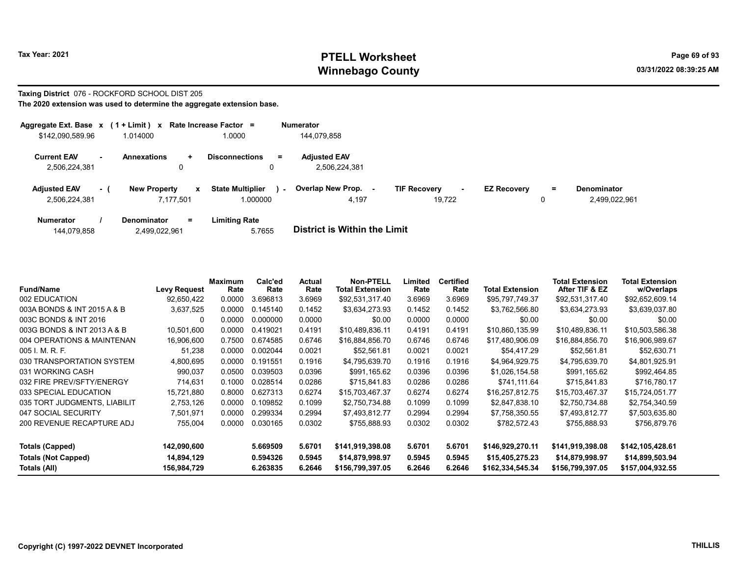Tax Year: 2021

# PTELL Worksheet
# Winnebago County

03/31/2022 08:39:25 AM

**Taxing District** 076 - ROCKFORD SCHOOL DIST 205

**The 2020 extension was used to determine the aggregate extension base.**

| Aggregate Ext. Base | x | (1 + Limit) | x | Rate Increase Factor | = | Numerator |
|---|---|---|---|---|---|---|
| $142,090,589.96 | | 1.014000 | | 1.0000 | | 144,079,858 |

| Current EAV | - | Annexations | + | Disconnections | = | Adjusted EAV |
|---|---|---|---|---|---|---|
| 2,506,224,381 | | 0 | | 0 | | 2,506,224,381 |

| Adjusted EAV | - ( | New Property | x | State Multiplier | ) - | Overlap New Prop. | - | TIF Recovery | - | EZ Recovery | = | Denominator |
|---|---|---|---|---|---|---|---|---|---|---|---|---|
| 2,506,224,381 | | 7,177,501 | | 1.000000 | | 4,197 | | 19,722 | | 0 | | 2,499,022,961 |

| Numerator | / | Denominator | = | Limiting Rate | |
|---|---|---|---|---|---|
| 144,079,858 | | 2,499,022,961 | | 5.7655 | **District is Within the Limit** |

| Fund/Name | Levy Request | Maximum Rate | Calc'ed Rate | Actual Rate | Non-PTELL Total Extension | Limited Rate | Certified Rate | Total Extension | Total Extension After TIF & EZ | Total Extension w/Overlaps |
|---|---|---|---|---|---|---|---|---|---|---|
| 002 EDUCATION | 92,650,422 | 0.0000 | 3.696813 | 3.6969 | $92,531,317.40 | 3.6969 | 3.6969 | $95,797,749.37 | $92,531,317.40 | $92,652,609.14 |
| 003A BONDS & INT 2015 A & B | 3,637,525 | 0.0000 | 0.145140 | 0.1452 | $3,634,273.93 | 0.1452 | 0.1452 | $3,762,566.80 | $3,634,273.93 | $3,639,037.80 |
| 003C BONDS & INT 2016 | 0 | 0.0000 | 0.000000 | 0.0000 | $0.00 | 0.0000 | 0.0000 | $0.00 | $0.00 | $0.00 |
| 003G BONDS & INT 2013 A & B | 10,501,600 | 0.0000 | 0.419021 | 0.4191 | $10,489,836.11 | 0.4191 | 0.4191 | $10,860,135.99 | $10,489,836.11 | $10,503,586.38 |
| 004 OPERATIONS & MAINTENAN | 16,906,600 | 0.7500 | 0.674585 | 0.6746 | $16,884,856.70 | 0.6746 | 0.6746 | $17,480,906.09 | $16,884,856.70 | $16,906,989.67 |
| 005 I. M. R. F. | 51,238 | 0.0000 | 0.002044 | 0.0021 | $52,561.81 | 0.0021 | 0.0021 | $54,417.29 | $52,561.81 | $52,630.71 |
| 030 TRANSPORTATION SYSTEM | 4,800,695 | 0.0000 | 0.191551 | 0.1916 | $4,795,639.70 | 0.1916 | 0.1916 | $4,964,929.75 | $4,795,639.70 | $4,801,925.91 |
| 031 WORKING CASH | 990,037 | 0.0500 | 0.039503 | 0.0396 | $991,165.62 | 0.0396 | 0.0396 | $1,026,154.58 | $991,165.62 | $992,464.85 |
| 032 FIRE PREV/SFTY/ENERGY | 714,631 | 0.1000 | 0.028514 | 0.0286 | $715,841.83 | 0.0286 | 0.0286 | $741,111.64 | $715,841.83 | $716,780.17 |
| 033 SPECIAL EDUCATION | 15,721,880 | 0.8000 | 0.627313 | 0.6274 | $15,703,467.37 | 0.6274 | 0.6274 | $16,257,812.75 | $15,703,467.37 | $15,724,051.77 |
| 035 TORT JUDGMENTS, LIABILIT | 2,753,126 | 0.0000 | 0.109852 | 0.1099 | $2,750,734.88 | 0.1099 | 0.1099 | $2,847,838.10 | $2,750,734.88 | $2,754,340.59 |
| 047 SOCIAL SECURITY | 7,501,971 | 0.0000 | 0.299334 | 0.2994 | $7,493,812.77 | 0.2994 | 0.2994 | $7,758,350.55 | $7,493,812.77 | $7,503,635.80 |
| 200 REVENUE RECAPTURE ADJ | 755,004 | 0.0000 | 0.030165 | 0.0302 | $755,888.93 | 0.0302 | 0.0302 | $782,572.43 | $755,888.93 | $756,879.76 |
| **Totals (Capped)** | **142,090,600** | | **5.669509** | **5.6701** | **$141,919,398.08** | **5.6701** | **5.6701** | **$146,929,270.11** | **$141,919,398.08** | **$142,105,428.61** |
| **Totals (Not Capped)** | **14,894,129** | | **0.594326** | **0.5945** | **$14,879,998.97** | **0.5945** | **0.5945** | **$15,405,275.23** | **$14,879,998.97** | **$14,899,503.94** |
| **Totals (All)** | **156,984,729** | | **6.263835** | **6.2646** | **$156,799,397.05** | **6.2646** | **6.2646** | **$162,334,545.34** | **$156,799,397.05** | **$157,004,932.55** |

Copyright (C) 1997-2022 DEVNET Incorporated

THILLIS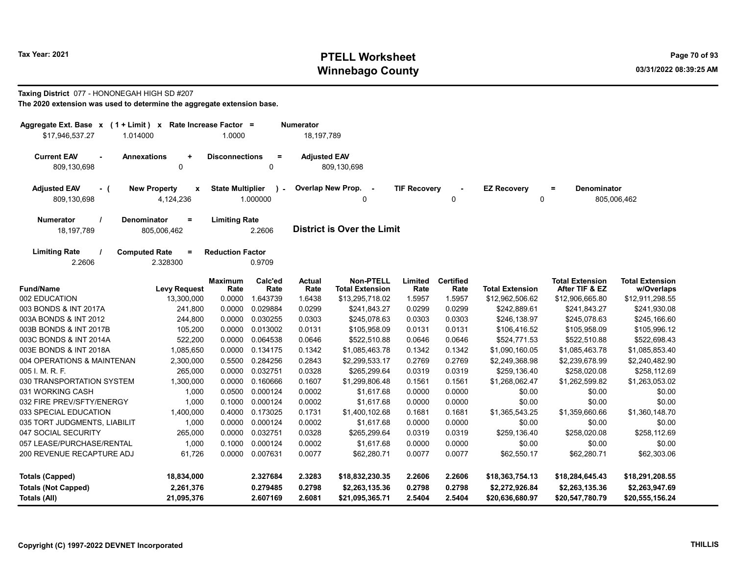# PTELL Worksheet
# Winnebago County

Tax Year: 2021

03/31/2022 08:39:25 AM

**Taxing District** 077 - HONONEGAH HIGH SD #207

**The 2020 extension was used to determine the aggregate extension base.**

| Aggregate Ext. Base x | (1 + Limit) x | Rate Increase Factor = | Numerator |
|---|---|---|---|
| $17,946,537.27 | 1.014000 | 1.0000 | 18,197,789 |

| Current EAV - | Annexations + | Disconnections = | Adjusted EAV |
|---|---|---|---|
| 809,130,698 | 0 | 0 | 809,130,698 |

| Adjusted EAV - ( | New Property x | State Multiplier ) - | Overlap New Prop. - | TIF Recovery - | EZ Recovery = | Denominator |
|---|---|---|---|---|---|---|
| 809,130,698 | 4,124,236 | 1.000000 | 0 | 0 | 0 | 805,006,462 |

| Numerator / | Denominator = | Limiting Rate |
|---|---|---|
| 18,197,789 | 805,006,462 | 2.2606 |

**District is Over the Limit**

| Limiting Rate / | Computed Rate = | Reduction Factor |
|---|---|---|
| 2.2606 | 2.328300 | 0.9709 |

| Fund/Name | Levy Request | Maximum Rate | Calc'ed Rate | Actual Rate | Non-PTELL Total Extension | Limited Rate | Certified Rate | Total Extension | Total Extension After TIF & EZ | Total Extension w/Overlaps |
|---|---|---|---|---|---|---|---|---|---|---|
| 002 EDUCATION | 13,300,000 | 0.0000 | 1.643739 | 1.6438 | $13,295,718.02 | 1.5957 | 1.5957 | $12,962,506.62 | $12,906,665.80 | $12,911,298.55 |
| 003 BONDS & INT 2017A | 241,800 | 0.0000 | 0.029884 | 0.0299 | $241,843.27 | 0.0299 | 0.0299 | $242,889.61 | $241,843.27 | $241,930.08 |
| 003A BONDS & INT 2012 | 244,800 | 0.0000 | 0.030255 | 0.0303 | $245,078.63 | 0.0303 | 0.0303 | $246,138.97 | $245,078.63 | $245,166.60 |
| 003B BONDS & INT 2017B | 105,200 | 0.0000 | 0.013002 | 0.0131 | $105,958.09 | 0.0131 | 0.0131 | $106,416.52 | $105,958.09 | $105,996.12 |
| 003C BONDS & INT 2014A | 522,200 | 0.0000 | 0.064538 | 0.0646 | $522,510.88 | 0.0646 | 0.0646 | $524,771.53 | $522,510.88 | $522,698.43 |
| 003E BONDS & INT 2018A | 1,085,650 | 0.0000 | 0.134175 | 0.1342 | $1,085,463.78 | 0.1342 | 0.1342 | $1,090,160.05 | $1,085,463.78 | $1,085,853.40 |
| 004 OPERATIONS & MAINTENAN | 2,300,000 | 0.5500 | 0.284256 | 0.2843 | $2,299,533.17 | 0.2769 | 0.2769 | $2,249,368.98 | $2,239,678.99 | $2,240,482.90 |
| 005 I. M. R. F. | 265,000 | 0.0000 | 0.032751 | 0.0328 | $265,299.64 | 0.0319 | 0.0319 | $259,136.40 | $258,020.08 | $258,112.69 |
| 030 TRANSPORTATION SYSTEM | 1,300,000 | 0.0000 | 0.160666 | 0.1607 | $1,299,806.48 | 0.1561 | 0.1561 | $1,268,062.47 | $1,262,599.82 | $1,263,053.02 |
| 031 WORKING CASH | 1,000 | 0.0500 | 0.000124 | 0.0002 | $1,617.68 | 0.0000 | 0.0000 | $0.00 | $0.00 | $0.00 |
| 032 FIRE PREV/SFTY/ENERGY | 1,000 | 0.1000 | 0.000124 | 0.0002 | $1,617.68 | 0.0000 | 0.0000 | $0.00 | $0.00 | $0.00 |
| 033 SPECIAL EDUCATION | 1,400,000 | 0.4000 | 0.173025 | 0.1731 | $1,400,102.68 | 0.1681 | 0.1681 | $1,365,543.25 | $1,359,660.66 | $1,360,148.70 |
| 035 TORT JUDGMENTS, LIABILIT | 1,000 | 0.0000 | 0.000124 | 0.0002 | $1,617.68 | 0.0000 | 0.0000 | $0.00 | $0.00 | $0.00 |
| 047 SOCIAL SECURITY | 265,000 | 0.0000 | 0.032751 | 0.0328 | $265,299.64 | 0.0319 | 0.0319 | $259,136.40 | $258,020.08 | $258,112.69 |
| 057 LEASE/PURCHASE/RENTAL | 1,000 | 0.1000 | 0.000124 | 0.0002 | $1,617.68 | 0.0000 | 0.0000 | $0.00 | $0.00 | $0.00 |
| 200 REVENUE RECAPTURE ADJ | 61,726 | 0.0000 | 0.007631 | 0.0077 | $62,280.71 | 0.0077 | 0.0077 | $62,550.17 | $62,280.71 | $62,303.06 |
| **Totals (Capped)** | **18,834,000** | | **2.327684** | **2.3283** | **$18,832,230.35** | **2.2606** | **2.2606** | **$18,363,754.13** | **$18,284,645.43** | **$18,291,208.55** |
| **Totals (Not Capped)** | **2,261,376** | | **0.279485** | **0.2798** | **$2,263,135.36** | **0.2798** | **0.2798** | **$2,272,926.84** | **$2,263,135.36** | **$2,263,947.69** |
| **Totals (All)** | **21,095,376** | | **2.607169** | **2.6081** | **$21,095,365.71** | **2.5404** | **2.5404** | **$20,636,680.97** | **$20,547,780.79** | **$20,555,156.24** |

Copyright (C) 1997-2022 DEVNET Incorporated

THILLIS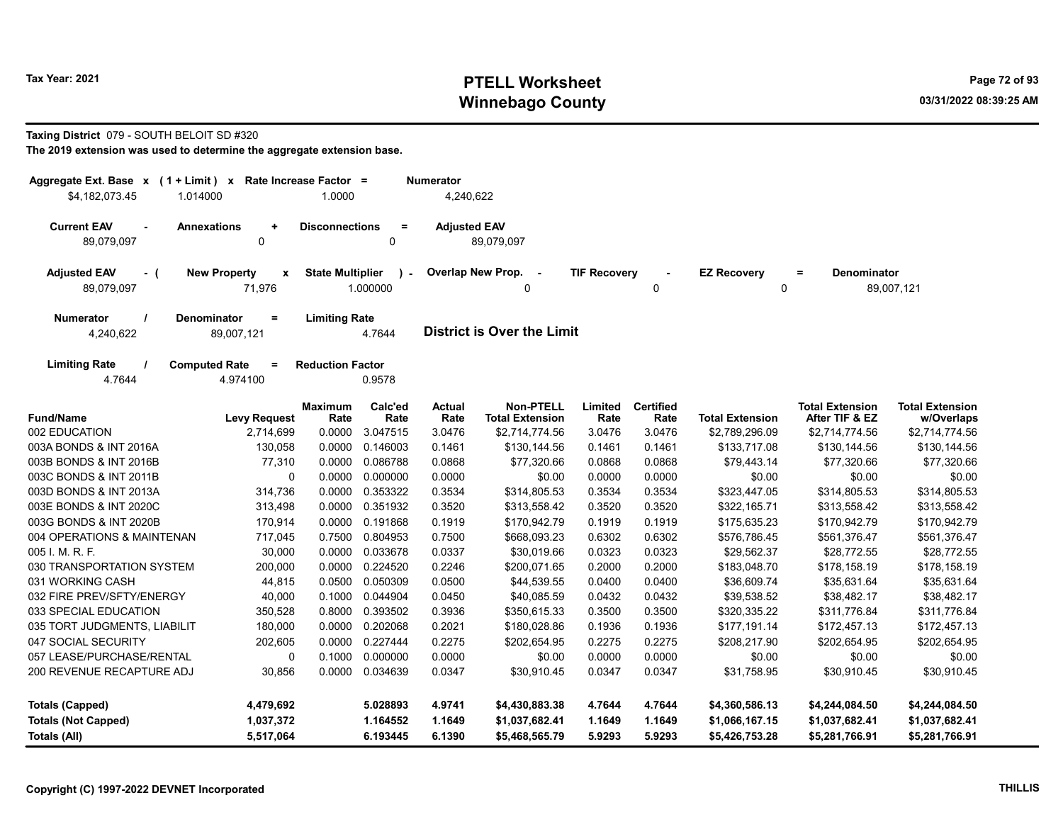# PTELL Worksheet
# Winnebago County

Tax Year: 2021

03/31/2022 08:39:25 AM

**Taxing District** 079 - SOUTH BELOIT SD #320

**The 2019 extension was used to determine the aggregate extension base.**

| Aggregate Ext. Base x | ( 1 + Limit ) x | Rate Increase Factor = | Numerator |
|---|---|---|---|
| $4,182,073.45 | 1.014000 | 1.0000 | 4,240,622 |

| Current EAV - | Annexations + | Disconnections = | Adjusted EAV |
|---|---|---|---|
| 89,079,097 | 0 | 0 | 89,079,097 |

| Adjusted EAV - ( | New Property x | State Multiplier ) - | Overlap New Prop. - | TIF Recovery - | EZ Recovery = | Denominator |
|---|---|---|---|---|---|---|
| 89,079,097 | 71,976 | 1.000000 | 0 | 0 | 0 | 89,007,121 |

| Numerator / | Denominator = | Limiting Rate |
|---|---|---|
| 4,240,622 | 89,007,121 | 4.7644 |

**District is Over the Limit**

| Limiting Rate / | Computed Rate = | Reduction Factor |
|---|---|---|
| 4.7644 | 4.974100 | 0.9578 |

| Fund/Name | Levy Request | Maximum Rate | Calc'ed Rate | Actual Rate | Non-PTELL Total Extension | Limited Rate | Certified Rate | Total Extension | Total Extension After TIF & EZ | Total Extension w/Overlaps |
|---|---|---|---|---|---|---|---|---|---|---|
| 002 EDUCATION | 2,714,699 | 0.0000 | 3.047515 | 3.0476 | $2,714,774.56 | 3.0476 | 3.0476 | $2,789,296.09 | $2,714,774.56 | $2,714,774.56 |
| 003A BONDS & INT 2016A | 130,058 | 0.0000 | 0.146003 | 0.1461 | $130,144.56 | 0.1461 | 0.1461 | $133,717.08 | $130,144.56 | $130,144.56 |
| 003B BONDS & INT 2016B | 77,310 | 0.0000 | 0.086788 | 0.0868 | $77,320.66 | 0.0868 | 0.0868 | $79,443.14 | $77,320.66 | $77,320.66 |
| 003C BONDS & INT 2011B | 0 | 0.0000 | 0.000000 | 0.0000 | $0.00 | 0.0000 | 0.0000 | $0.00 | $0.00 | $0.00 |
| 003D BONDS & INT 2013A | 314,736 | 0.0000 | 0.353322 | 0.3534 | $314,805.53 | 0.3534 | 0.3534 | $323,447.05 | $314,805.53 | $314,805.53 |
| 003E BONDS & INT 2020C | 313,498 | 0.0000 | 0.351932 | 0.3520 | $313,558.42 | 0.3520 | 0.3520 | $322,165.71 | $313,558.42 | $313,558.42 |
| 003G BONDS & INT 2020B | 170,914 | 0.0000 | 0.191868 | 0.1919 | $170,942.79 | 0.1919 | 0.1919 | $175,635.23 | $170,942.79 | $170,942.79 |
| 004 OPERATIONS & MAINTENAN | 717,045 | 0.7500 | 0.804953 | 0.7500 | $668,093.23 | 0.6302 | 0.6302 | $576,786.45 | $561,376.47 | $561,376.47 |
| 005 I. M. R. F. | 30,000 | 0.0000 | 0.033678 | 0.0337 | $30,019.66 | 0.0323 | 0.0323 | $29,562.37 | $28,772.55 | $28,772.55 |
| 030 TRANSPORTATION SYSTEM | 200,000 | 0.0000 | 0.224520 | 0.2246 | $200,071.65 | 0.2000 | 0.2000 | $183,048.70 | $178,158.19 | $178,158.19 |
| 031 WORKING CASH | 44,815 | 0.0500 | 0.050309 | 0.0500 | $44,539.55 | 0.0400 | 0.0400 | $36,609.74 | $35,631.64 | $35,631.64 |
| 032 FIRE PREV/SFTY/ENERGY | 40,000 | 0.1000 | 0.044904 | 0.0450 | $40,085.59 | 0.0432 | 0.0432 | $39,538.52 | $38,482.17 | $38,482.17 |
| 033 SPECIAL EDUCATION | 350,528 | 0.8000 | 0.393502 | 0.3936 | $350,615.33 | 0.3500 | 0.3500 | $320,335.22 | $311,776.84 | $311,776.84 |
| 035 TORT JUDGMENTS, LIABILIT | 180,000 | 0.0000 | 0.202068 | 0.2021 | $180,028.86 | 0.1936 | 0.1936 | $177,191.14 | $172,457.13 | $172,457.13 |
| 047 SOCIAL SECURITY | 202,605 | 0.0000 | 0.227444 | 0.2275 | $202,654.95 | 0.2275 | 0.2275 | $208,217.90 | $202,654.95 | $202,654.95 |
| 057 LEASE/PURCHASE/RENTAL | 0 | 0.1000 | 0.000000 | 0.0000 | $0.00 | 0.0000 | 0.0000 | $0.00 | $0.00 | $0.00 |
| 200 REVENUE RECAPTURE ADJ | 30,856 | 0.0000 | 0.034639 | 0.0347 | $30,910.45 | 0.0347 | 0.0347 | $31,758.95 | $30,910.45 | $30,910.45 |
| **Totals (Capped)** | **4,479,692** | | **5.028893** | **4.9741** | **$4,430,883.38** | **4.7644** | **4.7644** | **$4,360,586.13** | **$4,244,084.50** | **$4,244,084.50** |
| **Totals (Not Capped)** | **1,037,372** | | **1.164552** | **1.1649** | **$1,037,682.41** | **1.1649** | **1.1649** | **$1,066,167.15** | **$1,037,682.41** | **$1,037,682.41** |
| **Totals (All)** | **5,517,064** | | **6.193445** | **6.1390** | **$5,468,565.79** | **5.9293** | **5.9293** | **$5,426,753.28** | **$5,281,766.91** | **$5,281,766.91** |

Copyright (C) 1997-2022 DEVNET Incorporated

THILLIS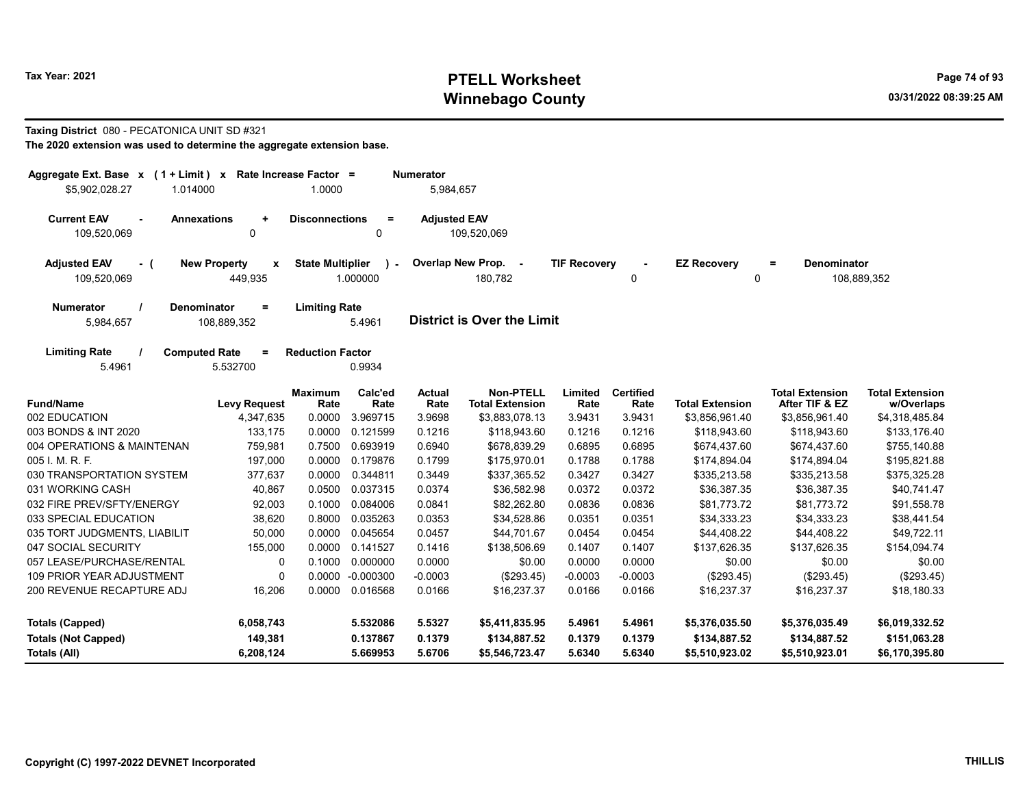**Taxing District** 080 - PECATONICA UNIT SD #321

**The 2020 extension was used to determine the aggregate extension base.**

| Aggregate Ext. Base | x | (1 + Limit) | x | Rate Increase Factor | = | Numerator |
|---|---|---|---|---|---|---|
| $5,902,028.27 | | 1.014000 | | 1.0000 | | 5,984,657 |

| Current EAV | - | Annexations | + | Disconnections | = | Adjusted EAV |
|---|---|---|---|---|---|---|
| 109,520,069 | | 0 | | 0 | | 109,520,069 |

| Adjusted EAV | - ( | New Property | x | State Multiplier | ) - | Overlap New Prop. | - | TIF Recovery | - | EZ Recovery | = | Denominator |
|---|---|---|---|---|---|---|---|---|---|---|---|---|
| 109,520,069 | | 449,935 | | 1.000000 | | 180,782 | | 0 | | 0 | | 108,889,352 |

| Numerator | / | Denominator | = | Limiting Rate |
|---|---|---|---|---|
| 5,984,657 | | 108,889,352 | | 5.4961 |

**District is Over the Limit**

| Limiting Rate | / | Computed Rate | = | Reduction Factor |
|---|---|---|---|---|
| 5.4961 | | 5.532700 | | 0.9934 |

| Fund/Name | Levy Request | Maximum Rate | Calc'ed Rate | Actual Rate | Non-PTELL Total Extension | Limited Rate | Certified Rate | Total Extension | Total Extension After TIF & EZ | Total Extension w/Overlaps |
|---|---|---|---|---|---|---|---|---|---|---|
| 002 EDUCATION | 4,347,635 | 0.0000 | 3.969715 | 3.9698 | $3,883,078.13 | 3.9431 | 3.9431 | $3,856,961.40 | $3,856,961.40 | $4,318,485.84 |
| 003 BONDS & INT 2020 | 133,175 | 0.0000 | 0.121599 | 0.1216 | $118,943.60 | 0.1216 | 0.1216 | $118,943.60 | $118,943.60 | $133,176.40 |
| 004 OPERATIONS & MAINTENAN | 759,981 | 0.7500 | 0.693919 | 0.6940 | $678,839.29 | 0.6895 | 0.6895 | $674,437.60 | $674,437.60 | $755,140.88 |
| 005 I. M. R. F. | 197,000 | 0.0000 | 0.179876 | 0.1799 | $175,970.01 | 0.1788 | 0.1788 | $174,894.04 | $174,894.04 | $195,821.88 |
| 030 TRANSPORTATION SYSTEM | 377,637 | 0.0000 | 0.344811 | 0.3449 | $337,365.52 | 0.3427 | 0.3427 | $335,213.58 | $335,213.58 | $375,325.28 |
| 031 WORKING CASH | 40,867 | 0.0500 | 0.037315 | 0.0374 | $36,582.98 | 0.0372 | 0.0372 | $36,387.35 | $36,387.35 | $40,741.47 |
| 032 FIRE PREV/SFTY/ENERGY | 92,003 | 0.1000 | 0.084006 | 0.0841 | $82,262.80 | 0.0836 | 0.0836 | $81,773.72 | $81,773.72 | $91,558.78 |
| 033 SPECIAL EDUCATION | 38,620 | 0.8000 | 0.035263 | 0.0353 | $34,528.86 | 0.0351 | 0.0351 | $34,333.23 | $34,333.23 | $38,441.54 |
| 035 TORT JUDGMENTS, LIABILIT | 50,000 | 0.0000 | 0.045654 | 0.0457 | $44,701.67 | 0.0454 | 0.0454 | $44,408.22 | $44,408.22 | $49,722.11 |
| 047 SOCIAL SECURITY | 155,000 | 0.0000 | 0.141527 | 0.1416 | $138,506.69 | 0.1407 | 0.1407 | $137,626.35 | $137,626.35 | $154,094.74 |
| 057 LEASE/PURCHASE/RENTAL | 0 | 0.1000 | 0.000000 | 0.0000 | $0.00 | 0.0000 | 0.0000 | $0.00 | $0.00 | $0.00 |
| 109 PRIOR YEAR ADJUSTMENT | 0 | 0.0000 | -0.000300 | -0.0003 | ($293.45) | -0.0003 | -0.0003 | ($293.45) | ($293.45) | ($293.45) |
| 200 REVENUE RECAPTURE ADJ | 16,206 | 0.0000 | 0.016568 | 0.0166 | $16,237.37 | 0.0166 | 0.0166 | $16,237.37 | $16,237.37 | $18,180.33 |
| **Totals (Capped)** | **6,058,743** | | **5.532086** | **5.5327** | **$5,411,835.95** | **5.4961** | **5.4961** | **$5,376,035.50** | **$5,376,035.49** | **$6,019,332.52** |
| **Totals (Not Capped)** | **149,381** | | **0.137867** | **0.1379** | **$134,887.52** | **0.1379** | **0.1379** | **$134,887.52** | **$134,887.52** | **$151,063.28** |
| **Totals (All)** | **6,208,124** | | **5.669953** | **5.6706** | **$5,546,723.47** | **5.6340** | **5.6340** | **$5,510,923.02** | **$5,510,923.01** | **$6,170,395.80** |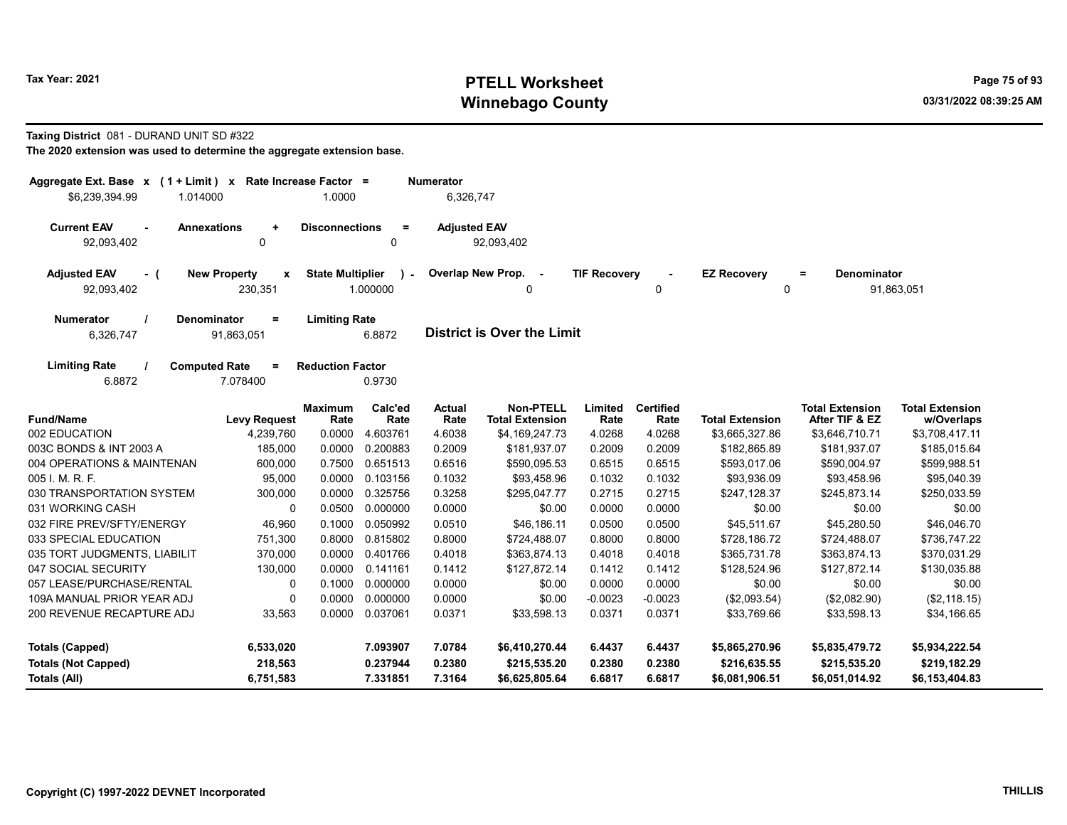Tax Year: 2021

# PTELL Worksheet
## Winnebago County

03/31/2022 08:39:25 AM

**Taxing District** 081 - DURAND UNIT SD #322

**The 2020 extension was used to determine the aggregate extension base.**

| Aggregate Ext. Base | x | (1 + Limit) | x | Rate Increase Factor | = | Numerator |
|---|---|---|---|---|---|---|
| $6,239,394.99 | | 1.014000 | | 1.0000 | | 6,326,747 |

| Current EAV | - | Annexations | + | Disconnections | = | Adjusted EAV |
|---|---|---|---|---|---|---|
| 92,093,402 | | 0 | | 0 | | 92,093,402 |

| Adjusted EAV | - ( | New Property | x | State Multiplier | ) - | Overlap New Prop. | - | TIF Recovery | - | EZ Recovery | = | Denominator |
|---|---|---|---|---|---|---|---|---|---|---|---|---|
| 92,093,402 | | 230,351 | | 1.000000 | | 0 | | 0 | | 0 | | 91,863,051 |

| Numerator | / | Denominator | = | Limiting Rate |
|---|---|---|---|---|
| 6,326,747 | | 91,863,051 | | 6.8872 |

**District is Over the Limit**

| Limiting Rate | / | Computed Rate | = | Reduction Factor |
|---|---|---|---|---|
| 6.8872 | | 7.078400 | | 0.9730 |

| Fund/Name | Levy Request | Maximum Rate | Calc'ed Rate | Actual Rate | Non-PTELL Total Extension | Limited Rate | Certified Rate | Total Extension | Total Extension After TIF & EZ | Total Extension w/Overlaps |
|---|---|---|---|---|---|---|---|---|---|---|
| 002 EDUCATION | 4,239,760 | 0.0000 | 4.603761 | 4.6038 | $4,169,247.73 | 4.0268 | 4.0268 | $3,665,327.86 | $3,646,710.71 | $3,708,417.11 |
| 003C BONDS & INT 2003 A | 185,000 | 0.0000 | 0.200883 | 0.2009 | $181,937.07 | 0.2009 | 0.2009 | $182,865.89 | $181,937.07 | $185,015.64 |
| 004 OPERATIONS & MAINTENAN | 600,000 | 0.7500 | 0.651513 | 0.6516 | $590,095.53 | 0.6515 | 0.6515 | $593,017.06 | $590,004.97 | $599,988.51 |
| 005 I. M. R. F. | 95,000 | 0.0000 | 0.103156 | 0.1032 | $93,458.96 | 0.1032 | 0.1032 | $93,936.09 | $93,458.96 | $95,040.39 |
| 030 TRANSPORTATION SYSTEM | 300,000 | 0.0000 | 0.325756 | 0.3258 | $295,047.77 | 0.2715 | 0.2715 | $247,128.37 | $245,873.14 | $250,033.59 |
| 031 WORKING CASH | 0 | 0.0500 | 0.000000 | 0.0000 | $0.00 | 0.0000 | 0.0000 | $0.00 | $0.00 | $0.00 |
| 032 FIRE PREV/SFTY/ENERGY | 46,960 | 0.1000 | 0.050992 | 0.0510 | $46,186.11 | 0.0500 | 0.0500 | $45,511.67 | $45,280.50 | $46,046.70 |
| 033 SPECIAL EDUCATION | 751,300 | 0.8000 | 0.815802 | 0.8000 | $724,488.07 | 0.8000 | 0.8000 | $728,186.72 | $724,488.07 | $736,747.22 |
| 035 TORT JUDGMENTS, LIABILIT | 370,000 | 0.0000 | 0.401766 | 0.4018 | $363,874.13 | 0.4018 | 0.4018 | $365,731.78 | $363,874.13 | $370,031.29 |
| 047 SOCIAL SECURITY | 130,000 | 0.0000 | 0.141161 | 0.1412 | $127,872.14 | 0.1412 | 0.1412 | $128,524.96 | $127,872.14 | $130,035.88 |
| 057 LEASE/PURCHASE/RENTAL | 0 | 0.1000 | 0.000000 | 0.0000 | $0.00 | 0.0000 | 0.0000 | $0.00 | $0.00 | $0.00 |
| 109A MANUAL PRIOR YEAR ADJ | 0 | 0.0000 | 0.000000 | 0.0000 | $0.00 | -0.0023 | -0.0023 | ($2,093.54) | ($2,082.90) | ($2,118.15) |
| 200 REVENUE RECAPTURE ADJ | 33,563 | 0.0000 | 0.037061 | 0.0371 | $33,598.13 | 0.0371 | 0.0371 | $33,769.66 | $33,598.13 | $34,166.65 |
| **Totals (Capped)** | **6,533,020** | | **7.093907** | **7.0784** | **$6,410,270.44** | **6.4437** | **6.4437** | **$5,865,270.96** | **$5,835,479.72** | **$5,934,222.54** |
| **Totals (Not Capped)** | **218,563** | | **0.237944** | **0.2380** | **$215,535.20** | **0.2380** | **0.2380** | **$216,635.55** | **$215,535.20** | **$219,182.29** |
| **Totals (All)** | **6,751,583** | | **7.331851** | **7.3164** | **$6,625,805.64** | **6.6817** | **6.6817** | **$6,081,906.51** | **$6,051,014.92** | **$6,153,404.83** |

Copyright (C) 1997-2022 DEVNET Incorporated

THILLIS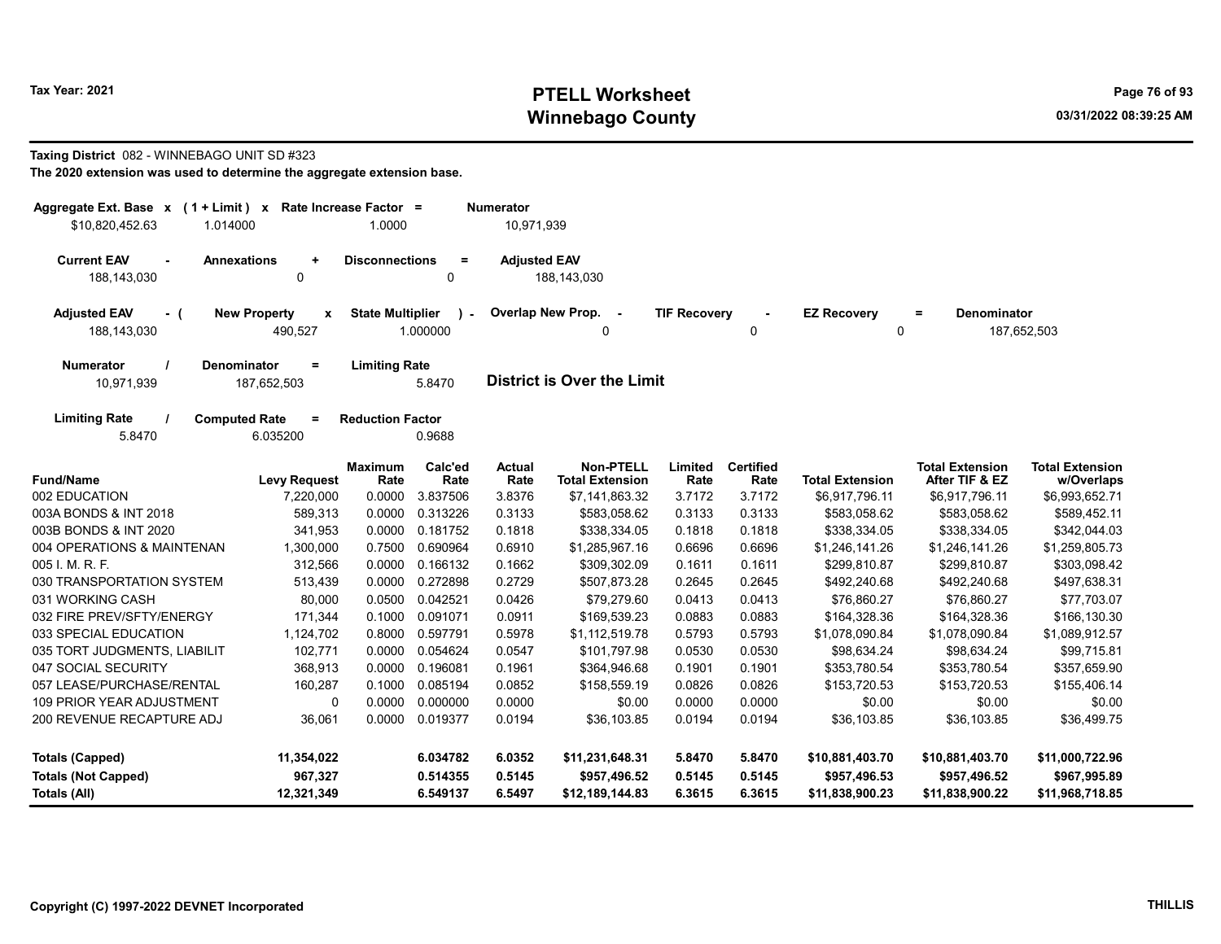**Taxing District** 082 - WINNEBAGO UNIT SD #323

**The 2020 extension was used to determine the aggregate extension base.**

| Aggregate Ext. Base x | (1 + Limit) x | Rate Increase Factor = | Numerator |
|---|---|---|---|
| $10,820,452.63 | 1.014000 | 1.0000 | 10,971,939 |

| Current EAV - | Annexations + | Disconnections = | Adjusted EAV |
|---|---|---|---|
| 188,143,030 | 0 | 0 | 188,143,030 |

| Adjusted EAV - ( | New Property x | State Multiplier ) - | Overlap New Prop. - | TIF Recovery - | EZ Recovery = | Denominator |
|---|---|---|---|---|---|---|
| 188,143,030 | 490,527 | 1.000000 | 0 | 0 | 0 | 187,652,503 |

| Numerator / | Denominator = | Limiting Rate |
|---|---|---|
| 10,971,939 | 187,652,503 | 5.8470 |

**District is Over the Limit**

| Limiting Rate / | Computed Rate = | Reduction Factor |
|---|---|---|
| 5.8470 | 6.035200 | 0.9688 |

| Fund/Name | Levy Request | Maximum Rate | Calc'ed Rate | Actual Rate | Non-PTELL Total Extension | Limited Rate | Certified Rate | Total Extension | Total Extension After TIF & EZ | Total Extension w/Overlaps |
|---|---|---|---|---|---|---|---|---|---|---|
| 002 EDUCATION | 7,220,000 | 0.0000 | 3.837506 | 3.8376 | $7,141,863.32 | 3.7172 | 3.7172 | $6,917,796.11 | $6,917,796.11 | $6,993,652.71 |
| 003A BONDS & INT 2018 | 589,313 | 0.0000 | 0.313226 | 0.3133 | $583,058.62 | 0.3133 | 0.3133 | $583,058.62 | $583,058.62 | $589,452.11 |
| 003B BONDS & INT 2020 | 341,953 | 0.0000 | 0.181752 | 0.1818 | $338,334.05 | 0.1818 | 0.1818 | $338,334.05 | $338,334.05 | $342,044.03 |
| 004 OPERATIONS & MAINTENAN | 1,300,000 | 0.7500 | 0.690964 | 0.6910 | $1,285,967.16 | 0.6696 | 0.6696 | $1,246,141.26 | $1,246,141.26 | $1,259,805.73 |
| 005 I. M. R. F. | 312,566 | 0.0000 | 0.166132 | 0.1662 | $309,302.09 | 0.1611 | 0.1611 | $299,810.87 | $299,810.87 | $303,098.42 |
| 030 TRANSPORTATION SYSTEM | 513,439 | 0.0000 | 0.272898 | 0.2729 | $507,873.28 | 0.2645 | 0.2645 | $492,240.68 | $492,240.68 | $497,638.31 |
| 031 WORKING CASH | 80,000 | 0.0500 | 0.042521 | 0.0426 | $79,279.60 | 0.0413 | 0.0413 | $76,860.27 | $76,860.27 | $77,703.07 |
| 032 FIRE PREV/SFTY/ENERGY | 171,344 | 0.1000 | 0.091071 | 0.0911 | $169,539.23 | 0.0883 | 0.0883 | $164,328.36 | $164,328.36 | $166,130.30 |
| 033 SPECIAL EDUCATION | 1,124,702 | 0.8000 | 0.597791 | 0.5978 | $1,112,519.78 | 0.5793 | 0.5793 | $1,078,090.84 | $1,078,090.84 | $1,089,912.57 |
| 035 TORT JUDGMENTS, LIABILIT | 102,771 | 0.0000 | 0.054624 | 0.0547 | $101,797.98 | 0.0530 | 0.0530 | $98,634.24 | $98,634.24 | $99,715.81 |
| 047 SOCIAL SECURITY | 368,913 | 0.0000 | 0.196081 | 0.1961 | $364,946.68 | 0.1901 | 0.1901 | $353,780.54 | $353,780.54 | $357,659.90 |
| 057 LEASE/PURCHASE/RENTAL | 160,287 | 0.1000 | 0.085194 | 0.0852 | $158,559.19 | 0.0826 | 0.0826 | $153,720.53 | $153,720.53 | $155,406.14 |
| 109 PRIOR YEAR ADJUSTMENT | 0 | 0.0000 | 0.000000 | 0.0000 | $0.00 | 0.0000 | 0.0000 | $0.00 | $0.00 | $0.00 |
| 200 REVENUE RECAPTURE ADJ | 36,061 | 0.0000 | 0.019377 | 0.0194 | $36,103.85 | 0.0194 | 0.0194 | $36,103.85 | $36,103.85 | $36,499.75 |
| **Totals (Capped)** | **11,354,022** | | **6.034782** | **6.0352** | **$11,231,648.31** | **5.8470** | **5.8470** | **$10,881,403.70** | **$10,881,403.70** | **$11,000,722.96** |
| **Totals (Not Capped)** | **967,327** | | **0.514355** | **0.5145** | **$957,496.52** | **0.5145** | **0.5145** | **$957,496.53** | **$957,496.52** | **$967,995.89** |
| **Totals (All)** | **12,321,349** | | **6.549137** | **6.5497** | **$12,189,144.83** | **6.3615** | **6.3615** | **$11,838,900.23** | **$11,838,900.22** | **$11,968,718.85** |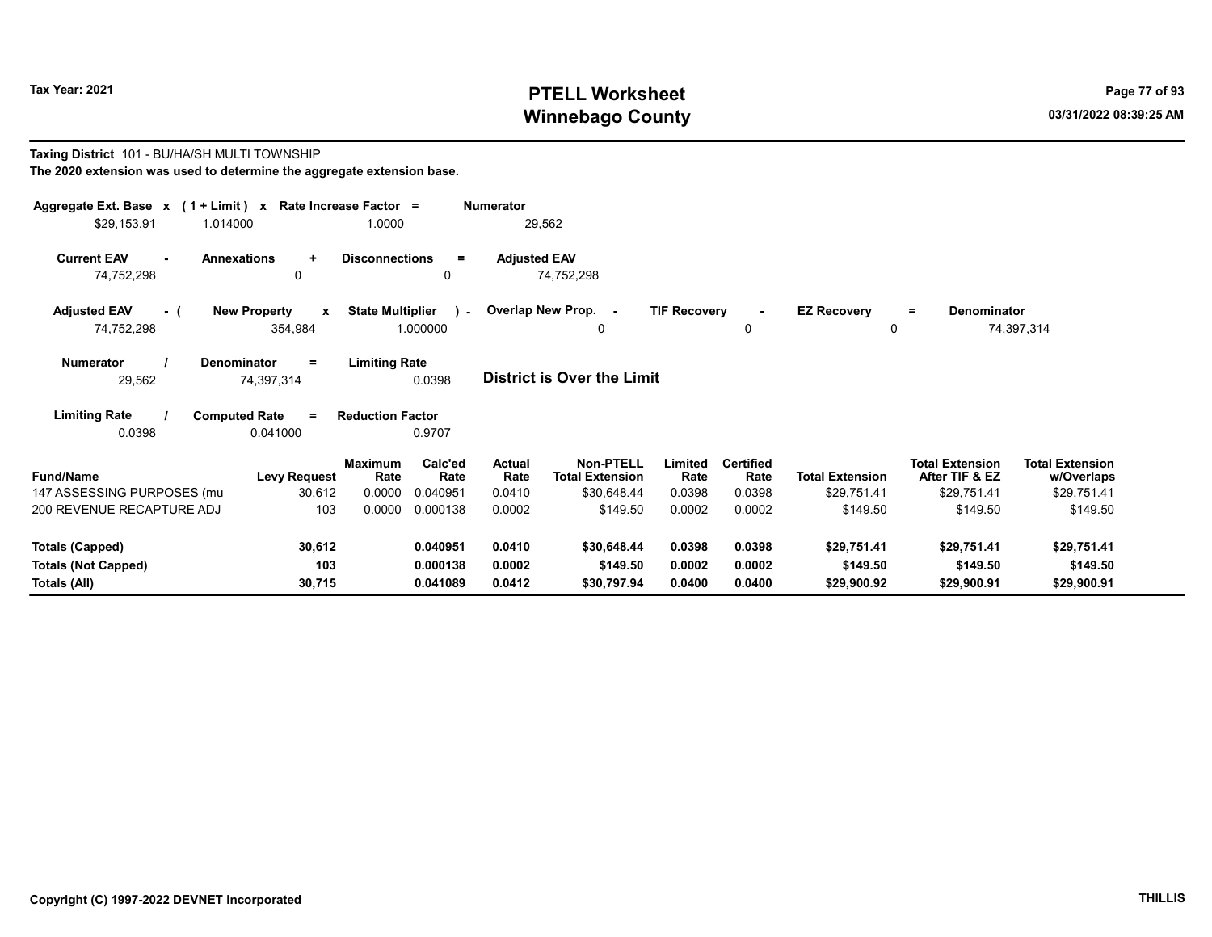Tax Year: 2021

# PTELL Worksheet
## Winnebago County

03/31/2022 08:39:25 AM

**Taxing District** 101 - BU/HA/SH MULTI TOWNSHIP

**The 2020 extension was used to determine the aggregate extension base.**

| Aggregate Ext. Base x | (1 + Limit) x | Rate Increase Factor = | Numerator |
|---|---|---|---|
| $29,153.91 | 1.014000 | 1.0000 | 29,562 |

| Current EAV - | Annexations + | Disconnections = | Adjusted EAV |
|---|---|---|---|
| 74,752,298 | 0 | 0 | 74,752,298 |

| Adjusted EAV - ( | New Property x | State Multiplier ) - | Overlap New Prop. - | TIF Recovery - | EZ Recovery = | Denominator |
|---|---|---|---|---|---|---|
| 74,752,298 | 354,984 | 1.000000 | 0 | 0 | 0 | 74,397,314 |

| Numerator / | Denominator = | Limiting Rate |
|---|---|---|
| 29,562 | 74,397,314 | 0.0398 |

**District is Over the Limit**

| Limiting Rate / | Computed Rate = | Reduction Factor |
|---|---|---|
| 0.0398 | 0.041000 | 0.9707 |

| Fund/Name | Levy Request | Maximum Rate | Calc'ed Rate | Actual Rate | Non-PTELL Total Extension | Limited Rate | Certified Rate | Total Extension | Total Extension After TIF & EZ | Total Extension w/Overlaps |
|---|---|---|---|---|---|---|---|---|---|---|
| 147 ASSESSING PURPOSES (mu | 30,612 | 0.0000 | 0.040951 | 0.0410 | $30,648.44 | 0.0398 | 0.0398 | $29,751.41 | $29,751.41 | $29,751.41 |
| 200 REVENUE RECAPTURE ADJ | 103 | 0.0000 | 0.000138 | 0.0002 | $149.50 | 0.0002 | 0.0002 | $149.50 | $149.50 | $149.50 |
| **Totals (Capped)** | **30,612** | | **0.040951** | **0.0410** | **$30,648.44** | **0.0398** | **0.0398** | **$29,751.41** | **$29,751.41** | **$29,751.41** |
| **Totals (Not Capped)** | **103** | | **0.000138** | **0.0002** | **$149.50** | **0.0002** | **0.0002** | **$149.50** | **$149.50** | **$149.50** |
| **Totals (All)** | **30,715** | | **0.041089** | **0.0412** | **$30,797.94** | **0.0400** | **0.0400** | **$29,900.92** | **$29,900.91** | **$29,900.91** |

Copyright (C) 1997-2022 DEVNET Incorporated

THILLIS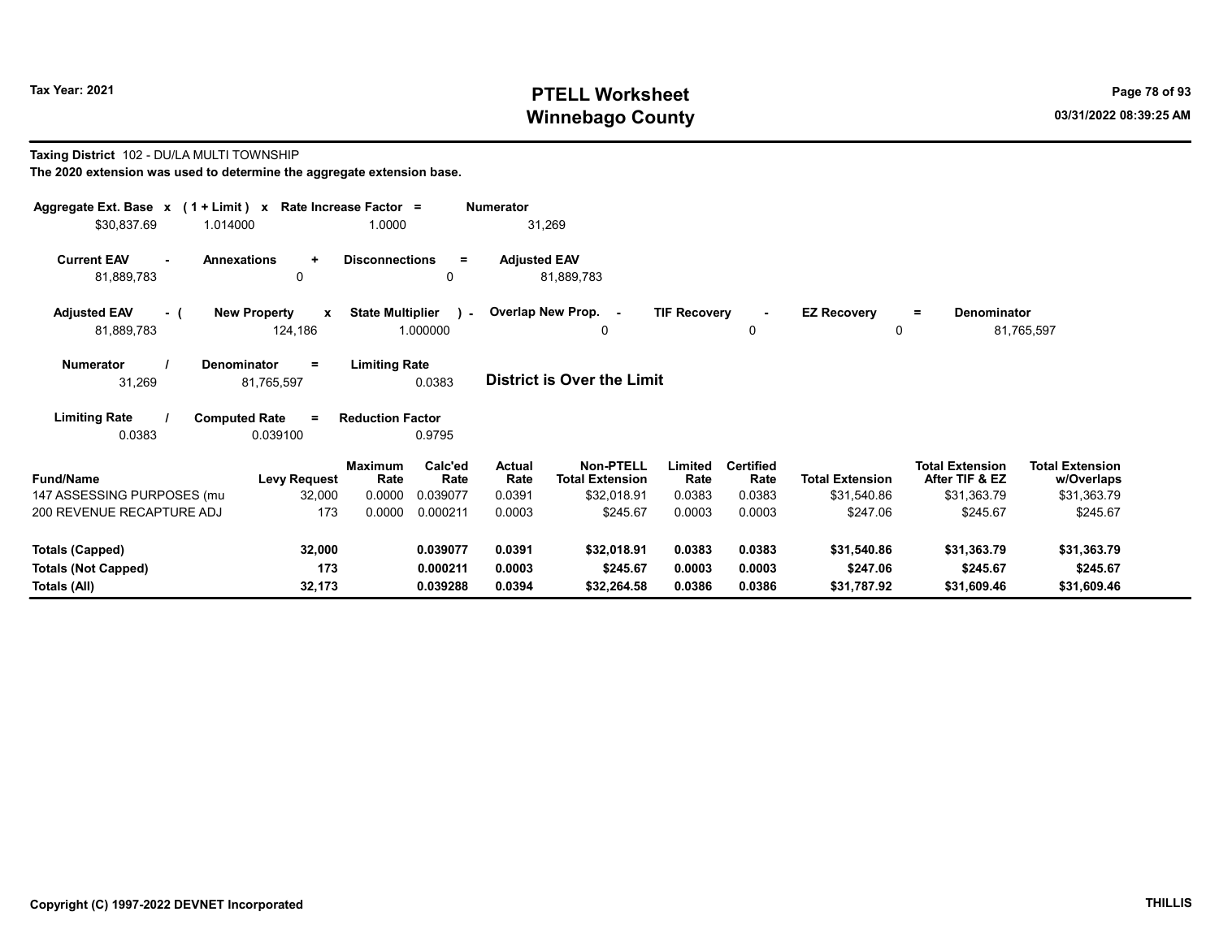**Taxing District** 102 - DU/LA MULTI TOWNSHIP

**The 2020 extension was used to determine the aggregate extension base.**

| Aggregate Ext. Base | x | (1 + Limit) | x | Rate Increase Factor | = | Numerator |
|---|---|---|---|---|---|---|
| $30,837.69 | | 1.014000 | | 1.0000 | | 31,269 |

| Current EAV | - | Annexations | + | Disconnections | = | Adjusted EAV |
|---|---|---|---|---|---|---|
| 81,889,783 | | 0 | | 0 | | 81,889,783 |

| Adjusted EAV | - ( | New Property | x | State Multiplier | ) - | Overlap New Prop. | - | TIF Recovery | - | EZ Recovery | = | Denominator |
|---|---|---|---|---|---|---|---|---|---|---|---|---|
| 81,889,783 | | 124,186 | | 1.000000 | | 0 | | 0 | | 0 | | 81,765,597 |

| Numerator | / | Denominator | = | Limiting Rate |
|---|---|---|---|---|
| 31,269 | | 81,765,597 | | 0.0383 |

**District is Over the Limit**

| Limiting Rate | / | Computed Rate | = | Reduction Factor |
|---|---|---|---|---|
| 0.0383 | | 0.039100 | | 0.9795 |

| Fund/Name | Levy Request | Maximum Rate | Calc'ed Rate | Actual Rate | Non-PTELL Total Extension | Limited Rate | Certified Rate | Total Extension | Total Extension After TIF & EZ | Total Extension w/Overlaps |
|---|---|---|---|---|---|---|---|---|---|---|
| 147 ASSESSING PURPOSES (mu | 32,000 | 0.0000 | 0.039077 | 0.0391 | $32,018.91 | 0.0383 | 0.0383 | $31,540.86 | $31,363.79 | $31,363.79 |
| 200 REVENUE RECAPTURE ADJ | 173 | 0.0000 | 0.000211 | 0.0003 | $245.67 | 0.0003 | 0.0003 | $247.06 | $245.67 | $245.67 |
| **Totals (Capped)** | **32,000** | | **0.039077** | **0.0391** | **$32,018.91** | **0.0383** | **0.0383** | **$31,540.86** | **$31,363.79** | **$31,363.79** |
| **Totals (Not Capped)** | **173** | | **0.000211** | **0.0003** | **$245.67** | **0.0003** | **0.0003** | **$247.06** | **$245.67** | **$245.67** |
| **Totals (All)** | **32,173** | | **0.039288** | **0.0394** | **$32,264.58** | **0.0386** | **0.0386** | **$31,787.92** | **$31,609.46** | **$31,609.46** |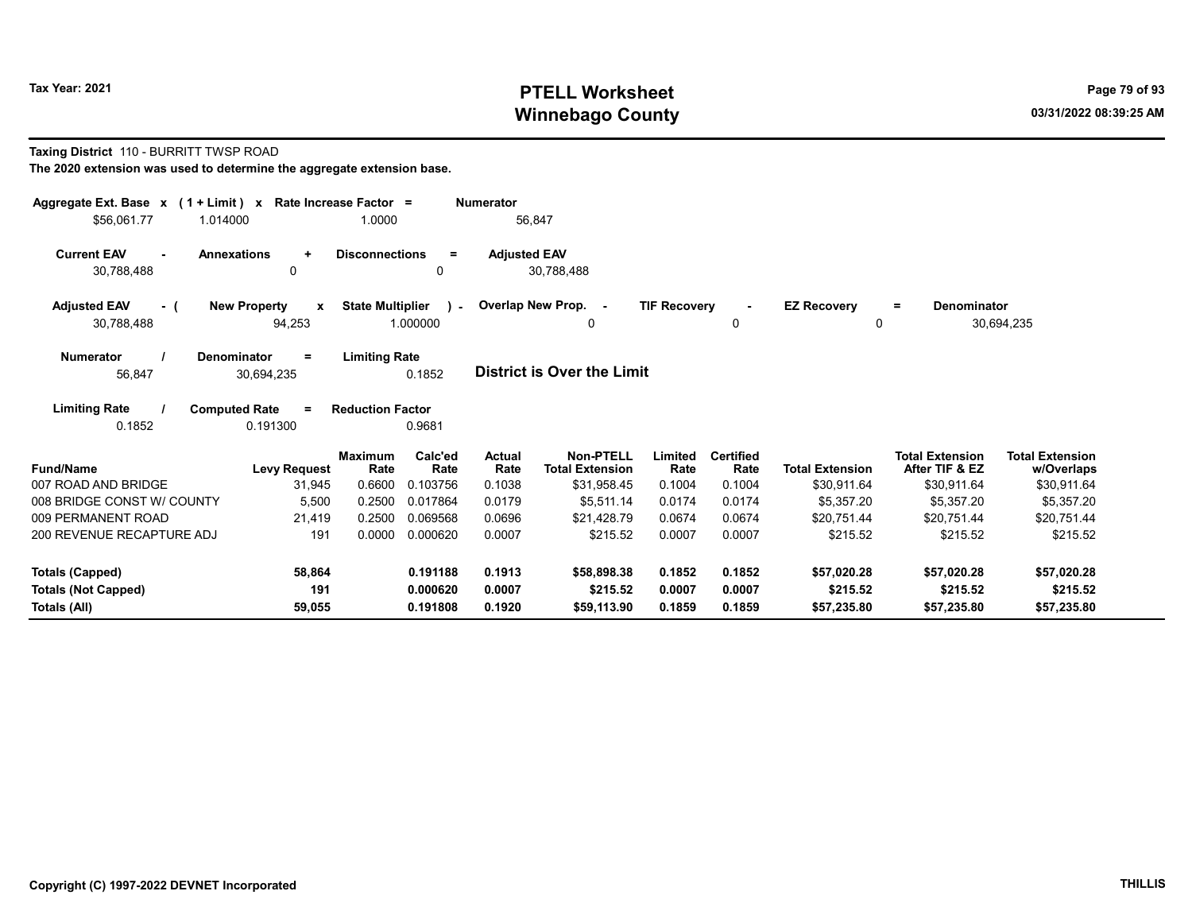# PTELL Worksheet
# Winnebago County

Tax Year: 2021

03/31/2022 08:39:25 AM

**Taxing District** 110 - BURRITT TWSP ROAD

**The 2020 extension was used to determine the aggregate extension base.**

| Aggregate Ext. Base x | (1 + Limit) x | Rate Increase Factor = | Numerator |
|---|---|---|---|
| $56,061.77 | 1.014000 | 1.0000 | 56,847 |

| Current EAV - | Annexations + | Disconnections = | Adjusted EAV |
|---|---|---|---|
| 30,788,488 | 0 | 0 | 30,788,488 |

| Adjusted EAV - ( | New Property x | State Multiplier ) - | Overlap New Prop. - | TIF Recovery - | EZ Recovery = | Denominator |
|---|---|---|---|---|---|---|
| 30,788,488 | 94,253 | 1.000000 | 0 | 0 | 0 | 30,694,235 |

| Numerator / | Denominator = | Limiting Rate |
|---|---|---|
| 56,847 | 30,694,235 | 0.1852 |

**District is Over the Limit**

| Limiting Rate / | Computed Rate = | Reduction Factor |
|---|---|---|
| 0.1852 | 0.191300 | 0.9681 |

| Fund/Name | Levy Request | Maximum Rate | Calc'ed Rate | Actual Rate | Non-PTELL Total Extension | Limited Rate | Certified Rate | Total Extension | Total Extension After TIF & EZ | Total Extension w/Overlaps |
|---|---|---|---|---|---|---|---|---|---|---|
| 007 ROAD AND BRIDGE | 31,945 | 0.6600 | 0.103756 | 0.1038 | $31,958.45 | 0.1004 | 0.1004 | $30,911.64 | $30,911.64 | $30,911.64 |
| 008 BRIDGE CONST W/ COUNTY | 5,500 | 0.2500 | 0.017864 | 0.0179 | $5,511.14 | 0.0174 | 0.0174 | $5,357.20 | $5,357.20 | $5,357.20 |
| 009 PERMANENT ROAD | 21,419 | 0.2500 | 0.069568 | 0.0696 | $21,428.79 | 0.0674 | 0.0674 | $20,751.44 | $20,751.44 | $20,751.44 |
| 200 REVENUE RECAPTURE ADJ | 191 | 0.0000 | 0.000620 | 0.0007 | $215.52 | 0.0007 | 0.0007 | $215.52 | $215.52 | $215.52 |
| **Totals (Capped)** | **58,864** | | **0.191188** | **0.1913** | **$58,898.38** | **0.1852** | **0.1852** | **$57,020.28** | **$57,020.28** | **$57,020.28** |
| **Totals (Not Capped)** | **191** | | **0.000620** | **0.0007** | **$215.52** | **0.0007** | **0.0007** | **$215.52** | **$215.52** | **$215.52** |
| **Totals (All)** | **59,055** | | **0.191808** | **0.1920** | **$59,113.90** | **0.1859** | **0.1859** | **$57,235.80** | **$57,235.80** | **$57,235.80** |

Copyright (C) 1997-2022 DEVNET Incorporated

THILLIS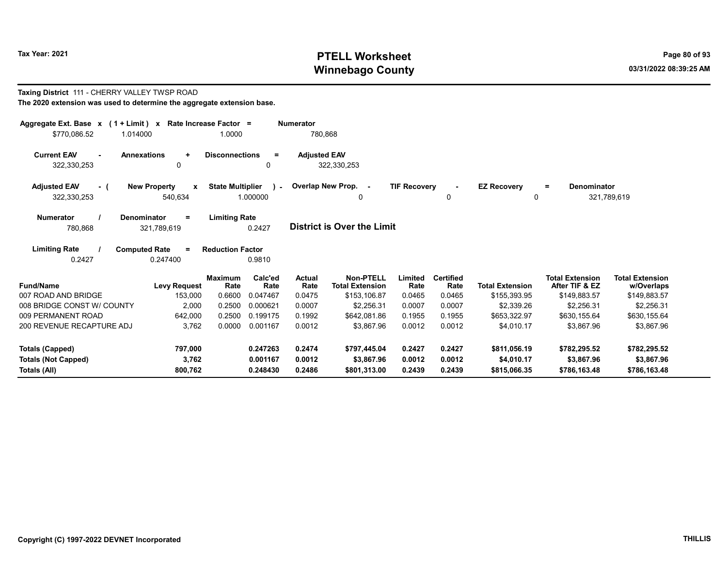**Taxing District** 111 - CHERRY VALLEY TWSP ROAD

**The 2020 extension was used to determine the aggregate extension base.**

| Aggregate Ext. Base x | (1 + Limit) x | Rate Increase Factor = | Numerator |
|---|---|---|---|
| $770,086.52 | 1.014000 | 1.0000 | 780,868 |

| Current EAV - | Annexations + | Disconnections = | Adjusted EAV |
|---|---|---|---|
| 322,330,253 | 0 | 0 | 322,330,253 |

| Adjusted EAV - ( | New Property x | State Multiplier ) - | Overlap New Prop. - | TIF Recovery - | EZ Recovery = | Denominator |
|---|---|---|---|---|---|---|
| 322,330,253 | 540,634 | 1.000000 | 0 | 0 | 0 | 321,789,619 |

| Numerator / | Denominator = | Limiting Rate |
|---|---|---|
| 780,868 | 321,789,619 | 0.2427 |

**District is Over the Limit**

| Limiting Rate / | Computed Rate = | Reduction Factor |
|---|---|---|
| 0.2427 | 0.247400 | 0.9810 |

| Fund/Name | Levy Request | Maximum Rate | Calc'ed Rate | Actual Rate | Non-PTELL Total Extension | Limited Rate | Certified Rate | Total Extension | Total Extension After TIF & EZ | Total Extension w/Overlaps |
|---|---|---|---|---|---|---|---|---|---|---|
| 007 ROAD AND BRIDGE | 153,000 | 0.6600 | 0.047467 | 0.0475 | $153,106.87 | 0.0465 | 0.0465 | $155,393.95 | $149,883.57 | $149,883.57 |
| 008 BRIDGE CONST W/ COUNTY | 2,000 | 0.2500 | 0.000621 | 0.0007 | $2,256.31 | 0.0007 | 0.0007 | $2,339.26 | $2,256.31 | $2,256.31 |
| 009 PERMANENT ROAD | 642,000 | 0.2500 | 0.199175 | 0.1992 | $642,081.86 | 0.1955 | 0.1955 | $653,322.97 | $630,155.64 | $630,155.64 |
| 200 REVENUE RECAPTURE ADJ | 3,762 | 0.0000 | 0.001167 | 0.0012 | $3,867.96 | 0.0012 | 0.0012 | $4,010.17 | $3,867.96 | $3,867.96 |
| **Totals (Capped)** | **797,000** | | **0.247263** | **0.2474** | **$797,445.04** | **0.2427** | **0.2427** | **$811,056.19** | **$782,295.52** | **$782,295.52** |
| **Totals (Not Capped)** | **3,762** | | **0.001167** | **0.0012** | **$3,867.96** | **0.0012** | **0.0012** | **$4,010.17** | **$3,867.96** | **$3,867.96** |
| **Totals (All)** | **800,762** | | **0.248430** | **0.2486** | **$801,313.00** | **0.2439** | **0.2439** | **$815,066.35** | **$786,163.48** | **$786,163.48** |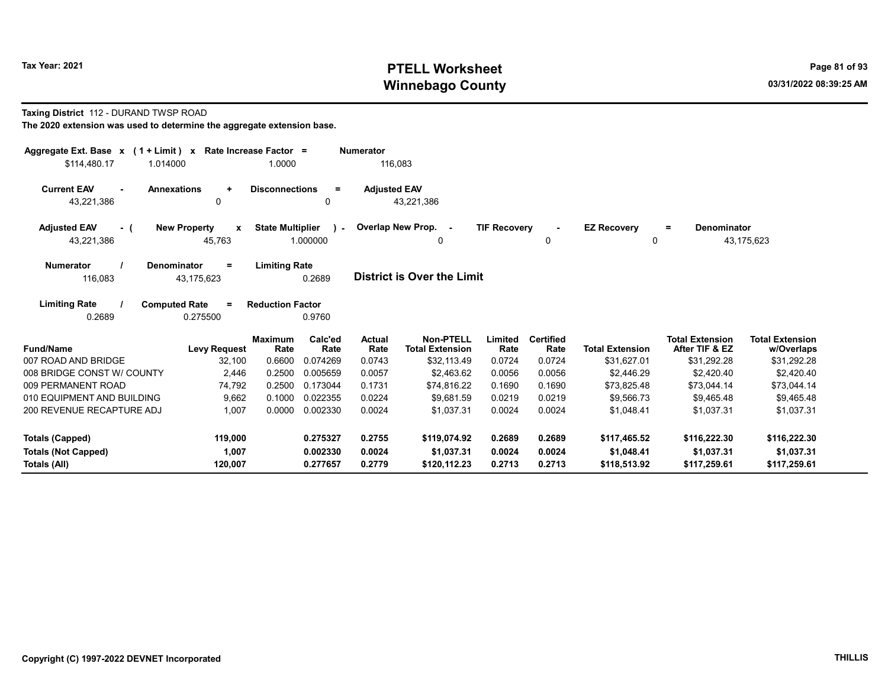**Taxing District** 112 - DURAND TWSP ROAD

**The 2020 extension was used to determine the aggregate extension base.**

| Aggregate Ext. Base x | (1 + Limit) x | Rate Increase Factor = | Numerator |
|---|---|---|---|
| $114,480.17 | 1.014000 | 1.0000 | 116,083 |

| Current EAV - | Annexations + | Disconnections = | Adjusted EAV |
|---|---|---|---|
| 43,221,386 | 0 | 0 | 43,221,386 |

| Adjusted EAV - ( | New Property x | State Multiplier ) - | Overlap New Prop. - | TIF Recovery - | EZ Recovery = | Denominator |
|---|---|---|---|---|---|---|
| 43,221,386 | 45,763 | 1.000000 | 0 | 0 | 0 | 43,175,623 |

| Numerator / | Denominator = | Limiting Rate |
|---|---|---|
| 116,083 | 43,175,623 | 0.2689 |

**District is Over the Limit**

| Limiting Rate / | Computed Rate = | Reduction Factor |
|---|---|---|
| 0.2689 | 0.275500 | 0.9760 |

| Fund/Name | Levy Request | Maximum Rate | Calc'ed Rate | Actual Rate | Non-PTELL Total Extension | Limited Rate | Certified Rate | Total Extension | Total Extension After TIF & EZ | Total Extension w/Overlaps |
|---|---|---|---|---|---|---|---|---|---|---|
| 007 ROAD AND BRIDGE | 32,100 | 0.6600 | 0.074269 | 0.0743 | $32,113.49 | 0.0724 | 0.0724 | $31,627.01 | $31,292.28 | $31,292.28 |
| 008 BRIDGE CONST W/ COUNTY | 2,446 | 0.2500 | 0.005659 | 0.0057 | $2,463.62 | 0.0056 | 0.0056 | $2,446.29 | $2,420.40 | $2,420.40 |
| 009 PERMANENT ROAD | 74,792 | 0.2500 | 0.173044 | 0.1731 | $74,816.22 | 0.1690 | 0.1690 | $73,825.48 | $73,044.14 | $73,044.14 |
| 010 EQUIPMENT AND BUILDING | 9,662 | 0.1000 | 0.022355 | 0.0224 | $9,681.59 | 0.0219 | 0.0219 | $9,566.73 | $9,465.48 | $9,465.48 |
| 200 REVENUE RECAPTURE ADJ | 1,007 | 0.0000 | 0.002330 | 0.0024 | $1,037.31 | 0.0024 | 0.0024 | $1,048.41 | $1,037.31 | $1,037.31 |
| **Totals (Capped)** | **119,000** | | **0.275327** | **0.2755** | **$119,074.92** | **0.2689** | **0.2689** | **$117,465.52** | **$116,222.30** | **$116,222.30** |
| **Totals (Not Capped)** | **1,007** | | **0.002330** | **0.0024** | **$1,037.31** | **0.0024** | **0.0024** | **$1,048.41** | **$1,037.31** | **$1,037.31** |
| **Totals (All)** | **120,007** | | **0.277657** | **0.2779** | **$120,112.23** | **0.2713** | **0.2713** | **$118,513.92** | **$117,259.61** | **$117,259.61** |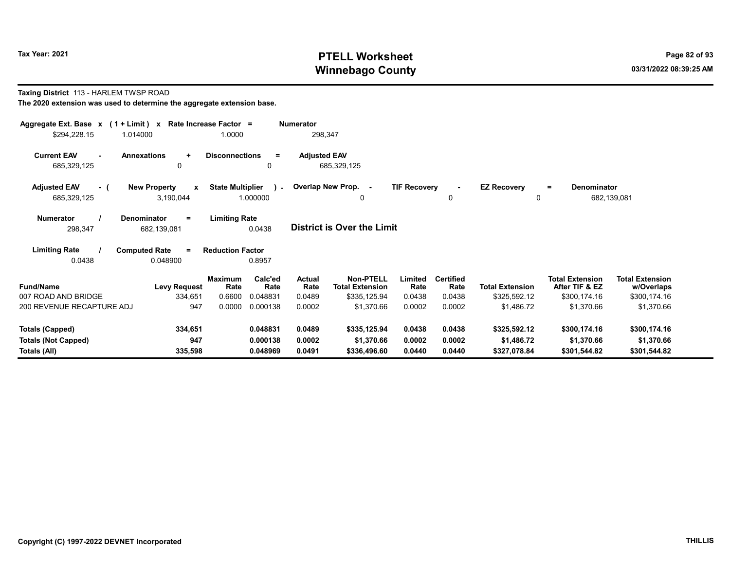**Taxing District** 113 - HARLEM TWSP ROAD

**The 2020 extension was used to determine the aggregate extension base.**

| Aggregate Ext. Base x | (1 + Limit) x | Rate Increase Factor = | Numerator |
|---|---|---|---|
| $294,228.15 | 1.014000 | 1.0000 | 298,347 |

| Current EAV - | Annexations + | Disconnections = | Adjusted EAV |
|---|---|---|---|
| 685,329,125 | 0 | 0 | 685,329,125 |

| Adjusted EAV - ( | New Property x | State Multiplier ) - | Overlap New Prop. - | TIF Recovery - | EZ Recovery = | Denominator |
|---|---|---|---|---|---|---|
| 685,329,125 | 3,190,044 | 1.000000 | 0 | 0 | 0 | 682,139,081 |

| Numerator / | Denominator = | Limiting Rate |
|---|---|---|
| 298,347 | 682,139,081 | 0.0438 |

**District is Over the Limit**

| Limiting Rate / | Computed Rate = | Reduction Factor |
|---|---|---|
| 0.0438 | 0.048900 | 0.8957 |

| Fund/Name | Levy Request | Maximum Rate | Calc'ed Rate | Actual Rate | Non-PTELL Total Extension | Limited Rate | Certified Rate | Total Extension | Total Extension After TIF & EZ | Total Extension w/Overlaps |
|---|---|---|---|---|---|---|---|---|---|---|
| 007 ROAD AND BRIDGE | 334,651 | 0.6600 | 0.048831 | 0.0489 | $335,125.94 | 0.0438 | 0.0438 | $325,592.12 | $300,174.16 | $300,174.16 |
| 200 REVENUE RECAPTURE ADJ | 947 | 0.0000 | 0.000138 | 0.0002 | $1,370.66 | 0.0002 | 0.0002 | $1,486.72 | $1,370.66 | $1,370.66 |
| **Totals (Capped)** | **334,651** | | **0.048831** | **0.0489** | **$335,125.94** | **0.0438** | **0.0438** | **$325,592.12** | **$300,174.16** | **$300,174.16** |
| **Totals (Not Capped)** | **947** | | **0.000138** | **0.0002** | **$1,370.66** | **0.0002** | **0.0002** | **$1,486.72** | **$1,370.66** | **$1,370.66** |
| **Totals (All)** | **335,598** | | **0.048969** | **0.0491** | **$336,496.60** | **0.0440** | **0.0440** | **$327,078.84** | **$301,544.82** | **$301,544.82** |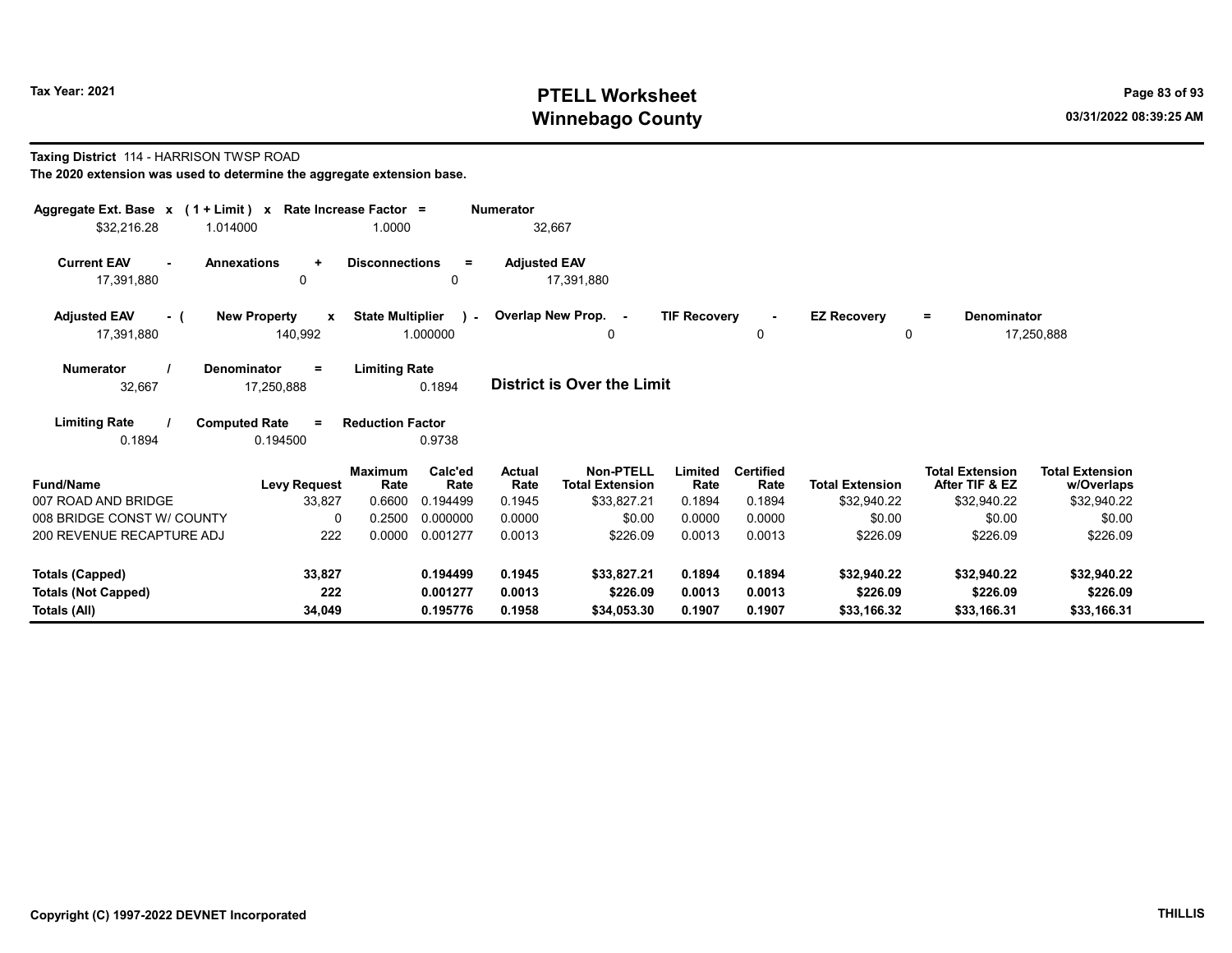**Tax Year: 2021**

# PTELL Worksheet
# Winnebago County

03/31/2022 08:39:25 AM

**Taxing District** 114 - HARRISON TWSP ROAD

**The 2020 extension was used to determine the aggregate extension base.**

| Aggregate Ext. Base x | (1 + Limit) x | Rate Increase Factor = | Numerator |
|---|---|---|---|
| $32,216.28 | 1.014000 | 1.0000 | 32,667 |

| Current EAV - | Annexations + | Disconnections = | Adjusted EAV |
|---|---|---|---|
| 17,391,880 | 0 | 0 | 17,391,880 |

| Adjusted EAV - ( | New Property x | State Multiplier ) - | Overlap New Prop. - | TIF Recovery - | EZ Recovery = | Denominator |
|---|---|---|---|---|---|---|
| 17,391,880 | 140,992 | 1.000000 | 0 | 0 | 0 | 17,250,888 |

| Numerator / | Denominator = | Limiting Rate |
|---|---|---|
| 32,667 | 17,250,888 | 0.1894 |

**District is Over the Limit**

| Limiting Rate / | Computed Rate = | Reduction Factor |
|---|---|---|
| 0.1894 | 0.194500 | 0.9738 |

| Fund/Name | Levy Request | Maximum Rate | Calc'ed Rate | Actual Rate | Non-PTELL Total Extension | Limited Rate | Certified Rate | Total Extension | Total Extension After TIF & EZ | Total Extension w/Overlaps |
|---|---|---|---|---|---|---|---|---|---|---|
| 007 ROAD AND BRIDGE | 33,827 | 0.6600 | 0.194499 | 0.1945 | $33,827.21 | 0.1894 | 0.1894 | $32,940.22 | $32,940.22 | $32,940.22 |
| 008 BRIDGE CONST W/ COUNTY | 0 | 0.2500 | 0.000000 | 0.0000 | $0.00 | 0.0000 | 0.0000 | $0.00 | $0.00 | $0.00 |
| 200 REVENUE RECAPTURE ADJ | 222 | 0.0000 | 0.001277 | 0.0013 | $226.09 | 0.0013 | 0.0013 | $226.09 | $226.09 | $226.09 |
| **Totals (Capped)** | **33,827** | | **0.194499** | **0.1945** | **$33,827.21** | **0.1894** | **0.1894** | **$32,940.22** | **$32,940.22** | **$32,940.22** |
| **Totals (Not Capped)** | **222** | | **0.001277** | **0.0013** | **$226.09** | **0.0013** | **0.0013** | **$226.09** | **$226.09** | **$226.09** |
| **Totals (All)** | **34,049** | | **0.195776** | **0.1958** | **$34,053.30** | **0.1907** | **0.1907** | **$33,166.32** | **$33,166.31** | **$33,166.31** |

**Copyright (C) 1997-2022 DEVNET Incorporated** **THILLIS**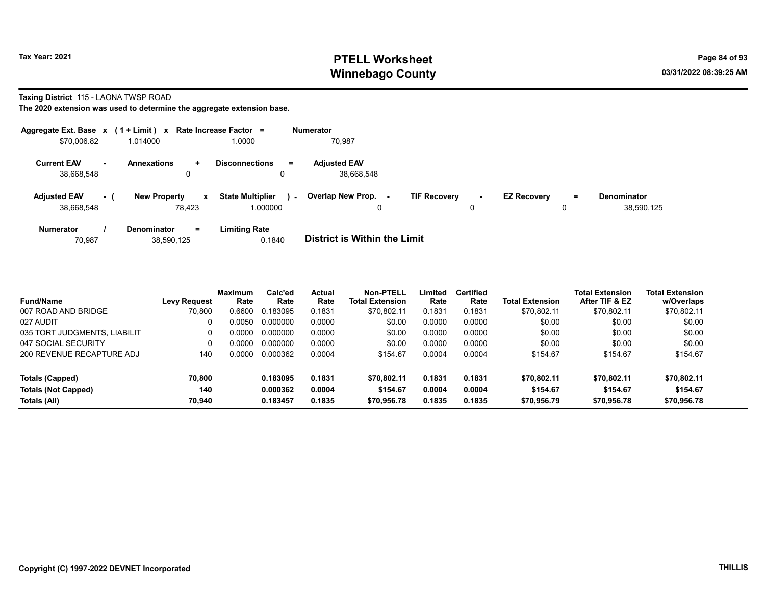**Tax Year: 2021**

# PTELL Worksheet
# Winnebago County

03/31/2022 08:39:25 AM

**Taxing District** 115 - LAONA TWSP ROAD

**The 2020 extension was used to determine the aggregate extension base.**

| Aggregate Ext. Base x | (1 + Limit) x | Rate Increase Factor = | Numerator |
|---|---|---|---|
| $70,006.82 | 1.014000 | 1.0000 | 70,987 |

| Current EAV - | Annexations + | Disconnections = | Adjusted EAV |
|---|---|---|---|
| 38,668,548 | 0 | 0 | 38,668,548 |

| Adjusted EAV - ( | New Property x | State Multiplier ) - | Overlap New Prop. - | TIF Recovery - | EZ Recovery = | Denominator |
|---|---|---|---|---|---|---|
| 38,668,548 | 78,423 | 1.000000 | 0 | 0 | 0 | 38,590,125 |

| Numerator / | Denominator = | Limiting Rate |
|---|---|---|
| 70,987 | 38,590,125 | 0.1840 |

**District is Within the Limit**

| Fund/Name | Levy Request | Maximum Rate | Calc'ed Rate | Actual Rate | Non-PTELL Total Extension | Limited Rate | Certified Rate | Total Extension | Total Extension After TIF & EZ | Total Extension w/Overlaps |
|---|---|---|---|---|---|---|---|---|---|---|
| 007 ROAD AND BRIDGE | 70,800 | 0.6600 | 0.183095 | 0.1831 | $70,802.11 | 0.1831 | 0.1831 | $70,802.11 | $70,802.11 | $70,802.11 |
| 027 AUDIT | 0 | 0.0050 | 0.000000 | 0.0000 | $0.00 | 0.0000 | 0.0000 | $0.00 | $0.00 | $0.00 |
| 035 TORT JUDGMENTS, LIABILIT | 0 | 0.0000 | 0.000000 | 0.0000 | $0.00 | 0.0000 | 0.0000 | $0.00 | $0.00 | $0.00 |
| 047 SOCIAL SECURITY | 0 | 0.0000 | 0.000000 | 0.0000 | $0.00 | 0.0000 | 0.0000 | $0.00 | $0.00 | $0.00 |
| 200 REVENUE RECAPTURE ADJ | 140 | 0.0000 | 0.000362 | 0.0004 | $154.67 | 0.0004 | 0.0004 | $154.67 | $154.67 | $154.67 |
| **Totals (Capped)** | **70,800** | | **0.183095** | **0.1831** | **$70,802.11** | **0.1831** | **0.1831** | **$70,802.11** | **$70,802.11** | **$70,802.11** |
| **Totals (Not Capped)** | **140** | | **0.000362** | **0.0004** | **$154.67** | **0.0004** | **0.0004** | **$154.67** | **$154.67** | **$154.67** |
| **Totals (All)** | **70,940** | | **0.183457** | **0.1835** | **$70,956.78** | **0.1835** | **0.1835** | **$70,956.79** | **$70,956.78** | **$70,956.78** |

**Copyright (C) 1997-2022 DEVNET Incorporated** **THILLIS**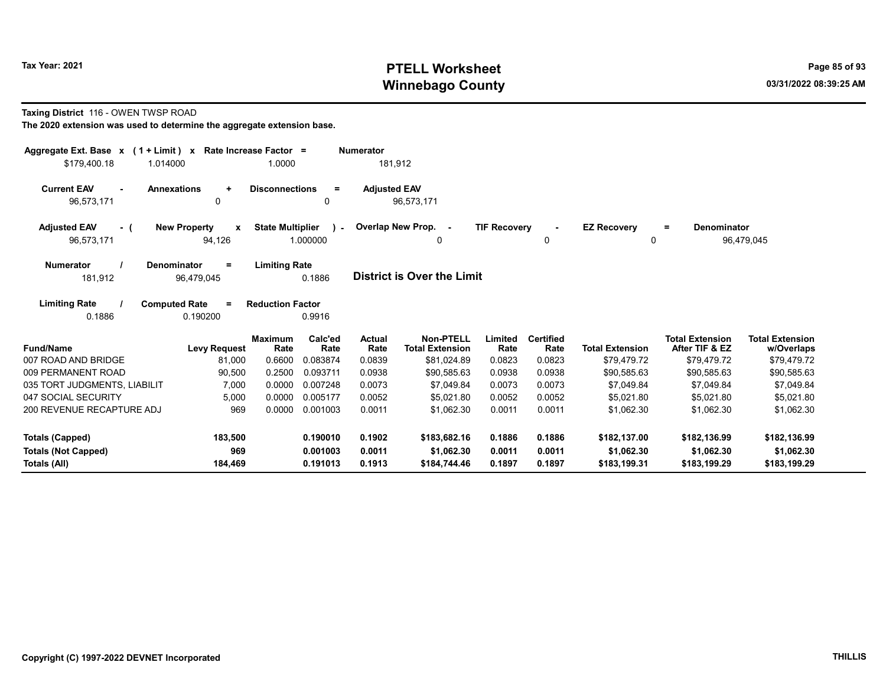**Tax Year: 2021**

# PTELL Worksheet
## Winnebago County

**Taxing District** 116 - OWEN TWSP ROAD

**The 2020 extension was used to determine the aggregate extension base.**

| Aggregate Ext. Base | x | (1 + Limit) | x | Rate Increase Factor | = | Numerator |
|---|---|---|---|---|---|---|
| $179,400.18 | | 1.014000 | | 1.0000 | | 181,912 |

| Current EAV | - | Annexations | + | Disconnections | = | Adjusted EAV |
|---|---|---|---|---|---|---|
| 96,573,171 | | 0 | | 0 | | 96,573,171 |

| Adjusted EAV | - ( | New Property | x | State Multiplier | ) - | Overlap New Prop. | - | TIF Recovery | - | EZ Recovery | = | Denominator |
|---|---|---|---|---|---|---|---|---|---|---|---|---|
| 96,573,171 | | 94,126 | | 1.000000 | | 0 | | 0 | | 0 | | 96,479,045 |

| Numerator | / | Denominator | = | Limiting Rate |
|---|---|---|---|---|
| 181,912 | | 96,479,045 | | 0.1886 |

**District is Over the Limit**

| Limiting Rate | / | Computed Rate | = | Reduction Factor |
|---|---|---|---|---|
| 0.1886 | | 0.190200 | | 0.9916 |

| Fund/Name | Levy Request | Maximum Rate | Calc'ed Rate | Actual Rate | Non-PTELL Total Extension | Limited Rate | Certified Rate | Total Extension | Total Extension After TIF & EZ | Total Extension w/Overlaps |
|---|---|---|---|---|---|---|---|---|---|---|
| 007 ROAD AND BRIDGE | 81,000 | 0.6600 | 0.083874 | 0.0839 | $81,024.89 | 0.0823 | 0.0823 | $79,479.72 | $79,479.72 | $79,479.72 |
| 009 PERMANENT ROAD | 90,500 | 0.2500 | 0.093711 | 0.0938 | $90,585.63 | 0.0938 | 0.0938 | $90,585.63 | $90,585.63 | $90,585.63 |
| 035 TORT JUDGMENTS, LIABILIT | 7,000 | 0.0000 | 0.007248 | 0.0073 | $7,049.84 | 0.0073 | 0.0073 | $7,049.84 | $7,049.84 | $7,049.84 |
| 047 SOCIAL SECURITY | 5,000 | 0.0000 | 0.005177 | 0.0052 | $5,021.80 | 0.0052 | 0.0052 | $5,021.80 | $5,021.80 | $5,021.80 |
| 200 REVENUE RECAPTURE ADJ | 969 | 0.0000 | 0.001003 | 0.0011 | $1,062.30 | 0.0011 | 0.0011 | $1,062.30 | $1,062.30 | $1,062.30 |
| **Totals (Capped)** | **183,500** | | **0.190010** | **0.1902** | **$183,682.16** | **0.1886** | **0.1886** | **$182,137.00** | **$182,136.99** | **$182,136.99** |
| **Totals (Not Capped)** | **969** | | **0.001003** | **0.0011** | **$1,062.30** | **0.0011** | **0.0011** | **$1,062.30** | **$1,062.30** | **$1,062.30** |
| **Totals (All)** | **184,469** | | **0.191013** | **0.1913** | **$184,744.46** | **0.1897** | **0.1897** | **$183,199.31** | **$183,199.29** | **$183,199.29** |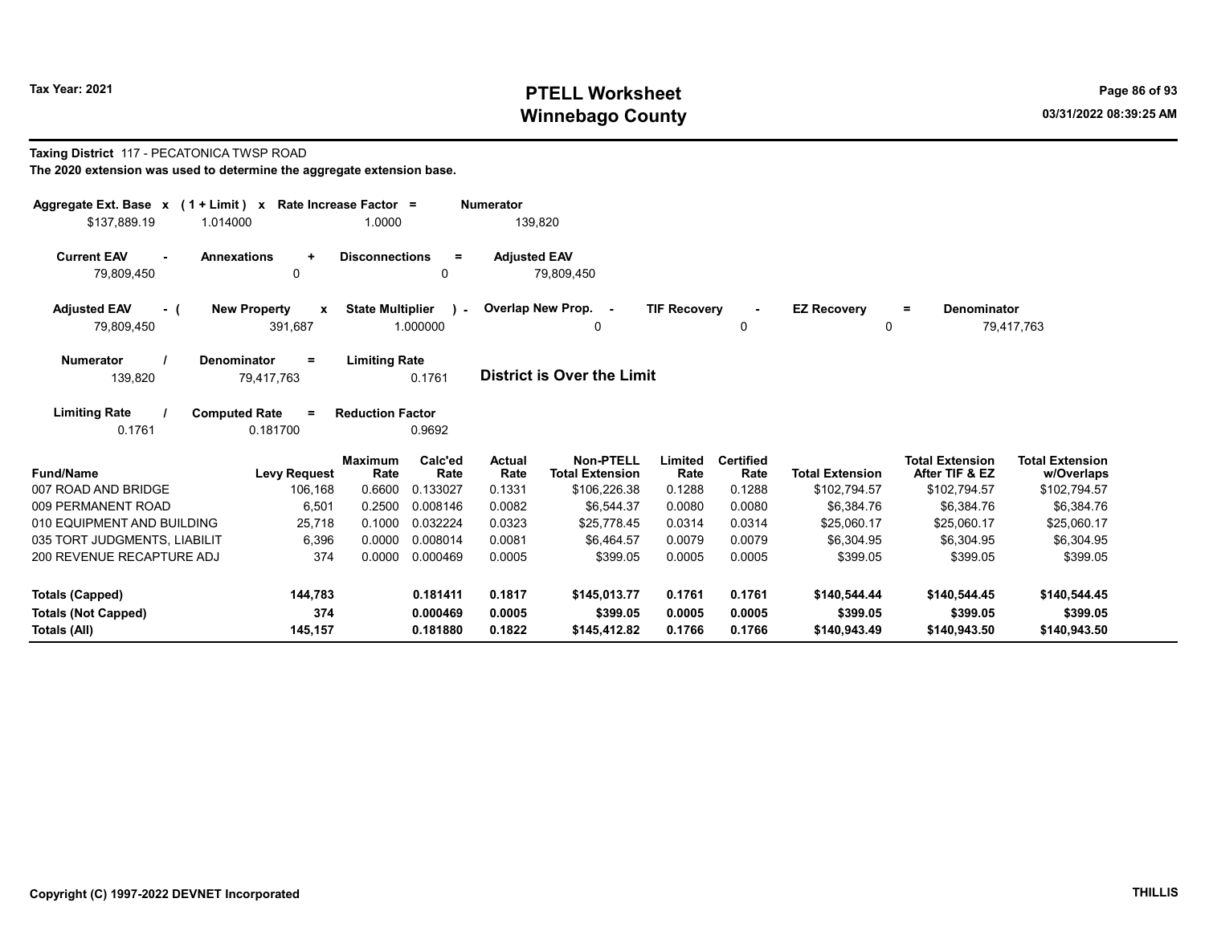# PTELL Worksheet
# Winnebago County

Tax Year: 2021

03/31/2022 08:39:25 AM

**Taxing District** 117 - PECATONICA TWSP ROAD

**The 2020 extension was used to determine the aggregate extension base.**

| Aggregate Ext. Base | x | ( 1 + Limit ) | x | Rate Increase Factor | = | Numerator |
|---|---|---|---|---|---|---|
| $137,889.19 | | 1.014000 | | 1.0000 | | 139,820 |

| Current EAV | - | Annexations | + | Disconnections | = | Adjusted EAV |
|---|---|---|---|---|---|---|
| 79,809,450 | | 0 | | 0 | | 79,809,450 |

| Adjusted EAV | - ( | New Property | x | State Multiplier | ) - | Overlap New Prop. | - | TIF Recovery | - | EZ Recovery | = | Denominator |
|---|---|---|---|---|---|---|---|---|---|---|---|---|
| 79,809,450 | | 391,687 | | 1.000000 | | 0 | | 0 | | 0 | | 79,417,763 |

| Numerator | / | Denominator | = | Limiting Rate |
|---|---|---|---|---|
| 139,820 | | 79,417,763 | | 0.1761 |

**District is Over the Limit**

| Limiting Rate | / | Computed Rate | = | Reduction Factor |
|---|---|---|---|---|
| 0.1761 | | 0.181700 | | 0.9692 |

| Fund/Name | Levy Request | Maximum Rate | Calc'ed Rate | Actual Rate | Non-PTELL Total Extension | Limited Rate | Certified Rate | Total Extension | Total Extension After TIF & EZ | Total Extension w/Overlaps |
|---|---|---|---|---|---|---|---|---|---|---|
| 007 ROAD AND BRIDGE | 106,168 | 0.6600 | 0.133027 | 0.1331 | $106,226.38 | 0.1288 | 0.1288 | $102,794.57 | $102,794.57 | $102,794.57 |
| 009 PERMANENT ROAD | 6,501 | 0.2500 | 0.008146 | 0.0082 | $6,544.37 | 0.0080 | 0.0080 | $6,384.76 | $6,384.76 | $6,384.76 |
| 010 EQUIPMENT AND BUILDING | 25,718 | 0.1000 | 0.032224 | 0.0323 | $25,778.45 | 0.0314 | 0.0314 | $25,060.17 | $25,060.17 | $25,060.17 |
| 035 TORT JUDGMENTS, LIABILIT | 6,396 | 0.0000 | 0.008014 | 0.0081 | $6,464.57 | 0.0079 | 0.0079 | $6,304.95 | $6,304.95 | $6,304.95 |
| 200 REVENUE RECAPTURE ADJ | 374 | 0.0000 | 0.000469 | 0.0005 | $399.05 | 0.0005 | 0.0005 | $399.05 | $399.05 | $399.05 |
| **Totals (Capped)** | **144,783** | | **0.181411** | **0.1817** | **$145,013.77** | **0.1761** | **0.1761** | **$140,544.44** | **$140,544.45** | **$140,544.45** |
| **Totals (Not Capped)** | **374** | | **0.000469** | **0.0005** | **$399.05** | **0.0005** | **0.0005** | **$399.05** | **$399.05** | **$399.05** |
| **Totals (All)** | **145,157** | | **0.181880** | **0.1822** | **$145,412.82** | **0.1766** | **0.1766** | **$140,943.49** | **$140,943.50** | **$140,943.50** |

Copyright (C) 1997-2022 DEVNET Incorporated

THILLIS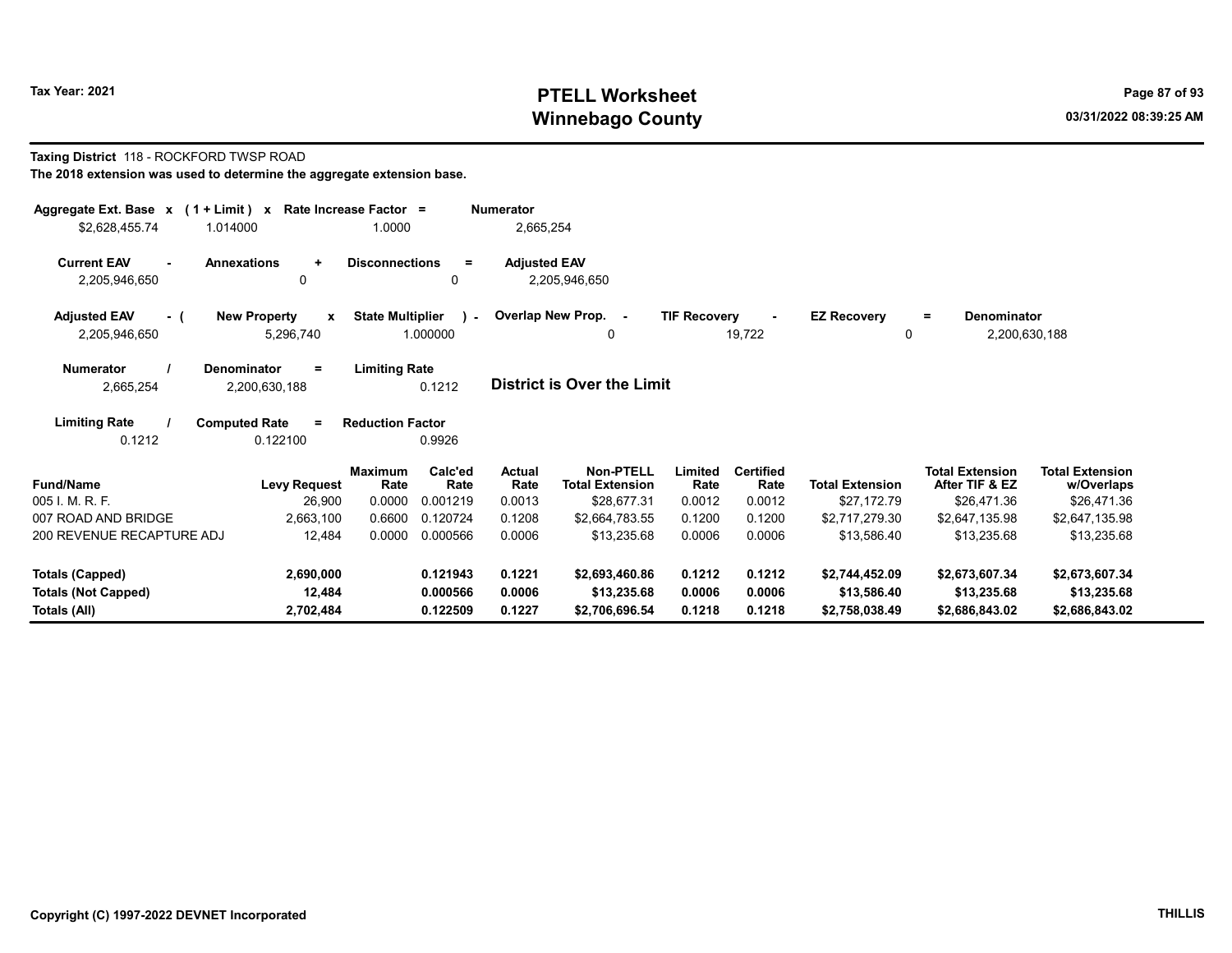Tax Year: 2021

# PTELL Worksheet
# Winnebago County

03/31/2022 08:39:25 AM

**Taxing District** 118 - ROCKFORD TWSP ROAD

**The 2018 extension was used to determine the aggregate extension base.**

| Aggregate Ext. Base x | (1 + Limit) x | Rate Increase Factor = | Numerator |
|---|---|---|---|
| $2,628,455.74 | 1.014000 | 1.0000 | 2,665,254 |

| Current EAV - | Annexations + | Disconnections = | Adjusted EAV |
|---|---|---|---|
| 2,205,946,650 | 0 | 0 | 2,205,946,650 |

| Adjusted EAV - ( | New Property x | State Multiplier ) - | Overlap New Prop. - | TIF Recovery - | EZ Recovery = | Denominator |
|---|---|---|---|---|---|---|
| 2,205,946,650 | 5,296,740 | 1.000000 | 0 | 19,722 | 0 | 2,200,630,188 |

| Numerator / | Denominator = | Limiting Rate |
|---|---|---|
| 2,665,254 | 2,200,630,188 | 0.1212 |

**District is Over the Limit**

| Limiting Rate / | Computed Rate = | Reduction Factor |
|---|---|---|
| 0.1212 | 0.122100 | 0.9926 |

| Fund/Name | Levy Request | Maximum Rate | Calc'ed Rate | Actual Rate | Non-PTELL Total Extension | Limited Rate | Certified Rate | Total Extension | Total Extension After TIF & EZ | Total Extension w/Overlaps |
|---|---|---|---|---|---|---|---|---|---|---|
| 005 I. M. R. F. | 26,900 | 0.0000 | 0.001219 | 0.0013 | $28,677.31 | 0.0012 | 0.0012 | $27,172.79 | $26,471.36 | $26,471.36 |
| 007 ROAD AND BRIDGE | 2,663,100 | 0.6600 | 0.120724 | 0.1208 | $2,664,783.55 | 0.1200 | 0.1200 | $2,717,279.30 | $2,647,135.98 | $2,647,135.98 |
| 200 REVENUE RECAPTURE ADJ | 12,484 | 0.0000 | 0.000566 | 0.0006 | $13,235.68 | 0.0006 | 0.0006 | $13,586.40 | $13,235.68 | $13,235.68 |
| **Totals (Capped)** | **2,690,000** | | **0.121943** | **0.1221** | **$2,693,460.86** | **0.1212** | **0.1212** | **$2,744,452.09** | **$2,673,607.34** | **$2,673,607.34** |
| **Totals (Not Capped)** | **12,484** | | **0.000566** | **0.0006** | **$13,235.68** | **0.0006** | **0.0006** | **$13,586.40** | **$13,235.68** | **$13,235.68** |
| **Totals (All)** | **2,702,484** | | **0.122509** | **0.1227** | **$2,706,696.54** | **0.1218** | **0.1218** | **$2,758,038.49** | **$2,686,843.02** | **$2,686,843.02** |

Copyright (C) 1997-2022 DEVNET Incorporated

THILLIS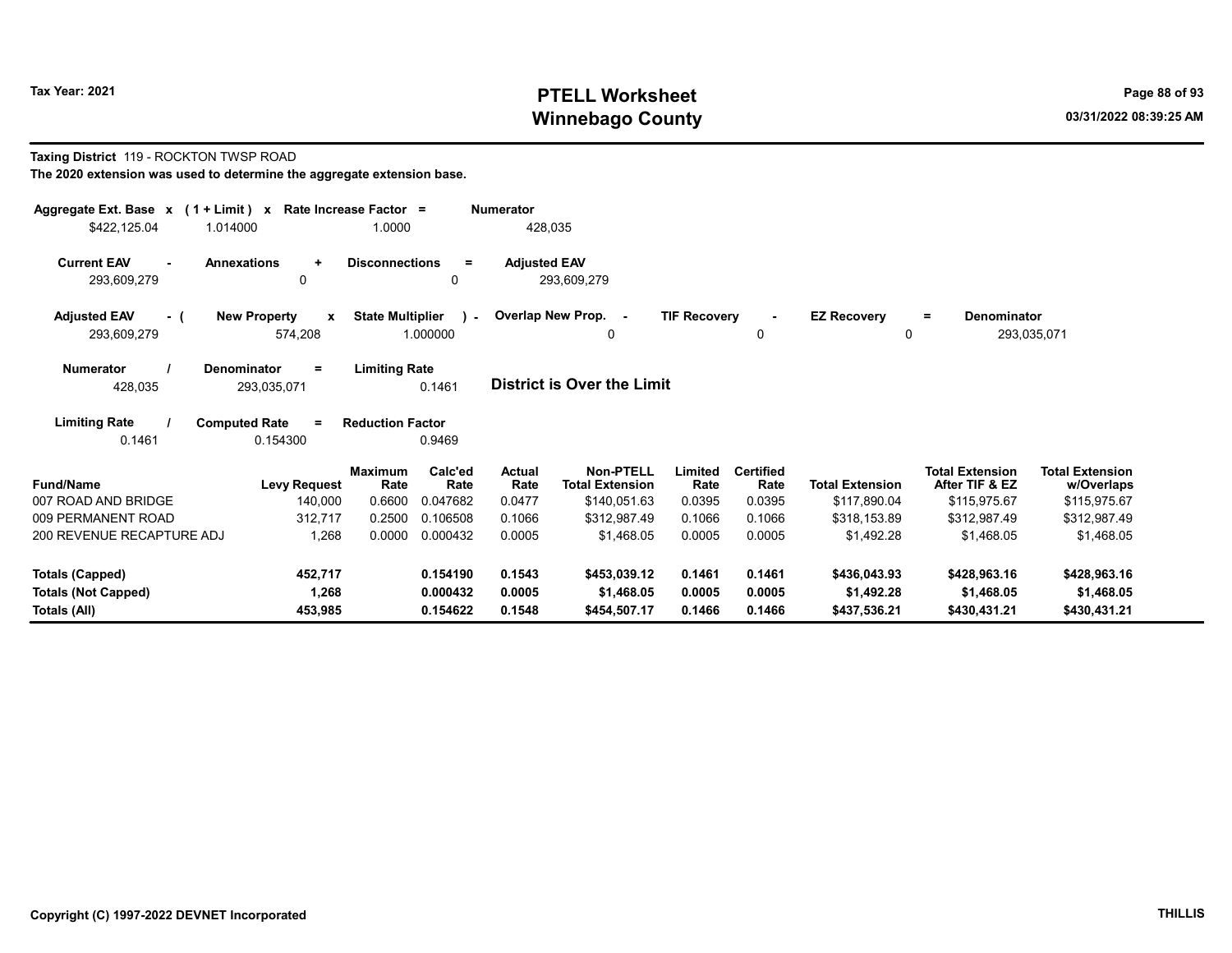Tax Year: 2021

# PTELL Worksheet
# Winnebago County

**Taxing District** 119 - ROCKTON TWSP ROAD

**The 2020 extension was used to determine the aggregate extension base.**

| Aggregate Ext. Base | x | (1 + Limit) | x | Rate Increase Factor | = | Numerator |
|---|---|---|---|---|---|---|
| $422,125.04 | | 1.014000 | | 1.0000 | | 428,035 |

| Current EAV | - | Annexations | + | Disconnections | = | Adjusted EAV |
|---|---|---|---|---|---|---|
| 293,609,279 | | 0 | | 0 | | 293,609,279 |

| Adjusted EAV | - ( | New Property | x | State Multiplier | ) - | Overlap New Prop. | - | TIF Recovery | - | EZ Recovery | = | Denominator |
|---|---|---|---|---|---|---|---|---|---|---|---|---|
| 293,609,279 | | 574,208 | | 1.000000 | | 0 | | 0 | | 0 | | 293,035,071 |

| Numerator | / | Denominator | = | Limiting Rate |
|---|---|---|---|---|
| 428,035 | | 293,035,071 | | 0.1461 |

**District is Over the Limit**

| Limiting Rate | / | Computed Rate | = | Reduction Factor |
|---|---|---|---|---|
| 0.1461 | | 0.154300 | | 0.9469 |

| Fund/Name | Levy Request | Maximum Rate | Calc'ed Rate | Actual Rate | Non-PTELL Total Extension | Limited Rate | Certified Rate | Total Extension | Total Extension After TIF & EZ | Total Extension w/Overlaps |
|---|---|---|---|---|---|---|---|---|---|---|
| 007 ROAD AND BRIDGE | 140,000 | 0.6600 | 0.047682 | 0.0477 | $140,051.63 | 0.0395 | 0.0395 | $117,890.04 | $115,975.67 | $115,975.67 |
| 009 PERMANENT ROAD | 312,717 | 0.2500 | 0.106508 | 0.1066 | $312,987.49 | 0.1066 | 0.1066 | $318,153.89 | $312,987.49 | $312,987.49 |
| 200 REVENUE RECAPTURE ADJ | 1,268 | 0.0000 | 0.000432 | 0.0005 | $1,468.05 | 0.0005 | 0.0005 | $1,492.28 | $1,468.05 | $1,468.05 |
| **Totals (Capped)** | **452,717** | | **0.154190** | **0.1543** | **$453,039.12** | **0.1461** | **0.1461** | **$436,043.93** | **$428,963.16** | **$428,963.16** |
| **Totals (Not Capped)** | **1,268** | | **0.000432** | **0.0005** | **$1,468.05** | **0.0005** | **0.0005** | **$1,492.28** | **$1,468.05** | **$1,468.05** |
| **Totals (All)** | **453,985** | | **0.154622** | **0.1548** | **$454,507.17** | **0.1466** | **0.1466** | **$437,536.21** | **$430,431.21** | **$430,431.21** |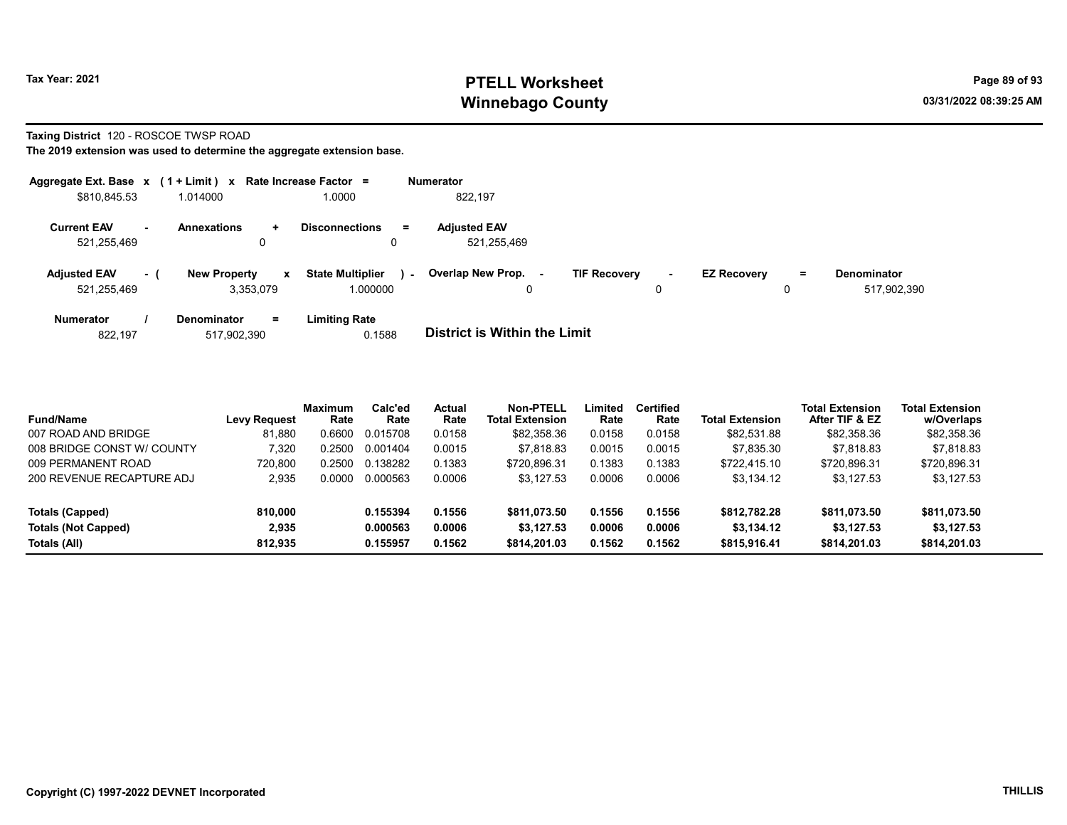**Taxing District** 120 - ROSCOE TWSP ROAD

**The 2019 extension was used to determine the aggregate extension base.**

| Aggregate Ext. Base | x | (1 + Limit) | x | Rate Increase Factor | = | Numerator |
|---|---|---|---|---|---|---|
| $810,845.53 | | 1.014000 | | 1.0000 | | 822,197 |

| Current EAV | - | Annexations | + | Disconnections | = | Adjusted EAV |
|---|---|---|---|---|---|---|
| 521,255,469 | | 0 | | 0 | | 521,255,469 |

| Adjusted EAV | - ( | New Property | x | State Multiplier | ) - | Overlap New Prop. | - | TIF Recovery | - | EZ Recovery | = | Denominator |
|---|---|---|---|---|---|---|---|---|---|---|---|---|
| 521,255,469 | | 3,353,079 | | 1.000000 | | 0 | | 0 | | 0 | | 517,902,390 |

| Numerator | / | Denominator | = | Limiting Rate |
|---|---|---|---|---|
| 822,197 | | 517,902,390 | | 0.1588 |

**District is Within the Limit**

| Fund/Name | Levy Request | Maximum Rate | Calc'ed Rate | Actual Rate | Non-PTELL Total Extension | Limited Rate | Certified Rate | Total Extension | Total Extension After TIF & EZ | Total Extension w/Overlaps |
|---|---|---|---|---|---|---|---|---|---|---|
| 007 ROAD AND BRIDGE | 81,880 | 0.6600 | 0.015708 | 0.0158 | $82,358.36 | 0.0158 | 0.0158 | $82,531.88 | $82,358.36 | $82,358.36 |
| 008 BRIDGE CONST W/ COUNTY | 7,320 | 0.2500 | 0.001404 | 0.0015 | $7,818.83 | 0.0015 | 0.0015 | $7,835.30 | $7,818.83 | $7,818.83 |
| 009 PERMANENT ROAD | 720,800 | 0.2500 | 0.138282 | 0.1383 | $720,896.31 | 0.1383 | 0.1383 | $722,415.10 | $720,896.31 | $720,896.31 |
| 200 REVENUE RECAPTURE ADJ | 2,935 | 0.0000 | 0.000563 | 0.0006 | $3,127.53 | 0.0006 | 0.0006 | $3,134.12 | $3,127.53 | $3,127.53 |
| **Totals (Capped)** | **810,000** | | **0.155394** | **0.1556** | **$811,073.50** | **0.1556** | **0.1556** | **$812,782.28** | **$811,073.50** | **$811,073.50** |
| **Totals (Not Capped)** | **2,935** | | **0.000563** | **0.0006** | **$3,127.53** | **0.0006** | **0.0006** | **$3,134.12** | **$3,127.53** | **$3,127.53** |
| **Totals (All)** | **812,935** | | **0.155957** | **0.1562** | **$814,201.03** | **0.1562** | **0.1562** | **$815,916.41** | **$814,201.03** | **$814,201.03** |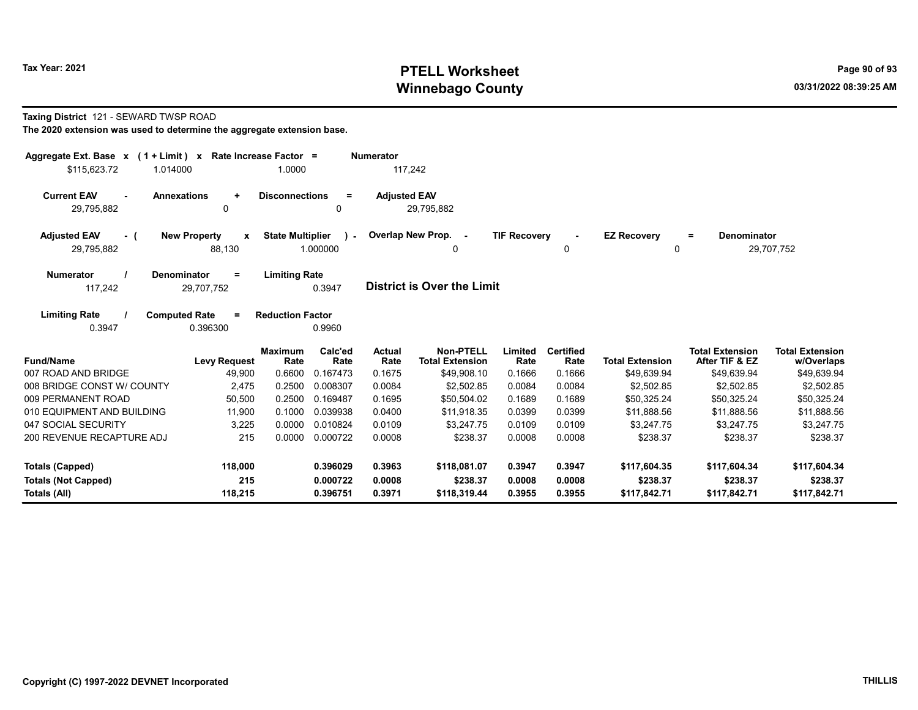Tax Year: 2021

# PTELL Worksheet
# Winnebago County

03/31/2022 08:39:25 AM

**Taxing District** 121 - SEWARD TWSP ROAD

**The 2020 extension was used to determine the aggregate extension base.**

| Aggregate Ext. Base x | (1 + Limit) x | Rate Increase Factor = | Numerator |
|---|---|---|---|
| \$115,623.72 | 1.014000 | 1.0000 | 117,242 |

| Current EAV - | Annexations + | Disconnections = | Adjusted EAV |
|---|---|---|---|
| 29,795,882 | 0 | 0 | 29,795,882 |

| Adjusted EAV - ( | New Property x | State Multiplier ) - | Overlap New Prop. - | TIF Recovery - | EZ Recovery = | Denominator |
|---|---|---|---|---|---|---|
| 29,795,882 | 88,130 | 1.000000 | 0 | 0 | 0 | 29,707,752 |

| Numerator / | Denominator = | Limiting Rate |
|---|---|---|
| 117,242 | 29,707,752 | 0.3947 |

**District is Over the Limit**

| Limiting Rate / | Computed Rate = | Reduction Factor |
|---|---|---|
| 0.3947 | 0.396300 | 0.9960 |

| Fund/Name | Levy Request | Maximum Rate | Calc'ed Rate | Actual Rate | Non-PTELL Total Extension | Limited Rate | Certified Rate | Total Extension | Total Extension After TIF & EZ | Total Extension w/Overlaps |
|---|---|---|---|---|---|---|---|---|---|---|
| 007 ROAD AND BRIDGE | 49,900 | 0.6600 | 0.167473 | 0.1675 | \$49,908.10 | 0.1666 | 0.1666 | \$49,639.94 | \$49,639.94 | \$49,639.94 |
| 008 BRIDGE CONST W/ COUNTY | 2,475 | 0.2500 | 0.008307 | 0.0084 | \$2,502.85 | 0.0084 | 0.0084 | \$2,502.85 | \$2,502.85 | \$2,502.85 |
| 009 PERMANENT ROAD | 50,500 | 0.2500 | 0.169487 | 0.1695 | \$50,504.02 | 0.1689 | 0.1689 | \$50,325.24 | \$50,325.24 | \$50,325.24 |
| 010 EQUIPMENT AND BUILDING | 11,900 | 0.1000 | 0.039938 | 0.0400 | \$11,918.35 | 0.0399 | 0.0399 | \$11,888.56 | \$11,888.56 | \$11,888.56 |
| 047 SOCIAL SECURITY | 3,225 | 0.0000 | 0.010824 | 0.0109 | \$3,247.75 | 0.0109 | 0.0109 | \$3,247.75 | \$3,247.75 | \$3,247.75 |
| 200 REVENUE RECAPTURE ADJ | 215 | 0.0000 | 0.000722 | 0.0008 | \$238.37 | 0.0008 | 0.0008 | \$238.37 | \$238.37 | \$238.37 |
| **Totals (Capped)** | **118,000** | | **0.396029** | **0.3963** | **\$118,081.07** | **0.3947** | **0.3947** | **\$117,604.35** | **\$117,604.34** | **\$117,604.34** |
| **Totals (Not Capped)** | **215** | | **0.000722** | **0.0008** | **\$238.37** | **0.0008** | **0.0008** | **\$238.37** | **\$238.37** | **\$238.37** |
| **Totals (All)** | **118,215** | | **0.396751** | **0.3971** | **\$118,319.44** | **0.3955** | **0.3955** | **\$117,842.71** | **\$117,842.71** | **\$117,842.71** |

Copyright (C) 1997-2022 DEVNET Incorporated

THILLIS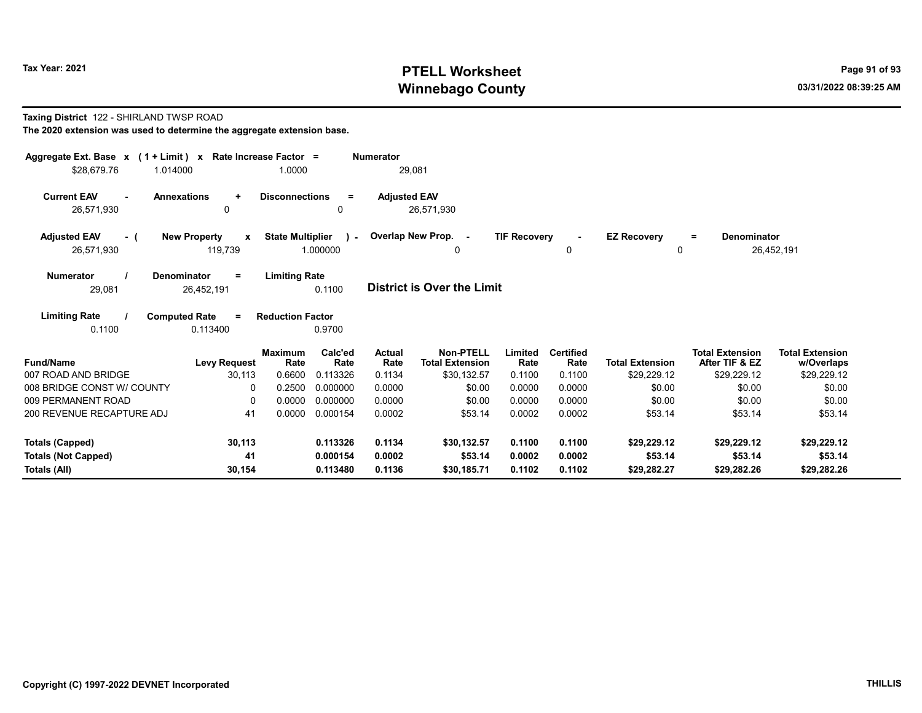**Taxing District** 122 - SHIRLAND TWSP ROAD

**The 2020 extension was used to determine the aggregate extension base.**

| Aggregate Ext. Base x | (1 + Limit) x | Rate Increase Factor = | Numerator |
|---|---|---|---|
| $28,679.76 | 1.014000 | 1.0000 | 29,081 |

| Current EAV - | Annexations + | Disconnections = | Adjusted EAV |
|---|---|---|---|
| 26,571,930 | 0 | 0 | 26,571,930 |

| Adjusted EAV - ( | New Property x | State Multiplier ) - | Overlap New Prop. - | TIF Recovery - | EZ Recovery = | Denominator |
|---|---|---|---|---|---|---|
| 26,571,930 | 119,739 | 1.000000 | 0 | 0 | 0 | 26,452,191 |

| Numerator / | Denominator = | Limiting Rate |
|---|---|---|
| 29,081 | 26,452,191 | 0.1100 |

**District is Over the Limit**

| Limiting Rate / | Computed Rate = | Reduction Factor |
|---|---|---|
| 0.1100 | 0.113400 | 0.9700 |

| Fund/Name | Levy Request | Maximum Rate | Calc'ed Rate | Actual Rate | Non-PTELL Total Extension | Limited Rate | Certified Rate | Total Extension | Total Extension After TIF & EZ | Total Extension w/Overlaps |
|---|---|---|---|---|---|---|---|---|---|---|
| 007 ROAD AND BRIDGE | 30,113 | 0.6600 | 0.113326 | 0.1134 | $30,132.57 | 0.1100 | 0.1100 | $29,229.12 | $29,229.12 | $29,229.12 |
| 008 BRIDGE CONST W/ COUNTY | 0 | 0.2500 | 0.000000 | 0.0000 | $0.00 | 0.0000 | 0.0000 | $0.00 | $0.00 | $0.00 |
| 009 PERMANENT ROAD | 0 | 0.0000 | 0.000000 | 0.0000 | $0.00 | 0.0000 | 0.0000 | $0.00 | $0.00 | $0.00 |
| 200 REVENUE RECAPTURE ADJ | 41 | 0.0000 | 0.000154 | 0.0002 | $53.14 | 0.0002 | 0.0002 | $53.14 | $53.14 | $53.14 |
| **Totals (Capped)** | **30,113** | | **0.113326** | **0.1134** | **$30,132.57** | **0.1100** | **0.1100** | **$29,229.12** | **$29,229.12** | **$29,229.12** |
| **Totals (Not Capped)** | **41** | | **0.000154** | **0.0002** | **$53.14** | **0.0002** | **0.0002** | **$53.14** | **$53.14** | **$53.14** |
| **Totals (All)** | **30,154** | | **0.113480** | **0.1136** | **$30,185.71** | **0.1102** | **0.1102** | **$29,282.27** | **$29,282.26** | **$29,282.26** |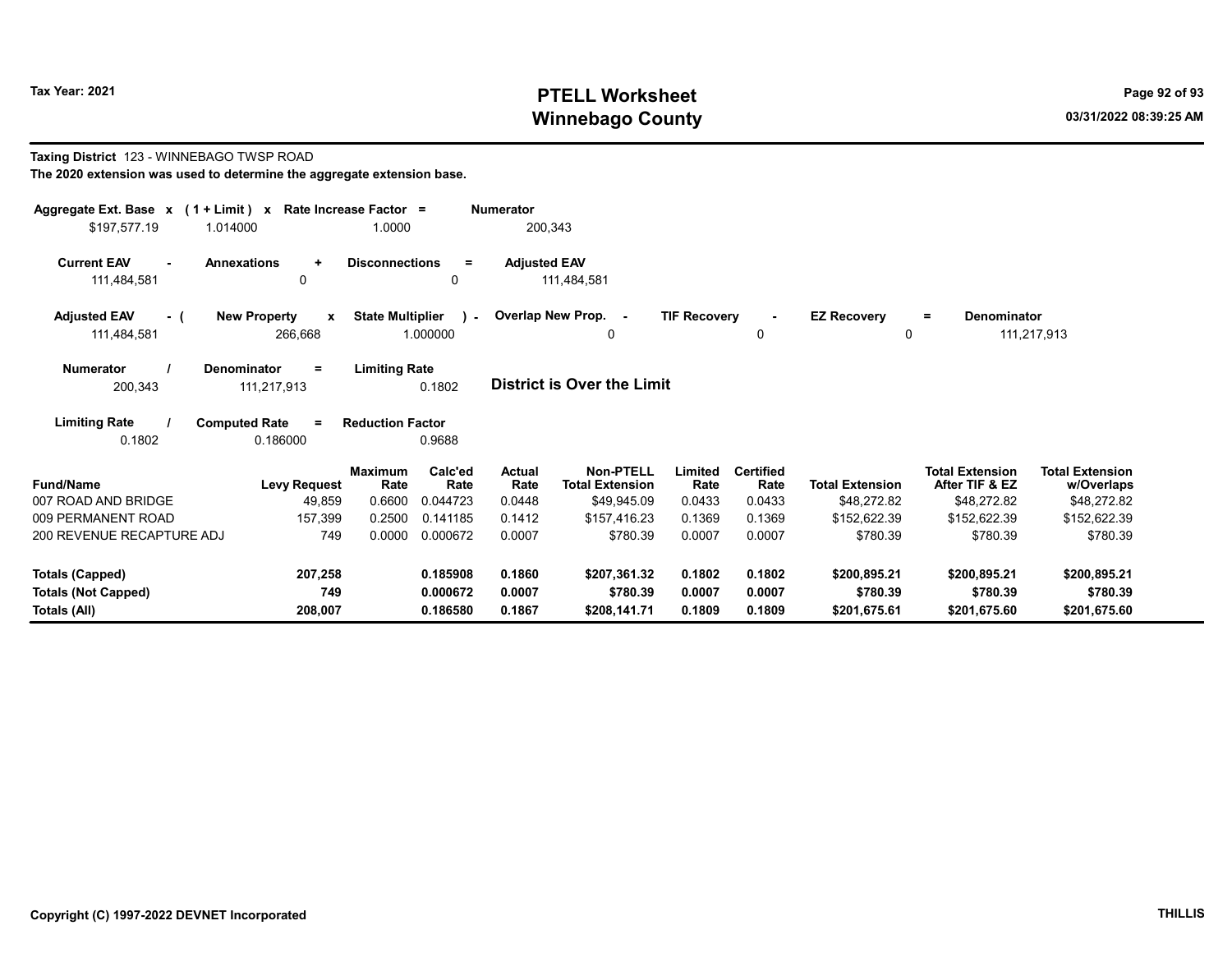**Taxing District** 123 - WINNEBAGO TWSP ROAD

**The 2020 extension was used to determine the aggregate extension base.**

| Aggregate Ext. Base | x | (1 + Limit) | x | Rate Increase Factor | = | Numerator |
|---|---|---|---|---|---|---|
| $197,577.19 | | 1.014000 | | 1.0000 | | 200,343 |

| Current EAV | - | Annexations | + | Disconnections | = | Adjusted EAV |
|---|---|---|---|---|---|---|
| 111,484,581 | | 0 | | 0 | | 111,484,581 |

| Adjusted EAV | - ( | New Property | x | State Multiplier | ) - | Overlap New Prop. | - | TIF Recovery | - | EZ Recovery | = | Denominator |
|---|---|---|---|---|---|---|---|---|---|---|---|---|
| 111,484,581 | | 266,668 | | 1.000000 | | 0 | | 0 | | 0 | | 111,217,913 |

| Numerator | / | Denominator | = | Limiting Rate |
|---|---|---|---|---|
| 200,343 | | 111,217,913 | | 0.1802 |

**District is Over the Limit**

| Limiting Rate | / | Computed Rate | = | Reduction Factor |
|---|---|---|---|---|
| 0.1802 | | 0.186000 | | 0.9688 |

| Fund/Name | Levy Request | Maximum Rate | Calc'ed Rate | Actual Rate | Non-PTELL Total Extension | Limited Rate | Certified Rate | Total Extension | Total Extension After TIF & EZ | Total Extension w/Overlaps |
|---|---|---|---|---|---|---|---|---|---|---|
| 007 ROAD AND BRIDGE | 49,859 | 0.6600 | 0.044723 | 0.0448 | $49,945.09 | 0.0433 | 0.0433 | $48,272.82 | $48,272.82 | $48,272.82 |
| 009 PERMANENT ROAD | 157,399 | 0.2500 | 0.141185 | 0.1412 | $157,416.23 | 0.1369 | 0.1369 | $152,622.39 | $152,622.39 | $152,622.39 |
| 200 REVENUE RECAPTURE ADJ | 749 | 0.0000 | 0.000672 | 0.0007 | $780.39 | 0.0007 | 0.0007 | $780.39 | $780.39 | $780.39 |
| **Totals (Capped)** | **207,258** | | **0.185908** | **0.1860** | **$207,361.32** | **0.1802** | **0.1802** | **$200,895.21** | **$200,895.21** | **$200,895.21** |
| **Totals (Not Capped)** | **749** | | **0.000672** | **0.0007** | **$780.39** | **0.0007** | **0.0007** | **$780.39** | **$780.39** | **$780.39** |
| **Totals (All)** | **208,007** | | **0.186580** | **0.1867** | **$208,141.71** | **0.1809** | **0.1809** | **$201,675.61** | **$201,675.60** | **$201,675.60** |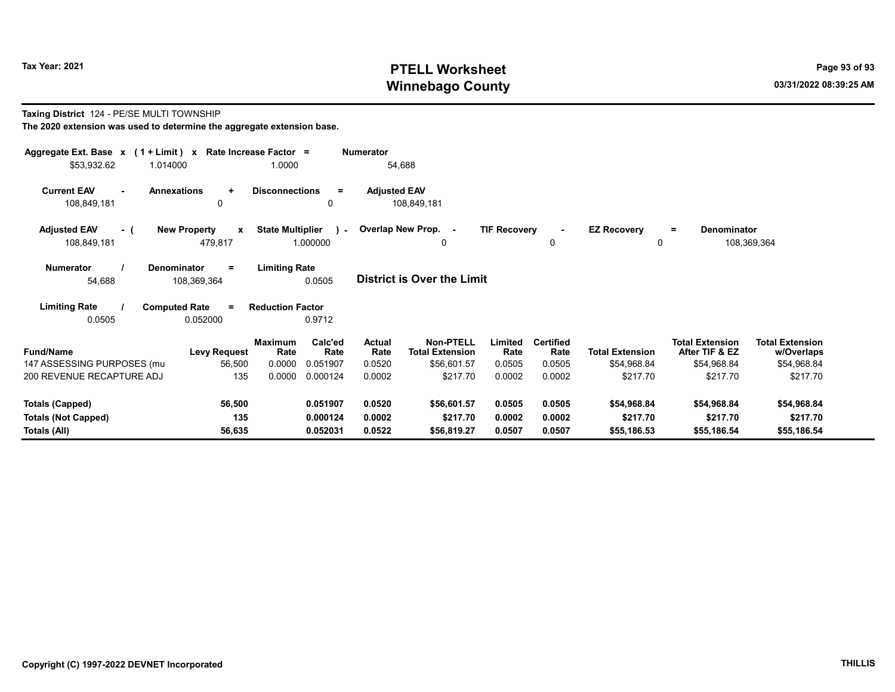# PTELL Worksheet
# Winnebago County

Tax Year: 2021

03/31/2022 08:39:25 AM

**Taxing District** 124 - PE/SE MULTI TOWNSHIP

**The 2020 extension was used to determine the aggregate extension base.**

| Aggregate Ext. Base x | (1 + Limit) x | Rate Increase Factor = | Numerator |
|---|---|---|---|
| $53,932.62 | 1.014000 | 1.0000 | 54,688 |

| Current EAV - | Annexations + | Disconnections = | Adjusted EAV |
|---|---|---|---|
| 108,849,181 | 0 | 0 | 108,849,181 |

| Adjusted EAV - ( | New Property x | State Multiplier ) - | Overlap New Prop. - | TIF Recovery - | EZ Recovery = | Denominator |
|---|---|---|---|---|---|---|
| 108,849,181 | 479,817 | 1.000000 | 0 | 0 | 0 | 108,369,364 |

| Numerator / | Denominator = | Limiting Rate |
|---|---|---|
| 54,688 | 108,369,364 | 0.0505 |

**District is Over the Limit**

| Limiting Rate / | Computed Rate = | Reduction Factor |
|---|---|---|
| 0.0505 | 0.052000 | 0.9712 |

| Fund/Name | Levy Request | Maximum Rate | Calc'ed Rate | Actual Rate | Non-PTELL Total Extension | Limited Rate | Certified Rate | Total Extension | Total Extension After TIF & EZ | Total Extension w/Overlaps |
|---|---|---|---|---|---|---|---|---|---|---|
| 147 ASSESSING PURPOSES (mu | 56,500 | 0.0000 | 0.051907 | 0.0520 | $56,601.57 | 0.0505 | 0.0505 | $54,968.84 | $54,968.84 | $54,968.84 |
| 200 REVENUE RECAPTURE ADJ | 135 | 0.0000 | 0.000124 | 0.0002 | $217.70 | 0.0002 | 0.0002 | $217.70 | $217.70 | $217.70 |
| **Totals (Capped)** | **56,500** | | **0.051907** | **0.0520** | **$56,601.57** | **0.0505** | **0.0505** | **$54,968.84** | **$54,968.84** | **$54,968.84** |
| **Totals (Not Capped)** | **135** | | **0.000124** | **0.0002** | **$217.70** | **0.0002** | **0.0002** | **$217.70** | **$217.70** | **$217.70** |
| **Totals (All)** | **56,635** | | **0.052031** | **0.0522** | **$56,819.27** | **0.0507** | **0.0507** | **$55,186.53** | **$55,186.54** | **$55,186.54** |

Copyright (C) 1997-2022 DEVNET Incorporated

THILLIS